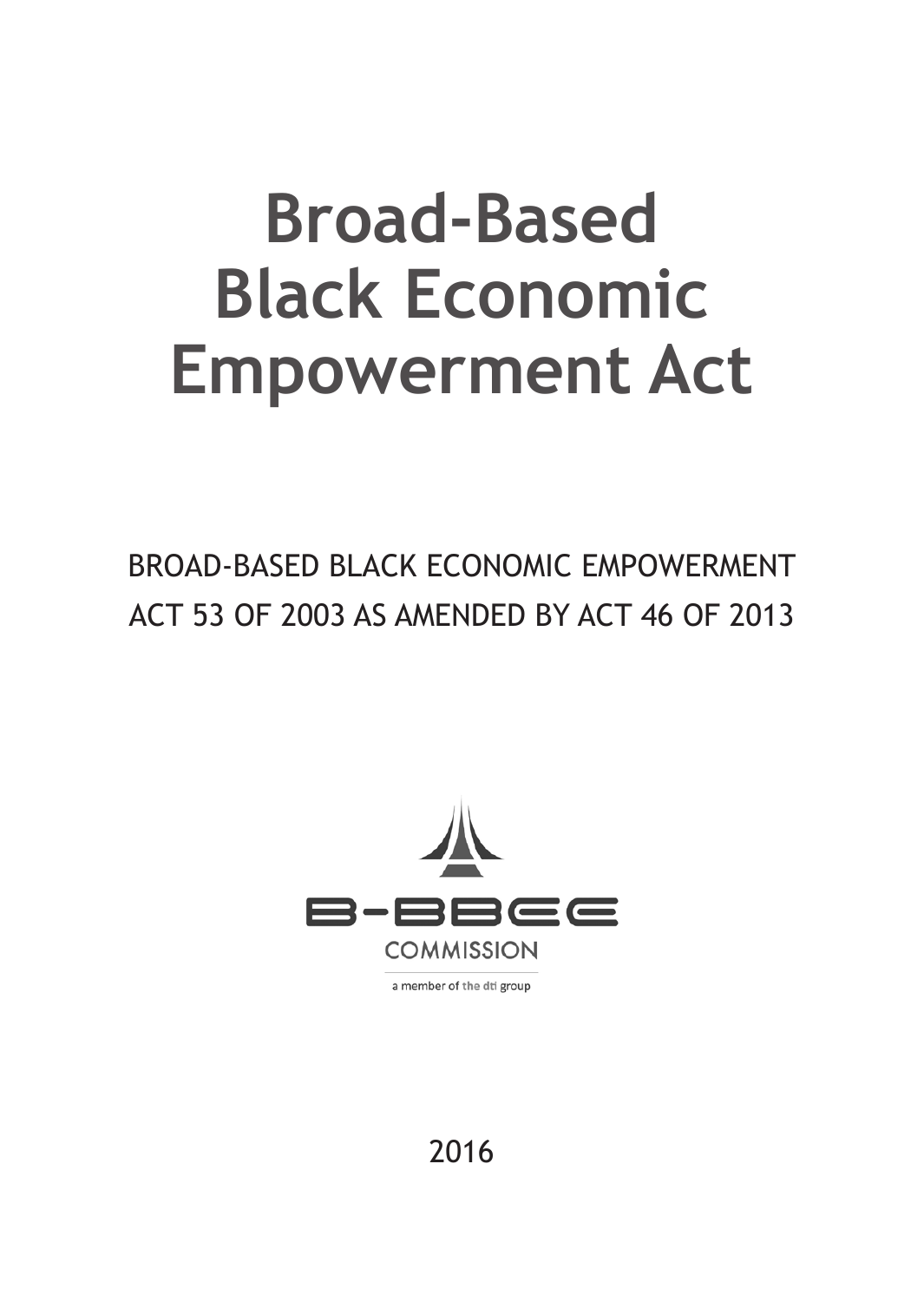# Broad-Based Black Economic Empowerment Act

BROAD-BASED BLACK ECONOMIC EMPOWERMENT ACT 53 OF 2003 AS AMENDED BY ACT 46 OF 2013

B-BBEE COMMISSION

a member of the dti group

2016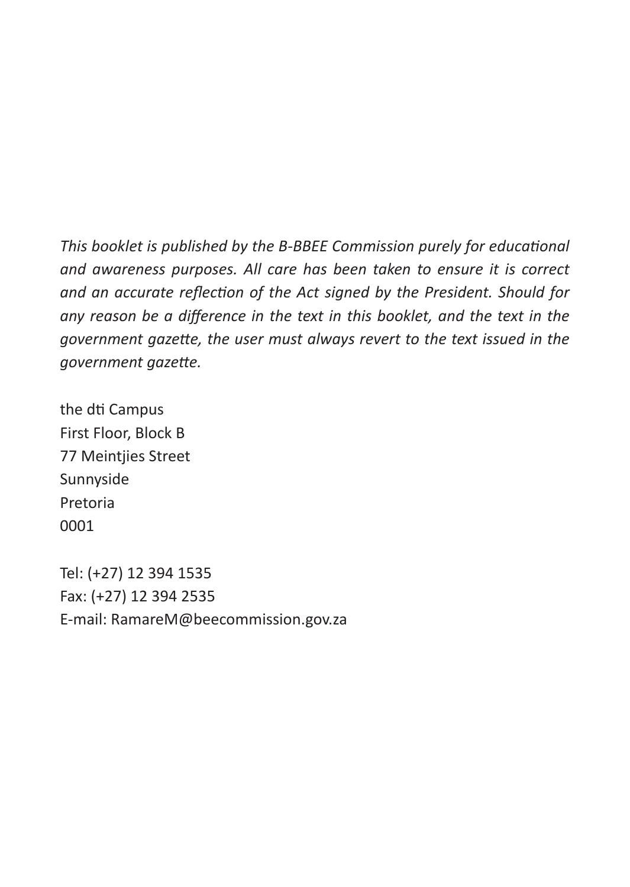*This booklet is published by the B-BBEE Commission purely for educational and awareness purposes. All care has been taken to ensure it is correct and an accurate reflection of the Act signed by the President. Should for any reason be a difference in the text in this booklet, and the text in the government gazette, the user must always revert to the text issued in the government gazette.*

the dti Campus
First Floor, Block B
77 Meintjies Street
Sunnyside
Pretoria
0001

Tel: (+27) 12 394 1535
Fax: (+27) 12 394 2535
E-mail: RamareM@beecommission.gov.za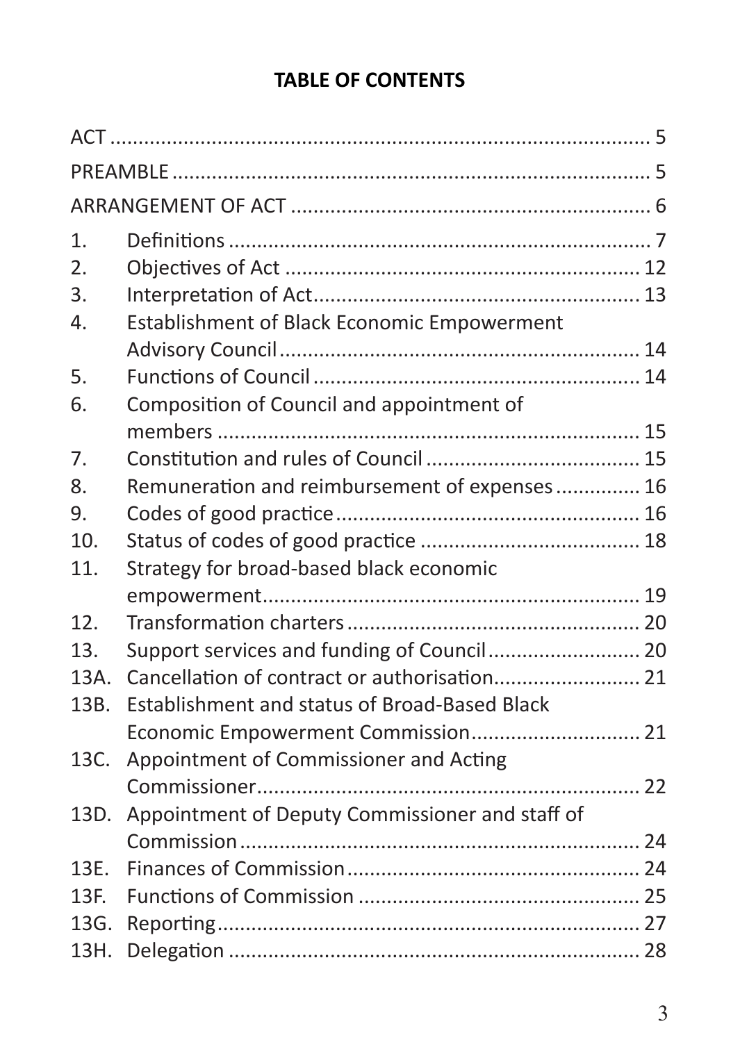## TABLE OF CONTENTS

| | | |
|---|---|---|
| ACT | | 5 |
| PREAMBLE | | 5 |
| ARRANGEMENT OF ACT | | 6 |
| 1. | Definitions | 7 |
| 2. | Objectives of Act | 12 |
| 3. | Interpretation of Act | 13 |
| 4. | Establishment of Black Economic Empowerment Advisory Council | 14 |
| 5. | Functions of Council | 14 |
| 6. | Composition of Council and appointment of members | 15 |
| 7. | Constitution and rules of Council | 15 |
| 8. | Remuneration and reimbursement of expenses | 16 |
| 9. | Codes of good practice | 16 |
| 10. | Status of codes of good practice | 18 |
| 11. | Strategy for broad-based black economic empowerment | 19 |
| 12. | Transformation charters | 20 |
| 13. | Support services and funding of Council | 20 |
| 13A. | Cancellation of contract or authorisation | 21 |
| 13B. | Establishment and status of Broad-Based Black Economic Empowerment Commission | 21 |
| 13C. | Appointment of Commissioner and Acting Commissioner | 22 |
| 13D. | Appointment of Deputy Commissioner and staff of Commission | 24 |
| 13E. | Finances of Commission | 24 |
| 13F. | Functions of Commission | 25 |
| 13G. | Reporting | 27 |
| 13H. | Delegation | 28 |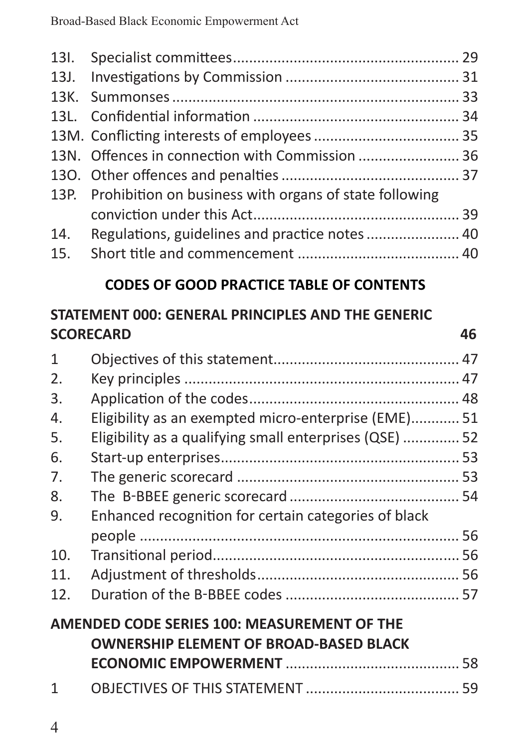| | | |
|---|---|---|
| 13I. | Specialist committees | 29 |
| 13J. | Investigations by Commission | 31 |
| 13K. | Summonses | 33 |
| 13L. | Confidential information | 34 |
| 13M. | Conflicting interests of employees | 35 |
| 13N. | Offences in connection with Commission | 36 |
| 13O. | Other offences and penalties | 37 |
| 13P. | Prohibition on business with organs of state following conviction under this Act | 39 |
| 14. | Regulations, guidelines and practice notes | 40 |
| 15. | Short title and commencement | 40 |

**CODES OF GOOD PRACTICE TABLE OF CONTENTS**

**STATEMENT 000: GENERAL PRINCIPLES AND THE GENERIC SCORECARD** **46**

| | | |
|---|---|---|
| 1 | Objectives of this statement | 47 |
| 2. | Key principles | 47 |
| 3. | Application of the codes | 48 |
| 4. | Eligibility as an exempted micro-enterprise (EME) | 51 |
| 5. | Eligibility as a qualifying small enterprises (QSE) | 52 |
| 6. | Start-up enterprises | 53 |
| 7. | The generic scorecard | 53 |
| 8. | The B-BBEE generic scorecard | 54 |
| 9. | Enhanced recognition for certain categories of black people | 56 |
| 10. | Transitional period | 56 |
| 11. | Adjustment of thresholds | 56 |
| 12. | Duration of the B-BBEE codes | 57 |

**AMENDED CODE SERIES 100: MEASUREMENT OF THE OWNERSHIP ELEMENT OF BROAD-BASED BLACK ECONOMIC EMPOWERMENT** 58

| | | |
|---|---|---|
| 1 | OBJECTIVES OF THIS STATEMENT | 59 |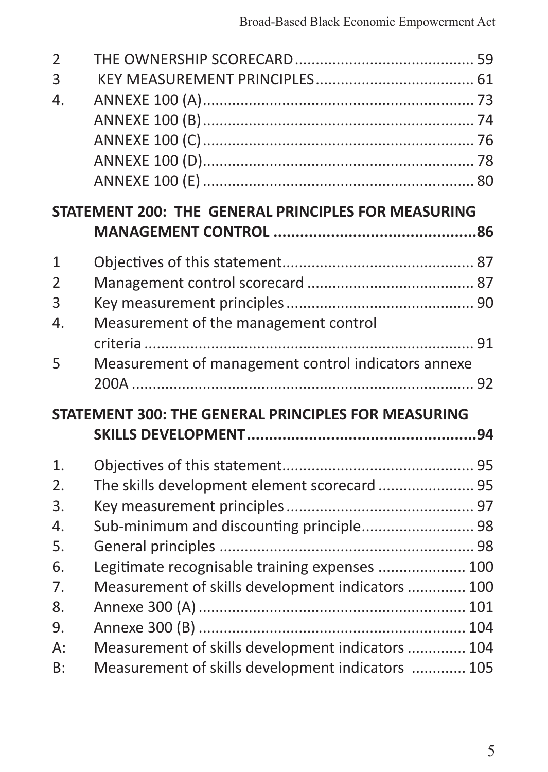| | | |
|---|---|---|
| 2 | THE OWNERSHIP SCORECARD | 59 |
| 3 | KEY MEASUREMENT PRINCIPLES | 61 |
| 4. | ANNEXE 100 (A) | 73 |
| | ANNEXE 100 (B) | 74 |
| | ANNEXE 100 (C) | 76 |
| | ANNEXE 100 (D) | 78 |
| | ANNEXE 100 (E) | 80 |

**STATEMENT 200: THE GENERAL PRINCIPLES FOR MEASURING MANAGEMENT CONTROL .....86**

| | | |
|---|---|---|
| 1 | Objectives of this statement | 87 |
| 2 | Management control scorecard | 87 |
| 3 | Key measurement principles | 90 |
| 4. | Measurement of the management control criteria | 91 |
| 5 | Measurement of management control indicators annexe 200A | 92 |

**STATEMENT 300: THE GENERAL PRINCIPLES FOR MEASURING SKILLS DEVELOPMENT .....94**

| | | |
|---|---|---|
| 1. | Objectives of this statement | 95 |
| 2. | The skills development element scorecard | 95 |
| 3. | Key measurement principles | 97 |
| 4. | Sub-minimum and discounting principle | 98 |
| 5. | General principles | 98 |
| 6. | Legitimate recognisable training expenses | 100 |
| 7. | Measurement of skills development indicators | 100 |
| 8. | Annexe 300 (A) | 101 |
| 9. | Annexe 300 (B) | 104 |
| A: | Measurement of skills development indicators | 104 |
| B: | Measurement of skills development indicators | 105 |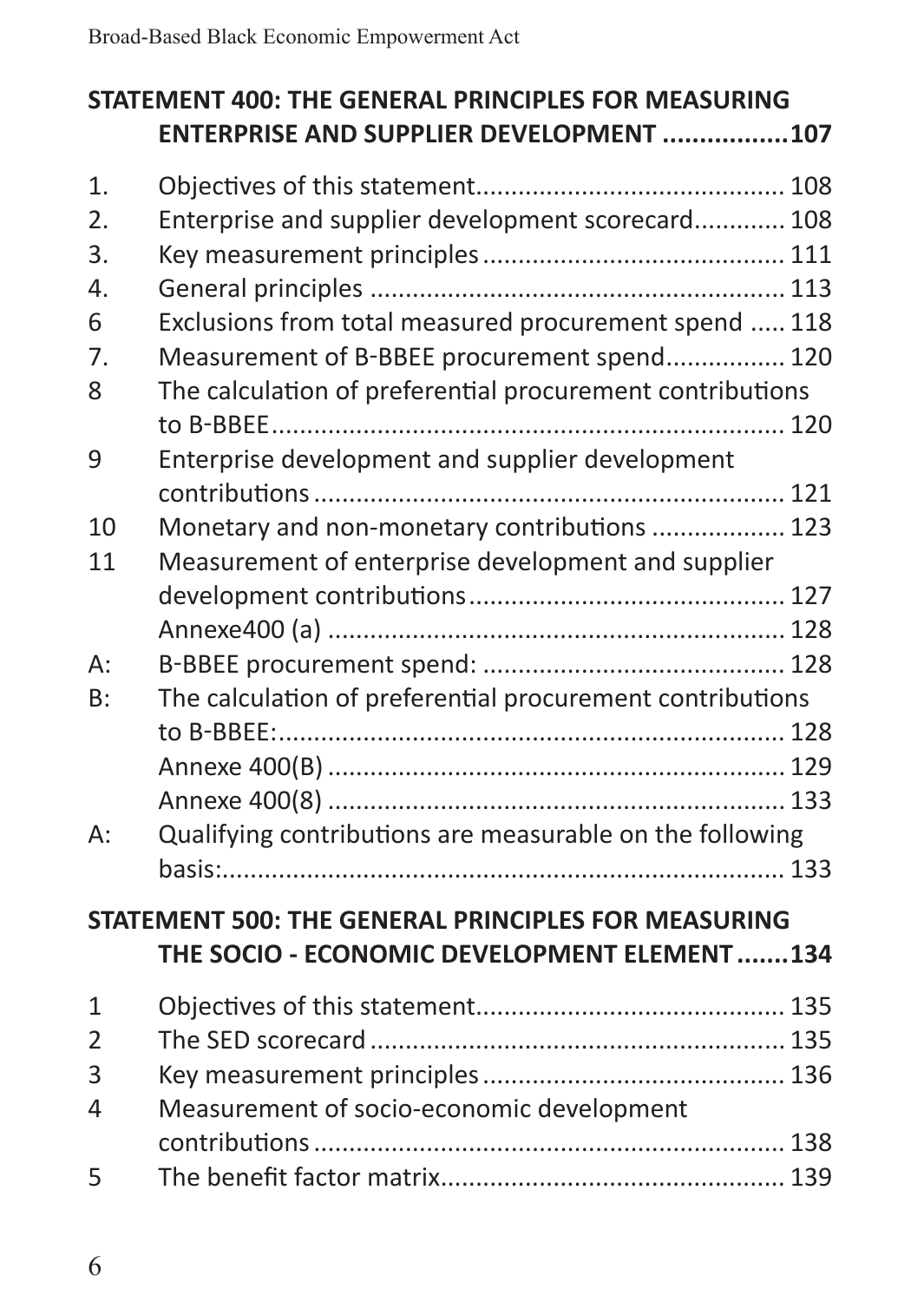**STATEMENT 400: THE GENERAL PRINCIPLES FOR MEASURING ENTERPRISE AND SUPPLIER DEVELOPMENT .................107**

1. Objectives of this statement........................................... 108
2. Enterprise and supplier development scorecard............ 108
3. Key measurement principles .......................................... 111
4. General principles .......................................................... 113
6 Exclusions from total measured procurement spend ..... 118
7. Measurement of B-BBEE procurement spend................ 120
8 The calculation of preferential procurement contributions to B-BBEE........................................................................ 120
9 Enterprise development and supplier development contributions .................................................................. 121
10 Monetary and non-monetary contributions .................. 123
11 Measurement of enterprise development and supplier development contributions............................................ 127
Annexe400 (a) ................................................................ 128
A: B-BBEE procurement spend: .......................................... 128
B: The calculation of preferential procurement contributions to B-BBEE:...................................................................... 128
Annexe 400(B) ................................................................ 129
Annexe 400(8) ................................................................ 133
A: Qualifying contributions are measurable on the following basis:................................................................................ 133

**STATEMENT 500: THE GENERAL PRINCIPLES FOR MEASURING THE SOCIO - ECONOMIC DEVELOPMENT ELEMENT .......134**

1 Objectives of this statement........................................... 135
2 The SED scorecard .......................................................... 135
3 Key measurement principles .......................................... 136
4 Measurement of socio-economic development contributions .................................................................. 138
5 The benefit factor matrix................................................ 139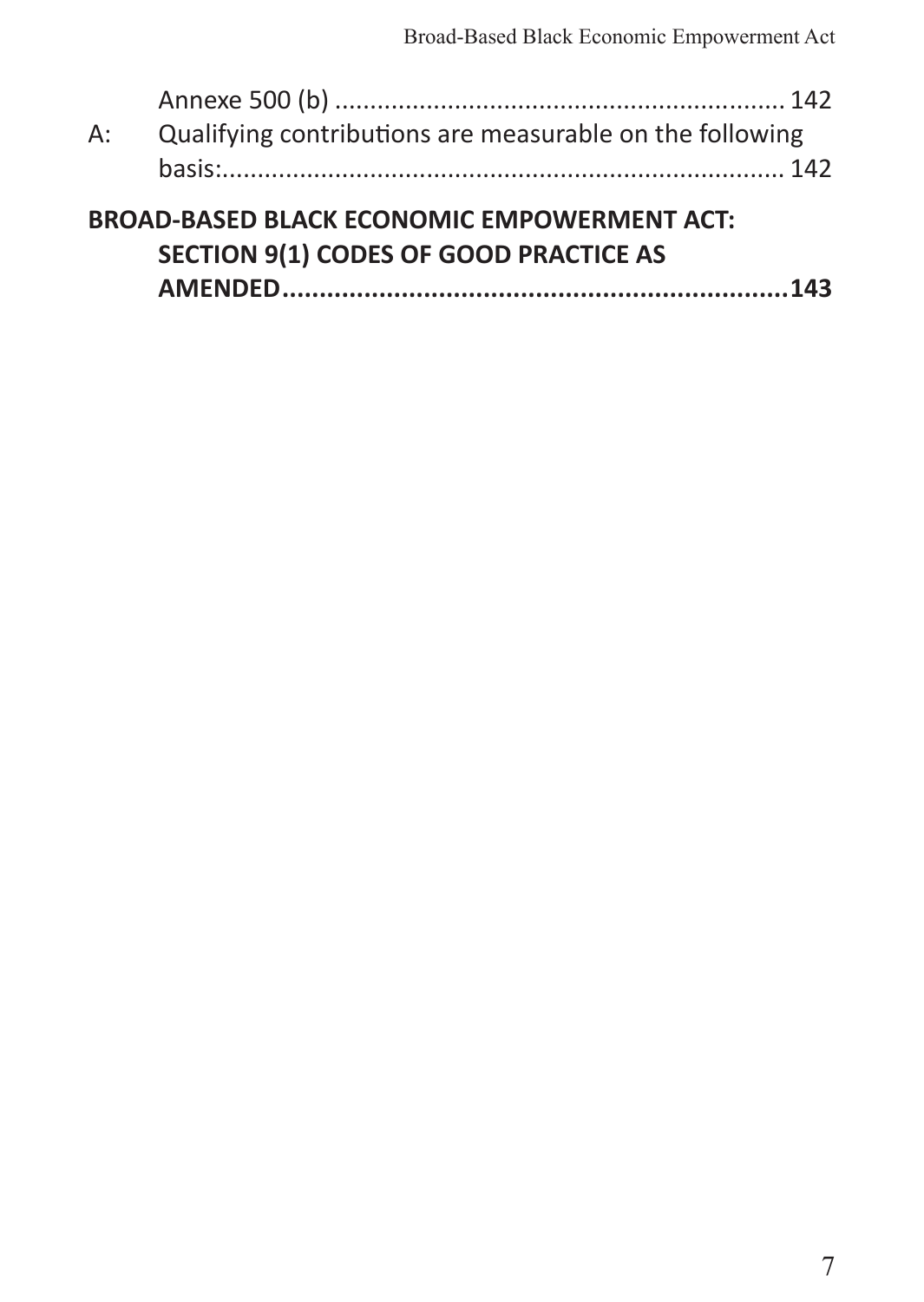Annexe 500 (b) ............................................................... 142

A: Qualifying contributions are measurable on the following basis:............................................................................ 142

**BROAD-BASED BLACK ECONOMIC EMPOWERMENT ACT: SECTION 9(1) CODES OF GOOD PRACTICE AS AMENDED.................................................................143**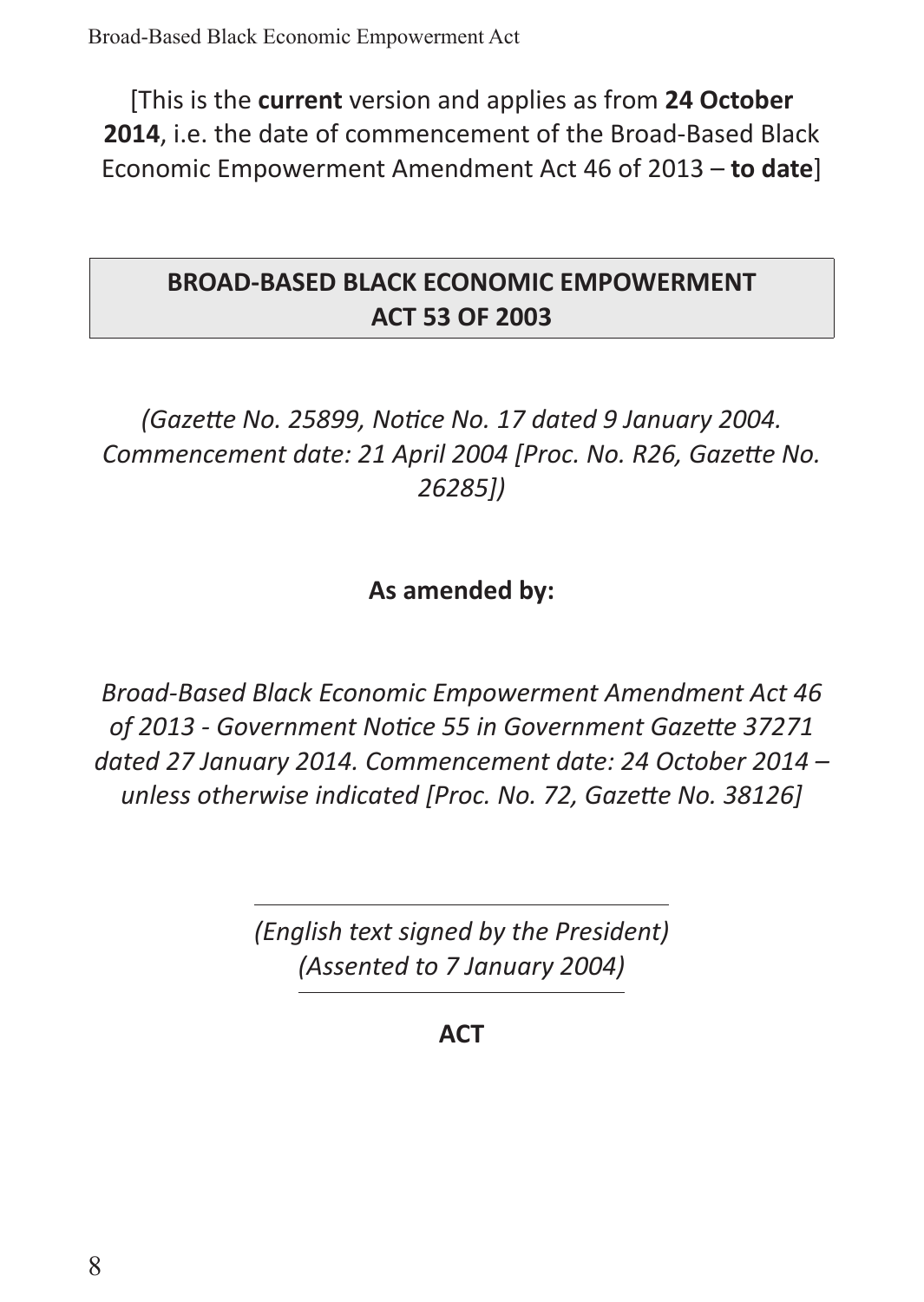[This is the **current** version and applies as from **24 October 2014**, i.e. the date of commencement of the Broad-Based Black Economic Empowerment Amendment Act 46 of 2013 – **to date**]

# BROAD-BASED BLACK ECONOMIC EMPOWERMENT ACT 53 OF 2003

*(Gazette No. 25899, Notice No. 17 dated 9 January 2004. Commencement date: 21 April 2004 [Proc. No. R26, Gazette No. 26285])*

**As amended by:**

*Broad-Based Black Economic Empowerment Amendment Act 46 of 2013 - Government Notice 55 in Government Gazette 37271 dated 27 January 2014. Commencement date: 24 October 2014 – unless otherwise indicated [Proc. No. 72, Gazette No. 38126]*

---

*(English text signed by the President)*
*(Assented to 7 January 2004)*

---

**ACT**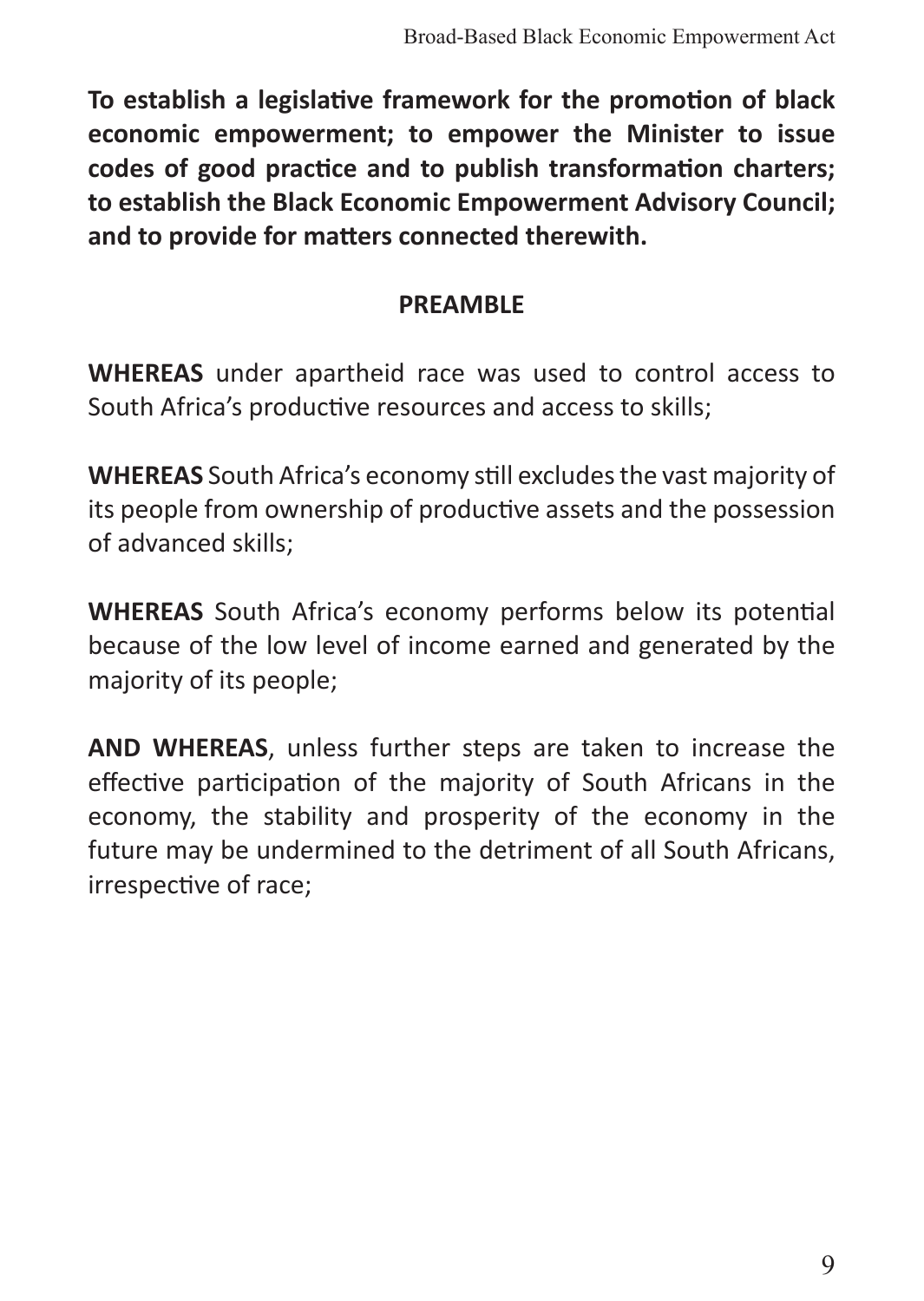**To establish a legislative framework for the promotion of black economic empowerment; to empower the Minister to issue codes of good practice and to publish transformation charters; to establish the Black Economic Empowerment Advisory Council; and to provide for matters connected therewith.**

## PREAMBLE

**WHEREAS** under apartheid race was used to control access to South Africa's productive resources and access to skills;

**WHEREAS** South Africa's economy still excludes the vast majority of its people from ownership of productive assets and the possession of advanced skills;

**WHEREAS** South Africa's economy performs below its potential because of the low level of income earned and generated by the majority of its people;

**AND WHEREAS**, unless further steps are taken to increase the effective participation of the majority of South Africans in the economy, the stability and prosperity of the economy in the future may be undermined to the detriment of all South Africans, irrespective of race;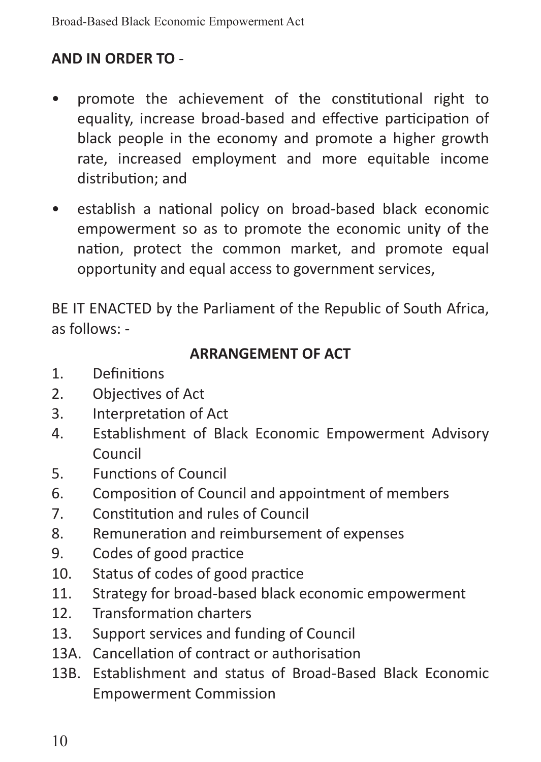**AND IN ORDER TO** -

- promote the achievement of the constitutional right to equality, increase broad-based and effective participation of black people in the economy and promote a higher growth rate, increased employment and more equitable income distribution; and
- establish a national policy on broad-based black economic empowerment so as to promote the economic unity of the nation, protect the common market, and promote equal opportunity and equal access to government services,

BE IT ENACTED by the Parliament of the Republic of South Africa, as follows: -

**ARRANGEMENT OF ACT**

1. Definitions
2. Objectives of Act
3. Interpretation of Act
4. Establishment of Black Economic Empowerment Advisory Council
5. Functions of Council
6. Composition of Council and appointment of members
7. Constitution and rules of Council
8. Remuneration and reimbursement of expenses
9. Codes of good practice
10. Status of codes of good practice
11. Strategy for broad-based black economic empowerment
12. Transformation charters
13. Support services and funding of Council

13A. Cancellation of contract or authorisation

13B. Establishment and status of Broad-Based Black Economic Empowerment Commission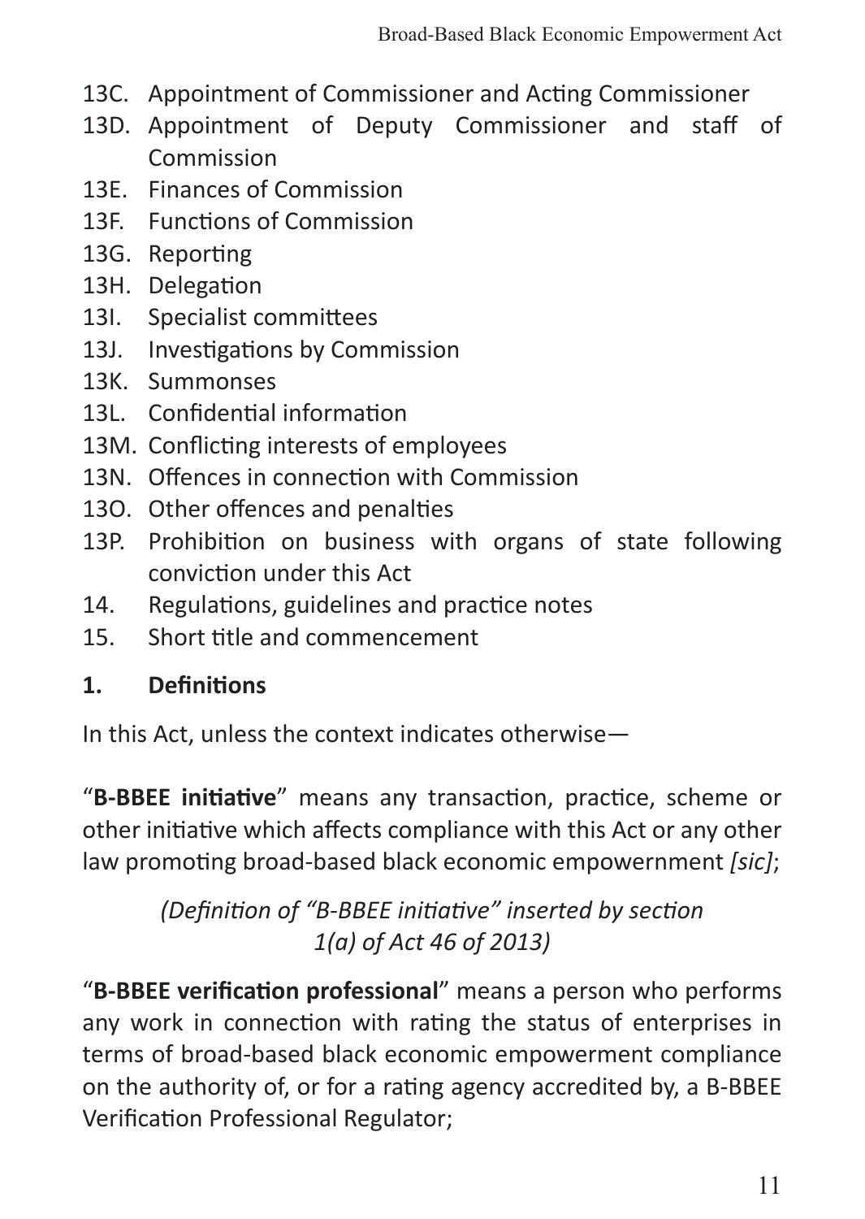13C. Appointment of Commissioner and Acting Commissioner
13D. Appointment of Deputy Commissioner and staff of Commission
13E. Finances of Commission
13F. Functions of Commission
13G. Reporting
13H. Delegation
13I. Specialist committees
13J. Investigations by Commission
13K. Summonses
13L. Confidential information
13M. Conflicting interests of employees
13N. Offences in connection with Commission
13O. Other offences and penalties
13P. Prohibition on business with organs of state following conviction under this Act
14. Regulations, guidelines and practice notes
15. Short title and commencement

## 1. Definitions

In this Act, unless the context indicates otherwise—

"**B-BBEE initiative**" means any transaction, practice, scheme or other initiative which affects compliance with this Act or any other law promoting broad-based black economic empowernment *[sic]*;

*(Definition of "B-BBEE initiative" inserted by section 1(a) of Act 46 of 2013)*

"**B-BBEE verification professional**" means a person who performs any work in connection with rating the status of enterprises in terms of broad-based black economic empowerment compliance on the authority of, or for a rating agency accredited by, a B-BBEE Verification Professional Regulator;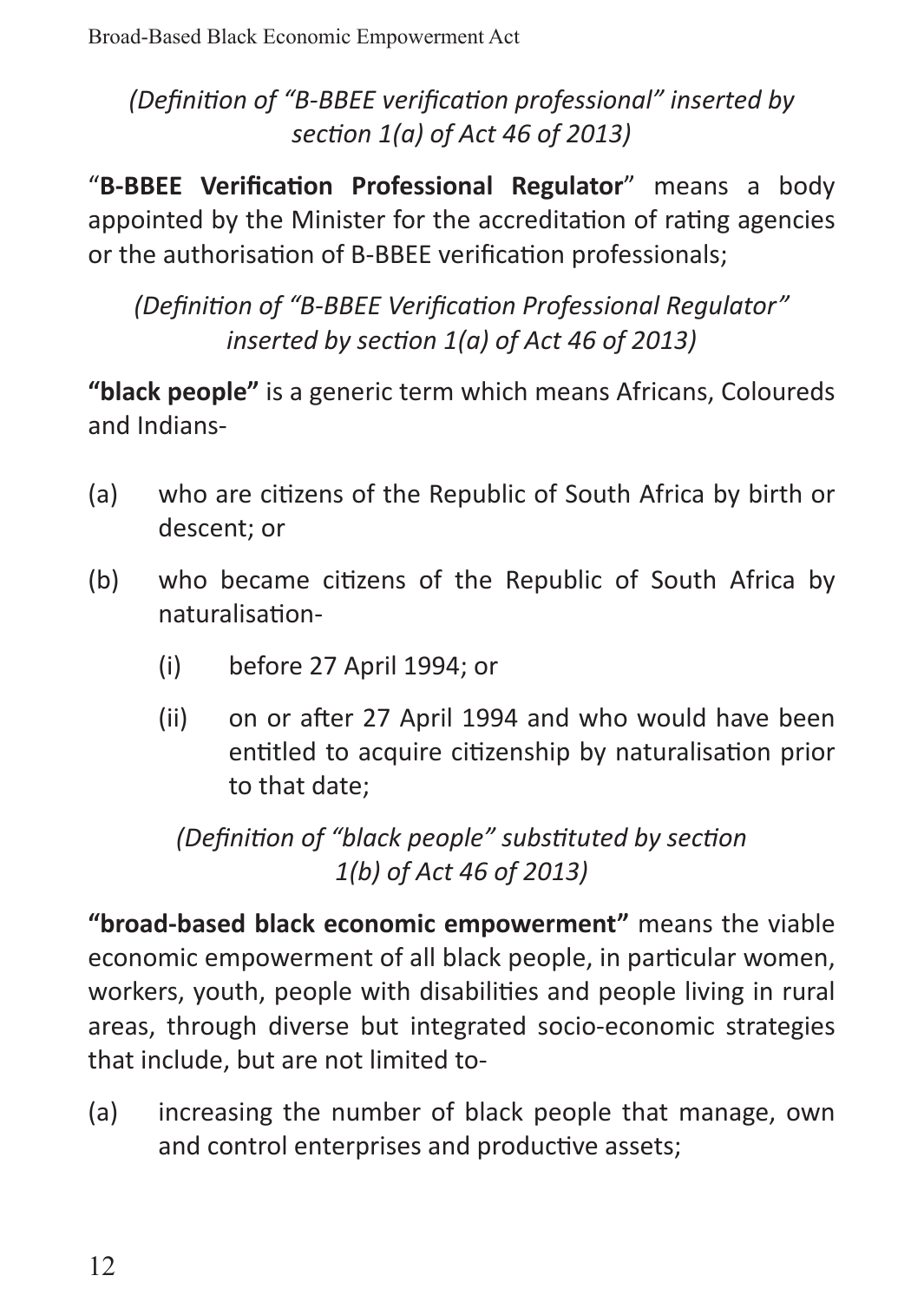*(Definition of "B-BBEE verification professional" inserted by section 1(a) of Act 46 of 2013)*

"**B-BBEE Verification Professional Regulator**" means a body appointed by the Minister for the accreditation of rating agencies or the authorisation of B-BBEE verification professionals;

*(Definition of "B-BBEE Verification Professional Regulator" inserted by section 1(a) of Act 46 of 2013)*

**"black people"** is a generic term which means Africans, Coloureds and Indians-

(a) who are citizens of the Republic of South Africa by birth or descent; or

(b) who became citizens of the Republic of South Africa by naturalisation-

   (i) before 27 April 1994; or

   (ii) on or after 27 April 1994 and who would have been entitled to acquire citizenship by naturalisation prior to that date;

*(Definition of "black people" substituted by section 1(b) of Act 46 of 2013)*

**"broad-based black economic empowerment"** means the viable economic empowerment of all black people, in particular women, workers, youth, people with disabilities and people living in rural areas, through diverse but integrated socio-economic strategies that include, but are not limited to-

(a) increasing the number of black people that manage, own and control enterprises and productive assets;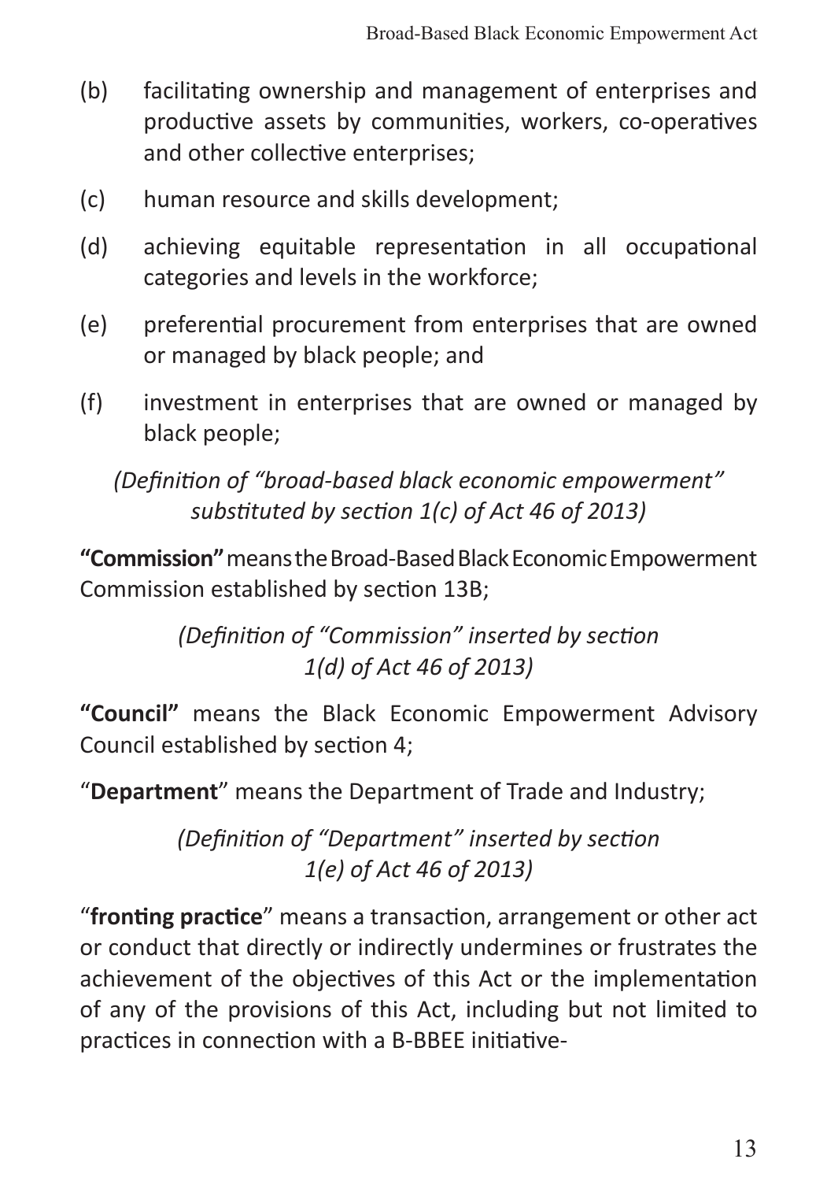(b) facilitating ownership and management of enterprises and productive assets by communities, workers, co-operatives and other collective enterprises;

(c) human resource and skills development;

(d) achieving equitable representation in all occupational categories and levels in the workforce;

(e) preferential procurement from enterprises that are owned or managed by black people; and

(f) investment in enterprises that are owned or managed by black people;

*(Definition of "broad-based black economic empowerment" substituted by section 1(c) of Act 46 of 2013)*

**"Commission"** means the Broad-Based Black Economic Empowerment Commission established by section 13B;

*(Definition of "Commission" inserted by section 1(d) of Act 46 of 2013)*

**"Council"** means the Black Economic Empowerment Advisory Council established by section 4;

"**Department**" means the Department of Trade and Industry;

*(Definition of "Department" inserted by section 1(e) of Act 46 of 2013)*

"**fronting practice**" means a transaction, arrangement or other act or conduct that directly or indirectly undermines or frustrates the achievement of the objectives of this Act or the implementation of any of the provisions of this Act, including but not limited to practices in connection with a B-BBEE initiative-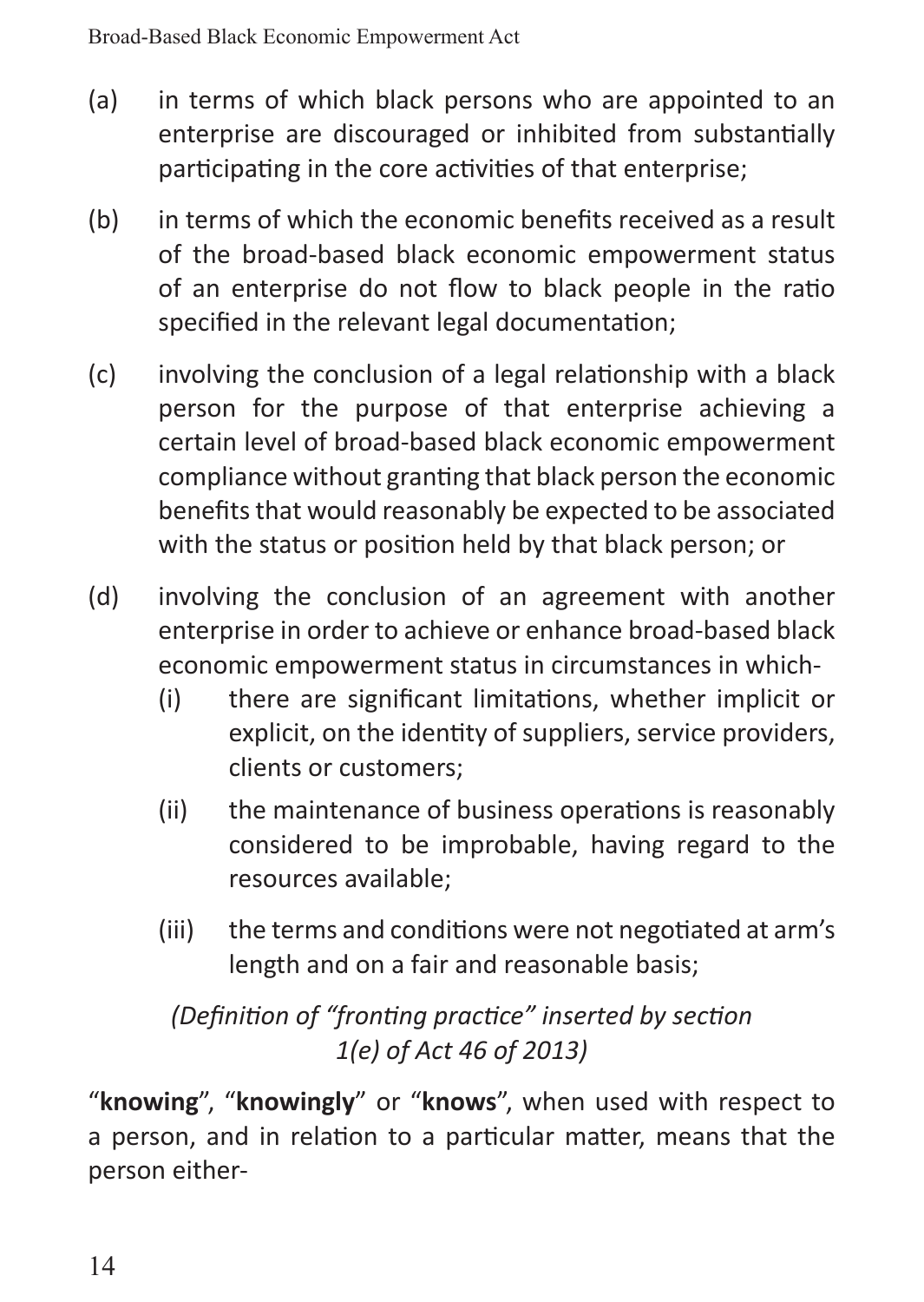(a) in terms of which black persons who are appointed to an enterprise are discouraged or inhibited from substantially participating in the core activities of that enterprise;

(b) in terms of which the economic benefits received as a result of the broad-based black economic empowerment status of an enterprise do not flow to black people in the ratio specified in the relevant legal documentation;

(c) involving the conclusion of a legal relationship with a black person for the purpose of that enterprise achieving a certain level of broad-based black economic empowerment compliance without granting that black person the economic benefits that would reasonably be expected to be associated with the status or position held by that black person; or

(d) involving the conclusion of an agreement with another enterprise in order to achieve or enhance broad-based black economic empowerment status in circumstances in which-

    (i) there are significant limitations, whether implicit or explicit, on the identity of suppliers, service providers, clients or customers;

    (ii) the maintenance of business operations is reasonably considered to be improbable, having regard to the resources available;

    (iii) the terms and conditions were not negotiated at arm's length and on a fair and reasonable basis;

*(Definition of "fronting practice" inserted by section 1(e) of Act 46 of 2013)*

"**knowing**", "**knowingly**" or "**knows**", when used with respect to a person, and in relation to a particular matter, means that the person either-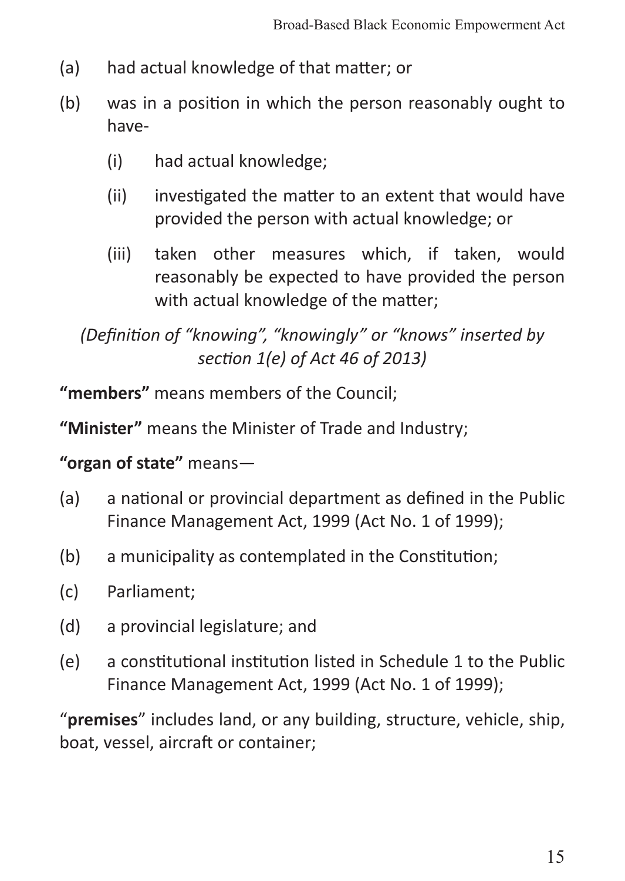(a) had actual knowledge of that matter; or

(b) was in a position in which the person reasonably ought to have-

  (i) had actual knowledge;

  (ii) investigated the matter to an extent that would have provided the person with actual knowledge; or

  (iii) taken other measures which, if taken, would reasonably be expected to have provided the person with actual knowledge of the matter;

*(Definition of "knowing", "knowingly" or "knows" inserted by section 1(e) of Act 46 of 2013)*

**"members"** means members of the Council;

**"Minister"** means the Minister of Trade and Industry;

**"organ of state"** means—

(a) a national or provincial department as defined in the Public Finance Management Act, 1999 (Act No. 1 of 1999);

(b) a municipality as contemplated in the Constitution;

(c) Parliament;

(d) a provincial legislature; and

(e) a constitutional institution listed in Schedule 1 to the Public Finance Management Act, 1999 (Act No. 1 of 1999);

"**premises**" includes land, or any building, structure, vehicle, ship, boat, vessel, aircraft or container;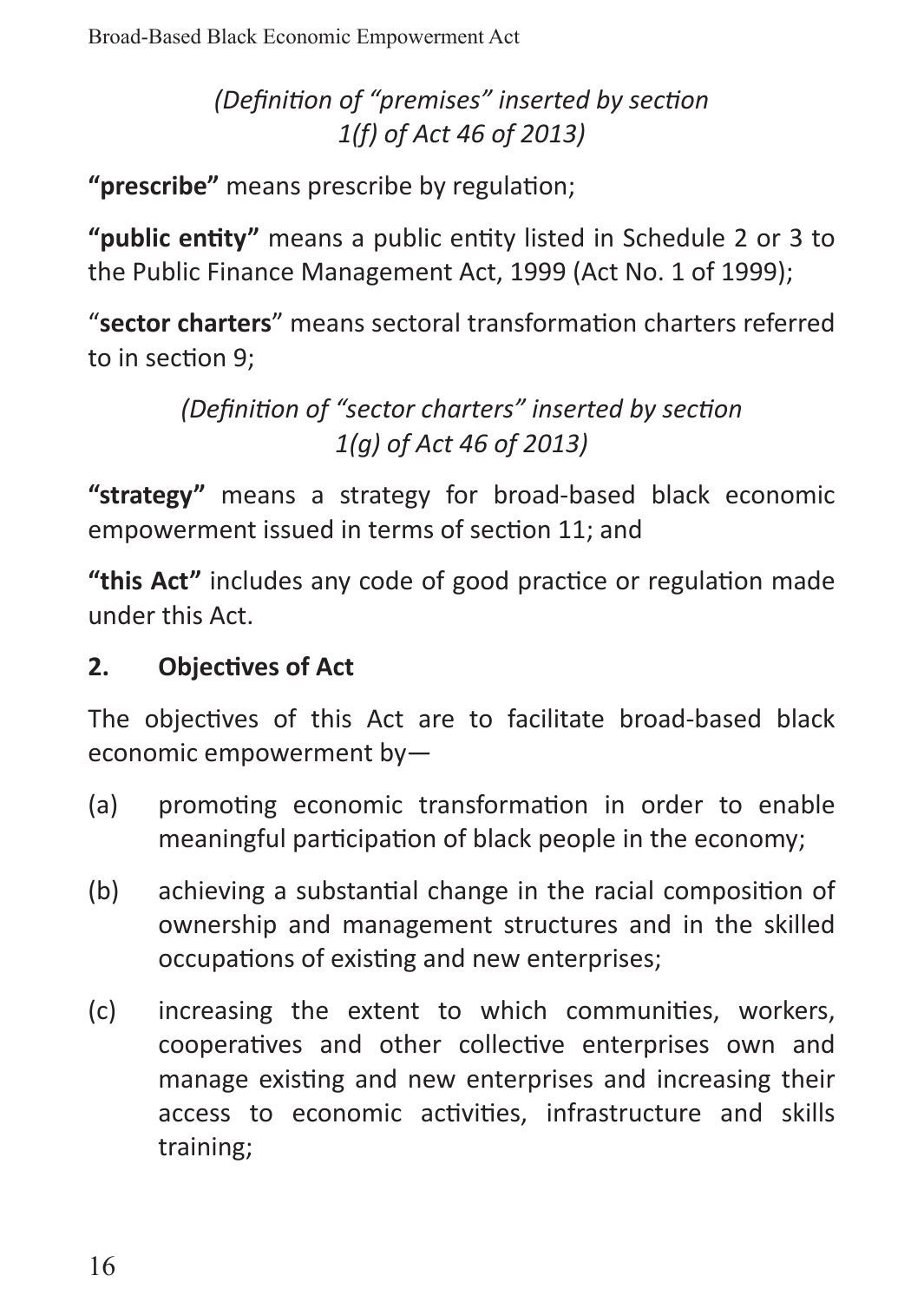*(Definition of "premises" inserted by section 1(f) of Act 46 of 2013)*

**"prescribe"** means prescribe by regulation;

**"public entity"** means a public entity listed in Schedule 2 or 3 to the Public Finance Management Act, 1999 (Act No. 1 of 1999);

"**sector charters**" means sectoral transformation charters referred to in section 9;

*(Definition of "sector charters" inserted by section 1(g) of Act 46 of 2013)*

**"strategy"** means a strategy for broad-based black economic empowerment issued in terms of section 11; and

**"this Act"** includes any code of good practice or regulation made under this Act.

## 2. Objectives of Act

The objectives of this Act are to facilitate broad-based black economic empowerment by—

(a) promoting economic transformation in order to enable meaningful participation of black people in the economy;

(b) achieving a substantial change in the racial composition of ownership and management structures and in the skilled occupations of existing and new enterprises;

(c) increasing the extent to which communities, workers, cooperatives and other collective enterprises own and manage existing and new enterprises and increasing their access to economic activities, infrastructure and skills training;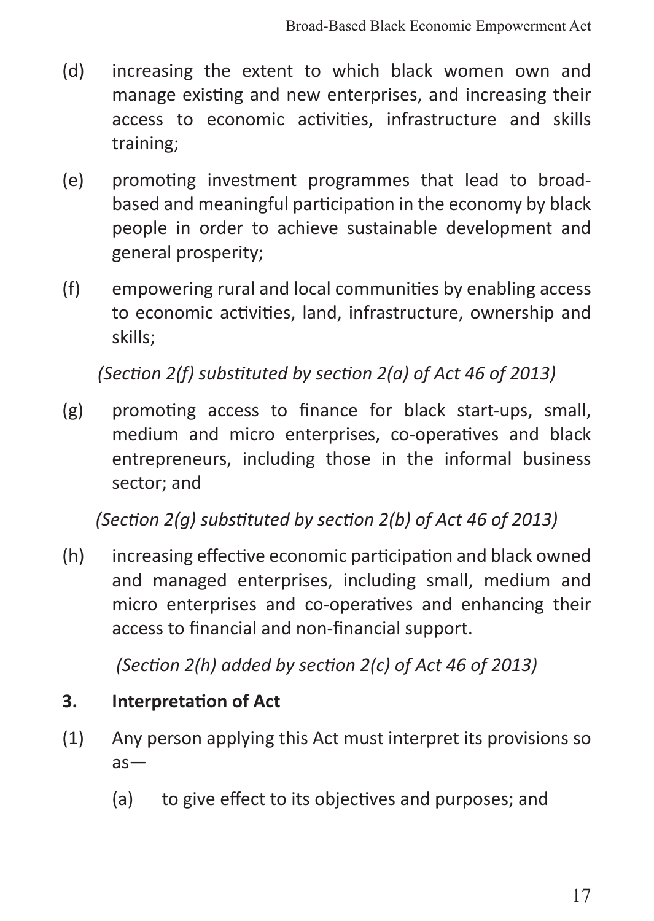(d) increasing the extent to which black women own and manage existing and new enterprises, and increasing their access to economic activities, infrastructure and skills training;

(e) promoting investment programmes that lead to broad-based and meaningful participation in the economy by black people in order to achieve sustainable development and general prosperity;

(f) empowering rural and local communities by enabling access to economic activities, land, infrastructure, ownership and skills;

*(Section 2(f) substituted by section 2(a) of Act 46 of 2013)*

(g) promoting access to finance for black start-ups, small, medium and micro enterprises, co-operatives and black entrepreneurs, including those in the informal business sector; and

*(Section 2(g) substituted by section 2(b) of Act 46 of 2013)*

(h) increasing effective economic participation and black owned and managed enterprises, including small, medium and micro enterprises and co-operatives and enhancing their access to financial and non-financial support.

*(Section 2(h) added by section 2(c) of Act 46 of 2013)*

## 3. Interpretation of Act

(1) Any person applying this Act must interpret its provisions so as—

  (a) to give effect to its objectives and purposes; and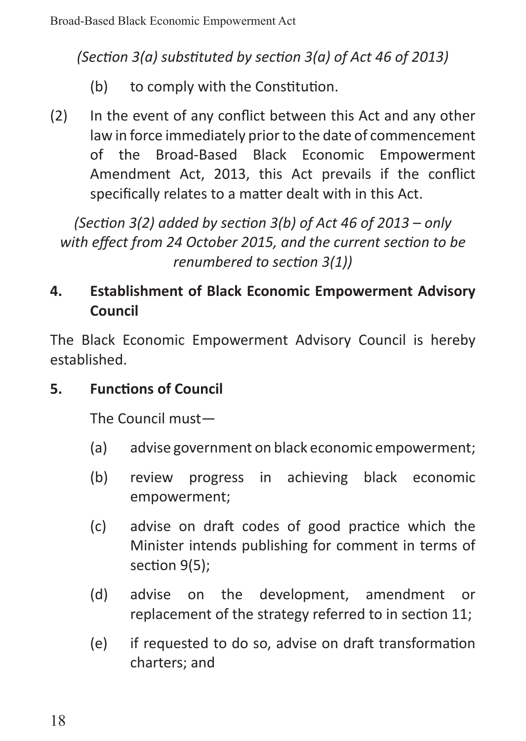*(Section 3(a) substituted by section 3(a) of Act 46 of 2013)*

(b) to comply with the Constitution.

(2) In the event of any conflict between this Act and any other law in force immediately prior to the date of commencement of the Broad-Based Black Economic Empowerment Amendment Act, 2013, this Act prevails if the conflict specifically relates to a matter dealt with in this Act.

*(Section 3(2) added by section 3(b) of Act 46 of 2013 – only with effect from 24 October 2015, and the current section to be renumbered to section 3(1))*

## 4. Establishment of Black Economic Empowerment Advisory Council

The Black Economic Empowerment Advisory Council is hereby established.

## 5. Functions of Council

The Council must—

(a) advise government on black economic empowerment;

(b) review progress in achieving black economic empowerment;

(c) advise on draft codes of good practice which the Minister intends publishing for comment in terms of section 9(5);

(d) advise on the development, amendment or replacement of the strategy referred to in section 11;

(e) if requested to do so, advise on draft transformation charters; and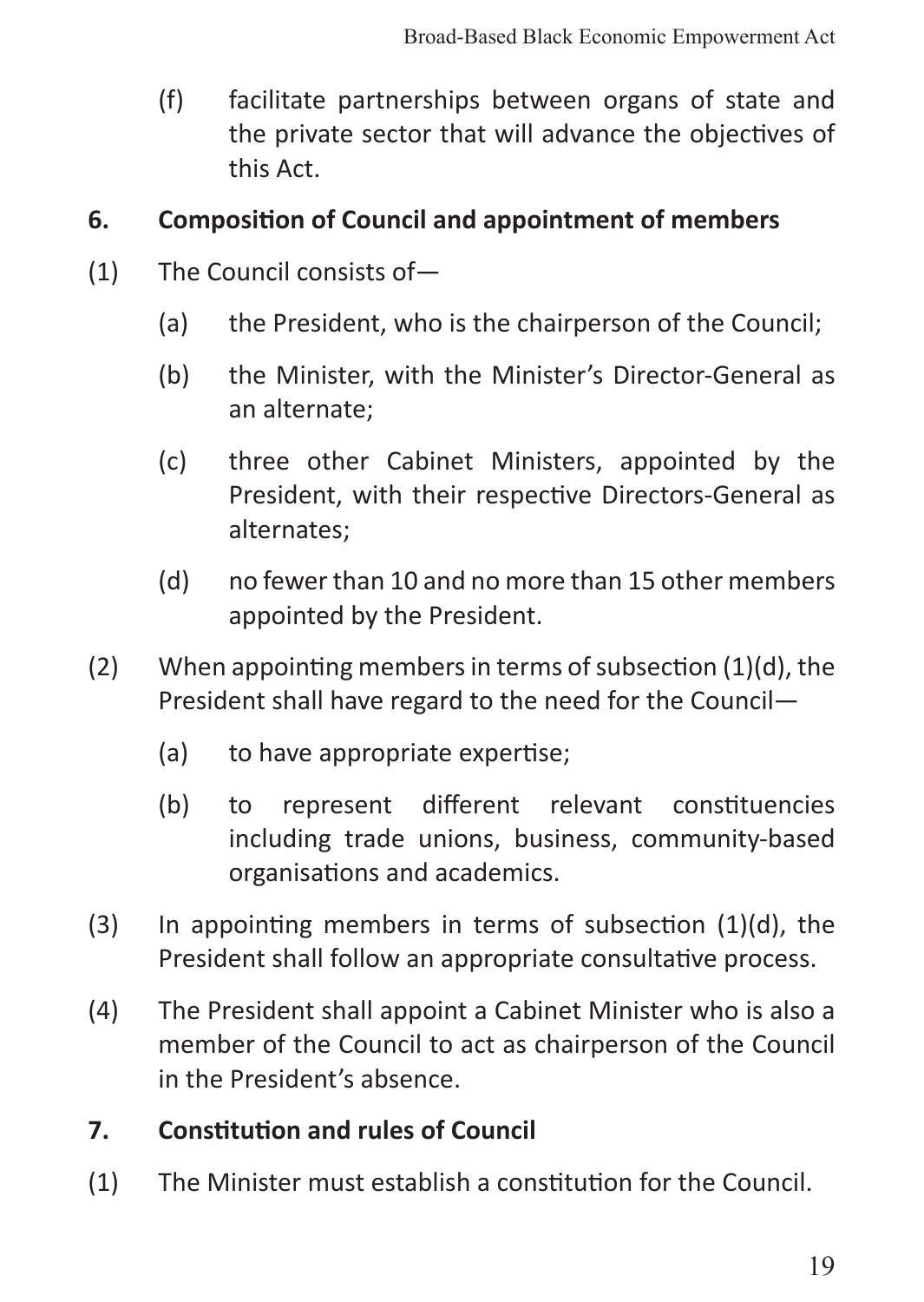(f) facilitate partnerships between organs of state and the private sector that will advance the objectives of this Act.

## 6. Composition of Council and appointment of members

(1) The Council consists of—

  (a) the President, who is the chairperson of the Council;

  (b) the Minister, with the Minister's Director-General as an alternate;

  (c) three other Cabinet Ministers, appointed by the President, with their respective Directors-General as alternates;

  (d) no fewer than 10 and no more than 15 other members appointed by the President.

(2) When appointing members in terms of subsection (1)(d), the President shall have regard to the need for the Council—

  (a) to have appropriate expertise;

  (b) to represent different relevant constituencies including trade unions, business, community-based organisations and academics.

(3) In appointing members in terms of subsection (1)(d), the President shall follow an appropriate consultative process.

(4) The President shall appoint a Cabinet Minister who is also a member of the Council to act as chairperson of the Council in the President's absence.

## 7. Constitution and rules of Council

(1) The Minister must establish a constitution for the Council.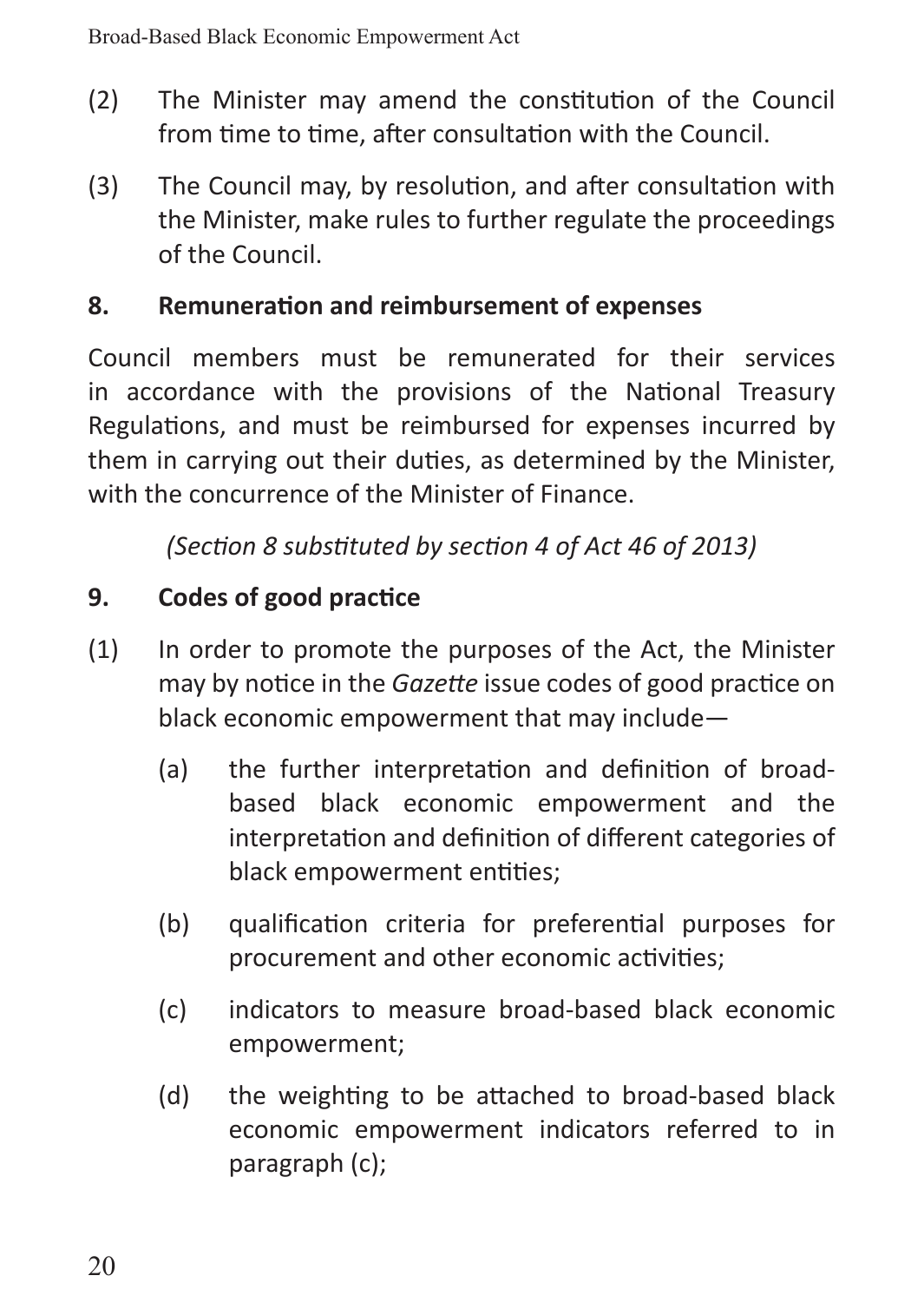(2) The Minister may amend the constitution of the Council from time to time, after consultation with the Council.

(3) The Council may, by resolution, and after consultation with the Minister, make rules to further regulate the proceedings of the Council.

**8. Remuneration and reimbursement of expenses**

Council members must be remunerated for their services in accordance with the provisions of the National Treasury Regulations, and must be reimbursed for expenses incurred by them in carrying out their duties, as determined by the Minister, with the concurrence of the Minister of Finance.

*(Section 8 substituted by section 4 of Act 46 of 2013)*

**9. Codes of good practice**

(1) In order to promote the purposes of the Act, the Minister may by notice in the *Gazette* issue codes of good practice on black economic empowerment that may include—

(a) the further interpretation and definition of broad-based black economic empowerment and the interpretation and definition of different categories of black empowerment entities;

(b) qualification criteria for preferential purposes for procurement and other economic activities;

(c) indicators to measure broad-based black economic empowerment;

(d) the weighting to be attached to broad-based black economic empowerment indicators referred to in paragraph (c);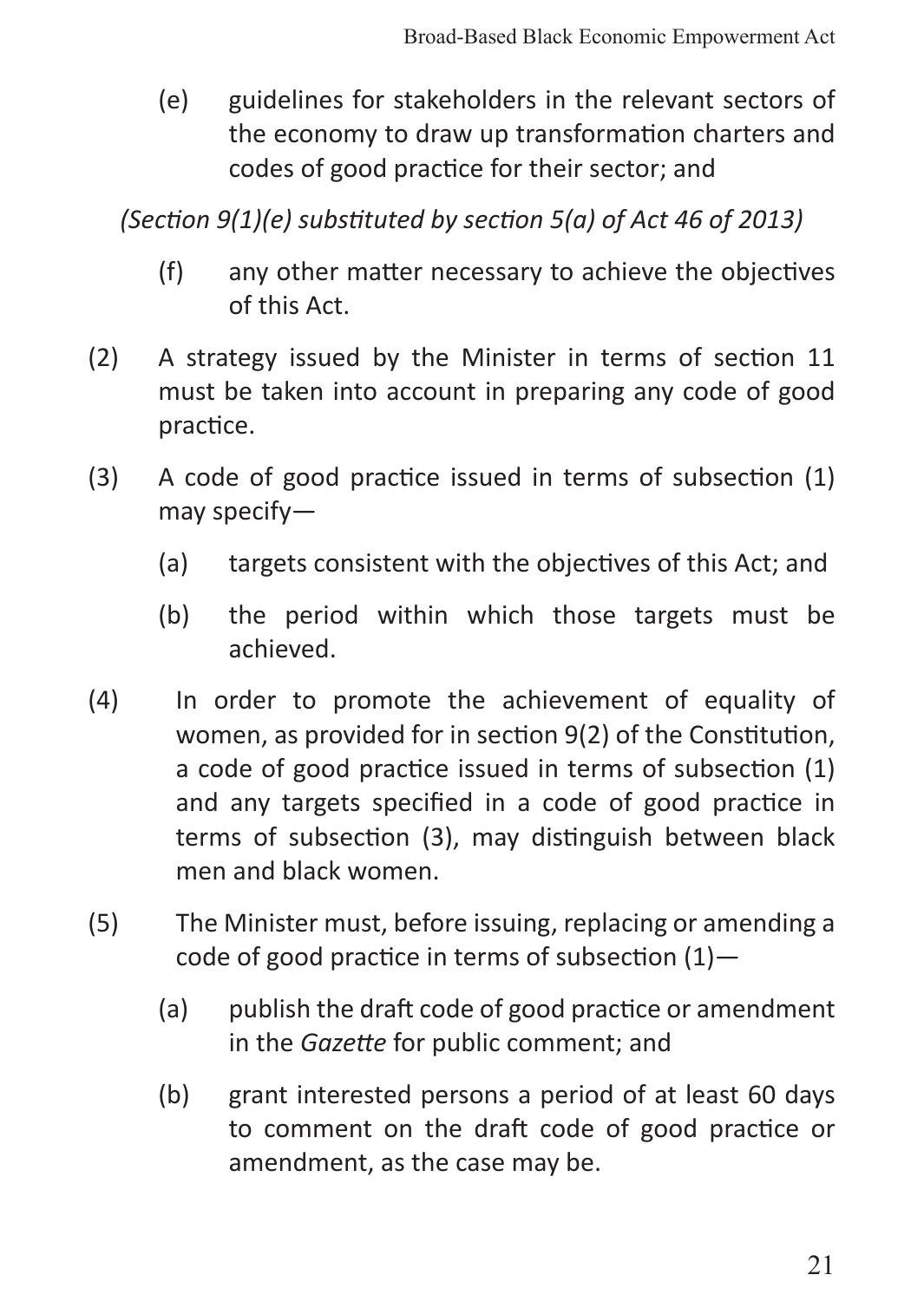(e) guidelines for stakeholders in the relevant sectors of the economy to draw up transformation charters and codes of good practice for their sector; and

*(Section 9(1)(e) substituted by section 5(a) of Act 46 of 2013)*

(f) any other matter necessary to achieve the objectives of this Act.

(2) A strategy issued by the Minister in terms of section 11 must be taken into account in preparing any code of good practice.

(3) A code of good practice issued in terms of subsection (1) may specify—

(a) targets consistent with the objectives of this Act; and

(b) the period within which those targets must be achieved.

(4) In order to promote the achievement of equality of women, as provided for in section 9(2) of the Constitution, a code of good practice issued in terms of subsection (1) and any targets specified in a code of good practice in terms of subsection (3), may distinguish between black men and black women.

(5) The Minister must, before issuing, replacing or amending a code of good practice in terms of subsection (1)—

(a) publish the draft code of good practice or amendment in the *Gazette* for public comment; and

(b) grant interested persons a period of at least 60 days to comment on the draft code of good practice or amendment, as the case may be.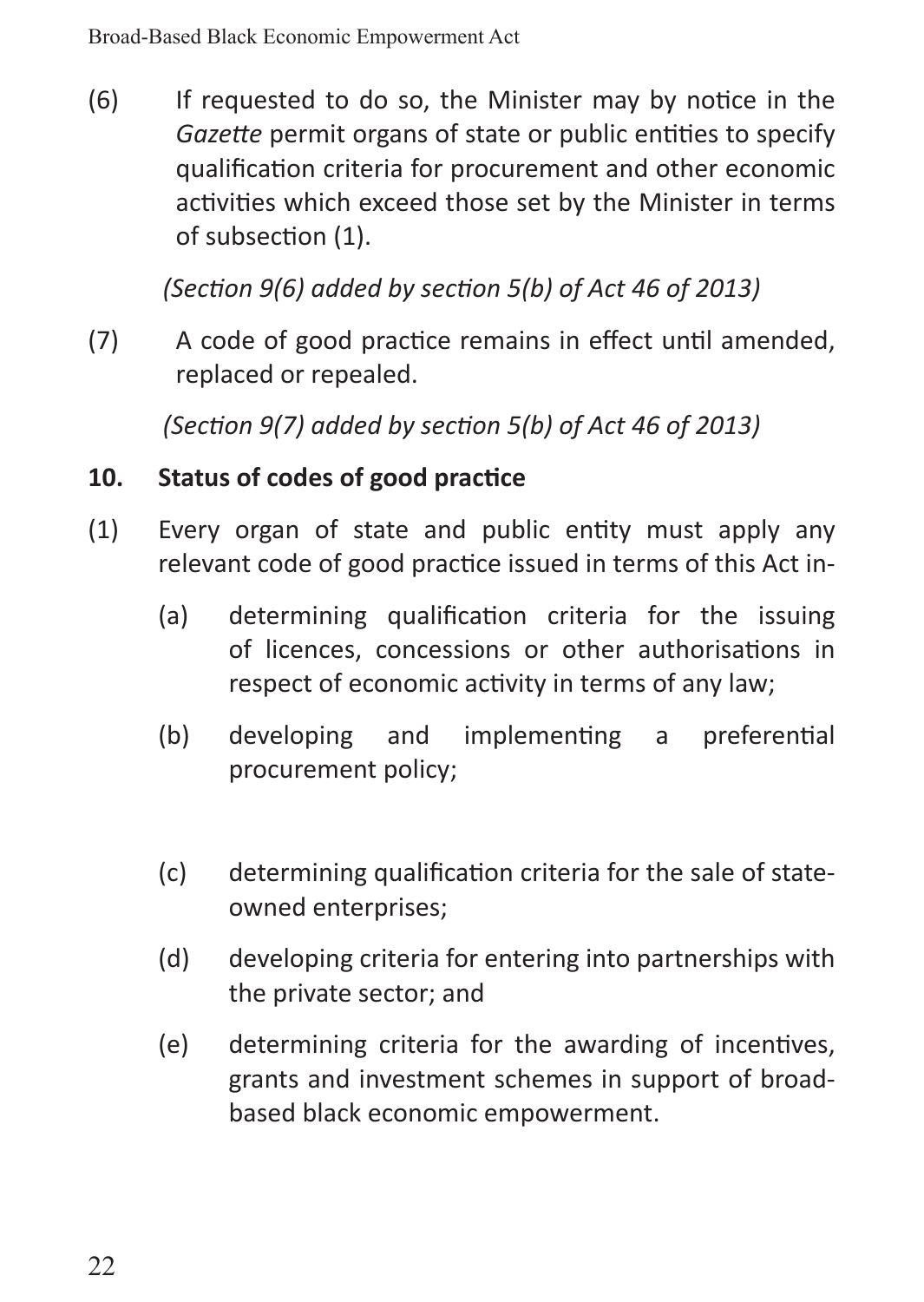(6) If requested to do so, the Minister may by notice in the *Gazette* permit organs of state or public entities to specify qualification criteria for procurement and other economic activities which exceed those set by the Minister in terms of subsection (1).

*(Section 9(6) added by section 5(b) of Act 46 of 2013)*

(7) A code of good practice remains in effect until amended, replaced or repealed.

*(Section 9(7) added by section 5(b) of Act 46 of 2013)*

**10. Status of codes of good practice**

(1) Every organ of state and public entity must apply any relevant code of good practice issued in terms of this Act in-

- (a) determining qualification criteria for the issuing of licences, concessions or other authorisations in respect of economic activity in terms of any law;
- (b) developing and implementing a preferential procurement policy;
- (c) determining qualification criteria for the sale of state-owned enterprises;
- (d) developing criteria for entering into partnerships with the private sector; and
- (e) determining criteria for the awarding of incentives, grants and investment schemes in support of broad-based black economic empowerment.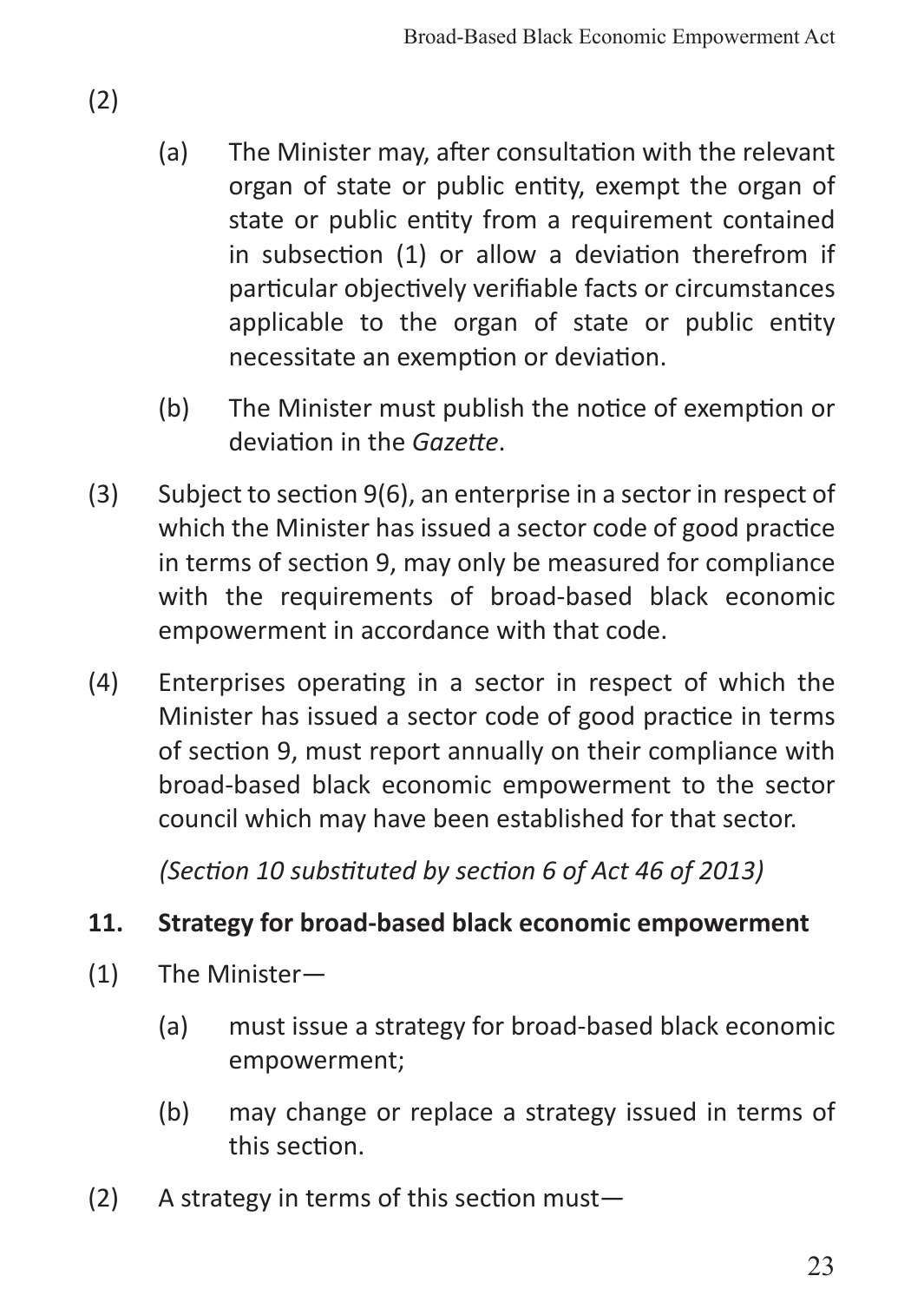(2)

(a) The Minister may, after consultation with the relevant organ of state or public entity, exempt the organ of state or public entity from a requirement contained in subsection (1) or allow a deviation therefrom if particular objectively verifiable facts or circumstances applicable to the organ of state or public entity necessitate an exemption or deviation.

(b) The Minister must publish the notice of exemption or deviation in the *Gazette*.

(3) Subject to section 9(6), an enterprise in a sector in respect of which the Minister has issued a sector code of good practice in terms of section 9, may only be measured for compliance with the requirements of broad-based black economic empowerment in accordance with that code.

(4) Enterprises operating in a sector in respect of which the Minister has issued a sector code of good practice in terms of section 9, must report annually on their compliance with broad-based black economic empowerment to the sector council which may have been established for that sector.

*(Section 10 substituted by section 6 of Act 46 of 2013)*

**11. Strategy for broad-based black economic empowerment**

(1) The Minister—

(a) must issue a strategy for broad-based black economic empowerment;

(b) may change or replace a strategy issued in terms of this section.

(2) A strategy in terms of this section must—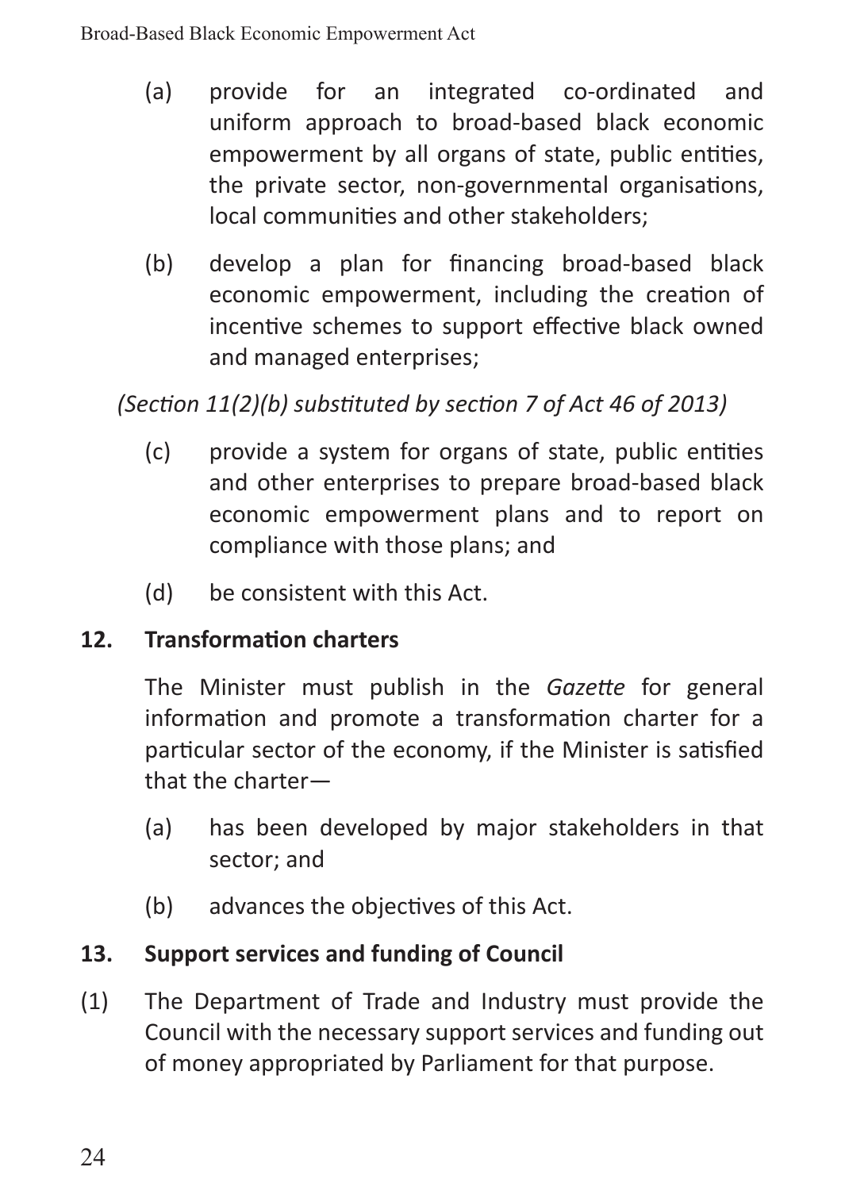(a) provide for an integrated co-ordinated and uniform approach to broad-based black economic empowerment by all organs of state, public entities, the private sector, non-governmental organisations, local communities and other stakeholders;

(b) develop a plan for financing broad-based black economic empowerment, including the creation of incentive schemes to support effective black owned and managed enterprises;

*(Section 11(2)(b) substituted by section 7 of Act 46 of 2013)*

(c) provide a system for organs of state, public entities and other enterprises to prepare broad-based black economic empowerment plans and to report on compliance with those plans; and

(d) be consistent with this Act.

## 12. Transformation charters

The Minister must publish in the *Gazette* for general information and promote a transformation charter for a particular sector of the economy, if the Minister is satisfied that the charter—

(a) has been developed by major stakeholders in that sector; and

(b) advances the objectives of this Act.

## 13. Support services and funding of Council

(1) The Department of Trade and Industry must provide the Council with the necessary support services and funding out of money appropriated by Parliament for that purpose.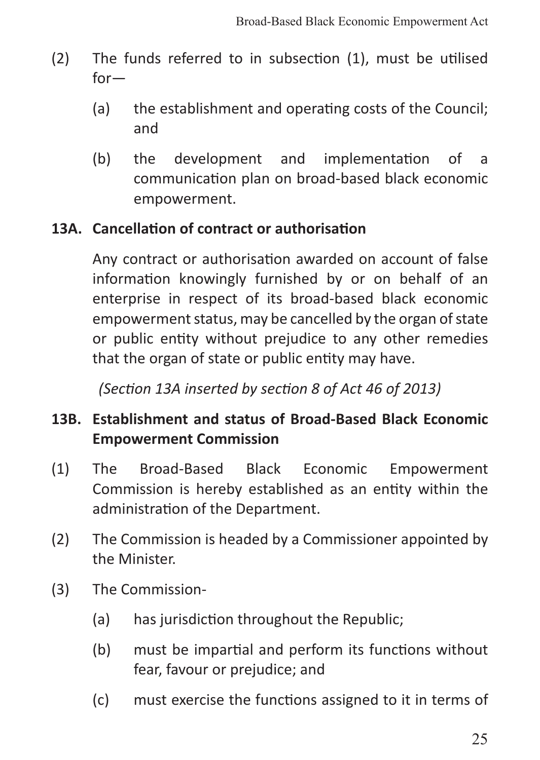(2) The funds referred to in subsection (1), must be utilised for—

(a) the establishment and operating costs of the Council; and

(b) the development and implementation of a communication plan on broad-based black economic empowerment.

**13A. Cancellation of contract or authorisation**

Any contract or authorisation awarded on account of false information knowingly furnished by or on behalf of an enterprise in respect of its broad-based black economic empowerment status, may be cancelled by the organ of state or public entity without prejudice to any other remedies that the organ of state or public entity may have.

*(Section 13A inserted by section 8 of Act 46 of 2013)*

**13B. Establishment and status of Broad-Based Black Economic Empowerment Commission**

(1) The Broad-Based Black Economic Empowerment Commission is hereby established as an entity within the administration of the Department.

(2) The Commission is headed by a Commissioner appointed by the Minister.

(3) The Commission-

(a) has jurisdiction throughout the Republic;

(b) must be impartial and perform its functions without fear, favour or prejudice; and

(c) must exercise the functions assigned to it in terms of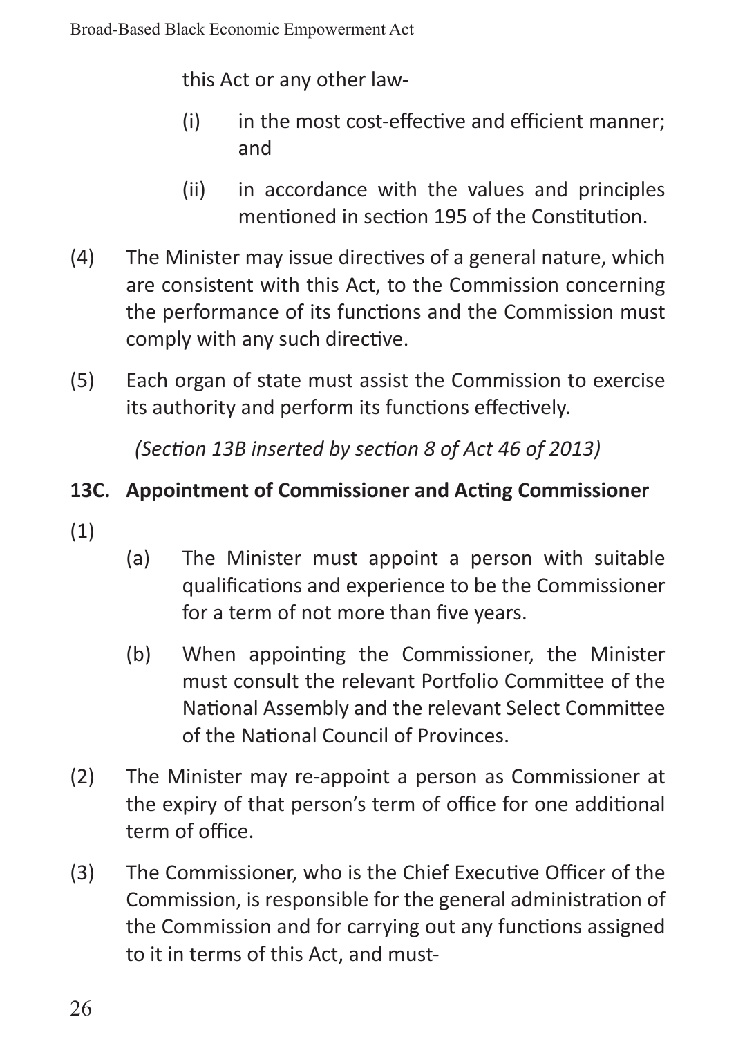this Act or any other law-

(i) in the most cost-effective and efficient manner; and

(ii) in accordance with the values and principles mentioned in section 195 of the Constitution.

(4) The Minister may issue directives of a general nature, which are consistent with this Act, to the Commission concerning the performance of its functions and the Commission must comply with any such directive.

(5) Each organ of state must assist the Commission to exercise its authority and perform its functions effectively.

*(Section 13B inserted by section 8 of Act 46 of 2013)*

**13C. Appointment of Commissioner and Acting Commissioner**

(1)

(a) The Minister must appoint a person with suitable qualifications and experience to be the Commissioner for a term of not more than five years.

(b) When appointing the Commissioner, the Minister must consult the relevant Portfolio Committee of the National Assembly and the relevant Select Committee of the National Council of Provinces.

(2) The Minister may re-appoint a person as Commissioner at the expiry of that person's term of office for one additional term of office.

(3) The Commissioner, who is the Chief Executive Officer of the Commission, is responsible for the general administration of the Commission and for carrying out any functions assigned to it in terms of this Act, and must-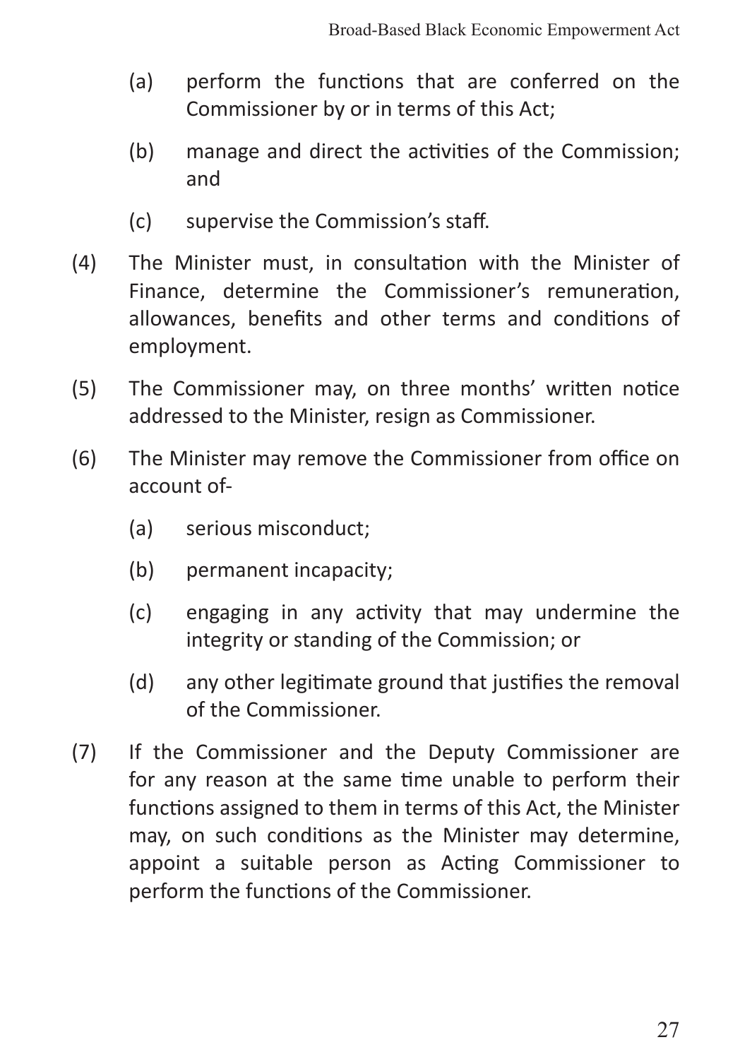(a) perform the functions that are conferred on the Commissioner by or in terms of this Act;

(b) manage and direct the activities of the Commission; and

(c) supervise the Commission's staff.

(4) The Minister must, in consultation with the Minister of Finance, determine the Commissioner's remuneration, allowances, benefits and other terms and conditions of employment.

(5) The Commissioner may, on three months' written notice addressed to the Minister, resign as Commissioner.

(6) The Minister may remove the Commissioner from office on account of-

(a) serious misconduct;

(b) permanent incapacity;

(c) engaging in any activity that may undermine the integrity or standing of the Commission; or

(d) any other legitimate ground that justifies the removal of the Commissioner.

(7) If the Commissioner and the Deputy Commissioner are for any reason at the same time unable to perform their functions assigned to them in terms of this Act, the Minister may, on such conditions as the Minister may determine, appoint a suitable person as Acting Commissioner to perform the functions of the Commissioner.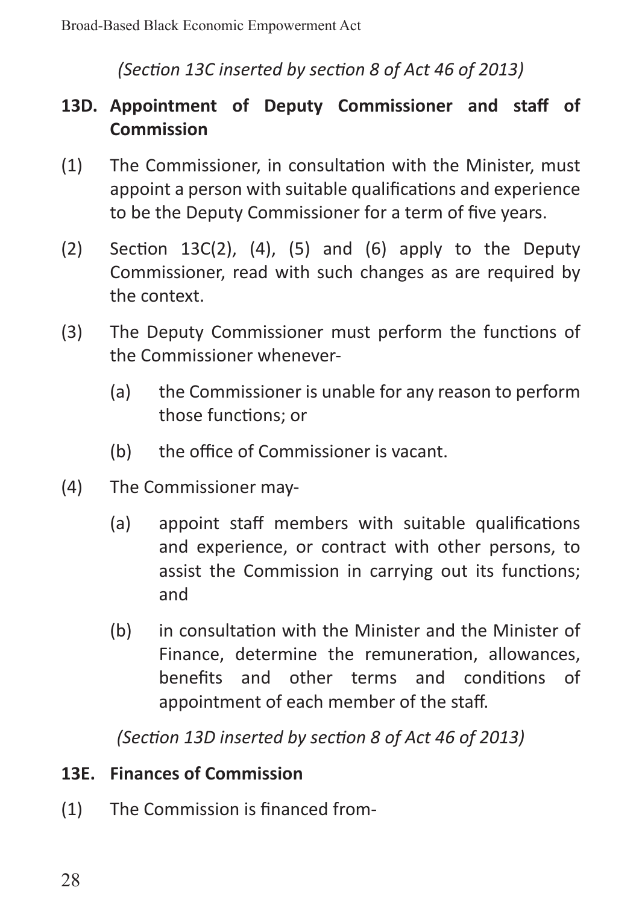*(Section 13C inserted by section 8 of Act 46 of 2013)*

### 13D. Appointment of Deputy Commissioner and staff of Commission

(1) The Commissioner, in consultation with the Minister, must appoint a person with suitable qualifications and experience to be the Deputy Commissioner for a term of five years.

(2) Section 13C(2), (4), (5) and (6) apply to the Deputy Commissioner, read with such changes as are required by the context.

(3) The Deputy Commissioner must perform the functions of the Commissioner whenever-

(a) the Commissioner is unable for any reason to perform those functions; or

(b) the office of Commissioner is vacant.

(4) The Commissioner may-

(a) appoint staff members with suitable qualifications and experience, or contract with other persons, to assist the Commission in carrying out its functions; and

(b) in consultation with the Minister and the Minister of Finance, determine the remuneration, allowances, benefits and other terms and conditions of appointment of each member of the staff.

*(Section 13D inserted by section 8 of Act 46 of 2013)*

### 13E. Finances of Commission

(1) The Commission is financed from-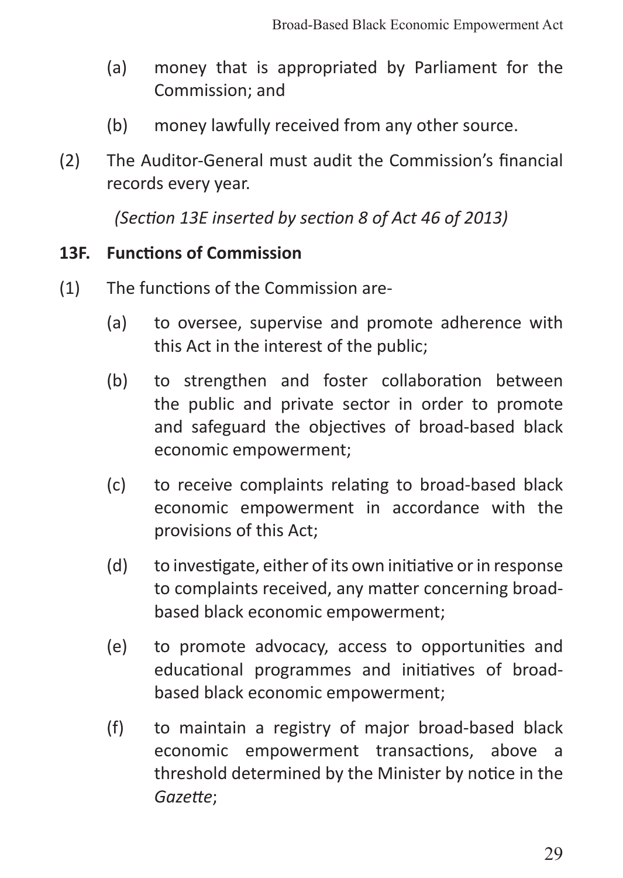(a) money that is appropriated by Parliament for the Commission; and

(b) money lawfully received from any other source.

(2) The Auditor-General must audit the Commission's financial records every year.

*(Section 13E inserted by section 8 of Act 46 of 2013)*

### 13F. Functions of Commission

(1) The functions of the Commission are-

(a) to oversee, supervise and promote adherence with this Act in the interest of the public;

(b) to strengthen and foster collaboration between the public and private sector in order to promote and safeguard the objectives of broad-based black economic empowerment;

(c) to receive complaints relating to broad-based black economic empowerment in accordance with the provisions of this Act;

(d) to investigate, either of its own initiative or in response to complaints received, any matter concerning broad-based black economic empowerment;

(e) to promote advocacy, access to opportunities and educational programmes and initiatives of broad-based black economic empowerment;

(f) to maintain a registry of major broad-based black economic empowerment transactions, above a threshold determined by the Minister by notice in the *Gazette*;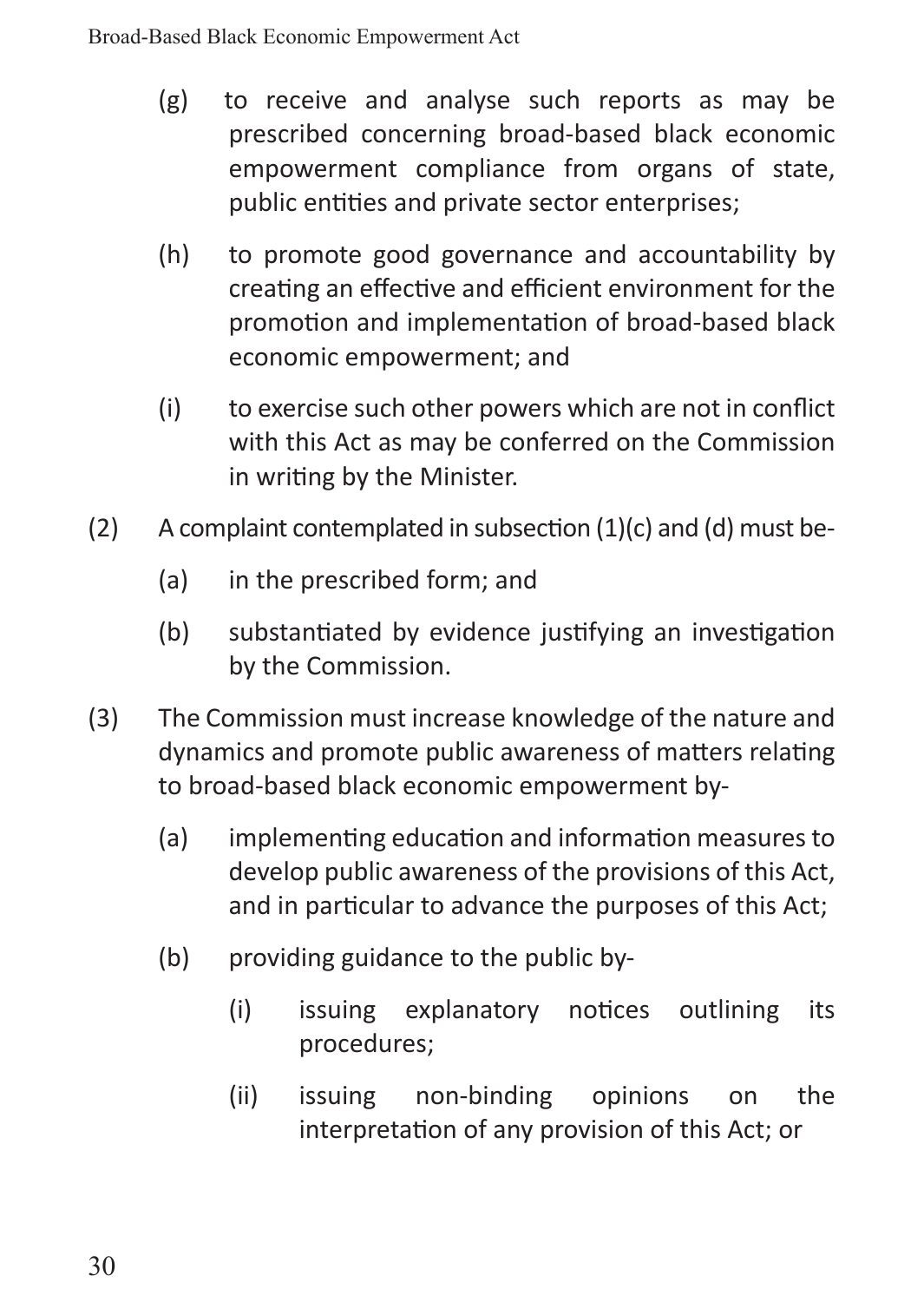(g) to receive and analyse such reports as may be prescribed concerning broad-based black economic empowerment compliance from organs of state, public entities and private sector enterprises;

(h) to promote good governance and accountability by creating an effective and efficient environment for the promotion and implementation of broad-based black economic empowerment; and

(i) to exercise such other powers which are not in conflict with this Act as may be conferred on the Commission in writing by the Minister.

(2) A complaint contemplated in subsection (1)(c) and (d) must be-

(a) in the prescribed form; and

(b) substantiated by evidence justifying an investigation by the Commission.

(3) The Commission must increase knowledge of the nature and dynamics and promote public awareness of matters relating to broad-based black economic empowerment by-

(a) implementing education and information measures to develop public awareness of the provisions of this Act, and in particular to advance the purposes of this Act;

(b) providing guidance to the public by-

(i) issuing explanatory notices outlining its procedures;

(ii) issuing non-binding opinions on the interpretation of any provision of this Act; or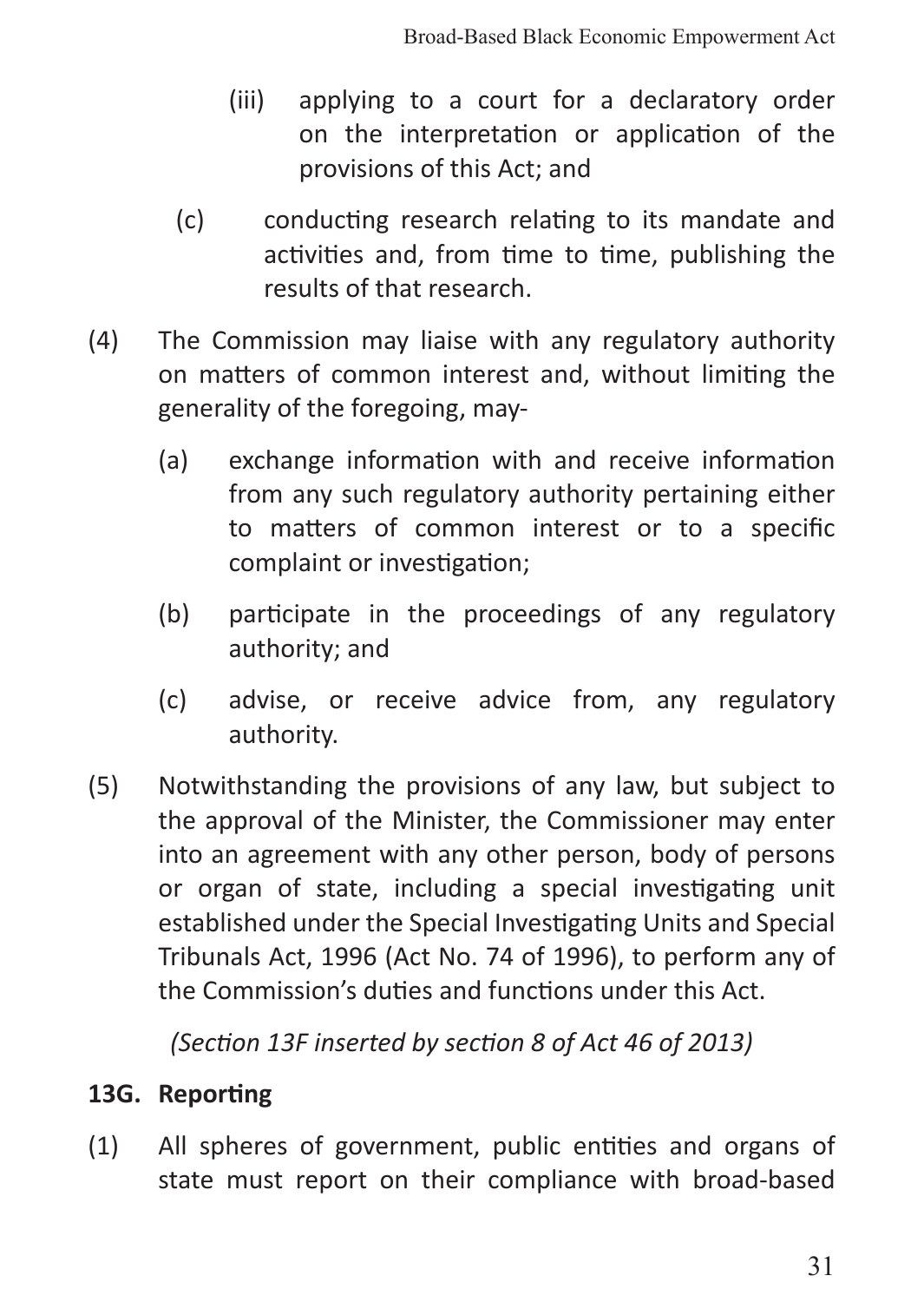(iii) applying to a court for a declaratory order on the interpretation or application of the provisions of this Act; and

(c) conducting research relating to its mandate and activities and, from time to time, publishing the results of that research.

(4) The Commission may liaise with any regulatory authority on matters of common interest and, without limiting the generality of the foregoing, may-

(a) exchange information with and receive information from any such regulatory authority pertaining either to matters of common interest or to a specific complaint or investigation;

(b) participate in the proceedings of any regulatory authority; and

(c) advise, or receive advice from, any regulatory authority.

(5) Notwithstanding the provisions of any law, but subject to the approval of the Minister, the Commissioner may enter into an agreement with any other person, body of persons or organ of state, including a special investigating unit established under the Special Investigating Units and Special Tribunals Act, 1996 (Act No. 74 of 1996), to perform any of the Commission's duties and functions under this Act.

*(Section 13F inserted by section 8 of Act 46 of 2013)*

**13G. Reporting**

(1) All spheres of government, public entities and organs of state must report on their compliance with broad-based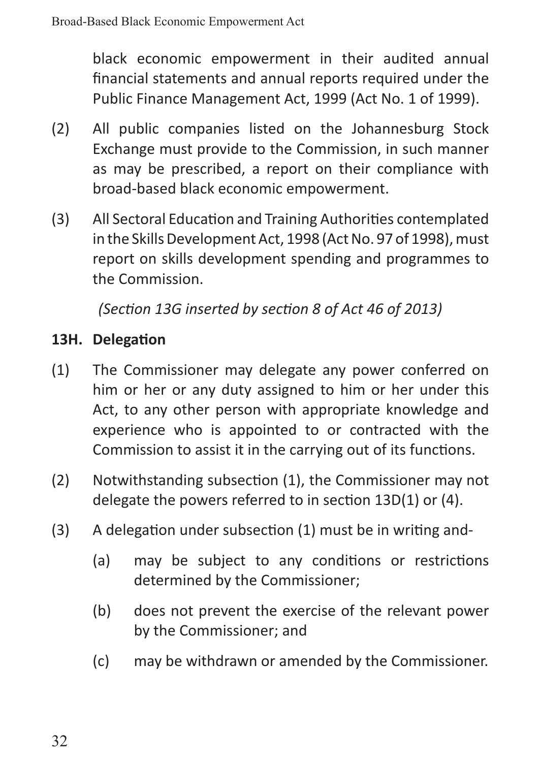black economic empowerment in their audited annual financial statements and annual reports required under the Public Finance Management Act, 1999 (Act No. 1 of 1999).

(2) All public companies listed on the Johannesburg Stock Exchange must provide to the Commission, in such manner as may be prescribed, a report on their compliance with broad-based black economic empowerment.

(3) All Sectoral Education and Training Authorities contemplated in the Skills Development Act, 1998 (Act No. 97 of 1998), must report on skills development spending and programmes to the Commission.

*(Section 13G inserted by section 8 of Act 46 of 2013)*

**13H. Delegation**

(1) The Commissioner may delegate any power conferred on him or her or any duty assigned to him or her under this Act, to any other person with appropriate knowledge and experience who is appointed to or contracted with the Commission to assist it in the carrying out of its functions.

(2) Notwithstanding subsection (1), the Commissioner may not delegate the powers referred to in section 13D(1) or (4).

(3) A delegation under subsection (1) must be in writing and-

(a) may be subject to any conditions or restrictions determined by the Commissioner;

(b) does not prevent the exercise of the relevant power by the Commissioner; and

(c) may be withdrawn or amended by the Commissioner.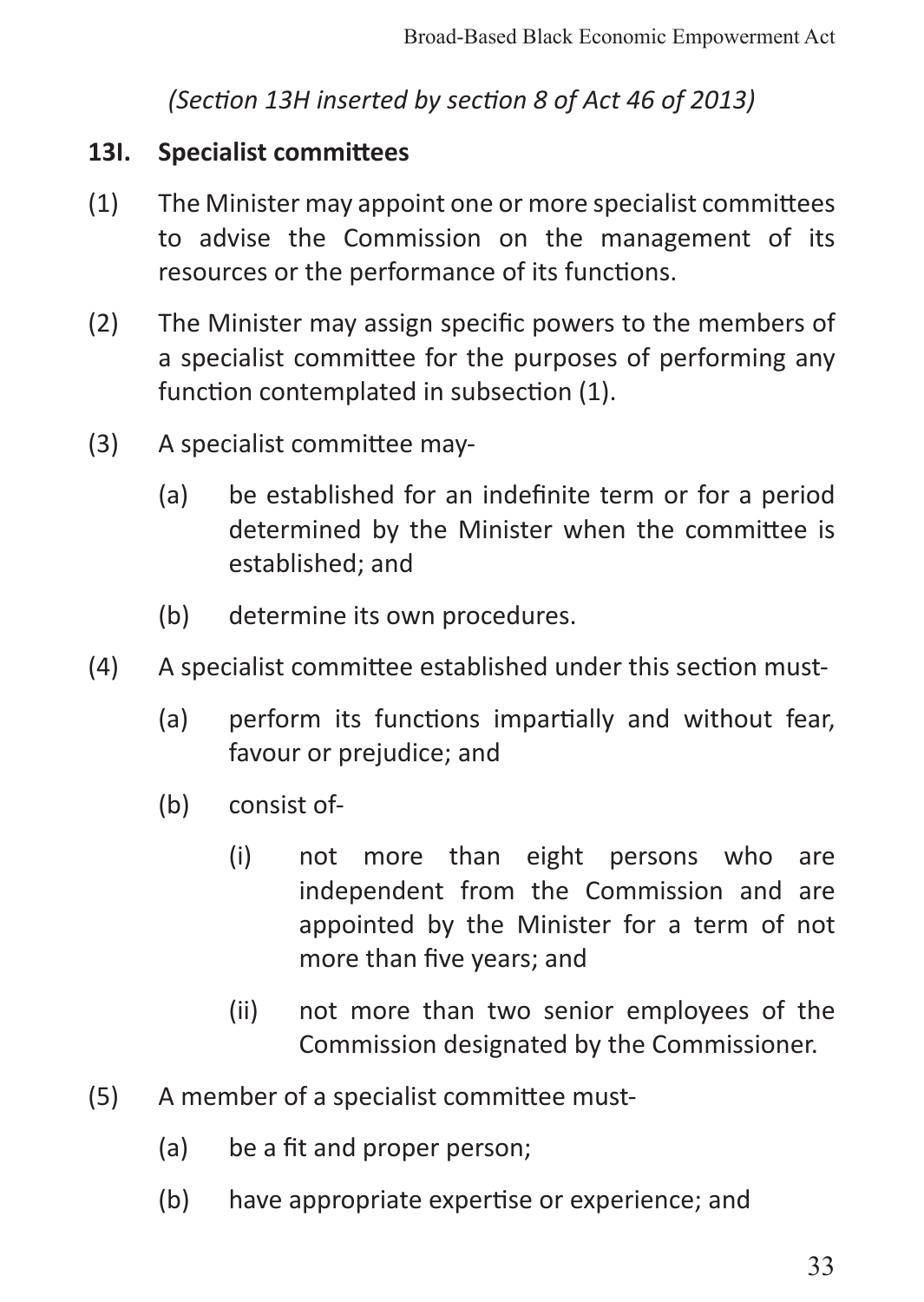*(Section 13H inserted by section 8 of Act 46 of 2013)*

## 13I. Specialist committees

(1) The Minister may appoint one or more specialist committees to advise the Commission on the management of its resources or the performance of its functions.

(2) The Minister may assign specific powers to the members of a specialist committee for the purposes of performing any function contemplated in subsection (1).

(3) A specialist committee may-

  (a) be established for an indefinite term or for a period determined by the Minister when the committee is established; and

  (b) determine its own procedures.

(4) A specialist committee established under this section must-

  (a) perform its functions impartially and without fear, favour or prejudice; and

  (b) consist of-

    (i) not more than eight persons who are independent from the Commission and are appointed by the Minister for a term of not more than five years; and

    (ii) not more than two senior employees of the Commission designated by the Commissioner.

(5) A member of a specialist committee must-

  (a) be a fit and proper person;

  (b) have appropriate expertise or experience; and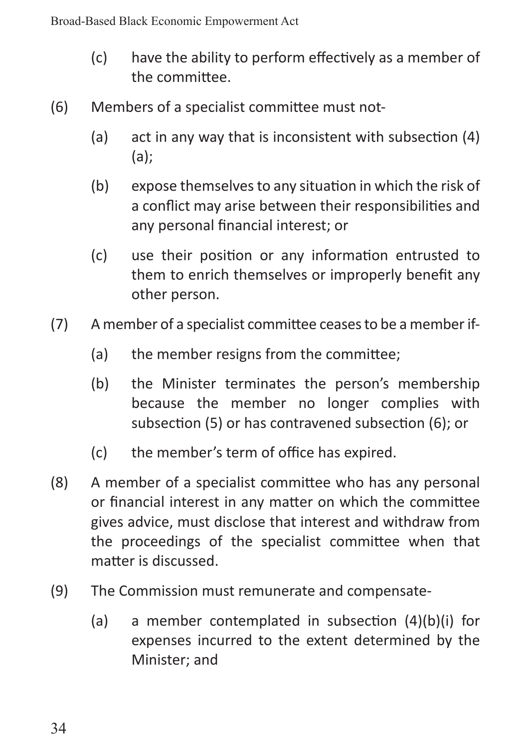(c) have the ability to perform effectively as a member of the committee.

(6) Members of a specialist committee must not-

(a) act in any way that is inconsistent with subsection (4)(a);

(b) expose themselves to any situation in which the risk of a conflict may arise between their responsibilities and any personal financial interest; or

(c) use their position or any information entrusted to them to enrich themselves or improperly benefit any other person.

(7) A member of a specialist committee ceases to be a member if-

(a) the member resigns from the committee;

(b) the Minister terminates the person's membership because the member no longer complies with subsection (5) or has contravened subsection (6); or

(c) the member's term of office has expired.

(8) A member of a specialist committee who has any personal or financial interest in any matter on which the committee gives advice, must disclose that interest and withdraw from the proceedings of the specialist committee when that matter is discussed.

(9) The Commission must remunerate and compensate-

(a) a member contemplated in subsection (4)(b)(i) for expenses incurred to the extent determined by the Minister; and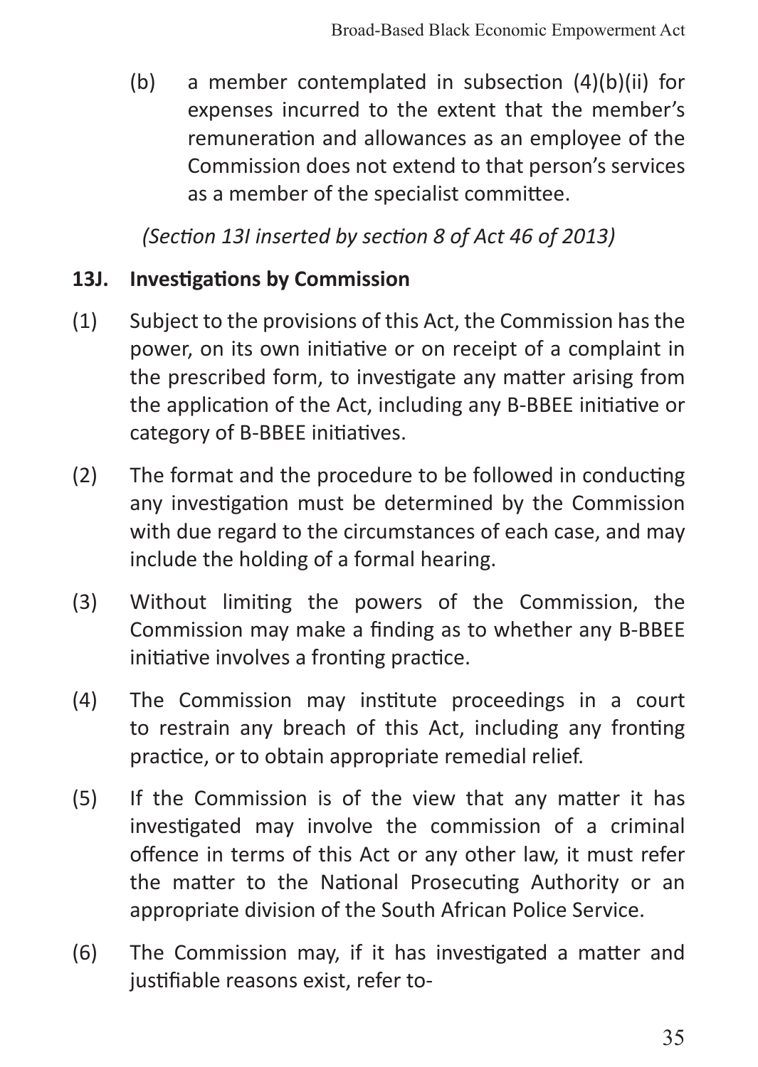(b) a member contemplated in subsection (4)(b)(ii) for expenses incurred to the extent that the member's remuneration and allowances as an employee of the Commission does not extend to that person's services as a member of the specialist committee.

*(Section 13I inserted by section 8 of Act 46 of 2013)*

**13J. Investigations by Commission**

(1) Subject to the provisions of this Act, the Commission has the power, on its own initiative or on receipt of a complaint in the prescribed form, to investigate any matter arising from the application of the Act, including any B-BBEE initiative or category of B-BBEE initiatives.

(2) The format and the procedure to be followed in conducting any investigation must be determined by the Commission with due regard to the circumstances of each case, and may include the holding of a formal hearing.

(3) Without limiting the powers of the Commission, the Commission may make a finding as to whether any B-BBEE initiative involves a fronting practice.

(4) The Commission may institute proceedings in a court to restrain any breach of this Act, including any fronting practice, or to obtain appropriate remedial relief.

(5) If the Commission is of the view that any matter it has investigated may involve the commission of a criminal offence in terms of this Act or any other law, it must refer the matter to the National Prosecuting Authority or an appropriate division of the South African Police Service.

(6) The Commission may, if it has investigated a matter and justifiable reasons exist, refer to-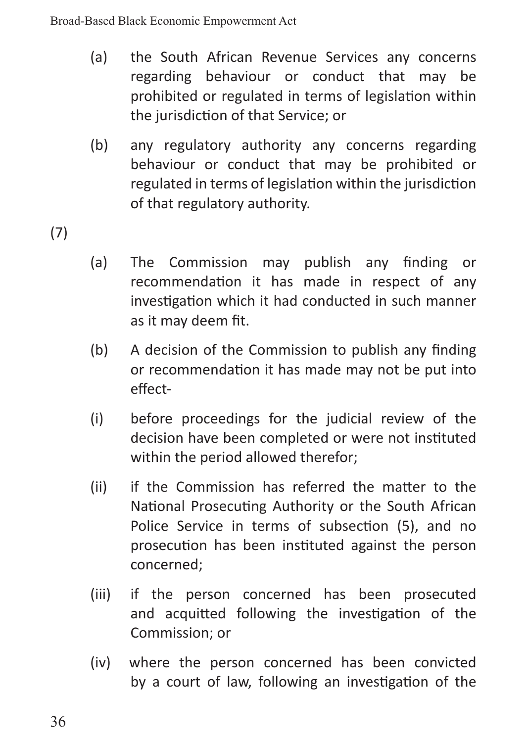(a) the South African Revenue Services any concerns regarding behaviour or conduct that may be prohibited or regulated in terms of legislation within the jurisdiction of that Service; or

(b) any regulatory authority any concerns regarding behaviour or conduct that may be prohibited or regulated in terms of legislation within the jurisdiction of that regulatory authority.

(7)

(a) The Commission may publish any finding or recommendation it has made in respect of any investigation which it had conducted in such manner as it may deem fit.

(b) A decision of the Commission to publish any finding or recommendation it has made may not be put into effect-

(i) before proceedings for the judicial review of the decision have been completed or were not instituted within the period allowed therefor;

(ii) if the Commission has referred the matter to the National Prosecuting Authority or the South African Police Service in terms of subsection (5), and no prosecution has been instituted against the person concerned;

(iii) if the person concerned has been prosecuted and acquitted following the investigation of the Commission; or

(iv) where the person concerned has been convicted by a court of law, following an investigation of the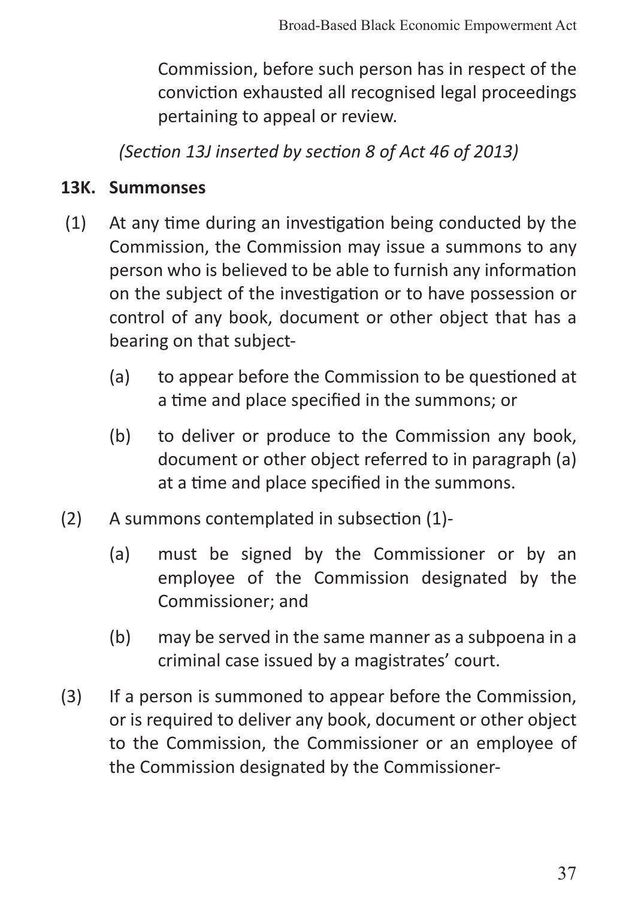Commission, before such person has in respect of the conviction exhausted all recognised legal proceedings pertaining to appeal or review.

*(Section 13J inserted by section 8 of Act 46 of 2013)*

**13K. Summonses**

(1) At any time during an investigation being conducted by the Commission, the Commission may issue a summons to any person who is believed to be able to furnish any information on the subject of the investigation or to have possession or control of any book, document or other object that has a bearing on that subject-

(a) to appear before the Commission to be questioned at a time and place specified in the summons; or

(b) to deliver or produce to the Commission any book, document or other object referred to in paragraph (a) at a time and place specified in the summons.

(2) A summons contemplated in subsection (1)-

(a) must be signed by the Commissioner or by an employee of the Commission designated by the Commissioner; and

(b) may be served in the same manner as a subpoena in a criminal case issued by a magistrates' court.

(3) If a person is summoned to appear before the Commission, or is required to deliver any book, document or other object to the Commission, the Commissioner or an employee of the Commission designated by the Commissioner-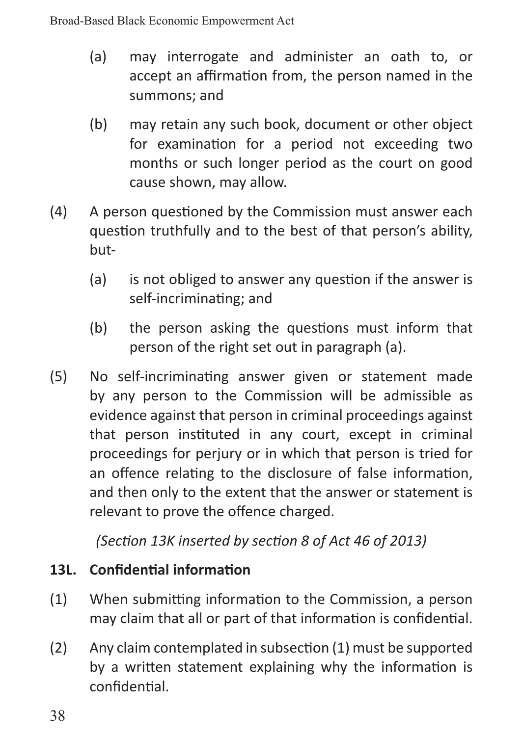(a) may interrogate and administer an oath to, or accept an affirmation from, the person named in the summons; and

(b) may retain any such book, document or other object for examination for a period not exceeding two months or such longer period as the court on good cause shown, may allow.

(4) A person questioned by the Commission must answer each question truthfully and to the best of that person's ability, but-

(a) is not obliged to answer any question if the answer is self-incriminating; and

(b) the person asking the questions must inform that person of the right set out in paragraph (a).

(5) No self-incriminating answer given or statement made by any person to the Commission will be admissible as evidence against that person in criminal proceedings against that person instituted in any court, except in criminal proceedings for perjury or in which that person is tried for an offence relating to the disclosure of false information, and then only to the extent that the answer or statement is relevant to prove the offence charged.

*(Section 13K inserted by section 8 of Act 46 of 2013)*

**13L. Confidential information**

(1) When submitting information to the Commission, a person may claim that all or part of that information is confidential.

(2) Any claim contemplated in subsection (1) must be supported by a written statement explaining why the information is confidential.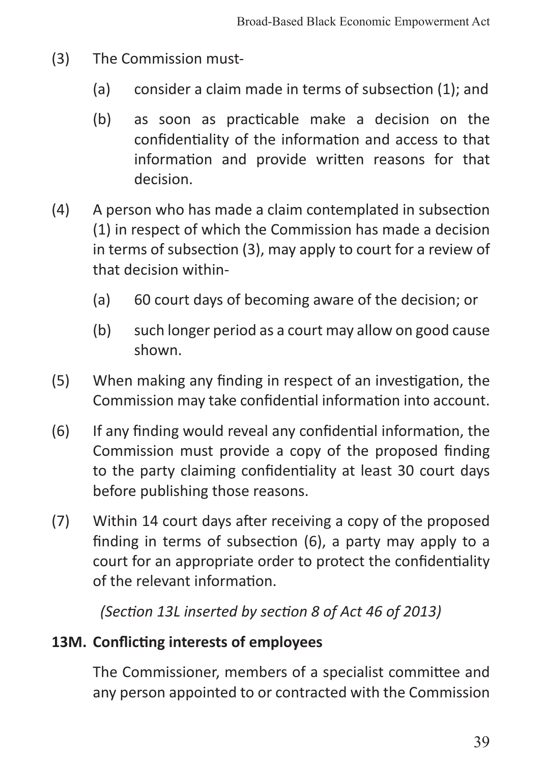(3) The Commission must-

 (a) consider a claim made in terms of subsection (1); and

 (b) as soon as practicable make a decision on the confidentiality of the information and access to that information and provide written reasons for that decision.

(4) A person who has made a claim contemplated in subsection (1) in respect of which the Commission has made a decision in terms of subsection (3), may apply to court for a review of that decision within-

 (a) 60 court days of becoming aware of the decision; or

 (b) such longer period as a court may allow on good cause shown.

(5) When making any finding in respect of an investigation, the Commission may take confidential information into account.

(6) If any finding would reveal any confidential information, the Commission must provide a copy of the proposed finding to the party claiming confidentiality at least 30 court days before publishing those reasons.

(7) Within 14 court days after receiving a copy of the proposed finding in terms of subsection (6), a party may apply to a court for an appropriate order to protect the confidentiality of the relevant information.

*(Section 13L inserted by section 8 of Act 46 of 2013)*

**13M. Conflicting interests of employees**

The Commissioner, members of a specialist committee and any person appointed to or contracted with the Commission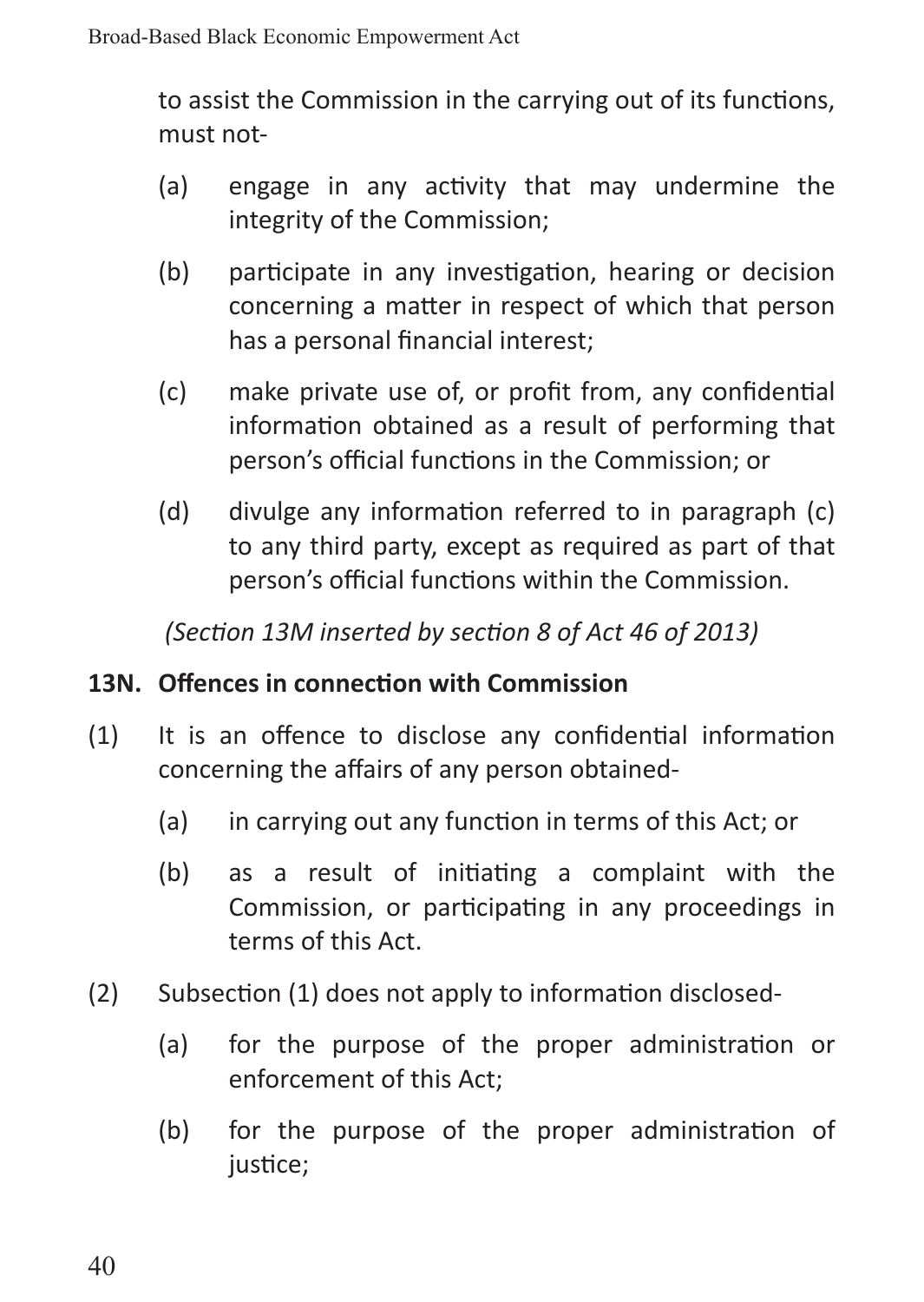to assist the Commission in the carrying out of its functions, must not-

(a) engage in any activity that may undermine the integrity of the Commission;

(b) participate in any investigation, hearing or decision concerning a matter in respect of which that person has a personal financial interest;

(c) make private use of, or profit from, any confidential information obtained as a result of performing that person's official functions in the Commission; or

(d) divulge any information referred to in paragraph (c) to any third party, except as required as part of that person's official functions within the Commission.

*(Section 13M inserted by section 8 of Act 46 of 2013)*

**13N. Offences in connection with Commission**

(1) It is an offence to disclose any confidential information concerning the affairs of any person obtained-

(a) in carrying out any function in terms of this Act; or

(b) as a result of initiating a complaint with the Commission, or participating in any proceedings in terms of this Act.

(2) Subsection (1) does not apply to information disclosed-

(a) for the purpose of the proper administration or enforcement of this Act;

(b) for the purpose of the proper administration of justice;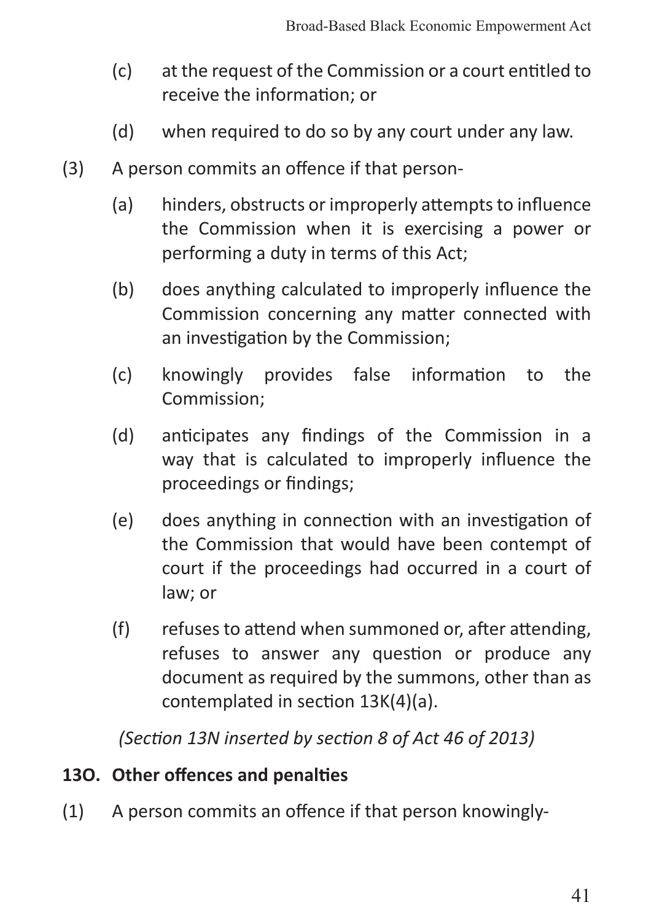(c) at the request of the Commission or a court entitled to receive the information; or

(d) when required to do so by any court under any law.

(3) A person commits an offence if that person-

(a) hinders, obstructs or improperly attempts to influence the Commission when it is exercising a power or performing a duty in terms of this Act;

(b) does anything calculated to improperly influence the Commission concerning any matter connected with an investigation by the Commission;

(c) knowingly provides false information to the Commission;

(d) anticipates any findings of the Commission in a way that is calculated to improperly influence the proceedings or findings;

(e) does anything in connection with an investigation of the Commission that would have been contempt of court if the proceedings had occurred in a court of law; or

(f) refuses to attend when summoned or, after attending, refuses to answer any question or produce any document as required by the summons, other than as contemplated in section 13K(4)(a).

*(Section 13N inserted by section 8 of Act 46 of 2013)*

**13O. Other offences and penalties**

(1) A person commits an offence if that person knowingly-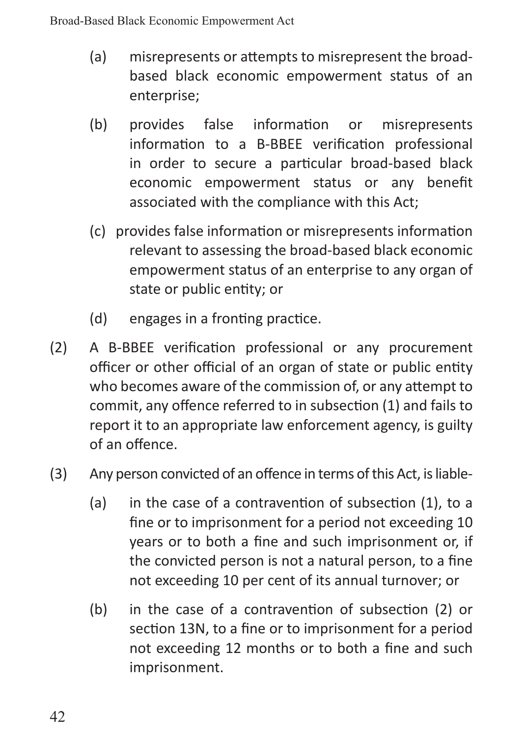(a) misrepresents or attempts to misrepresent the broad-based black economic empowerment status of an enterprise;

(b) provides false information or misrepresents information to a B-BBEE verification professional in order to secure a particular broad-based black economic empowerment status or any benefit associated with the compliance with this Act;

(c) provides false information or misrepresents information relevant to assessing the broad-based black economic empowerment status of an enterprise to any organ of state or public entity; or

(d) engages in a fronting practice.

(2) A B-BBEE verification professional or any procurement officer or other official of an organ of state or public entity who becomes aware of the commission of, or any attempt to commit, any offence referred to in subsection (1) and fails to report it to an appropriate law enforcement agency, is guilty of an offence.

(3) Any person convicted of an offence in terms of this Act, is liable-

(a) in the case of a contravention of subsection (1), to a fine or to imprisonment for a period not exceeding 10 years or to both a fine and such imprisonment or, if the convicted person is not a natural person, to a fine not exceeding 10 per cent of its annual turnover; or

(b) in the case of a contravention of subsection (2) or section 13N, to a fine or to imprisonment for a period not exceeding 12 months or to both a fine and such imprisonment.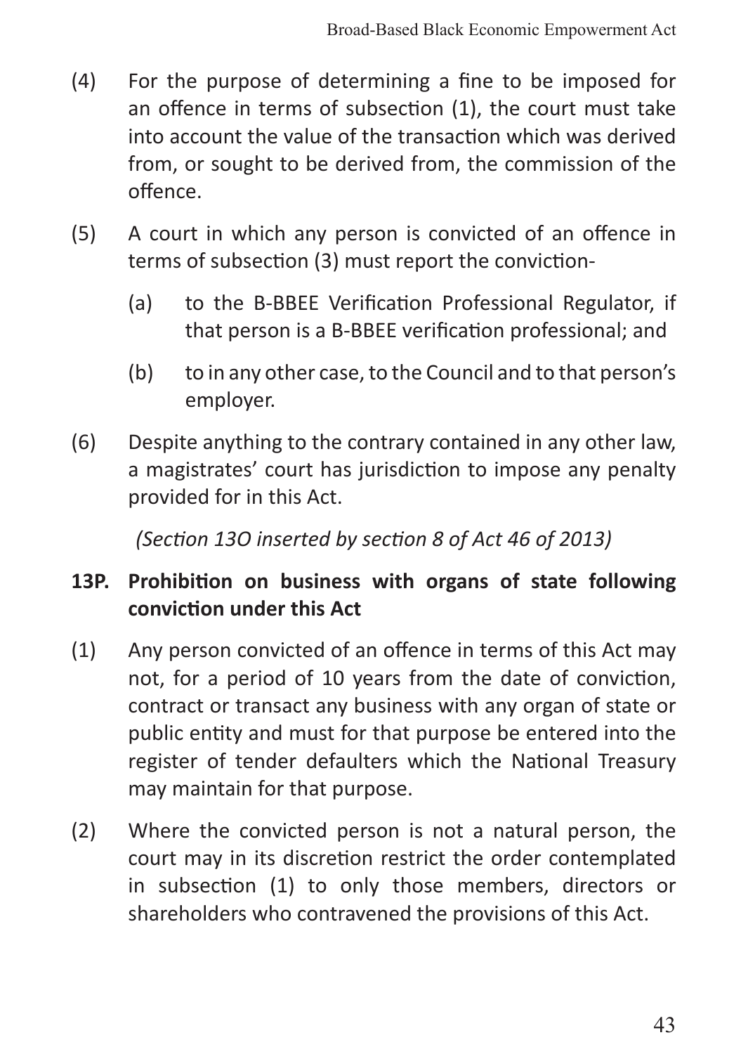(4) For the purpose of determining a fine to be imposed for an offence in terms of subsection (1), the court must take into account the value of the transaction which was derived from, or sought to be derived from, the commission of the offence.

(5) A court in which any person is convicted of an offence in terms of subsection (3) must report the conviction-

(a) to the B-BBEE Verification Professional Regulator, if that person is a B-BBEE verification professional; and

(b) to in any other case, to the Council and to that person's employer.

(6) Despite anything to the contrary contained in any other law, a magistrates' court has jurisdiction to impose any penalty provided for in this Act.

*(Section 13O inserted by section 8 of Act 46 of 2013)*

**13P. Prohibition on business with organs of state following conviction under this Act**

(1) Any person convicted of an offence in terms of this Act may not, for a period of 10 years from the date of conviction, contract or transact any business with any organ of state or public entity and must for that purpose be entered into the register of tender defaulters which the National Treasury may maintain for that purpose.

(2) Where the convicted person is not a natural person, the court may in its discretion restrict the order contemplated in subsection (1) to only those members, directors or shareholders who contravened the provisions of this Act.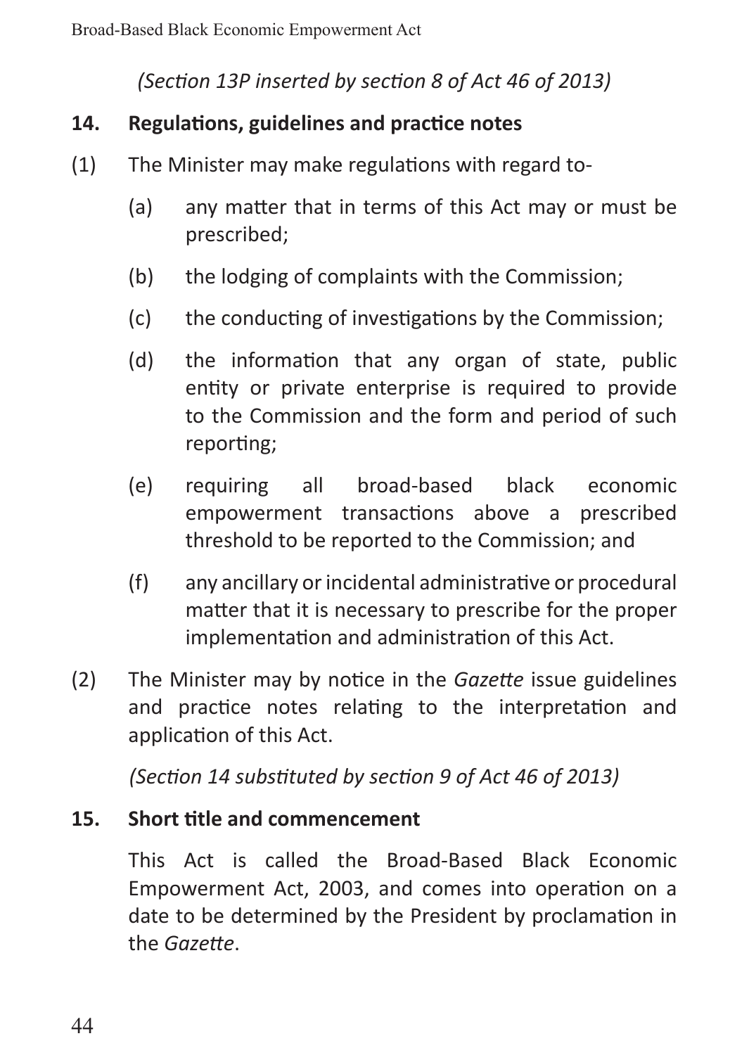*(Section 13P inserted by section 8 of Act 46 of 2013)*

## 14. Regulations, guidelines and practice notes

(1) The Minister may make regulations with regard to-

(a) any matter that in terms of this Act may or must be prescribed;

(b) the lodging of complaints with the Commission;

(c) the conducting of investigations by the Commission;

(d) the information that any organ of state, public entity or private enterprise is required to provide to the Commission and the form and period of such reporting;

(e) requiring all broad-based black economic empowerment transactions above a prescribed threshold to be reported to the Commission; and

(f) any ancillary or incidental administrative or procedural matter that it is necessary to prescribe for the proper implementation and administration of this Act.

(2) The Minister may by notice in the *Gazette* issue guidelines and practice notes relating to the interpretation and application of this Act.

*(Section 14 substituted by section 9 of Act 46 of 2013)*

## 15. Short title and commencement

This Act is called the Broad-Based Black Economic Empowerment Act, 2003, and comes into operation on a date to be determined by the President by proclamation in the *Gazette*.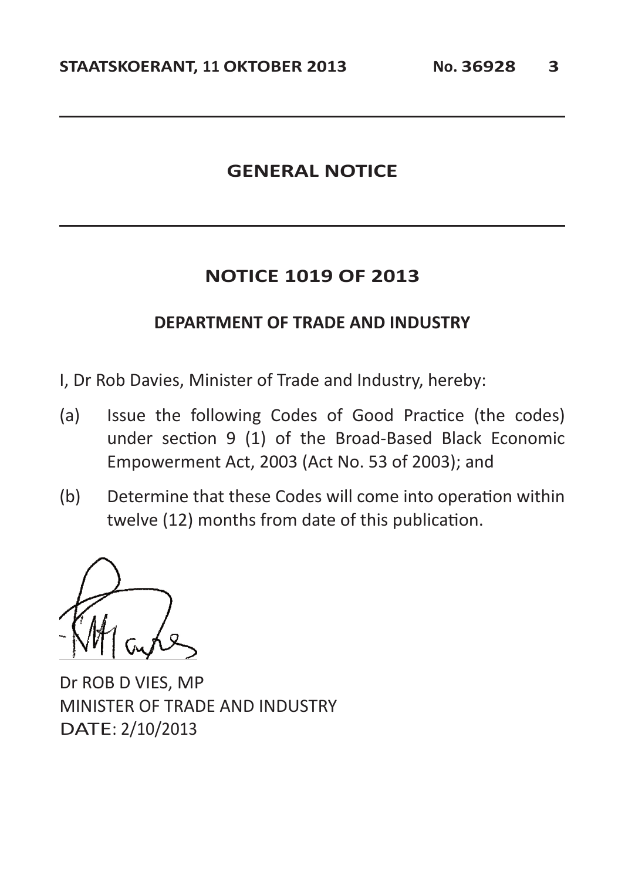## GENERAL NOTICE

## NOTICE 1019 OF 2013

### DEPARTMENT OF TRADE AND INDUSTRY

I, Dr Rob Davies, Minister of Trade and Industry, hereby:

(a) Issue the following Codes of Good Practice (the codes) under section 9 (1) of the Broad-Based Black Economic Empowerment Act, 2003 (Act No. 53 of 2003); and

(b) Determine that these Codes will come into operation within twelve (12) months from date of this publication.

Dr ROB D VIES, MP
MINISTER OF TRADE AND INDUSTRY
DATE: 2/10/2013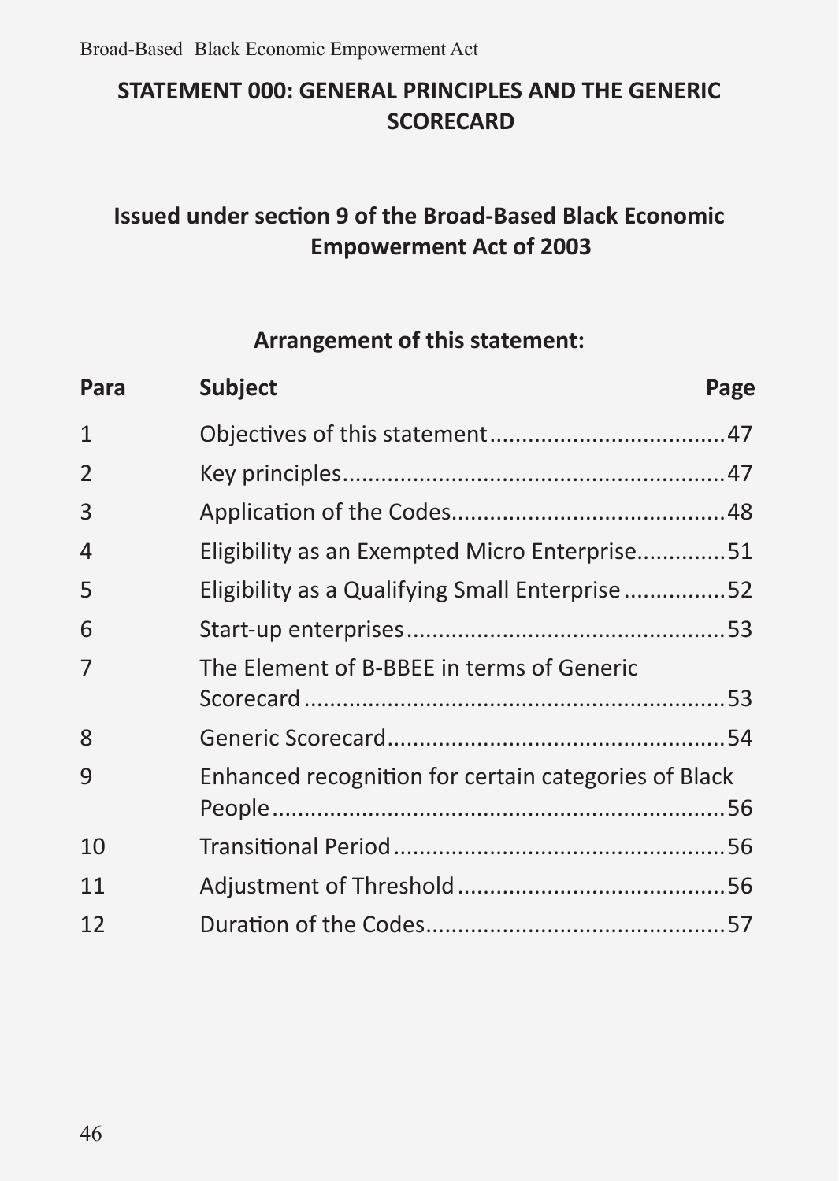## STATEMENT 000: GENERAL PRINCIPLES AND THE GENERIC SCORECARD

### Issued under section 9 of the Broad-Based Black Economic Empowerment Act of 2003

#### Arrangement of this statement:

| Para | Subject | Page |
|---|---|---|
| 1 | Objectives of this statement | 47 |
| 2 | Key principles | 47 |
| 3 | Application of the Codes | 48 |
| 4 | Eligibility as an Exempted Micro Enterprise | 51 |
| 5 | Eligibility as a Qualifying Small Enterprise | 52 |
| 6 | Start-up enterprises | 53 |
| 7 | The Element of B-BBEE in terms of Generic Scorecard | 53 |
| 8 | Generic Scorecard | 54 |
| 9 | Enhanced recognition for certain categories of Black People | 56 |
| 10 | Transitional Period | 56 |
| 11 | Adjustment of Threshold | 56 |
| 12 | Duration of the Codes | 57 |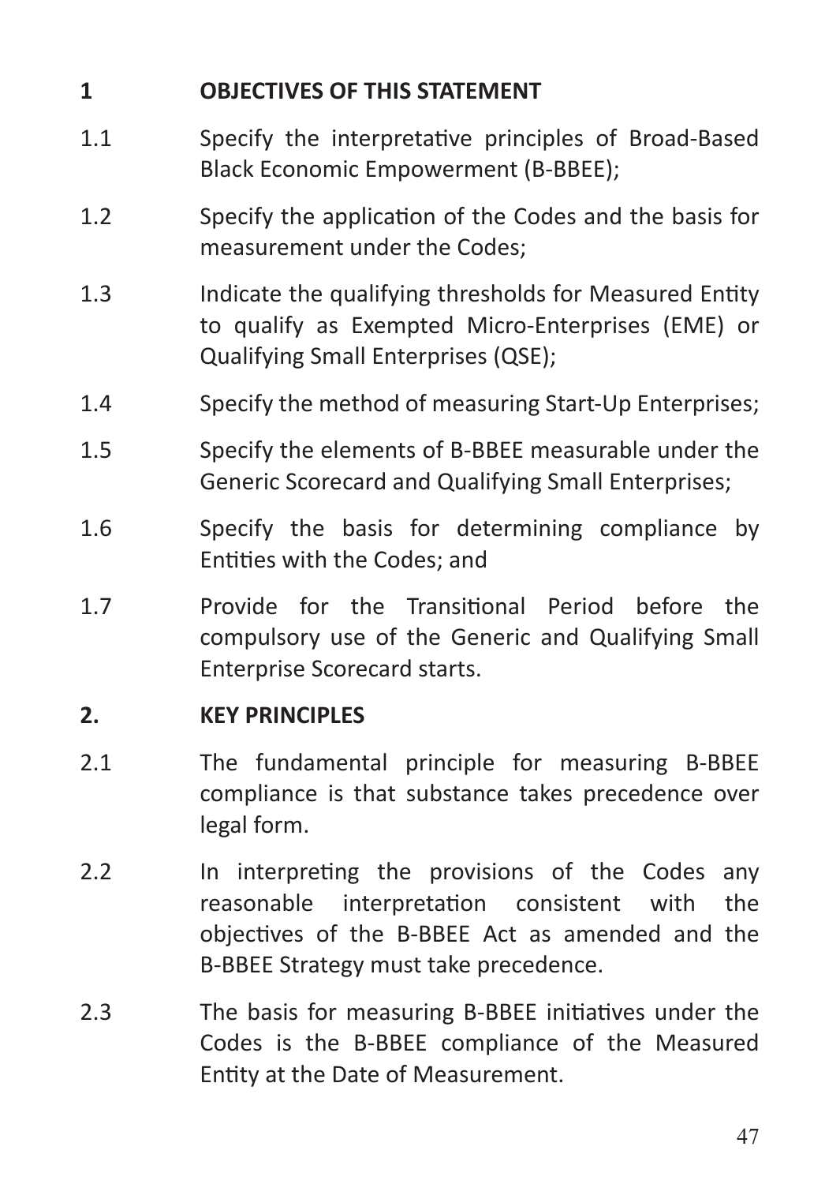## 1 OBJECTIVES OF THIS STATEMENT

1.1 Specify the interpretative principles of Broad-Based Black Economic Empowerment (B-BBEE);

1.2 Specify the application of the Codes and the basis for measurement under the Codes;

1.3 Indicate the qualifying thresholds for Measured Entity to qualify as Exempted Micro-Enterprises (EME) or Qualifying Small Enterprises (QSE);

1.4 Specify the method of measuring Start-Up Enterprises;

1.5 Specify the elements of B-BBEE measurable under the Generic Scorecard and Qualifying Small Enterprises;

1.6 Specify the basis for determining compliance by Entities with the Codes; and

1.7 Provide for the Transitional Period before the compulsory use of the Generic and Qualifying Small Enterprise Scorecard starts.

## 2. KEY PRINCIPLES

2.1 The fundamental principle for measuring B-BBEE compliance is that substance takes precedence over legal form.

2.2 In interpreting the provisions of the Codes any reasonable interpretation consistent with the objectives of the B-BBEE Act as amended and the B-BBEE Strategy must take precedence.

2.3 The basis for measuring B-BBEE initiatives under the Codes is the B-BBEE compliance of the Measured Entity at the Date of Measurement.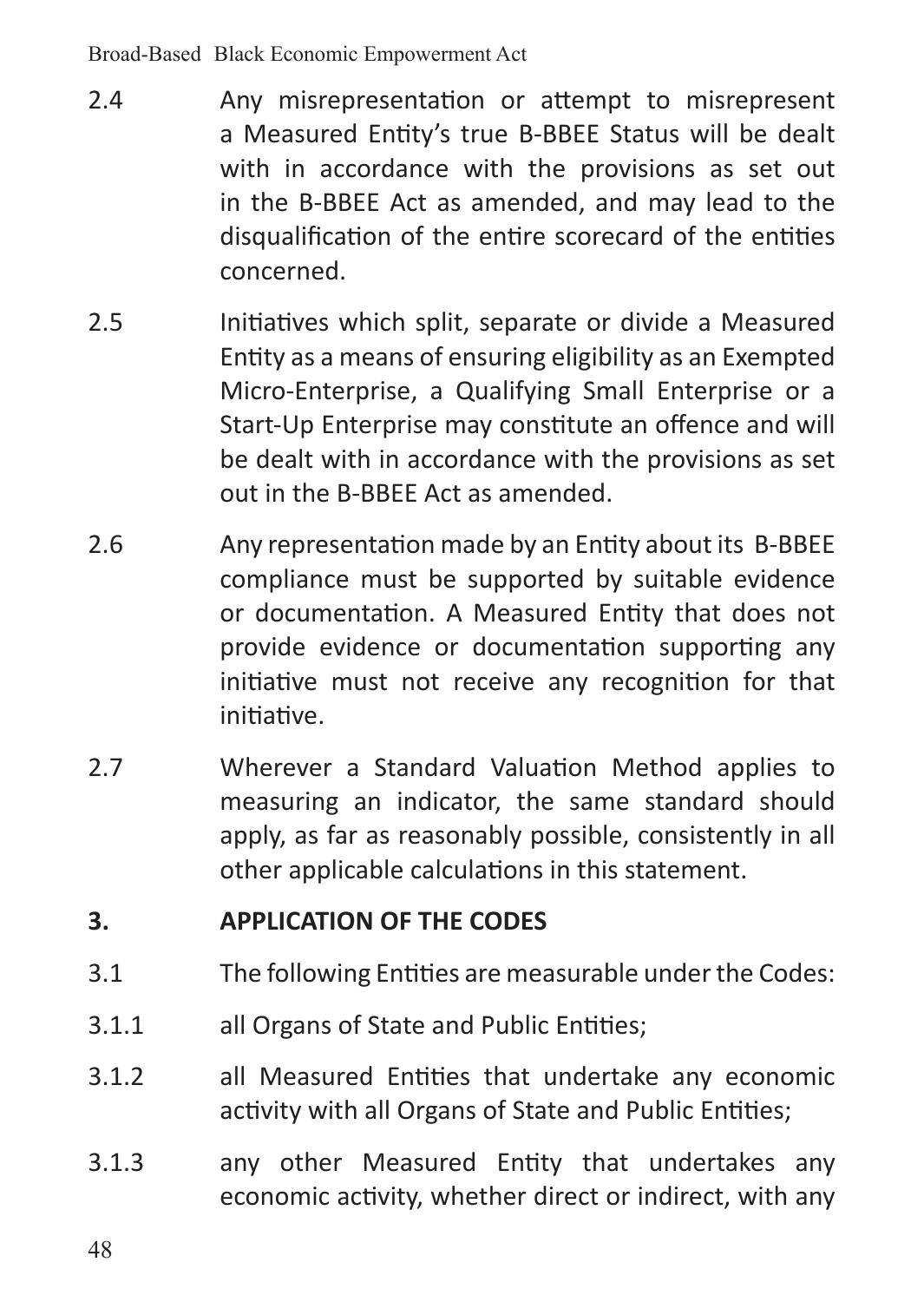2.4 Any misrepresentation or attempt to misrepresent a Measured Entity's true B-BBEE Status will be dealt with in accordance with the provisions as set out in the B-BBEE Act as amended, and may lead to the disqualification of the entire scorecard of the entities concerned.

2.5 Initiatives which split, separate or divide a Measured Entity as a means of ensuring eligibility as an Exempted Micro-Enterprise, a Qualifying Small Enterprise or a Start-Up Enterprise may constitute an offence and will be dealt with in accordance with the provisions as set out in the B-BBEE Act as amended.

2.6 Any representation made by an Entity about its B-BBEE compliance must be supported by suitable evidence or documentation. A Measured Entity that does not provide evidence or documentation supporting any initiative must not receive any recognition for that initiative.

2.7 Wherever a Standard Valuation Method applies to measuring an indicator, the same standard should apply, as far as reasonably possible, consistently in all other applicable calculations in this statement.

## 3. APPLICATION OF THE CODES

3.1 The following Entities are measurable under the Codes:

3.1.1 all Organs of State and Public Entities;

3.1.2 all Measured Entities that undertake any economic activity with all Organs of State and Public Entities;

3.1.3 any other Measured Entity that undertakes any economic activity, whether direct or indirect, with any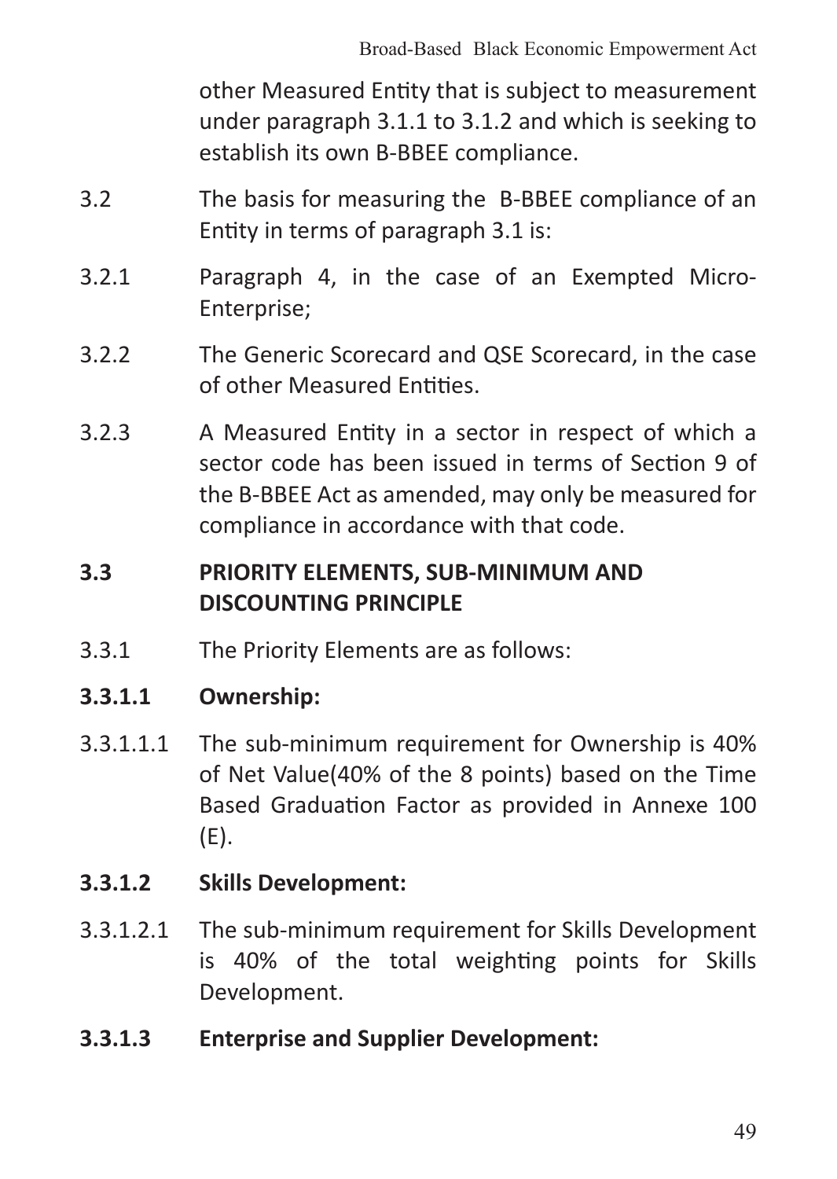other Measured Entity that is subject to measurement under paragraph 3.1.1 to 3.1.2 and which is seeking to establish its own B-BBEE compliance.

3.2 The basis for measuring the B-BBEE compliance of an Entity in terms of paragraph 3.1 is:

3.2.1 Paragraph 4, in the case of an Exempted Micro-Enterprise;

3.2.2 The Generic Scorecard and QSE Scorecard, in the case of other Measured Entities.

3.2.3 A Measured Entity in a sector in respect of which a sector code has been issued in terms of Section 9 of the B-BBEE Act as amended, may only be measured for compliance in accordance with that code.

**3.3 PRIORITY ELEMENTS, SUB-MINIMUM AND DISCOUNTING PRINCIPLE**

3.3.1 The Priority Elements are as follows:

**3.3.1.1 Ownership:**

3.3.1.1.1 The sub-minimum requirement for Ownership is 40% of Net Value(40% of the 8 points) based on the Time Based Graduation Factor as provided in Annexe 100 (E).

**3.3.1.2 Skills Development:**

3.3.1.2.1 The sub-minimum requirement for Skills Development is 40% of the total weighting points for Skills Development.

**3.3.1.3 Enterprise and Supplier Development:**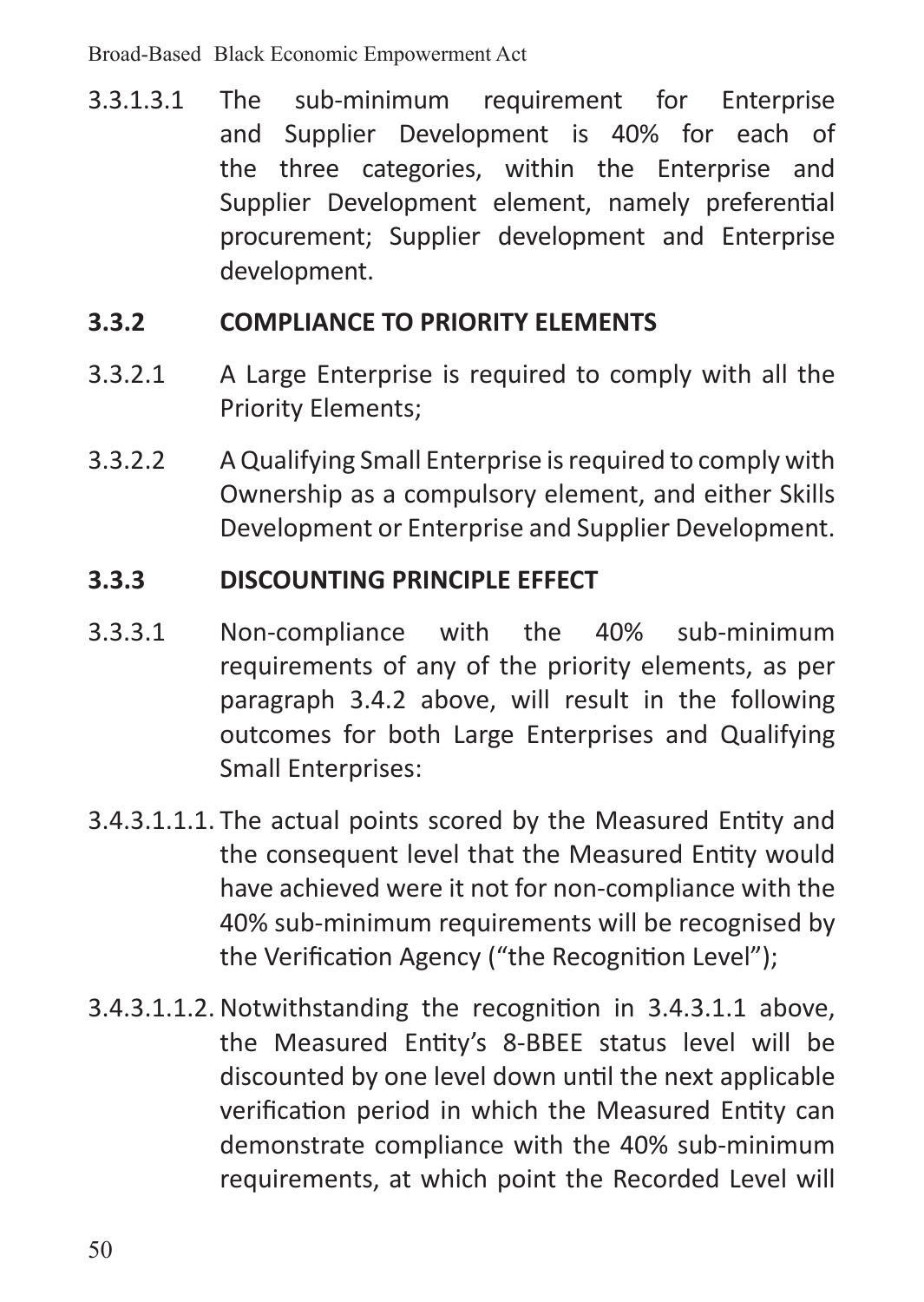3.3.1.3.1 The sub-minimum requirement for Enterprise and Supplier Development is 40% for each of the three categories, within the Enterprise and Supplier Development element, namely preferential procurement; Supplier development and Enterprise development.

**3.3.2 COMPLIANCE TO PRIORITY ELEMENTS**

3.3.2.1 A Large Enterprise is required to comply with all the Priority Elements;

3.3.2.2 A Qualifying Small Enterprise is required to comply with Ownership as a compulsory element, and either Skills Development or Enterprise and Supplier Development.

**3.3.3 DISCOUNTING PRINCIPLE EFFECT**

3.3.3.1 Non-compliance with the 40% sub-minimum requirements of any of the priority elements, as per paragraph 3.4.2 above, will result in the following outcomes for both Large Enterprises and Qualifying Small Enterprises:

3.4.3.1.1.1. The actual points scored by the Measured Entity and the consequent level that the Measured Entity would have achieved were it not for non-compliance with the 40% sub-minimum requirements will be recognised by the Verification Agency ("the Recognition Level");

3.4.3.1.1.2. Notwithstanding the recognition in 3.4.3.1.1 above, the Measured Entity's 8-BBEE status level will be discounted by one level down until the next applicable verification period in which the Measured Entity can demonstrate compliance with the 40% sub-minimum requirements, at which point the Recorded Level will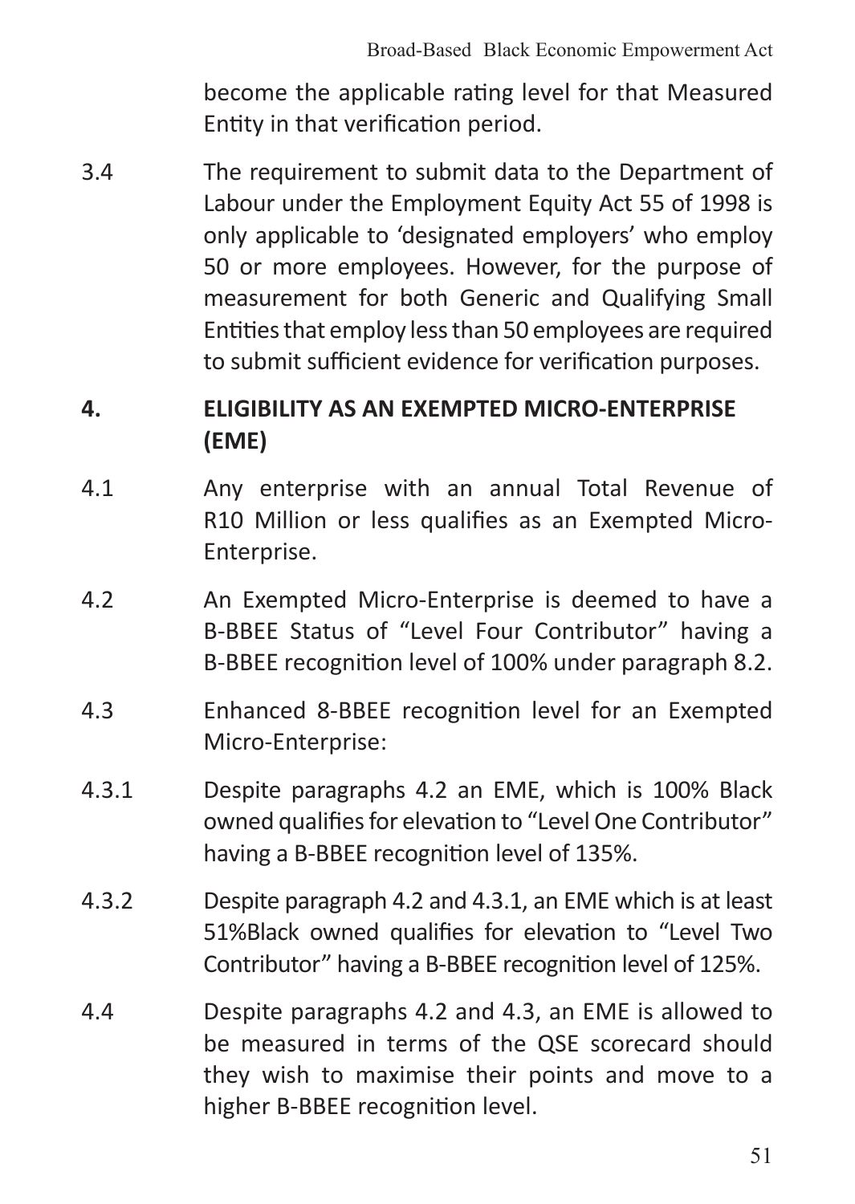become the applicable rating level for that Measured Entity in that verification period.

3.4 The requirement to submit data to the Department of Labour under the Employment Equity Act 55 of 1998 is only applicable to 'designated employers' who employ 50 or more employees. However, for the purpose of measurement for both Generic and Qualifying Small Entities that employ less than 50 employees are required to submit sufficient evidence for verification purposes.

## 4. ELIGIBILITY AS AN EXEMPTED MICRO-ENTERPRISE (EME)

4.1 Any enterprise with an annual Total Revenue of R10 Million or less qualifies as an Exempted Micro-Enterprise.

4.2 An Exempted Micro-Enterprise is deemed to have a B-BBEE Status of "Level Four Contributor" having a B-BBEE recognition level of 100% under paragraph 8.2.

4.3 Enhanced 8-BBEE recognition level for an Exempted Micro-Enterprise:

4.3.1 Despite paragraphs 4.2 an EME, which is 100% Black owned qualifies for elevation to "Level One Contributor" having a B-BBEE recognition level of 135%.

4.3.2 Despite paragraph 4.2 and 4.3.1, an EME which is at least 51%Black owned qualifies for elevation to "Level Two Contributor" having a B-BBEE recognition level of 125%.

4.4 Despite paragraphs 4.2 and 4.3, an EME is allowed to be measured in terms of the QSE scorecard should they wish to maximise their points and move to a higher B-BBEE recognition level.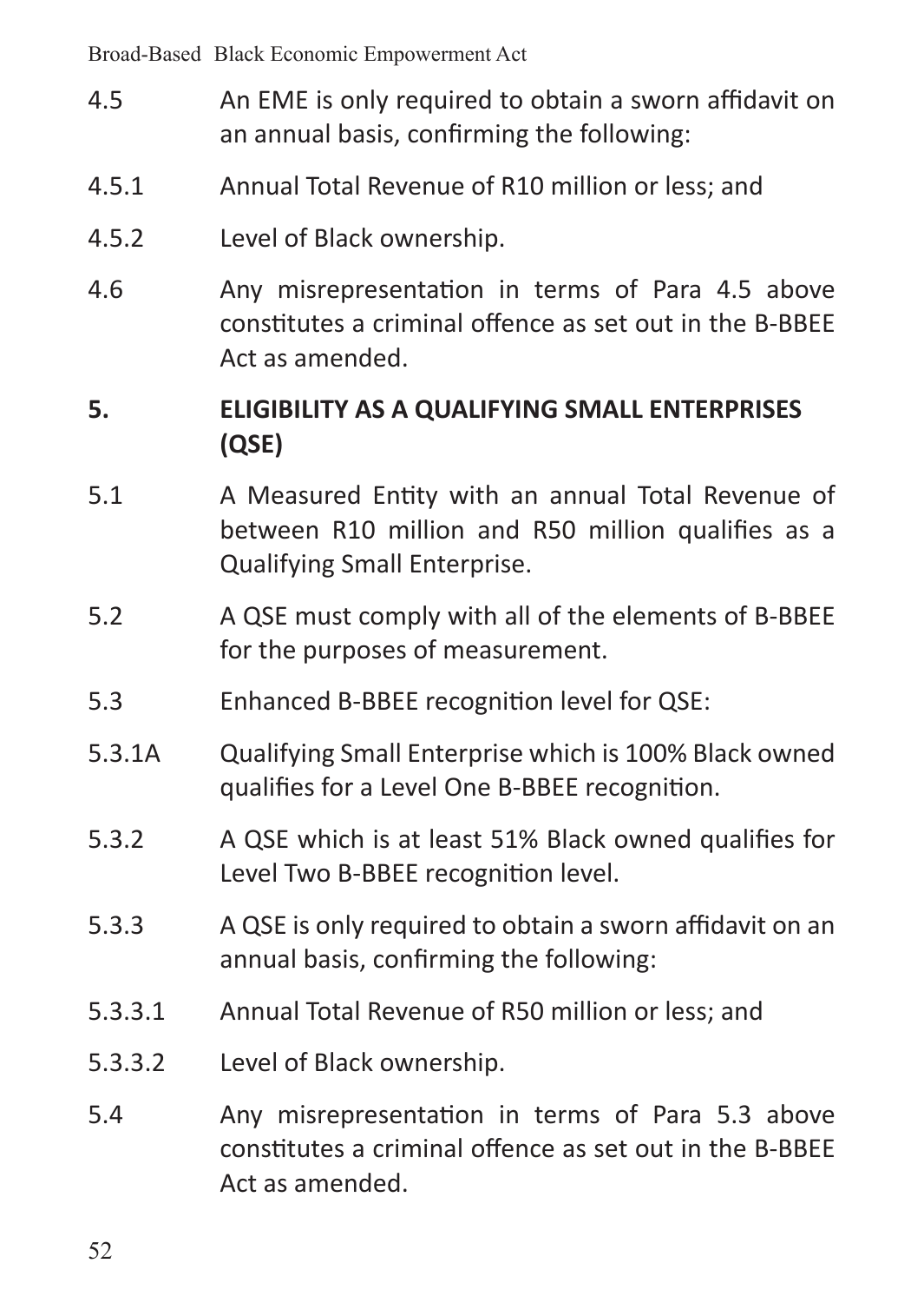4.5 An EME is only required to obtain a sworn affidavit on an annual basis, confirming the following:

4.5.1 Annual Total Revenue of R10 million or less; and

4.5.2 Level of Black ownership.

4.6 Any misrepresentation in terms of Para 4.5 above constitutes a criminal offence as set out in the B-BBEE Act as amended.

## 5. ELIGIBILITY AS A QUALIFYING SMALL ENTERPRISES (QSE)

5.1 A Measured Entity with an annual Total Revenue of between R10 million and R50 million qualifies as a Qualifying Small Enterprise.

5.2 A QSE must comply with all of the elements of B-BBEE for the purposes of measurement.

5.3 Enhanced B-BBEE recognition level for QSE:

5.3.1A Qualifying Small Enterprise which is 100% Black owned qualifies for a Level One B-BBEE recognition.

5.3.2 A QSE which is at least 51% Black owned qualifies for Level Two B-BBEE recognition level.

5.3.3 A QSE is only required to obtain a sworn affidavit on an annual basis, confirming the following:

5.3.3.1 Annual Total Revenue of R50 million or less; and

5.3.3.2 Level of Black ownership.

5.4 Any misrepresentation in terms of Para 5.3 above constitutes a criminal offence as set out in the B-BBEE Act as amended.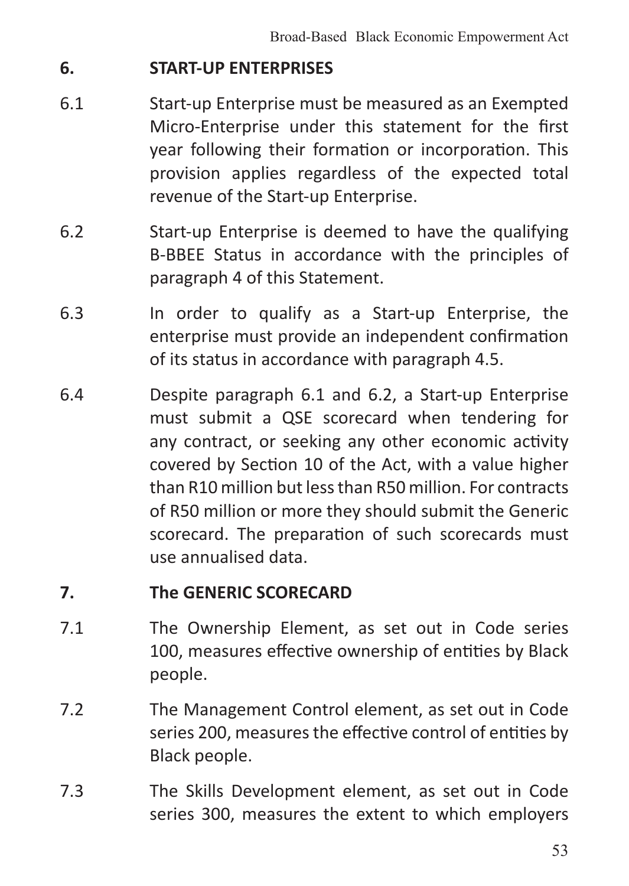## 6. START-UP ENTERPRISES

6.1 Start-up Enterprise must be measured as an Exempted Micro-Enterprise under this statement for the first year following their formation or incorporation. This provision applies regardless of the expected total revenue of the Start-up Enterprise.

6.2 Start-up Enterprise is deemed to have the qualifying B-BBEE Status in accordance with the principles of paragraph 4 of this Statement.

6.3 In order to qualify as a Start-up Enterprise, the enterprise must provide an independent confirmation of its status in accordance with paragraph 4.5.

6.4 Despite paragraph 6.1 and 6.2, a Start-up Enterprise must submit a QSE scorecard when tendering for any contract, or seeking any other economic activity covered by Section 10 of the Act, with a value higher than R10 million but less than R50 million. For contracts of R50 million or more they should submit the Generic scorecard. The preparation of such scorecards must use annualised data.

## 7. The GENERIC SCORECARD

7.1 The Ownership Element, as set out in Code series 100, measures effective ownership of entities by Black people.

7.2 The Management Control element, as set out in Code series 200, measures the effective control of entities by Black people.

7.3 The Skills Development element, as set out in Code series 300, measures the extent to which employers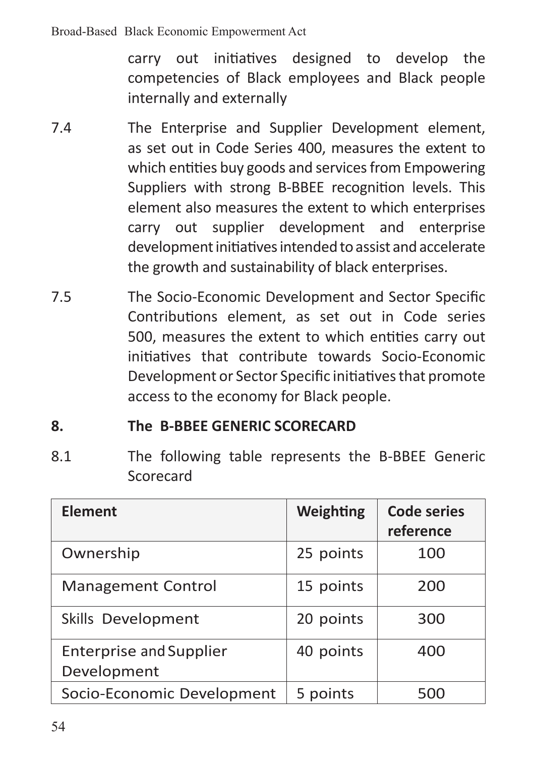carry out initiatives designed to develop the competencies of Black employees and Black people internally and externally

7.4 The Enterprise and Supplier Development element, as set out in Code Series 400, measures the extent to which entities buy goods and services from Empowering Suppliers with strong B-BBEE recognition levels. This element also measures the extent to which enterprises carry out supplier development and enterprise development initiatives intended to assist and accelerate the growth and sustainability of black enterprises.

7.5 The Socio-Economic Development and Sector Specific Contributions element, as set out in Code series 500, measures the extent to which entities carry out initiatives that contribute towards Socio-Economic Development or Sector Specific initiatives that promote access to the economy for Black people.

## 8. The B-BBEE GENERIC SCORECARD

8.1 The following table represents the B-BBEE Generic Scorecard

| Element | Weighting | Code series reference |
|---|---|---|
| Ownership | 25 points | 100 |
| Management Control | 15 points | 200 |
| Skills Development | 20 points | 300 |
| Enterprise and Supplier Development | 40 points | 400 |
| Socio-Economic Development | 5 points | 500 |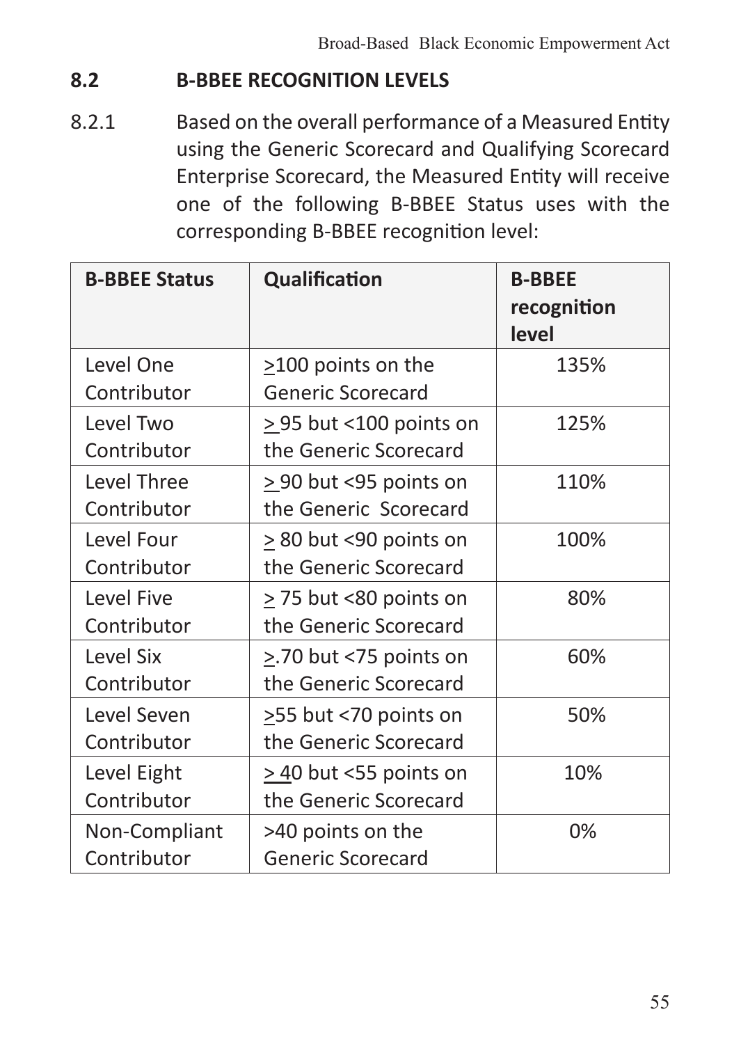## 8.2 B-BBEE RECOGNITION LEVELS

8.2.1 Based on the overall performance of a Measured Entity using the Generic Scorecard and Qualifying Scorecard Enterprise Scorecard, the Measured Entity will receive one of the following B-BBEE Status uses with the corresponding B-BBEE recognition level:

| B-BBEE Status | Qualification | B-BBEE recognition level |
|---|---|---|
| Level One Contributor | ≥100 points on the Generic Scorecard | 135% |
| Level Two Contributor | ≥ 95 but <100 points on the Generic Scorecard | 125% |
| Level Three Contributor | ≥ 90 but <95 points on the Generic Scorecard | 110% |
| Level Four Contributor | ≥ 80 but <90 points on the Generic Scorecard | 100% |
| Level Five Contributor | ≥ 75 but <80 points on the Generic Scorecard | 80% |
| Level Six Contributor | ≥.70 but <75 points on the Generic Scorecard | 60% |
| Level Seven Contributor | ≥55 but <70 points on the Generic Scorecard | 50% |
| Level Eight Contributor | ≥ 40 but <55 points on the Generic Scorecard | 10% |
| Non-Compliant Contributor | >40 points on the Generic Scorecard | 0% |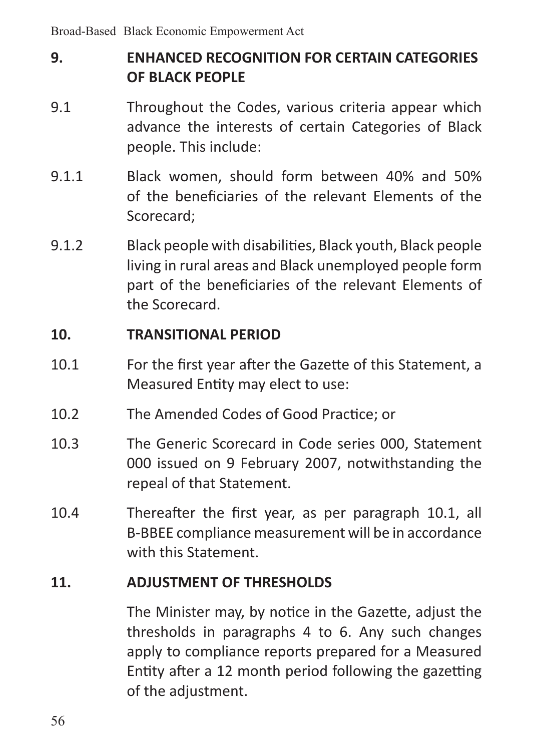## 9. ENHANCED RECOGNITION FOR CERTAIN CATEGORIES OF BLACK PEOPLE

9.1 Throughout the Codes, various criteria appear which advance the interests of certain Categories of Black people. This include:

9.1.1 Black women, should form between 40% and 50% of the beneficiaries of the relevant Elements of the Scorecard;

9.1.2 Black people with disabilities, Black youth, Black people living in rural areas and Black unemployed people form part of the beneficiaries of the relevant Elements of the Scorecard.

## 10. TRANSITIONAL PERIOD

10.1 For the first year after the Gazette of this Statement, a Measured Entity may elect to use:

10.2 The Amended Codes of Good Practice; or

10.3 The Generic Scorecard in Code series 000, Statement 000 issued on 9 February 2007, notwithstanding the repeal of that Statement.

10.4 Thereafter the first year, as per paragraph 10.1, all B-BBEE compliance measurement will be in accordance with this Statement.

## 11. ADJUSTMENT OF THRESHOLDS

The Minister may, by notice in the Gazette, adjust the thresholds in paragraphs 4 to 6. Any such changes apply to compliance reports prepared for a Measured Entity after a 12 month period following the gazetting of the adjustment.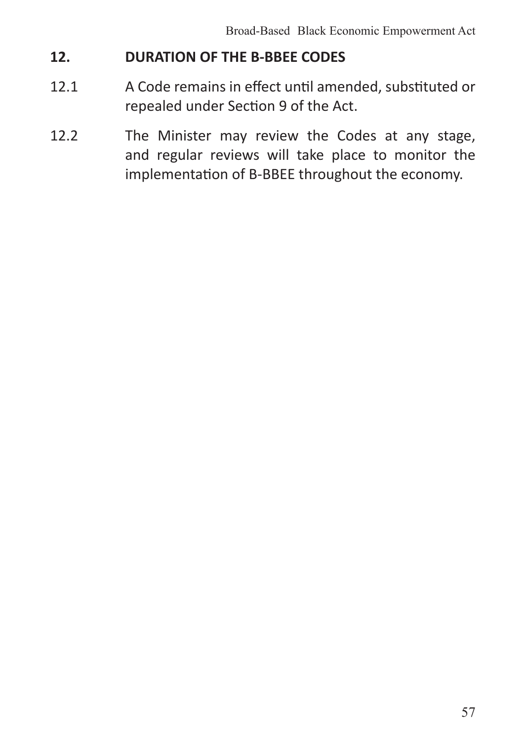## 12. DURATION OF THE B-BBEE CODES

12.1 A Code remains in effect until amended, substituted or repealed under Section 9 of the Act.

12.2 The Minister may review the Codes at any stage, and regular reviews will take place to monitor the implementation of B-BBEE throughout the economy.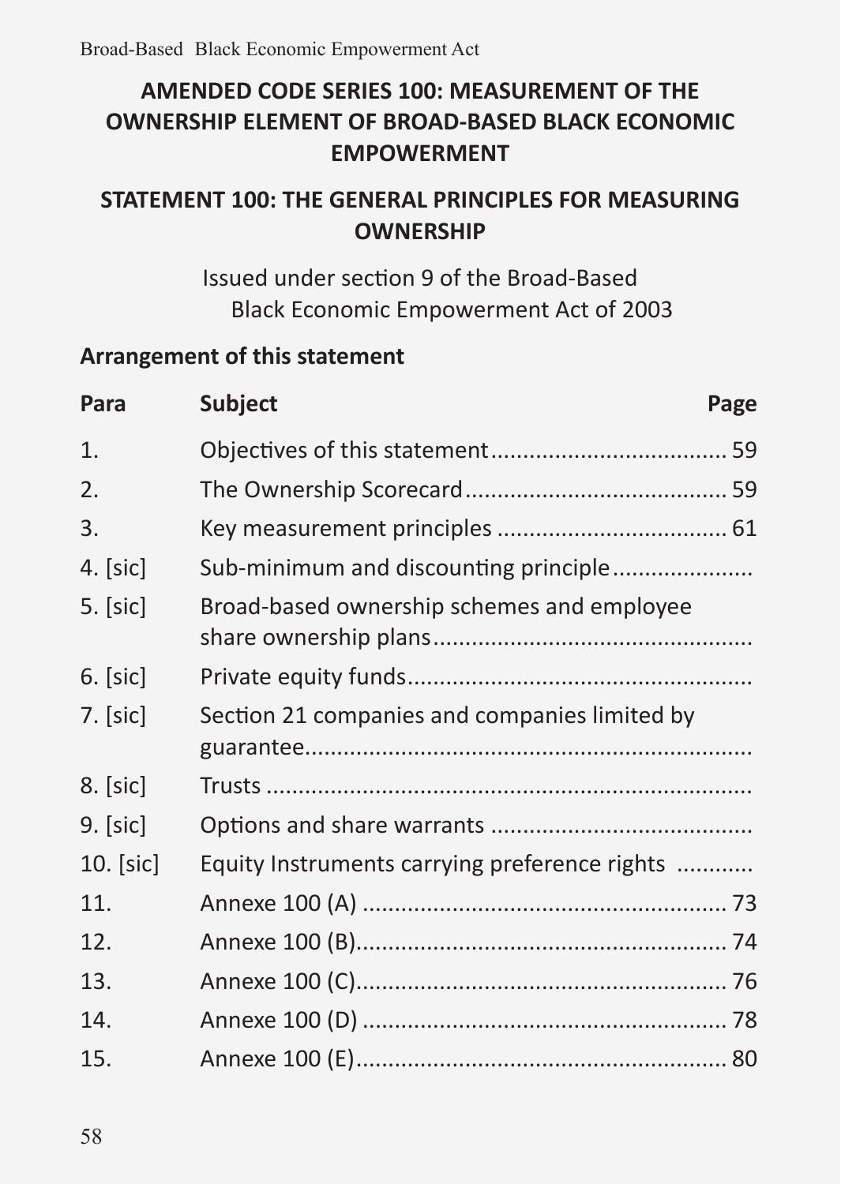## AMENDED CODE SERIES 100: MEASUREMENT OF THE OWNERSHIP ELEMENT OF BROAD-BASED BLACK ECONOMIC EMPOWERMENT

## STATEMENT 100: THE GENERAL PRINCIPLES FOR MEASURING OWNERSHIP

Issued under section 9 of the Broad-Based Black Economic Empowerment Act of 2003

### Arrangement of this statement

| Para | Subject | Page |
|---|---|---|
| 1. | Objectives of this statement | 59 |
| 2. | The Ownership Scorecard | 59 |
| 3. | Key measurement principles | 61 |
| 4. [sic] | Sub-minimum and discounting principle | |
| 5. [sic] | Broad-based ownership schemes and employee share ownership plans | |
| 6. [sic] | Private equity funds | |
| 7. [sic] | Section 21 companies and companies limited by guarantee | |
| 8. [sic] | Trusts | |
| 9. [sic] | Options and share warrants | |
| 10. [sic] | Equity Instruments carrying preference rights | |
| 11. | Annexe 100 (A) | 73 |
| 12. | Annexe 100 (B) | 74 |
| 13. | Annexe 100 (C) | 76 |
| 14. | Annexe 100 (D) | 78 |
| 15. | Annexe 100 (E) | 80 |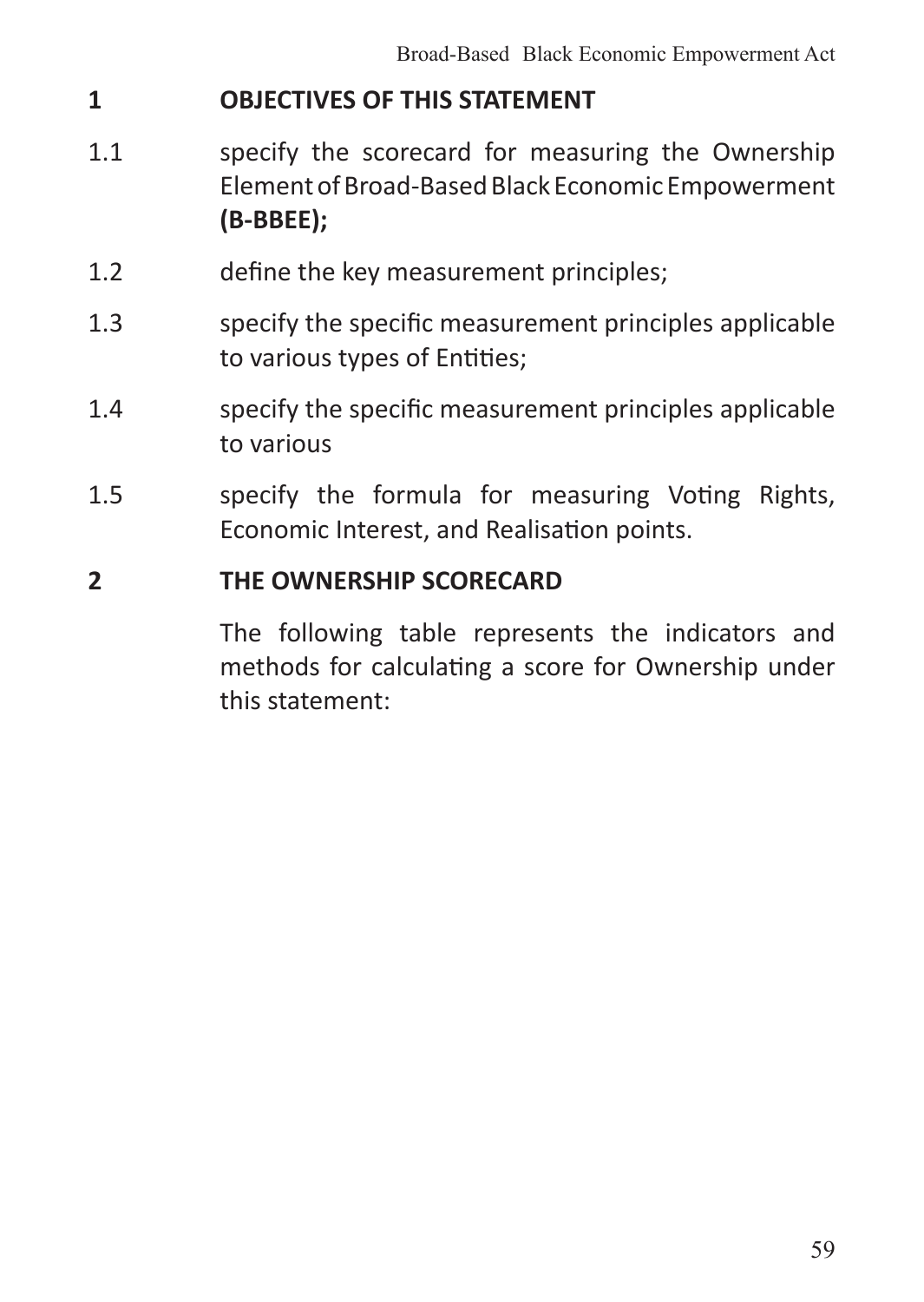## 1 OBJECTIVES OF THIS STATEMENT

1.1 specify the scorecard for measuring the Ownership Element of Broad-Based Black Economic Empowerment **(B-BBEE);**

1.2 define the key measurement principles;

1.3 specify the specific measurement principles applicable to various types of Entities;

1.4 specify the specific measurement principles applicable to various

1.5 specify the formula for measuring Voting Rights, Economic Interest, and Realisation points.

## 2 THE OWNERSHIP SCORECARD

The following table represents the indicators and methods for calculating a score for Ownership under this statement: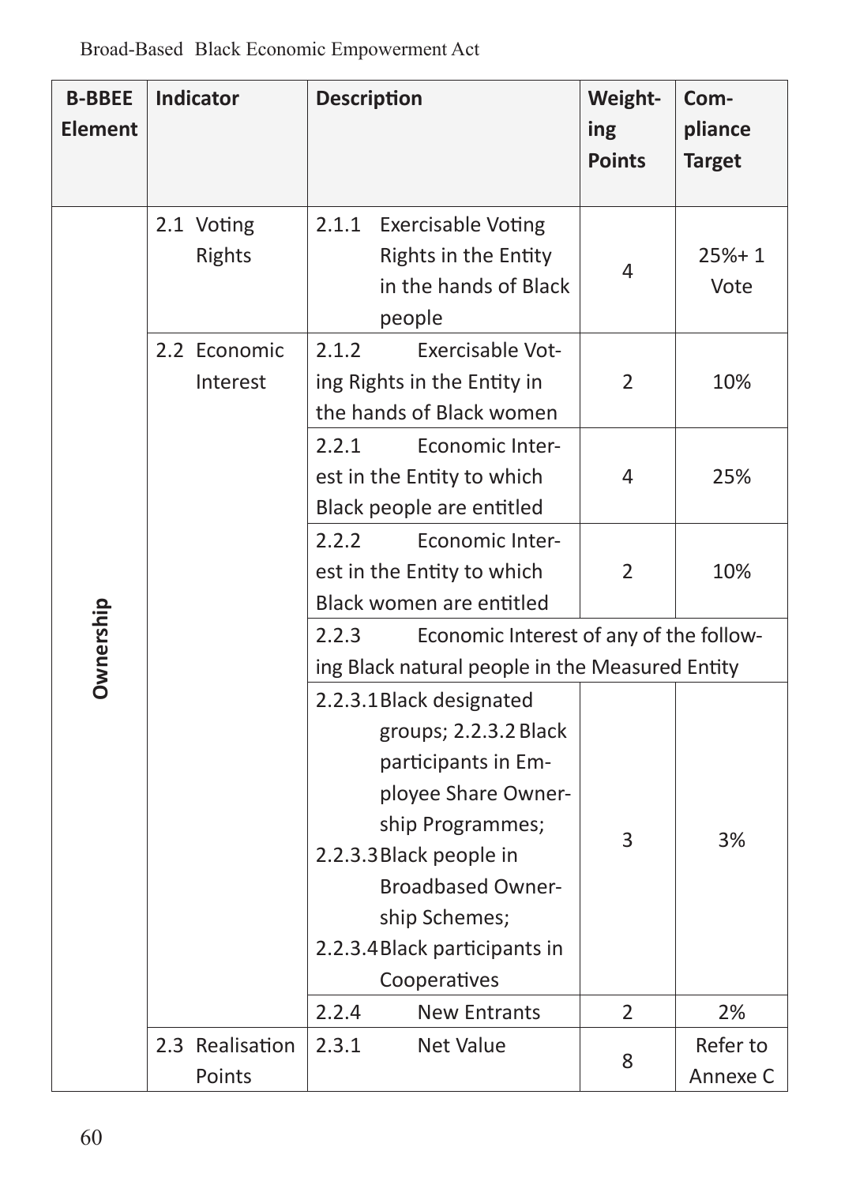| B-BBEE Element | Indicator | Description | Weighting Points | Compliance Target |
|---|---|---|---|---|
| Ownership | 2.1 Voting Rights | 2.1.1 Exercisable Voting Rights in the Entity in the hands of Black people | 4 | 25%+ 1 Vote |
| | 2.2 Economic Interest | 2.1.2 Exercisable Voting Rights in the Entity in the hands of Black women | 2 | 10% |
| | | 2.2.1 Economic Interest in the Entity to which Black people are entitled | 4 | 25% |
| | | 2.2.2 Economic Interest in the Entity to which Black women are entitled | 2 | 10% |
| | | 2.2.3 Economic Interest of any of the following Black natural people in the Measured Entity | | |
| | | 2.2.3.1 Black designated groups; 2.2.3.2 Black participants in Employee Share Ownership Programmes; 2.2.3.3 Black people in Broadbased Ownership Schemes; 2.2.3.4 Black participants in Cooperatives | 3 | 3% |
| | | 2.2.4 New Entrants | 2 | 2% |
| | 2.3 Realisation Points | 2.3.1 Net Value | 8 | Refer to Annexe C |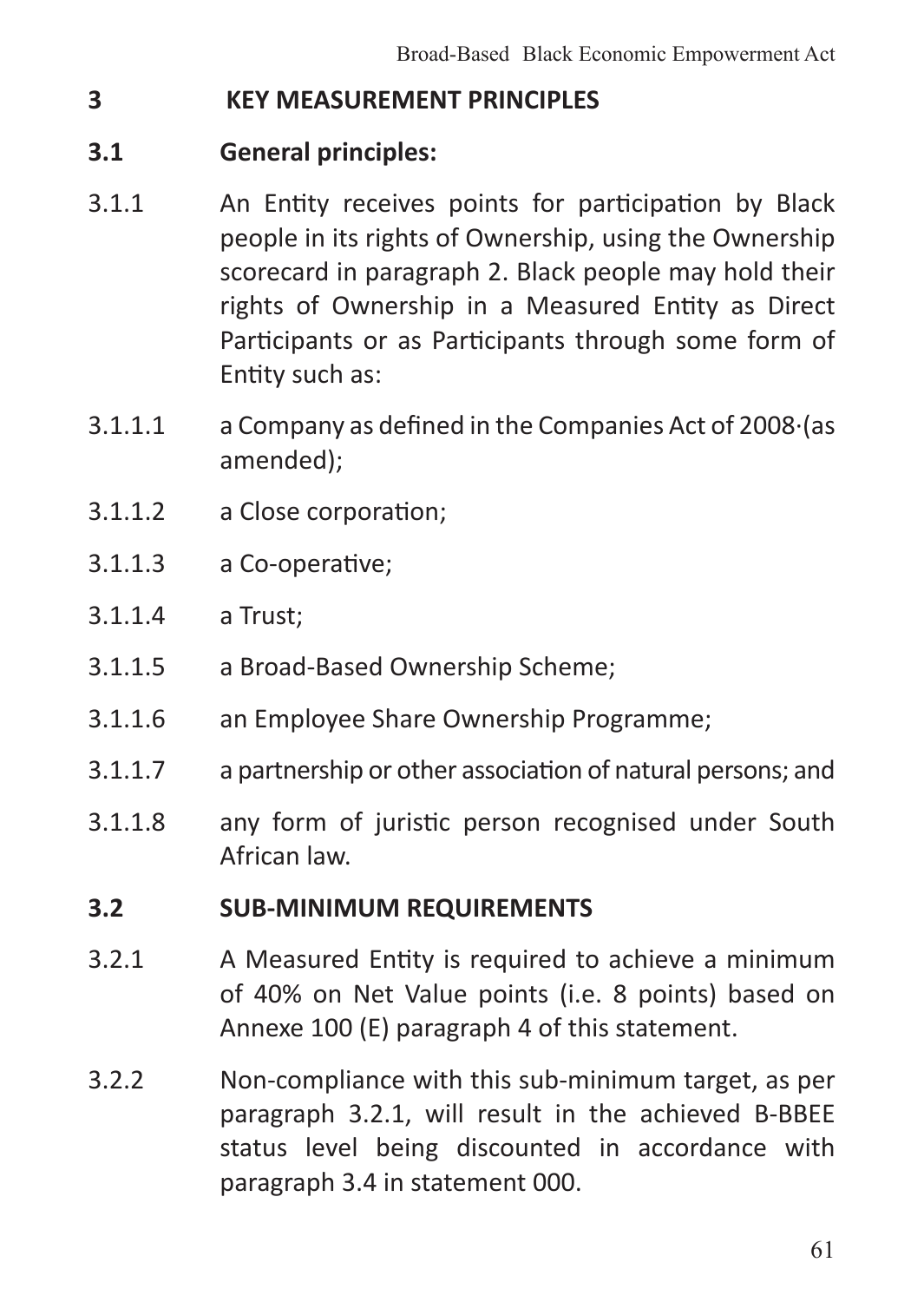## 3 KEY MEASUREMENT PRINCIPLES

### 3.1 General principles:

3.1.1 An Entity receives points for participation by Black people in its rights of Ownership, using the Ownership scorecard in paragraph 2. Black people may hold their rights of Ownership in a Measured Entity as Direct Participants or as Participants through some form of Entity such as:

3.1.1.1 a Company as defined in the Companies Act of 2008·(as amended);

3.1.1.2 a Close corporation;

3.1.1.3 a Co-operative;

3.1.1.4 a Trust;

3.1.1.5 a Broad-Based Ownership Scheme;

3.1.1.6 an Employee Share Ownership Programme;

3.1.1.7 a partnership or other association of natural persons; and

3.1.1.8 any form of juristic person recognised under South African law.

### 3.2 SUB-MINIMUM REQUIREMENTS

3.2.1 A Measured Entity is required to achieve a minimum of 40% on Net Value points (i.e. 8 points) based on Annexe 100 (E) paragraph 4 of this statement.

3.2.2 Non-compliance with this sub-minimum target, as per paragraph 3.2.1, will result in the achieved B-BBEE status level being discounted in accordance with paragraph 3.4 in statement 000.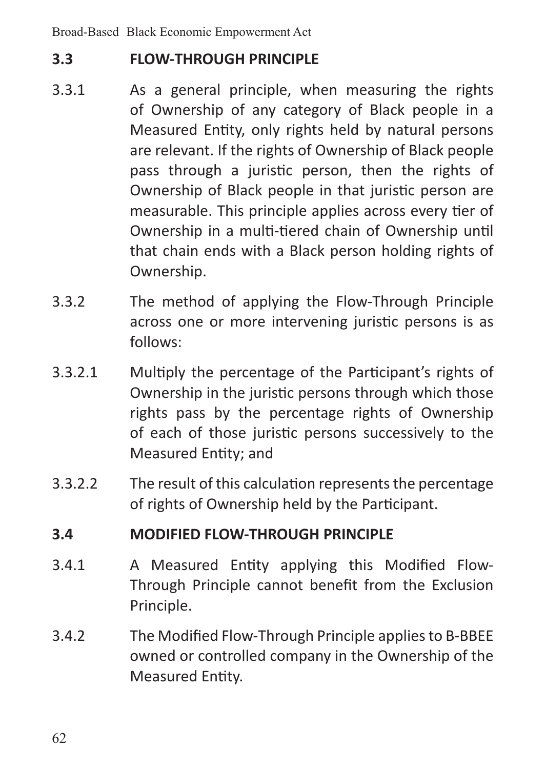### 3.3 FLOW-THROUGH PRINCIPLE

3.3.1 As a general principle, when measuring the rights of Ownership of any category of Black people in a Measured Entity, only rights held by natural persons are relevant. If the rights of Ownership of Black people pass through a juristic person, then the rights of Ownership of Black people in that juristic person are measurable. This principle applies across every tier of Ownership in a multi-tiered chain of Ownership until that chain ends with a Black person holding rights of Ownership.

3.3.2 The method of applying the Flow-Through Principle across one or more intervening juristic persons is as follows:

3.3.2.1 Multiply the percentage of the Participant's rights of Ownership in the juristic persons through which those rights pass by the percentage rights of Ownership of each of those juristic persons successively to the Measured Entity; and

3.3.2.2 The result of this calculation represents the percentage of rights of Ownership held by the Participant.

### 3.4 MODIFIED FLOW-THROUGH PRINCIPLE

3.4.1 A Measured Entity applying this Modified Flow-Through Principle cannot benefit from the Exclusion Principle.

3.4.2 The Modified Flow-Through Principle applies to B-BBEE owned or controlled company in the Ownership of the Measured Entity.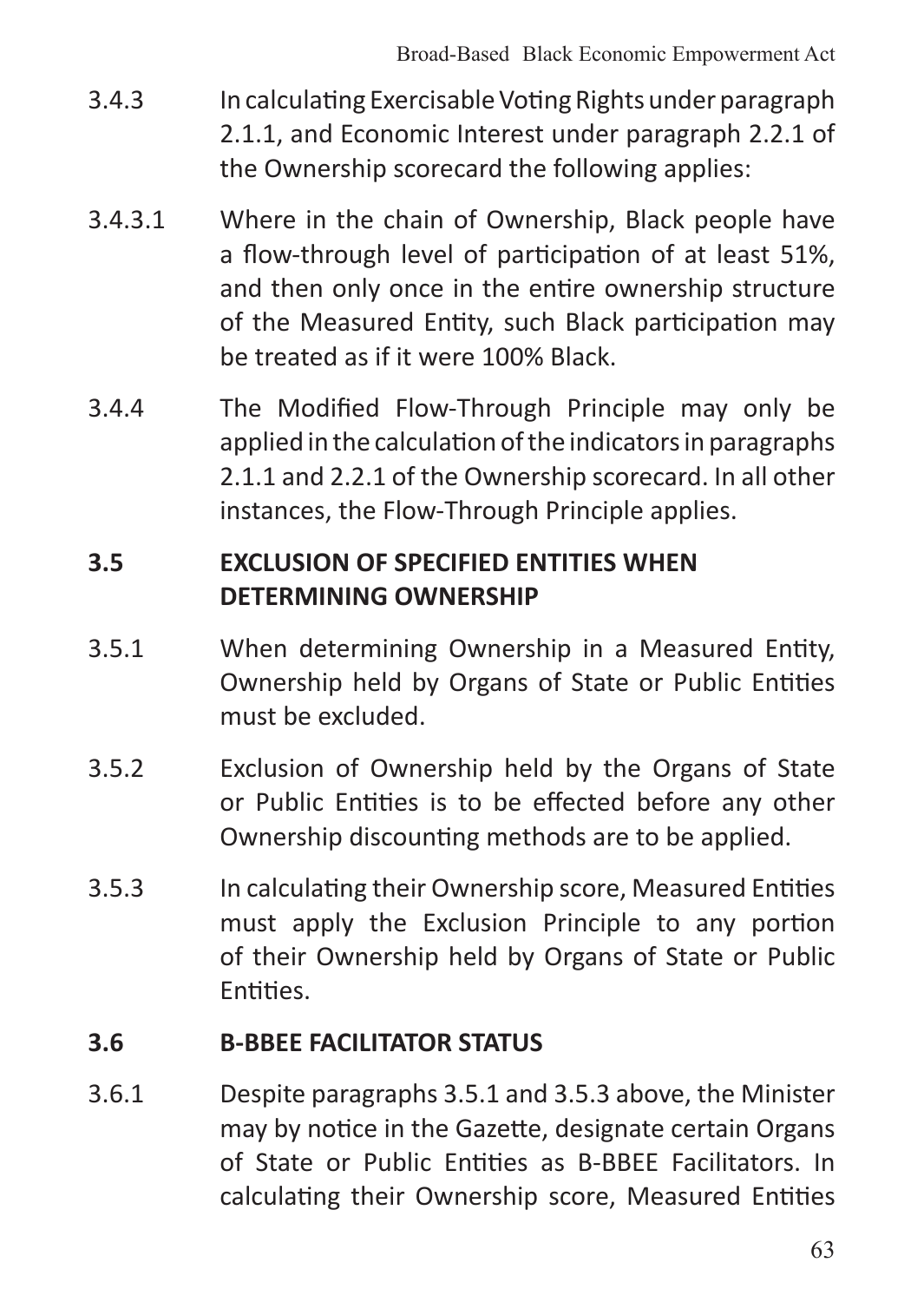3.4.3 In calculating Exercisable Voting Rights under paragraph 2.1.1, and Economic Interest under paragraph 2.2.1 of the Ownership scorecard the following applies:

3.4.3.1 Where in the chain of Ownership, Black people have a flow-through level of participation of at least 51%, and then only once in the entire ownership structure of the Measured Entity, such Black participation may be treated as if it were 100% Black.

3.4.4 The Modified Flow-Through Principle may only be applied in the calculation of the indicators in paragraphs 2.1.1 and 2.2.1 of the Ownership scorecard. In all other instances, the Flow-Through Principle applies.

### 3.5 EXCLUSION OF SPECIFIED ENTITIES WHEN DETERMINING OWNERSHIP

3.5.1 When determining Ownership in a Measured Entity, Ownership held by Organs of State or Public Entities must be excluded.

3.5.2 Exclusion of Ownership held by the Organs of State or Public Entities is to be effected before any other Ownership discounting methods are to be applied.

3.5.3 In calculating their Ownership score, Measured Entities must apply the Exclusion Principle to any portion of their Ownership held by Organs of State or Public Entities.

### 3.6 B-BBEE FACILITATOR STATUS

3.6.1 Despite paragraphs 3.5.1 and 3.5.3 above, the Minister may by notice in the Gazette, designate certain Organs of State or Public Entities as B-BBEE Facilitators. In calculating their Ownership score, Measured Entities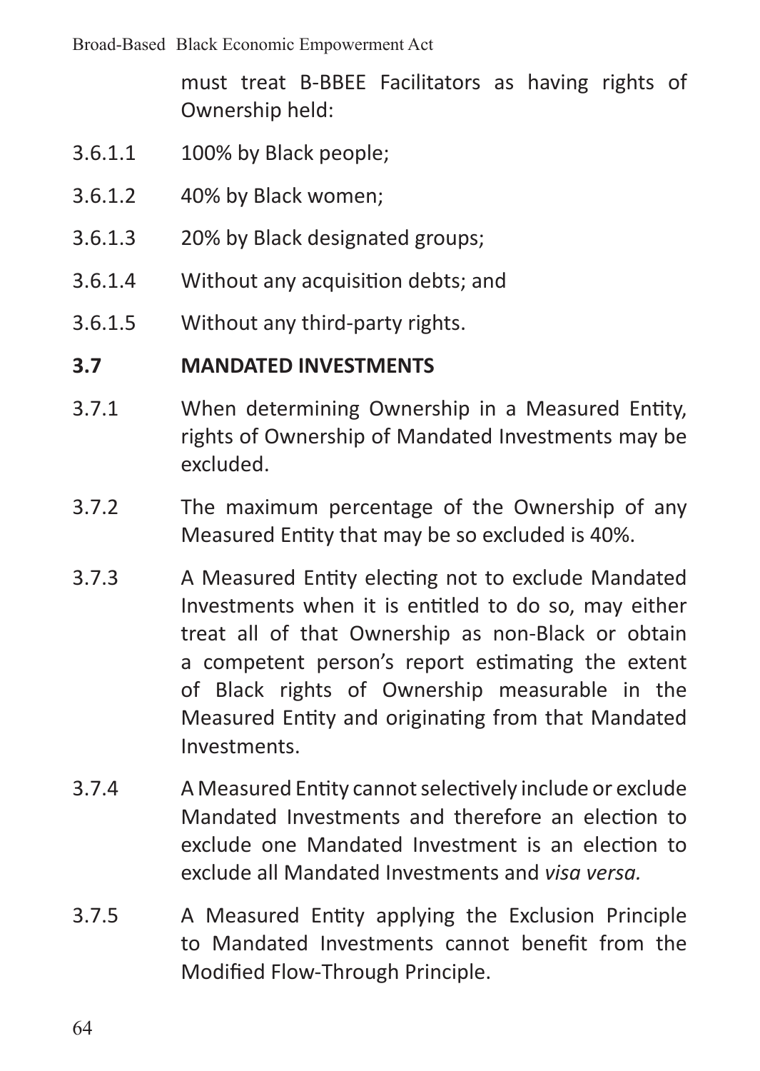must treat B-BBEE Facilitators as having rights of Ownership held:

3.6.1.1 100% by Black people;

3.6.1.2 40% by Black women;

3.6.1.3 20% by Black designated groups;

3.6.1.4 Without any acquisition debts; and

3.6.1.5 Without any third-party rights.

## 3.7 MANDATED INVESTMENTS

3.7.1 When determining Ownership in a Measured Entity, rights of Ownership of Mandated Investments may be excluded.

3.7.2 The maximum percentage of the Ownership of any Measured Entity that may be so excluded is 40%.

3.7.3 A Measured Entity electing not to exclude Mandated Investments when it is entitled to do so, may either treat all of that Ownership as non-Black or obtain a competent person's report estimating the extent of Black rights of Ownership measurable in the Measured Entity and originating from that Mandated Investments.

3.7.4 A Measured Entity cannot selectively include or exclude Mandated Investments and therefore an election to exclude one Mandated Investment is an election to exclude all Mandated Investments and *visa versa.*

3.7.5 A Measured Entity applying the Exclusion Principle to Mandated Investments cannot benefit from the Modified Flow-Through Principle.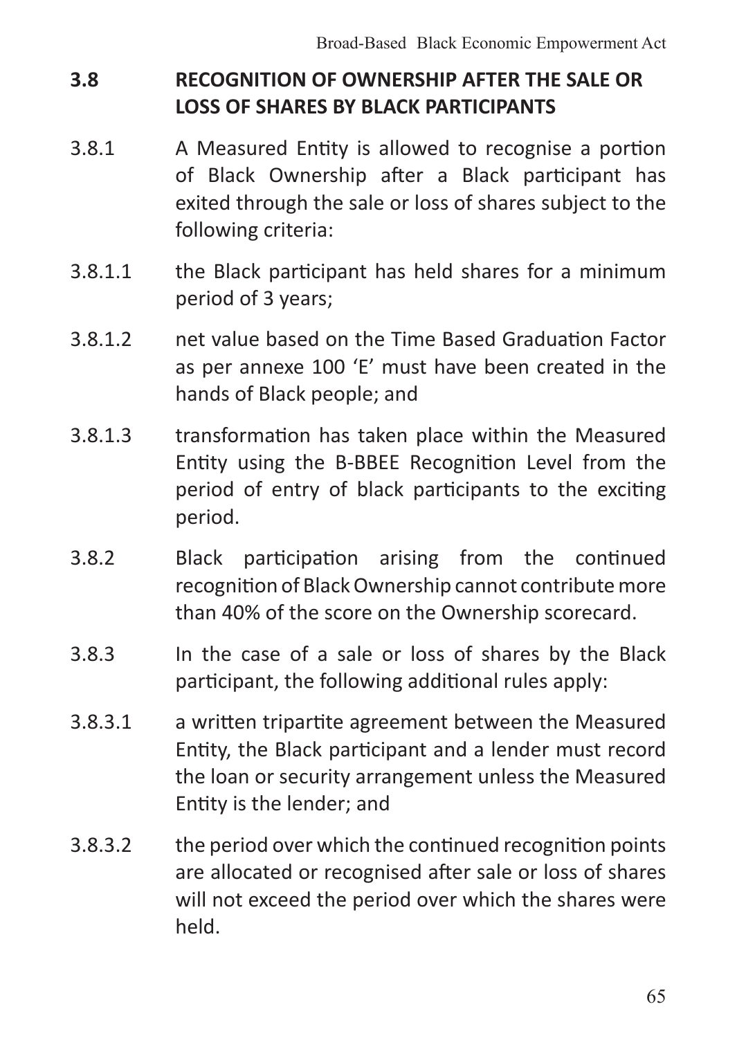## 3.8 RECOGNITION OF OWNERSHIP AFTER THE SALE OR LOSS OF SHARES BY BLACK PARTICIPANTS

3.8.1 A Measured Entity is allowed to recognise a portion of Black Ownership after a Black participant has exited through the sale or loss of shares subject to the following criteria:

3.8.1.1 the Black participant has held shares for a minimum period of 3 years;

3.8.1.2 net value based on the Time Based Graduation Factor as per annexe 100 'E' must have been created in the hands of Black people; and

3.8.1.3 transformation has taken place within the Measured Entity using the B-BBEE Recognition Level from the period of entry of black participants to the exciting period.

3.8.2 Black participation arising from the continued recognition of Black Ownership cannot contribute more than 40% of the score on the Ownership scorecard.

3.8.3 In the case of a sale or loss of shares by the Black participant, the following additional rules apply:

3.8.3.1 a written tripartite agreement between the Measured Entity, the Black participant and a lender must record the loan or security arrangement unless the Measured Entity is the lender; and

3.8.3.2 the period over which the continued recognition points are allocated or recognised after sale or loss of shares will not exceed the period over which the shares were held.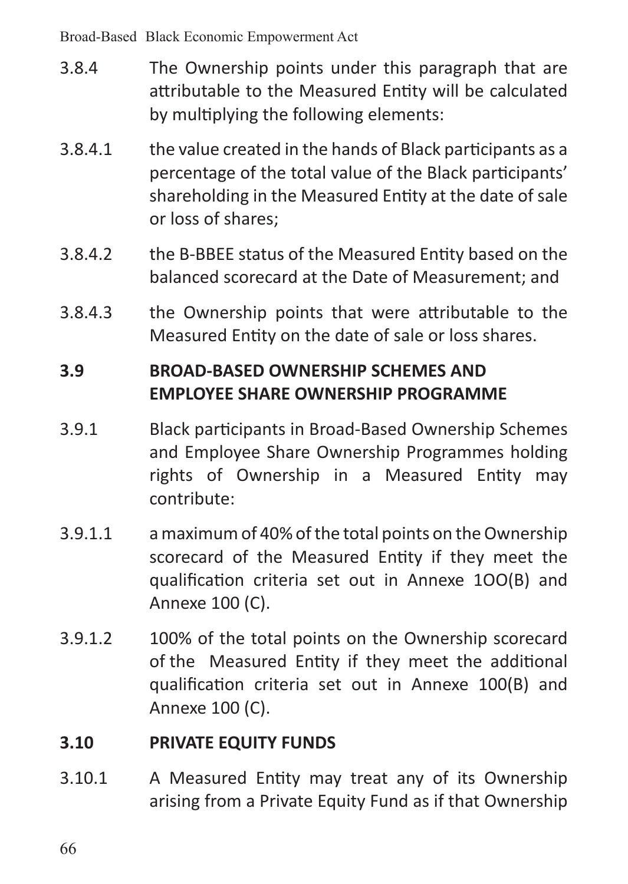3.8.4 The Ownership points under this paragraph that are attributable to the Measured Entity will be calculated by multiplying the following elements:

3.8.4.1 the value created in the hands of Black participants as a percentage of the total value of the Black participants' shareholding in the Measured Entity at the date of sale or loss of shares;

3.8.4.2 the B-BBEE status of the Measured Entity based on the balanced scorecard at the Date of Measurement; and

3.8.4.3 the Ownership points that were attributable to the Measured Entity on the date of sale or loss shares.

**3.9 BROAD-BASED OWNERSHIP SCHEMES AND EMPLOYEE SHARE OWNERSHIP PROGRAMME**

3.9.1 Black participants in Broad-Based Ownership Schemes and Employee Share Ownership Programmes holding rights of Ownership in a Measured Entity may contribute:

3.9.1.1 a maximum of 40% of the total points on the Ownership scorecard of the Measured Entity if they meet the qualification criteria set out in Annexe 1OO(B) and Annexe 100 (C).

3.9.1.2 100% of the total points on the Ownership scorecard of the Measured Entity if they meet the additional qualification criteria set out in Annexe 100(B) and Annexe 100 (C).

**3.10 PRIVATE EQUITY FUNDS**

3.10.1 A Measured Entity may treat any of its Ownership arising from a Private Equity Fund as if that Ownership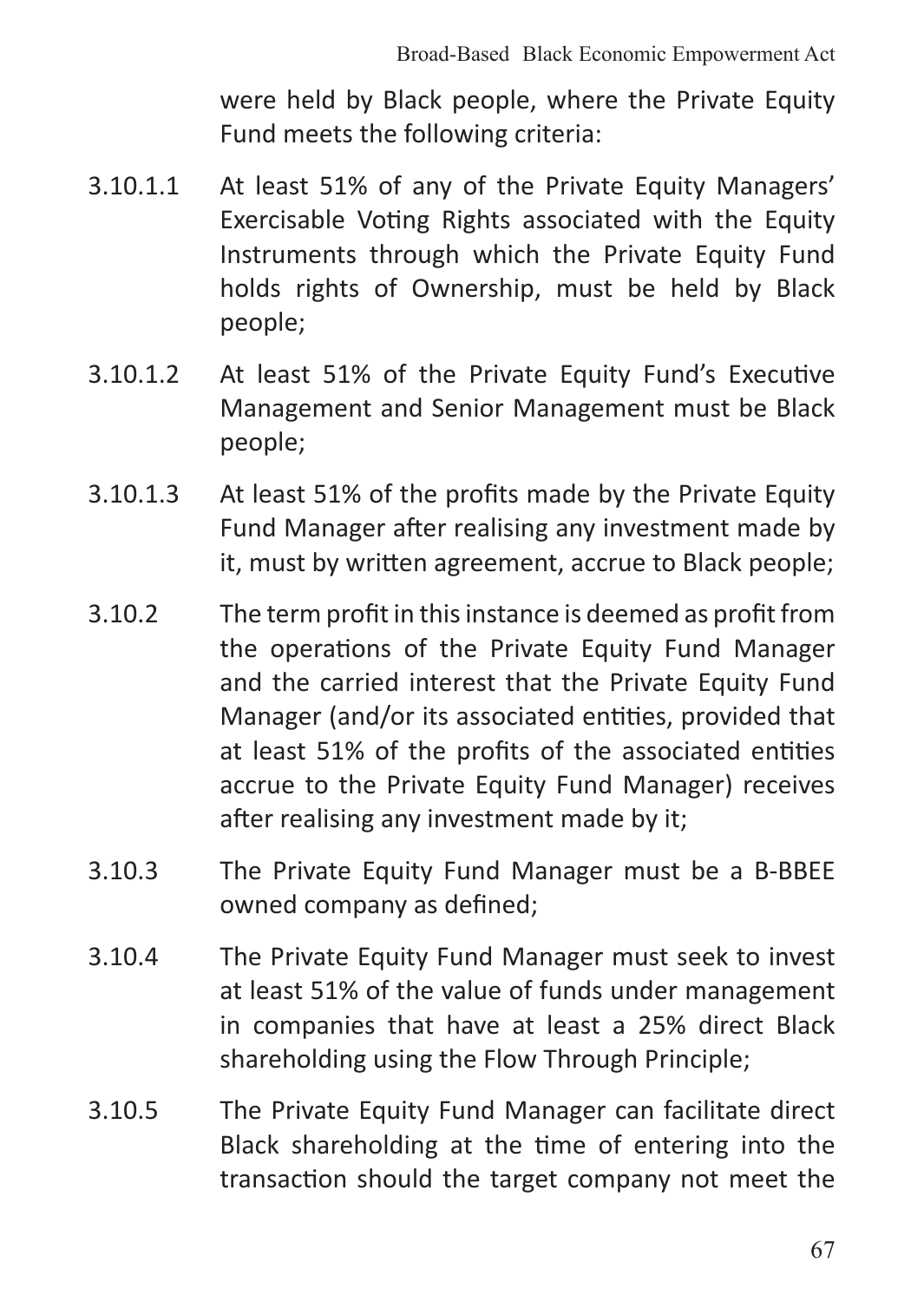were held by Black people, where the Private Equity Fund meets the following criteria:

3.10.1.1 At least 51% of any of the Private Equity Managers' Exercisable Voting Rights associated with the Equity Instruments through which the Private Equity Fund holds rights of Ownership, must be held by Black people;

3.10.1.2 At least 51% of the Private Equity Fund's Executive Management and Senior Management must be Black people;

3.10.1.3 At least 51% of the profits made by the Private Equity Fund Manager after realising any investment made by it, must by written agreement, accrue to Black people;

3.10.2 The term profit in this instance is deemed as profit from the operations of the Private Equity Fund Manager and the carried interest that the Private Equity Fund Manager (and/or its associated entities, provided that at least 51% of the profits of the associated entities accrue to the Private Equity Fund Manager) receives after realising any investment made by it;

3.10.3 The Private Equity Fund Manager must be a B-BBEE owned company as defined;

3.10.4 The Private Equity Fund Manager must seek to invest at least 51% of the value of funds under management in companies that have at least a 25% direct Black shareholding using the Flow Through Principle;

3.10.5 The Private Equity Fund Manager can facilitate direct Black shareholding at the time of entering into the transaction should the target company not meet the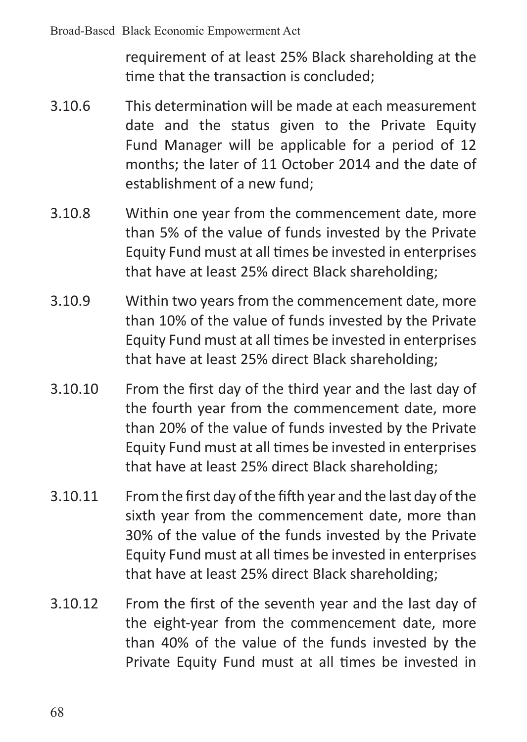requirement of at least 25% Black shareholding at the time that the transaction is concluded;

3.10.6 This determination will be made at each measurement date and the status given to the Private Equity Fund Manager will be applicable for a period of 12 months; the later of 11 October 2014 and the date of establishment of a new fund;

3.10.8 Within one year from the commencement date, more than 5% of the value of funds invested by the Private Equity Fund must at all times be invested in enterprises that have at least 25% direct Black shareholding;

3.10.9 Within two years from the commencement date, more than 10% of the value of funds invested by the Private Equity Fund must at all times be invested in enterprises that have at least 25% direct Black shareholding;

3.10.10 From the first day of the third year and the last day of the fourth year from the commencement date, more than 20% of the value of funds invested by the Private Equity Fund must at all times be invested in enterprises that have at least 25% direct Black shareholding;

3.10.11 From the first day of the fifth year and the last day of the sixth year from the commencement date, more than 30% of the value of the funds invested by the Private Equity Fund must at all times be invested in enterprises that have at least 25% direct Black shareholding;

3.10.12 From the first of the seventh year and the last day of the eight-year from the commencement date, more than 40% of the value of the funds invested by the Private Equity Fund must at all times be invested in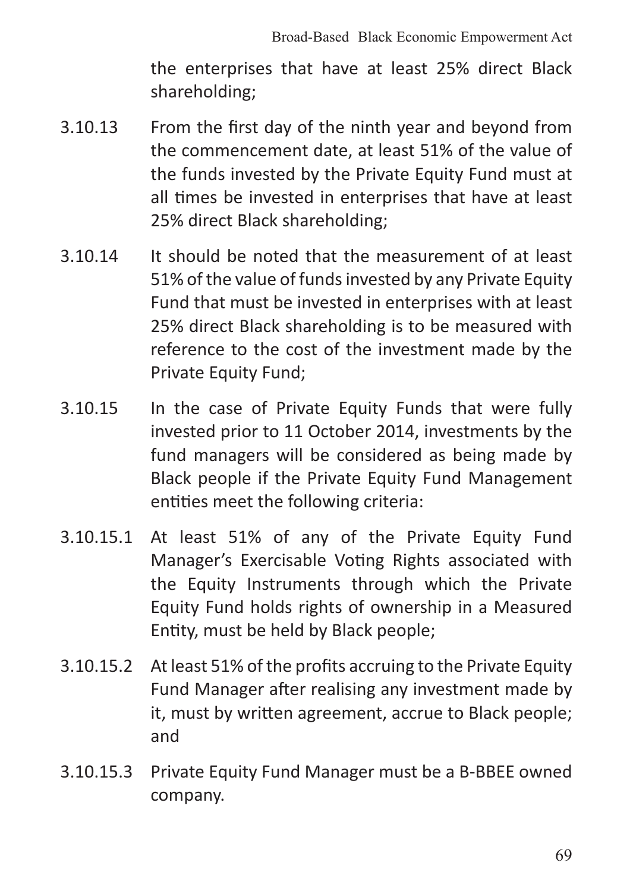the enterprises that have at least 25% direct Black shareholding;

3.10.13 From the first day of the ninth year and beyond from the commencement date, at least 51% of the value of the funds invested by the Private Equity Fund must at all times be invested in enterprises that have at least 25% direct Black shareholding;

3.10.14 It should be noted that the measurement of at least 51% of the value of funds invested by any Private Equity Fund that must be invested in enterprises with at least 25% direct Black shareholding is to be measured with reference to the cost of the investment made by the Private Equity Fund;

3.10.15 In the case of Private Equity Funds that were fully invested prior to 11 October 2014, investments by the fund managers will be considered as being made by Black people if the Private Equity Fund Management entities meet the following criteria:

3.10.15.1 At least 51% of any of the Private Equity Fund Manager's Exercisable Voting Rights associated with the Equity Instruments through which the Private Equity Fund holds rights of ownership in a Measured Entity, must be held by Black people;

3.10.15.2 At least 51% of the profits accruing to the Private Equity Fund Manager after realising any investment made by it, must by written agreement, accrue to Black people; and

3.10.15.3 Private Equity Fund Manager must be a B-BBEE owned company.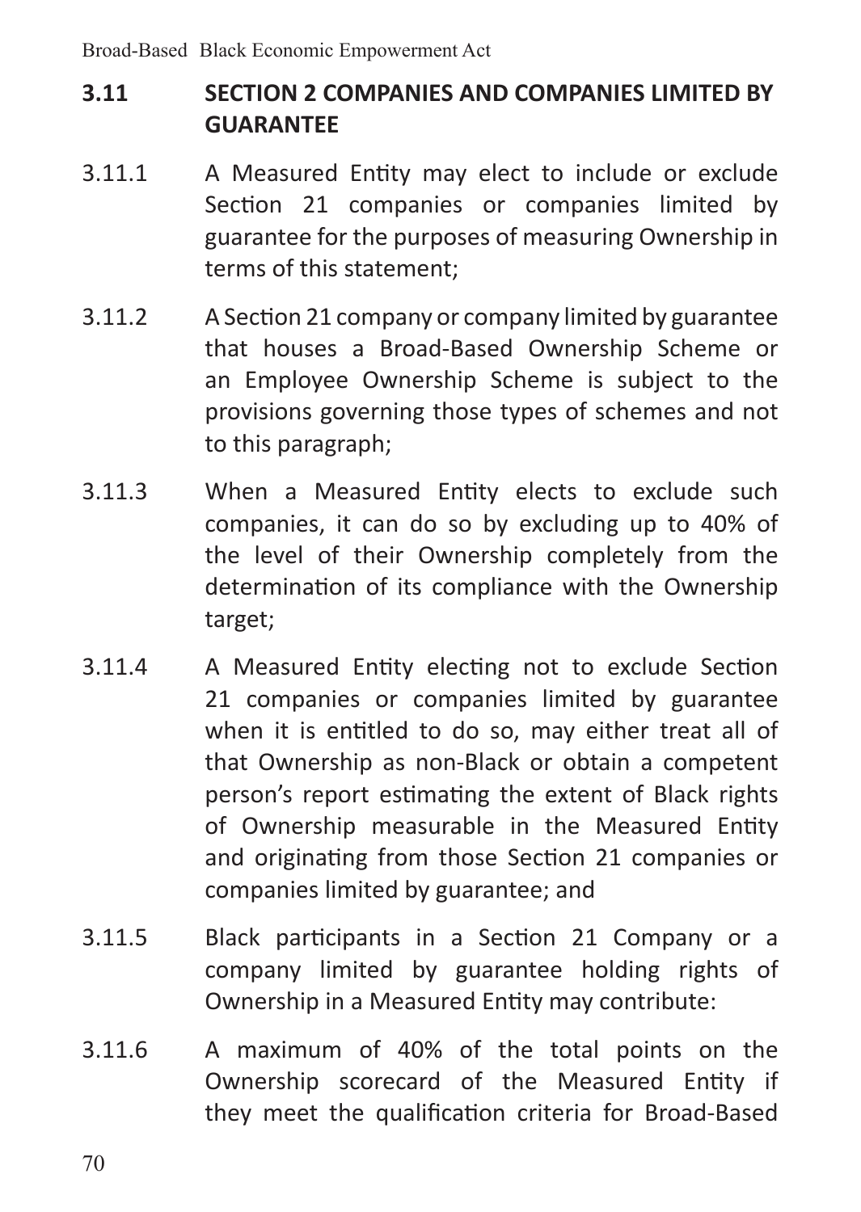## 3.11 SECTION 2 COMPANIES AND COMPANIES LIMITED BY GUARANTEE

3.11.1 A Measured Entity may elect to include or exclude Section 21 companies or companies limited by guarantee for the purposes of measuring Ownership in terms of this statement;

3.11.2 A Section 21 company or company limited by guarantee that houses a Broad-Based Ownership Scheme or an Employee Ownership Scheme is subject to the provisions governing those types of schemes and not to this paragraph;

3.11.3 When a Measured Entity elects to exclude such companies, it can do so by excluding up to 40% of the level of their Ownership completely from the determination of its compliance with the Ownership target;

3.11.4 A Measured Entity electing not to exclude Section 21 companies or companies limited by guarantee when it is entitled to do so, may either treat all of that Ownership as non-Black or obtain a competent person's report estimating the extent of Black rights of Ownership measurable in the Measured Entity and originating from those Section 21 companies or companies limited by guarantee; and

3.11.5 Black participants in a Section 21 Company or a company limited by guarantee holding rights of Ownership in a Measured Entity may contribute:

3.11.6 A maximum of 40% of the total points on the Ownership scorecard of the Measured Entity if they meet the qualification criteria for Broad-Based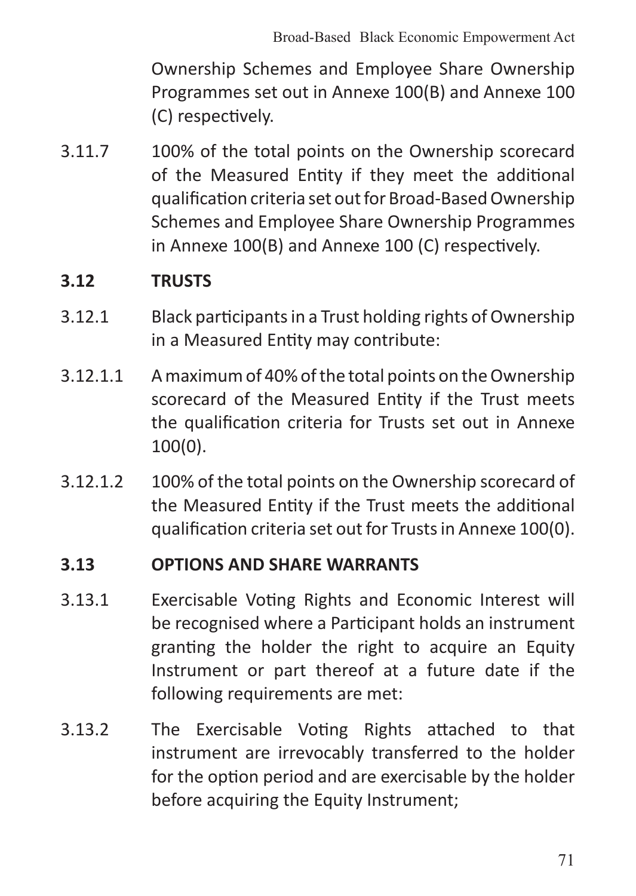Ownership Schemes and Employee Share Ownership Programmes set out in Annexe 100(B) and Annexe 100 (C) respectively.

3.11.7 100% of the total points on the Ownership scorecard of the Measured Entity if they meet the additional qualification criteria set out for Broad-Based Ownership Schemes and Employee Share Ownership Programmes in Annexe 100(B) and Annexe 100 (C) respectively.

**3.12 TRUSTS**

3.12.1 Black participants in a Trust holding rights of Ownership in a Measured Entity may contribute:

3.12.1.1 A maximum of 40% of the total points on the Ownership scorecard of the Measured Entity if the Trust meets the qualification criteria for Trusts set out in Annexe 100(0).

3.12.1.2 100% of the total points on the Ownership scorecard of the Measured Entity if the Trust meets the additional qualification criteria set out for Trusts in Annexe 100(0).

**3.13 OPTIONS AND SHARE WARRANTS**

3.13.1 Exercisable Voting Rights and Economic Interest will be recognised where a Participant holds an instrument granting the holder the right to acquire an Equity Instrument or part thereof at a future date if the following requirements are met:

3.13.2 The Exercisable Voting Rights attached to that instrument are irrevocably transferred to the holder for the option period and are exercisable by the holder before acquiring the Equity Instrument;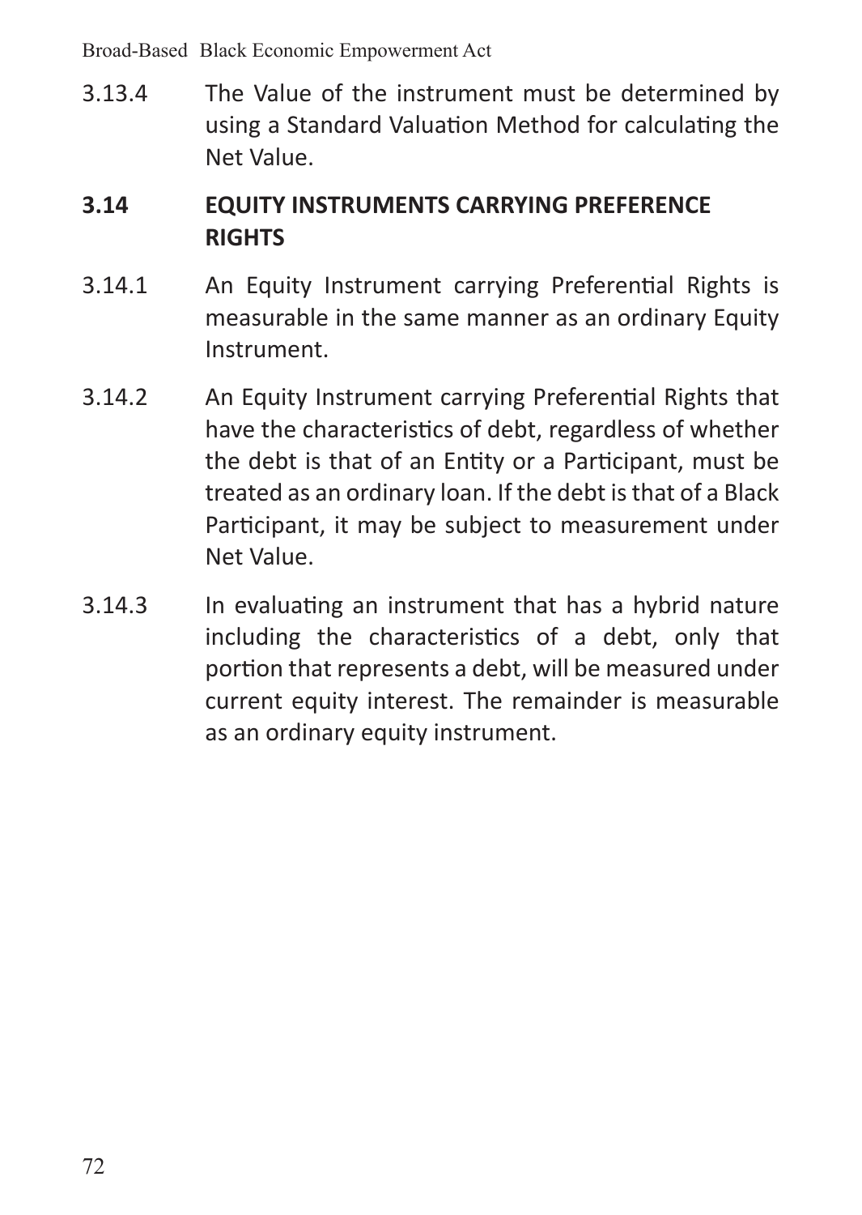3.13.4 The Value of the instrument must be determined by using a Standard Valuation Method for calculating the Net Value.

## 3.14 EQUITY INSTRUMENTS CARRYING PREFERENCE RIGHTS

3.14.1 An Equity Instrument carrying Preferential Rights is measurable in the same manner as an ordinary Equity Instrument.

3.14.2 An Equity Instrument carrying Preferential Rights that have the characteristics of debt, regardless of whether the debt is that of an Entity or a Participant, must be treated as an ordinary loan. If the debt is that of a Black Participant, it may be subject to measurement under Net Value.

3.14.3 In evaluating an instrument that has a hybrid nature including the characteristics of a debt, only that portion that represents a debt, will be measured under current equity interest. The remainder is measurable as an ordinary equity instrument.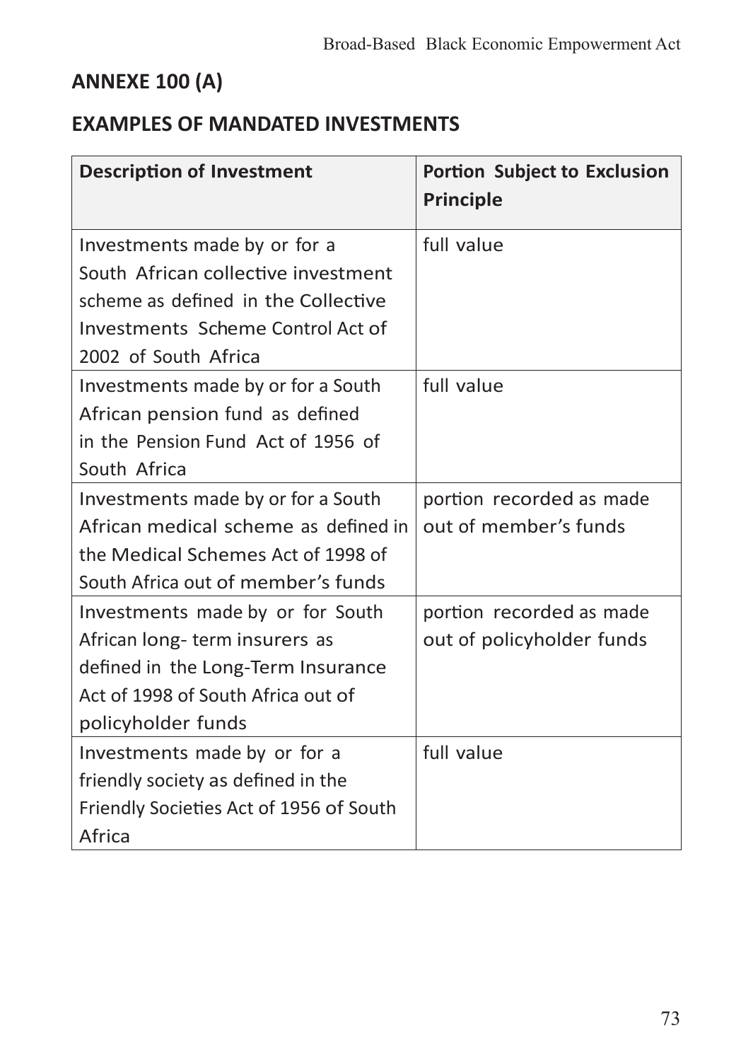## ANNEXE 100 (A)

## EXAMPLES OF MANDATED INVESTMENTS

| Description of Investment | Portion Subject to Exclusion Principle |
|---|---|
| Investments made by or for a South African collective investment scheme as defined in the Collective Investments Scheme Control Act of 2002 of South Africa | full value |
| Investments made by or for a South African pension fund as defined in the Pension Fund Act of 1956 of South Africa | full value |
| Investments made by or for a South African medical scheme as defined in the Medical Schemes Act of 1998 of South Africa out of member's funds | portion recorded as made out of member's funds |
| Investments made by or for South African long- term insurers as defined in the Long-Term Insurance Act of 1998 of South Africa out of policyholder funds | portion recorded as made out of policyholder funds |
| Investments made by or for a friendly society as defined in the Friendly Societies Act of 1956 of South Africa | full value |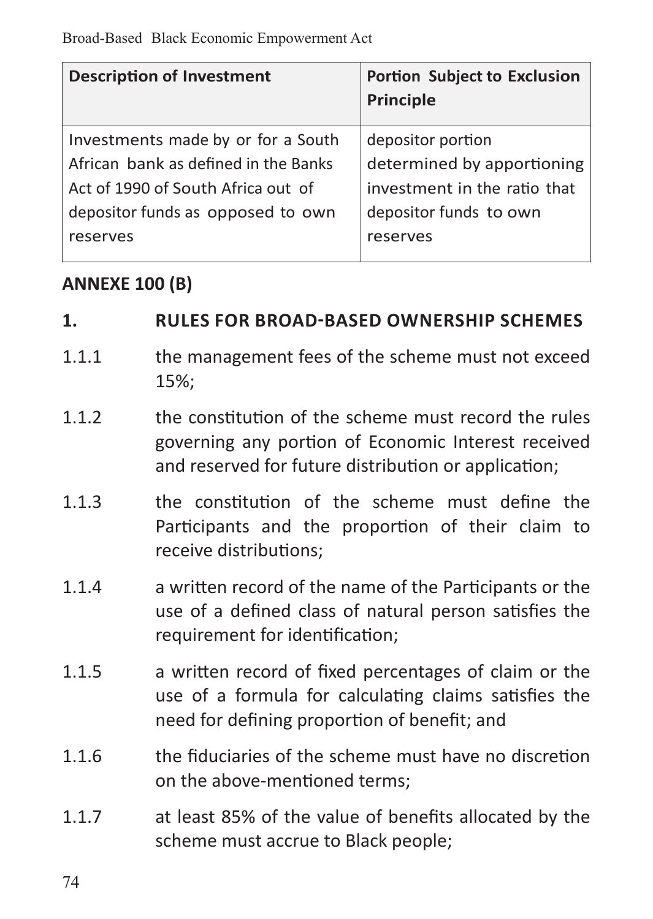| Description of Investment | Portion Subject to Exclusion Principle |
|---|---|
| Investments made by or for a South African bank as defined in the Banks Act of 1990 of South Africa out of depositor funds as opposed to own reserves | depositor portion determined by apportioning investment in the ratio that depositor funds to own reserves |

**ANNEXE 100 (B)**

## 1. RULES FOR BROAD-BASED OWNERSHIP SCHEMES

1.1.1 the management fees of the scheme must not exceed 15%;

1.1.2 the constitution of the scheme must record the rules governing any portion of Economic Interest received and reserved for future distribution or application;

1.1.3 the constitution of the scheme must define the Participants and the proportion of their claim to receive distributions;

1.1.4 a written record of the name of the Participants or the use of a defined class of natural person satisfies the requirement for identification;

1.1.5 a written record of fixed percentages of claim or the use of a formula for calculating claims satisfies the need for defining proportion of benefit; and

1.1.6 the fiduciaries of the scheme must have no discretion on the above-mentioned terms;

1.1.7 at least 85% of the value of benefits allocated by the scheme must accrue to Black people;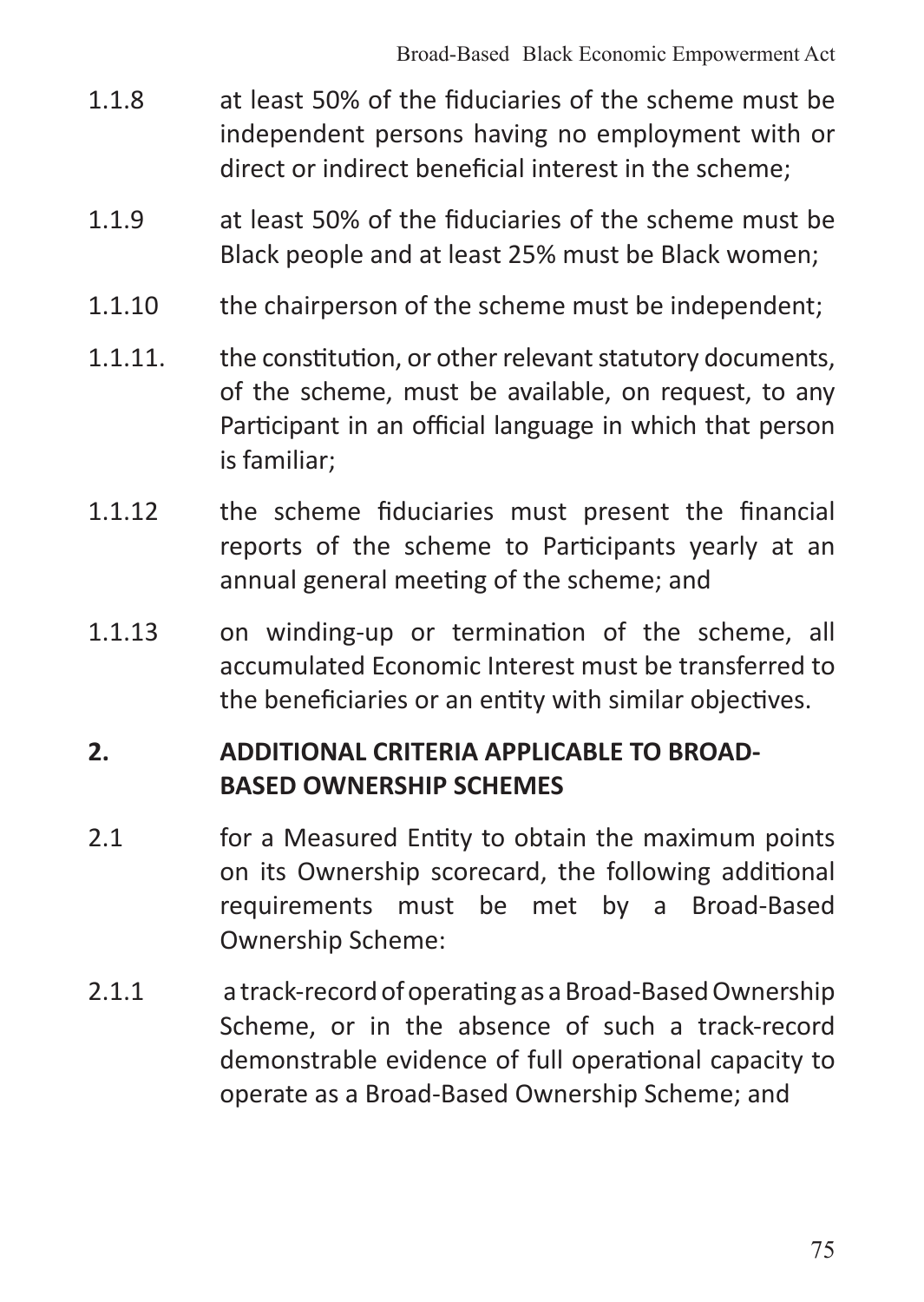1.1.8 at least 50% of the fiduciaries of the scheme must be independent persons having no employment with or direct or indirect beneficial interest in the scheme;

1.1.9 at least 50% of the fiduciaries of the scheme must be Black people and at least 25% must be Black women;

1.1.10 the chairperson of the scheme must be independent;

1.1.11. the constitution, or other relevant statutory documents, of the scheme, must be available, on request, to any Participant in an official language in which that person is familiar;

1.1.12 the scheme fiduciaries must present the financial reports of the scheme to Participants yearly at an annual general meeting of the scheme; and

1.1.13 on winding-up or termination of the scheme, all accumulated Economic Interest must be transferred to the beneficiaries or an entity with similar objectives.

## 2. ADDITIONAL CRITERIA APPLICABLE TO BROAD-BASED OWNERSHIP SCHEMES

2.1 for a Measured Entity to obtain the maximum points on its Ownership scorecard, the following additional requirements must be met by a Broad-Based Ownership Scheme:

2.1.1 a track-record of operating as a Broad-Based Ownership Scheme, or in the absence of such a track-record demonstrable evidence of full operational capacity to operate as a Broad-Based Ownership Scheme; and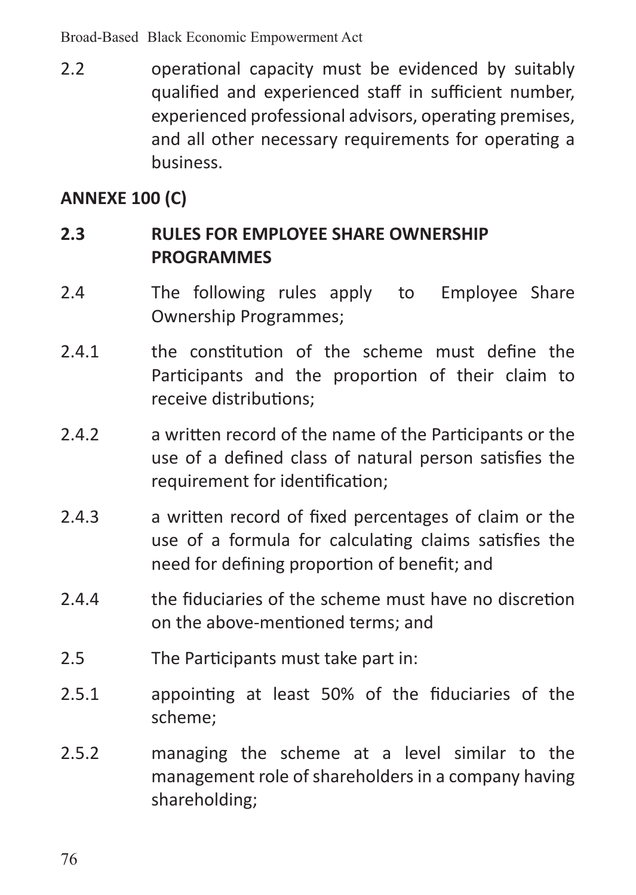2.2 operational capacity must be evidenced by suitably qualified and experienced staff in sufficient number, experienced professional advisors, operating premises, and all other necessary requirements for operating a business.

**ANNEXE 100 (C)**

## 2.3 RULES FOR EMPLOYEE SHARE OWNERSHIP PROGRAMMES

2.4 The following rules apply to Employee Share Ownership Programmes;

2.4.1 the constitution of the scheme must define the Participants and the proportion of their claim to receive distributions;

2.4.2 a written record of the name of the Participants or the use of a defined class of natural person satisfies the requirement for identification;

2.4.3 a written record of fixed percentages of claim or the use of a formula for calculating claims satisfies the need for defining proportion of benefit; and

2.4.4 the fiduciaries of the scheme must have no discretion on the above-mentioned terms; and

2.5 The Participants must take part in:

2.5.1 appointing at least 50% of the fiduciaries of the scheme;

2.5.2 managing the scheme at a level similar to the management role of shareholders in a company having shareholding;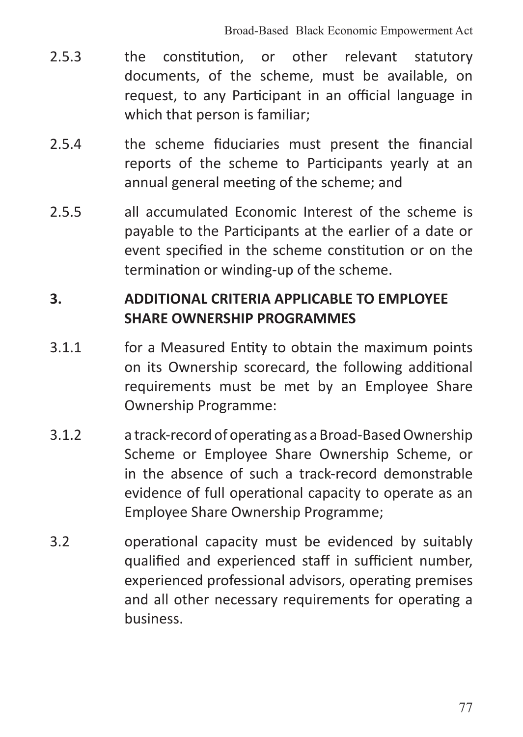2.5.3 the constitution, or other relevant statutory documents, of the scheme, must be available, on request, to any Participant in an official language in which that person is familiar;

2.5.4 the scheme fiduciaries must present the financial reports of the scheme to Participants yearly at an annual general meeting of the scheme; and

2.5.5 all accumulated Economic Interest of the scheme is payable to the Participants at the earlier of a date or event specified in the scheme constitution or on the termination or winding-up of the scheme.

## 3. ADDITIONAL CRITERIA APPLICABLE TO EMPLOYEE SHARE OWNERSHIP PROGRAMMES

3.1.1 for a Measured Entity to obtain the maximum points on its Ownership scorecard, the following additional requirements must be met by an Employee Share Ownership Programme:

3.1.2 a track-record of operating as a Broad-Based Ownership Scheme or Employee Share Ownership Scheme, or in the absence of such a track-record demonstrable evidence of full operational capacity to operate as an Employee Share Ownership Programme;

3.2 operational capacity must be evidenced by suitably qualified and experienced staff in sufficient number, experienced professional advisors, operating premises and all other necessary requirements for operating a business.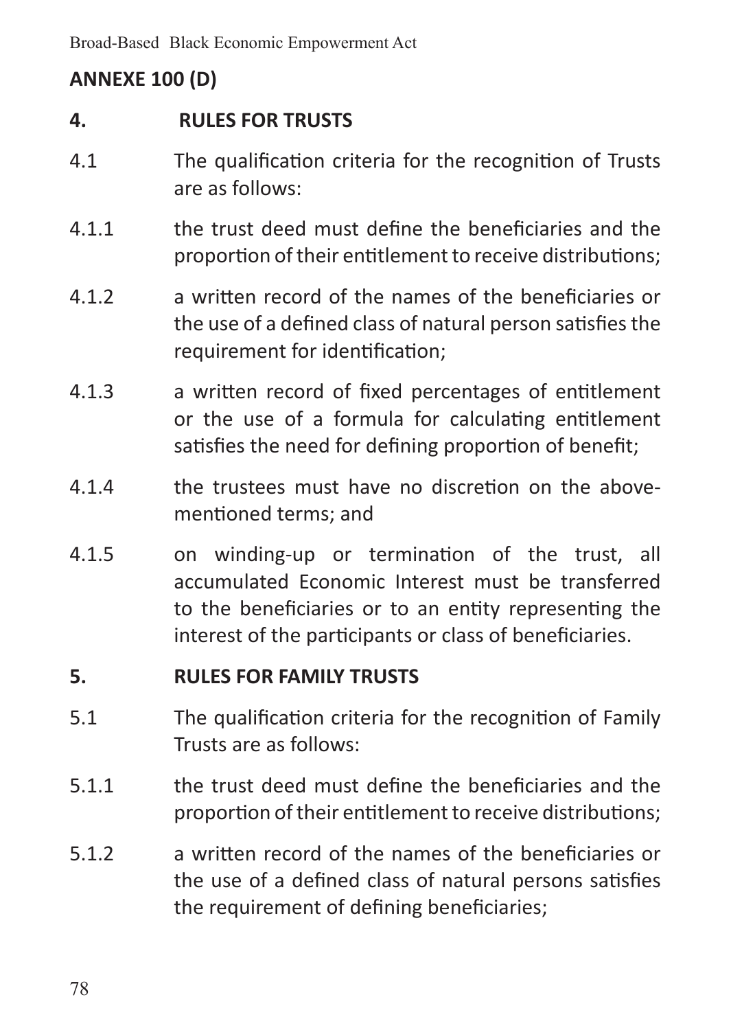**ANNEXE 100 (D)**

## 4. RULES FOR TRUSTS

4.1 The qualification criteria for the recognition of Trusts are as follows:

4.1.1 the trust deed must define the beneficiaries and the proportion of their entitlement to receive distributions;

4.1.2 a written record of the names of the beneficiaries or the use of a defined class of natural person satisfies the requirement for identification;

4.1.3 a written record of fixed percentages of entitlement or the use of a formula for calculating entitlement satisfies the need for defining proportion of benefit;

4.1.4 the trustees must have no discretion on the above-mentioned terms; and

4.1.5 on winding-up or termination of the trust, all accumulated Economic Interest must be transferred to the beneficiaries or to an entity representing the interest of the participants or class of beneficiaries.

## 5. RULES FOR FAMILY TRUSTS

5.1 The qualification criteria for the recognition of Family Trusts are as follows:

5.1.1 the trust deed must define the beneficiaries and the proportion of their entitlement to receive distributions;

5.1.2 a written record of the names of the beneficiaries or the use of a defined class of natural persons satisfies the requirement of defining beneficiaries;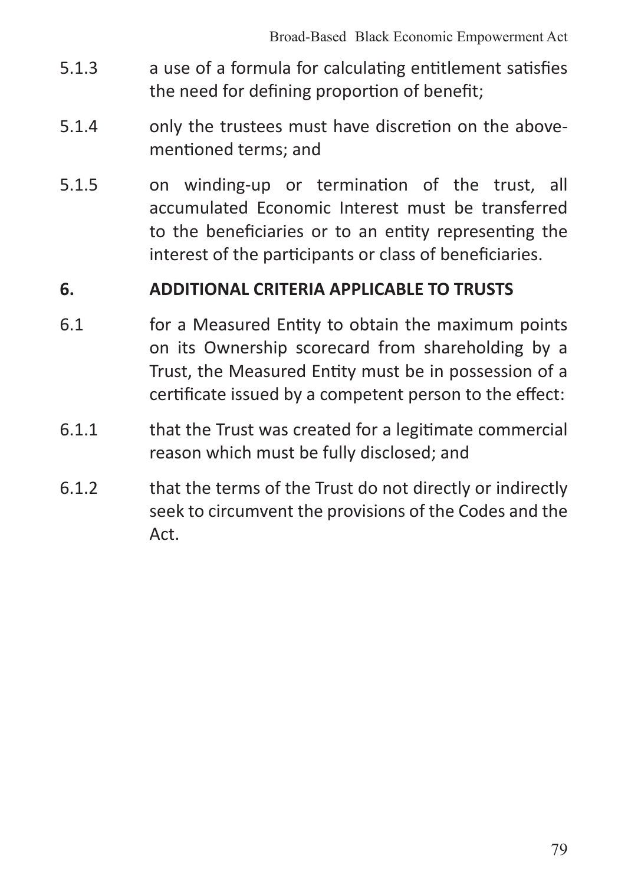5.1.3 a use of a formula for calculating entitlement satisfies the need for defining proportion of benefit;

5.1.4 only the trustees must have discretion on the above-mentioned terms; and

5.1.5 on winding-up or termination of the trust, all accumulated Economic Interest must be transferred to the beneficiaries or to an entity representing the interest of the participants or class of beneficiaries.

## 6. ADDITIONAL CRITERIA APPLICABLE TO TRUSTS

6.1 for a Measured Entity to obtain the maximum points on its Ownership scorecard from shareholding by a Trust, the Measured Entity must be in possession of a certificate issued by a competent person to the effect:

6.1.1 that the Trust was created for a legitimate commercial reason which must be fully disclosed; and

6.1.2 that the terms of the Trust do not directly or indirectly seek to circumvent the provisions of the Codes and the Act.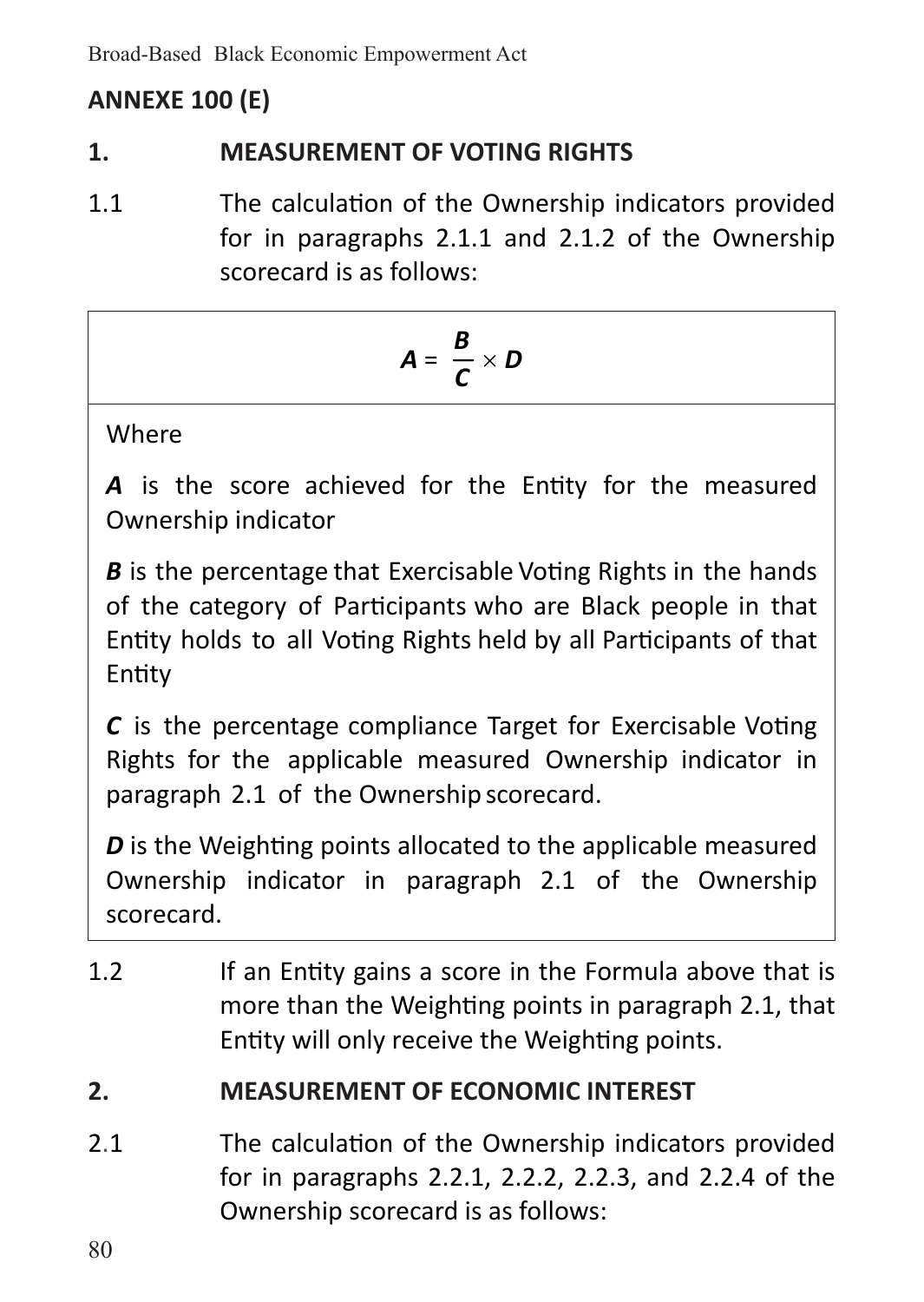## ANNEXE 100 (E)

### 1. MEASUREMENT OF VOTING RIGHTS

1.1 The calculation of the Ownership indicators provided for in paragraphs 2.1.1 and 2.1.2 of the Ownership scorecard is as follows:

$$\boldsymbol{A} = \frac{\boldsymbol{B}}{\boldsymbol{C}} \times \boldsymbol{D}$$

Where

***A*** is the score achieved for the Entity for the measured Ownership indicator

***B*** is the percentage that Exercisable Voting Rights in the hands of the category of Participants who are Black people in that Entity holds to all Voting Rights held by all Participants of that Entity

***C*** is the percentage compliance Target for Exercisable Voting Rights for the applicable measured Ownership indicator in paragraph 2.1 of the Ownership scorecard.

***D*** is the Weighting points allocated to the applicable measured Ownership indicator in paragraph 2.1 of the Ownership scorecard.

1.2 If an Entity gains a score in the Formula above that is more than the Weighting points in paragraph 2.1, that Entity will only receive the Weighting points.

### 2. MEASUREMENT OF ECONOMIC INTEREST

2.1 The calculation of the Ownership indicators provided for in paragraphs 2.2.1, 2.2.2, 2.2.3, and 2.2.4 of the Ownership scorecard is as follows: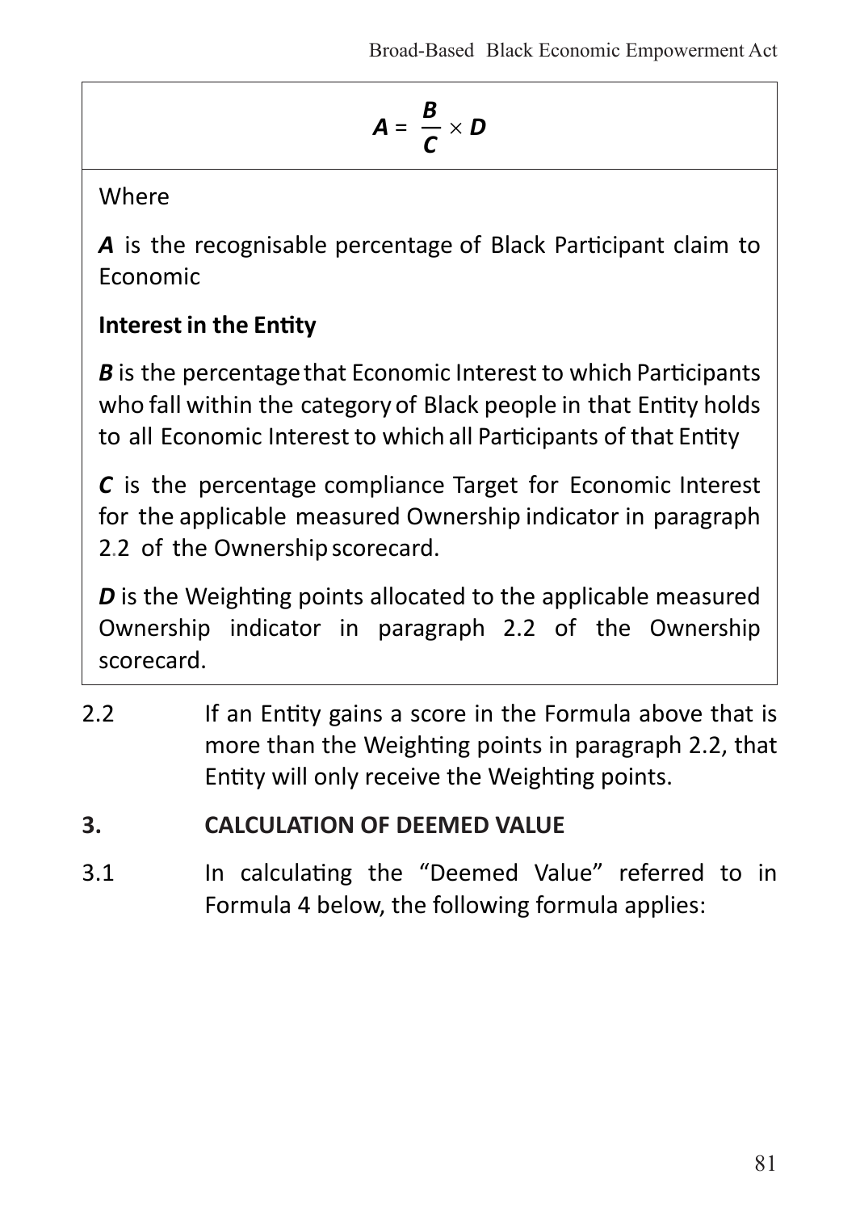$$A = \frac{B}{C} \times D$$

Where

***A*** is the recognisable percentage of Black Participant claim to Economic

**Interest in the Entity**

***B*** is the percentage that Economic Interest to which Participants who fall within the category of Black people in that Entity holds to all Economic Interest to which all Participants of that Entity

***C*** is the percentage compliance Target for Economic Interest for the applicable measured Ownership indicator in paragraph 2.2 of the Ownership scorecard.

***D*** is the Weighting points allocated to the applicable measured Ownership indicator in paragraph 2.2 of the Ownership scorecard.

2.2 If an Entity gains a score in the Formula above that is more than the Weighting points in paragraph 2.2, that Entity will only receive the Weighting points.

**3. CALCULATION OF DEEMED VALUE**

3.1 In calculating the "Deemed Value" referred to in Formula 4 below, the following formula applies: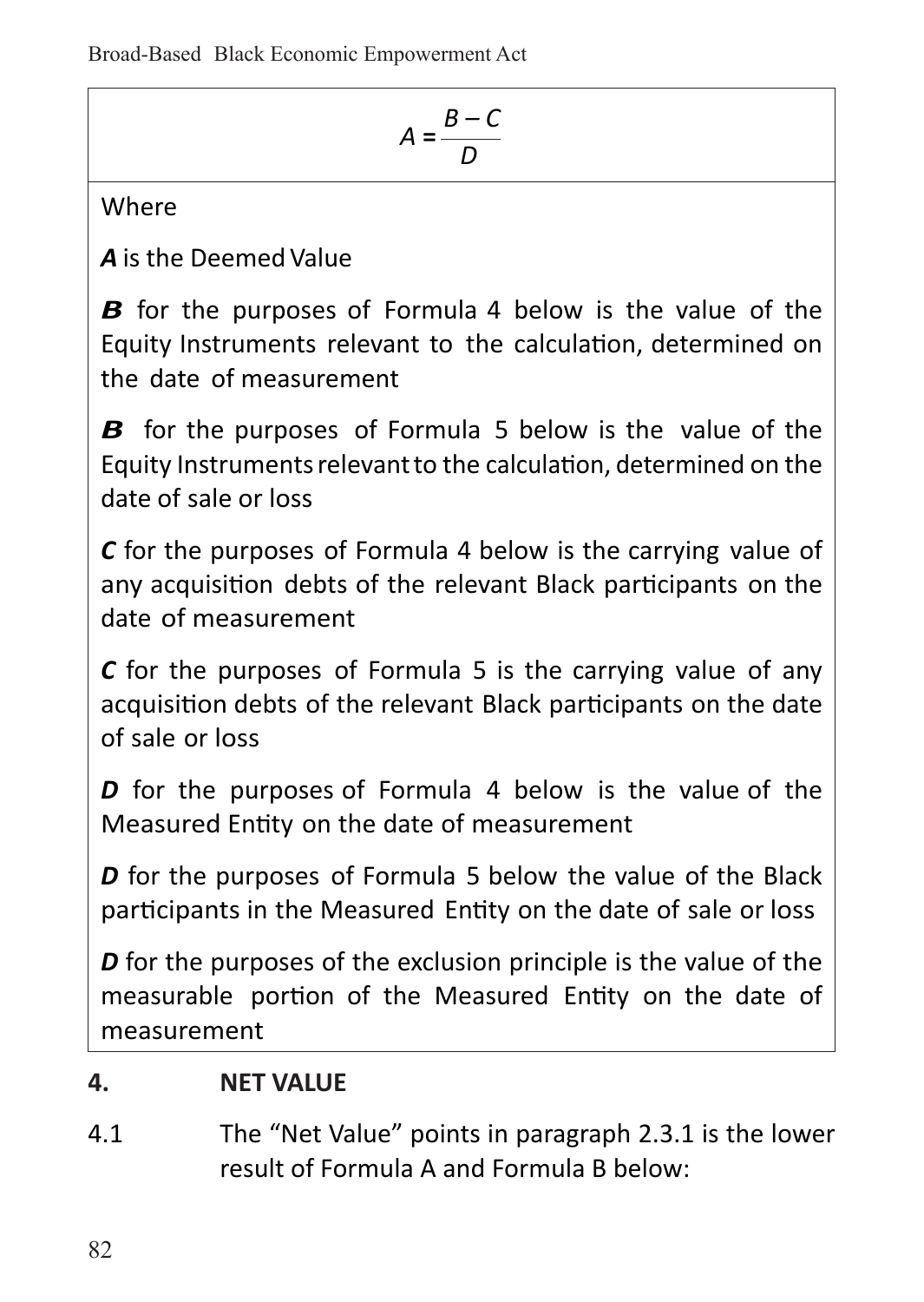$$A = \frac{B - C}{D}$$

Where

***A*** is the Deemed Value

***B*** for the purposes of Formula 4 below is the value of the Equity Instruments relevant to the calculation, determined on the date of measurement

***B*** for the purposes of Formula 5 below is the value of the Equity Instruments relevant to the calculation, determined on the date of sale or loss

***C*** for the purposes of Formula 4 below is the carrying value of any acquisition debts of the relevant Black participants on the date of measurement

***C*** for the purposes of Formula 5 is the carrying value of any acquisition debts of the relevant Black participants on the date of sale or loss

***D*** for the purposes of Formula 4 below is the value of the Measured Entity on the date of measurement

***D*** for the purposes of Formula 5 below the value of the Black participants in the Measured Entity on the date of sale or loss

***D*** for the purposes of the exclusion principle is the value of the measurable portion of the Measured Entity on the date of measurement

## 4. NET VALUE

4.1 The "Net Value" points in paragraph 2.3.1 is the lower result of Formula A and Formula B below: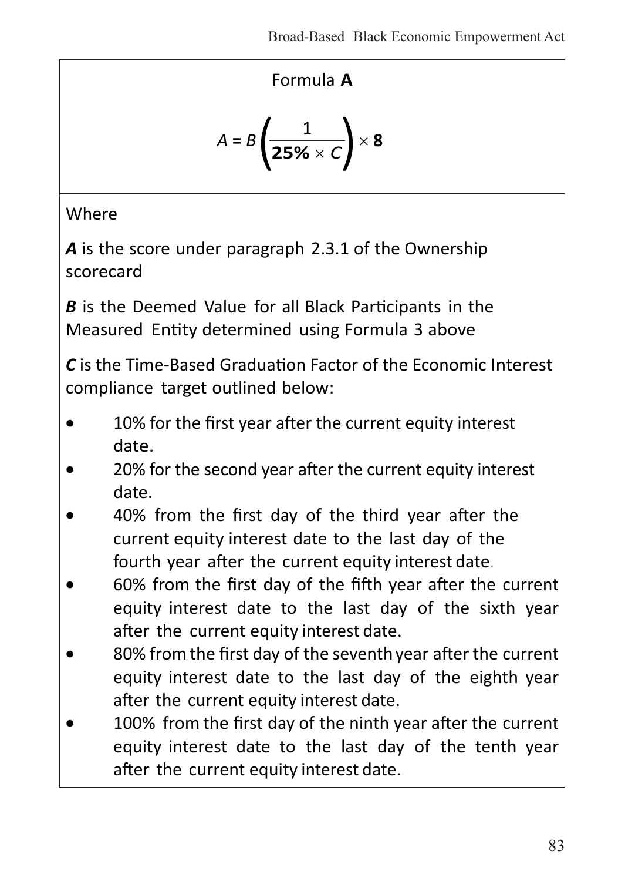Formula **A**

$$A = B\left(\frac{1}{\mathbf{25\%} \times C}\right) \times \mathbf{8}$$

Where

***A*** is the score under paragraph 2.3.1 of the Ownership scorecard

***B*** is the Deemed Value for all Black Participants in the Measured Entity determined using Formula 3 above

***C*** is the Time-Based Graduation Factor of the Economic Interest compliance target outlined below:

- 10% for the first year after the current equity interest date.
- 20% for the second year after the current equity interest date.
- 40% from the first day of the third year after the current equity interest date to the last day of the fourth year after the current equity interest date.
- 60% from the first day of the fifth year after the current equity interest date to the last day of the sixth year after the current equity interest date.
- 80% from the first day of the seventh year after the current equity interest date to the last day of the eighth year after the current equity interest date.
- 100% from the first day of the ninth year after the current equity interest date to the last day of the tenth year after the current equity interest date.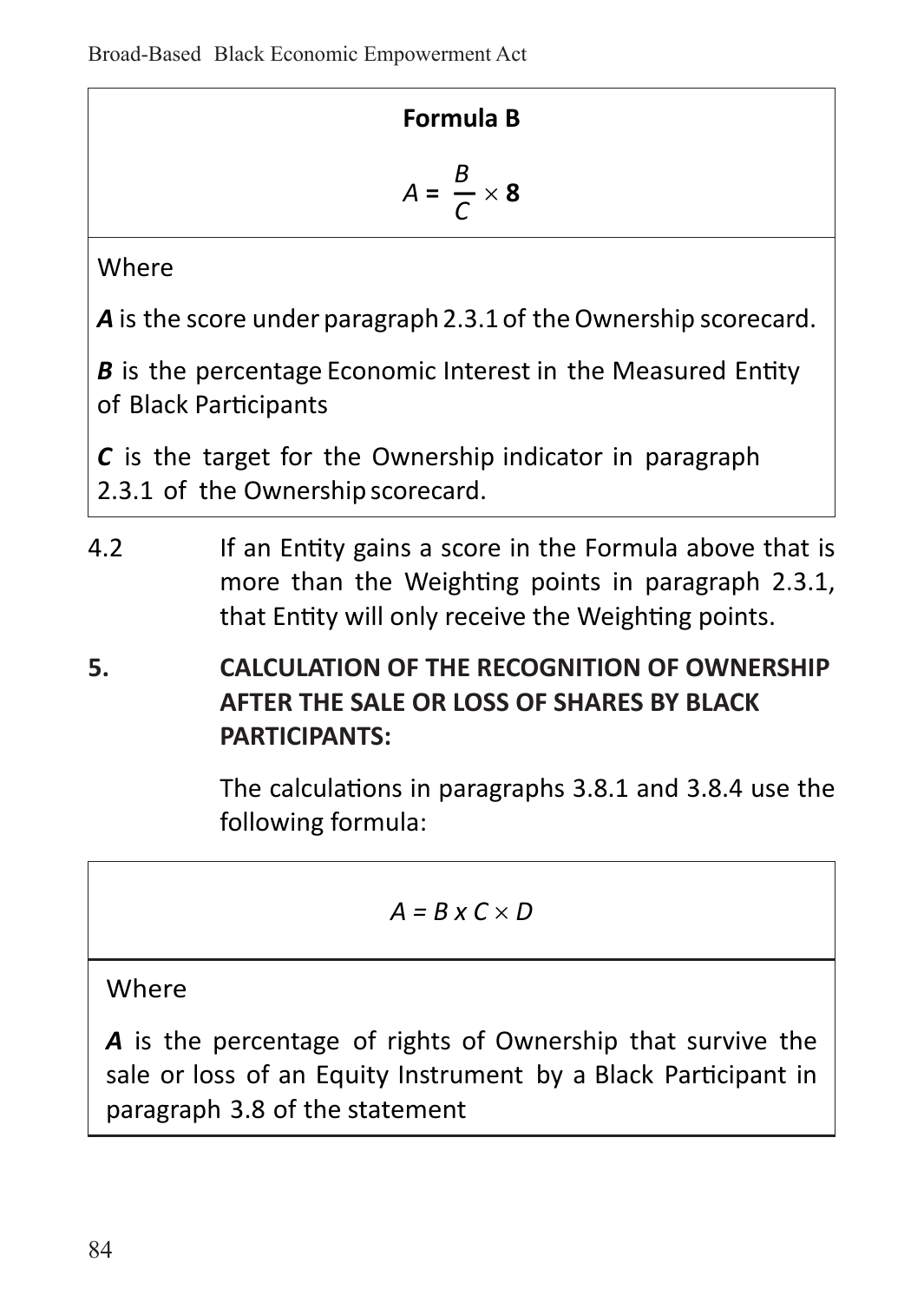**Formula B**

$$A = \frac{B}{C} \times \mathbf{8}$$

Where

***A*** is the score under paragraph 2.3.1 of the Ownership scorecard.

***B*** is the percentage Economic Interest in the Measured Entity of Black Participants

***C*** is the target for the Ownership indicator in paragraph 2.3.1 of the Ownership scorecard.

4.2 If an Entity gains a score in the Formula above that is more than the Weighting points in paragraph 2.3.1, that Entity will only receive the Weighting points.

**5. CALCULATION OF THE RECOGNITION OF OWNERSHIP AFTER THE SALE OR LOSS OF SHARES BY BLACK PARTICIPANTS:**

The calculations in paragraphs 3.8.1 and 3.8.4 use the following formula:

$$A = B \times C \times D$$

Where

***A*** is the percentage of rights of Ownership that survive the sale or loss of an Equity Instrument by a Black Participant in paragraph 3.8 of the statement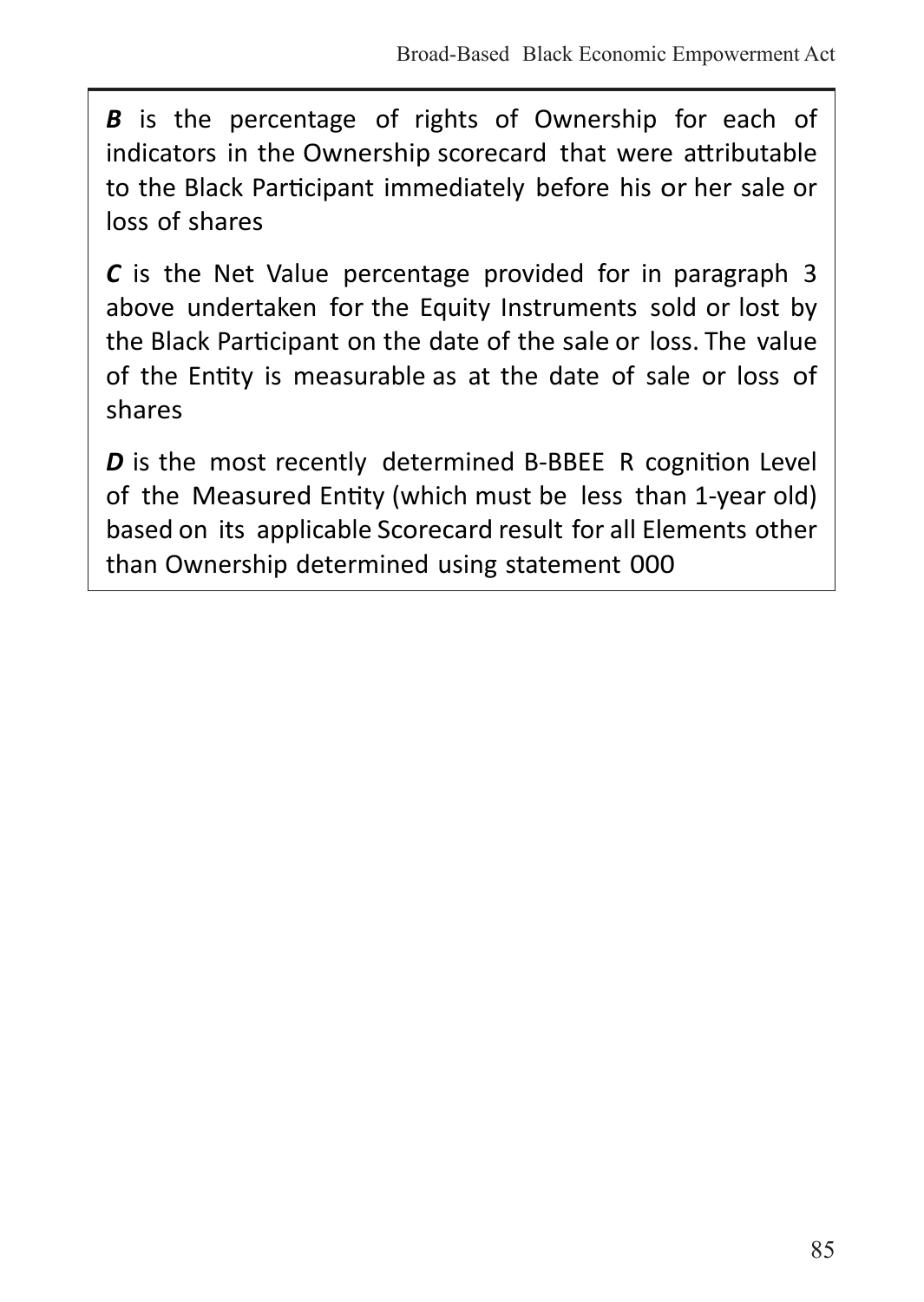***B*** is the percentage of rights of Ownership for each of indicators in the Ownership scorecard that were attributable to the Black Participant immediately before his or her sale or loss of shares

***C*** is the Net Value percentage provided for in paragraph 3 above undertaken for the Equity Instruments sold or lost by the Black Participant on the date of the sale or loss. The value of the Entity is measurable as at the date of sale or loss of shares

***D*** is the most recently determined B-BBEE R cognition Level of the Measured Entity (which must be less than 1-year old) based on its applicable Scorecard result for all Elements other than Ownership determined using statement 000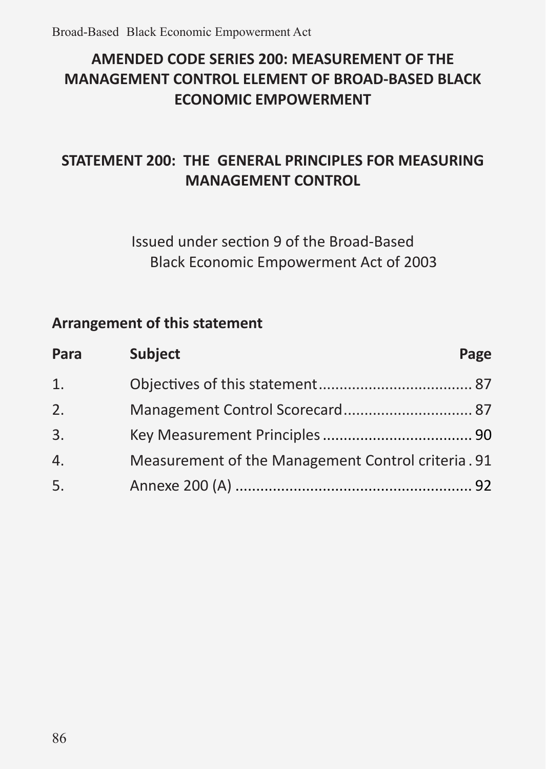## AMENDED CODE SERIES 200: MEASUREMENT OF THE MANAGEMENT CONTROL ELEMENT OF BROAD-BASED BLACK ECONOMIC EMPOWERMENT

## STATEMENT 200: THE GENERAL PRINCIPLES FOR MEASURING MANAGEMENT CONTROL

Issued under section 9 of the Broad-Based Black Economic Empowerment Act of 2003

### Arrangement of this statement

| Para | Subject | Page |
|---|---|---|
| 1. | Objectives of this statement | 87 |
| 2. | Management Control Scorecard | 87 |
| 3. | Key Measurement Principles | 90 |
| 4. | Measurement of the Management Control criteria | 91 |
| 5. | Annexe 200 (A) | 92 |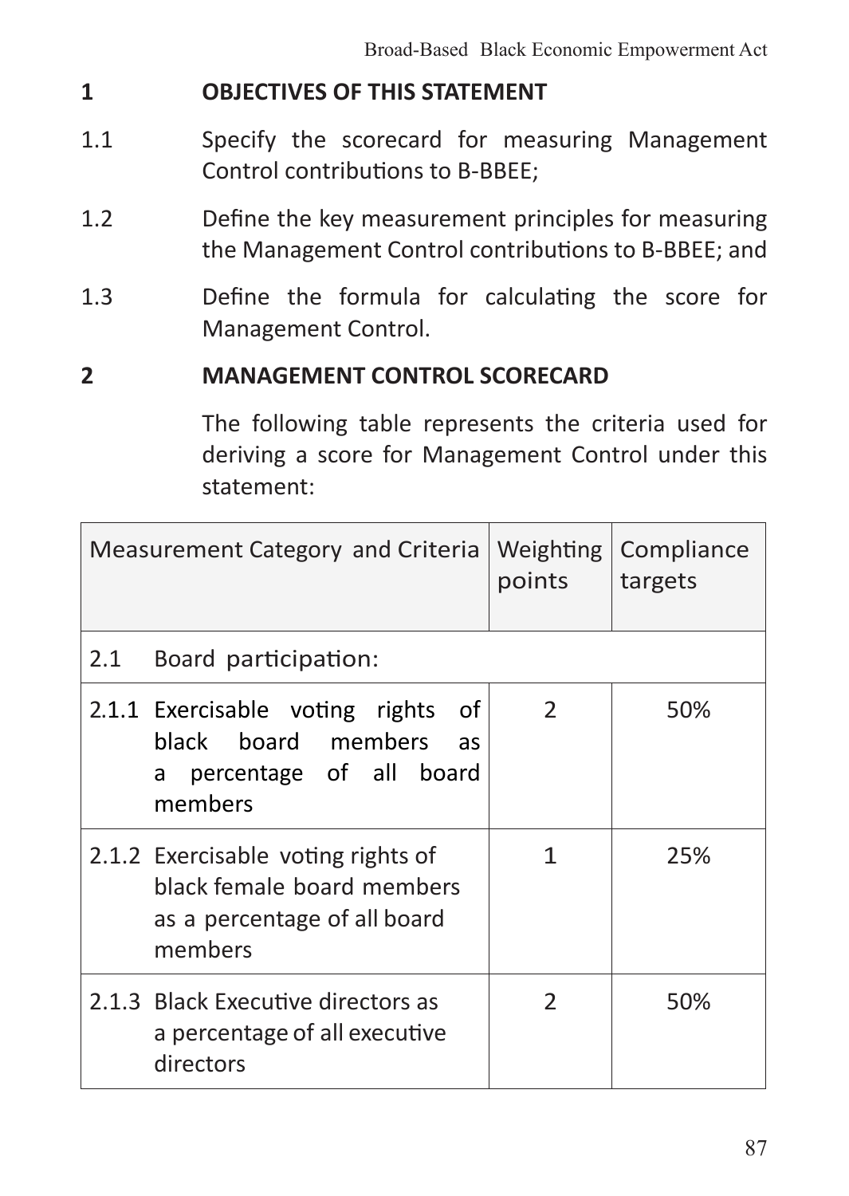## 1 OBJECTIVES OF THIS STATEMENT

1.1 Specify the scorecard for measuring Management Control contributions to B-BBEE;

1.2 Define the key measurement principles for measuring the Management Control contributions to B-BBEE; and

1.3 Define the formula for calculating the score for Management Control.

## 2 MANAGEMENT CONTROL SCORECARD

The following table represents the criteria used for deriving a score for Management Control under this statement:

| Measurement Category and Criteria | Weighting points | Compliance targets |
|---|---|---|
| 2.1 Board participation: | | |
| 2.1.1 Exercisable voting rights of black board members as a percentage of all board members | 2 | 50% |
| 2.1.2 Exercisable voting rights of black female board members as a percentage of all board members | 1 | 25% |
| 2.1.3 Black Executive directors as a percentage of all executive directors | 2 | 50% |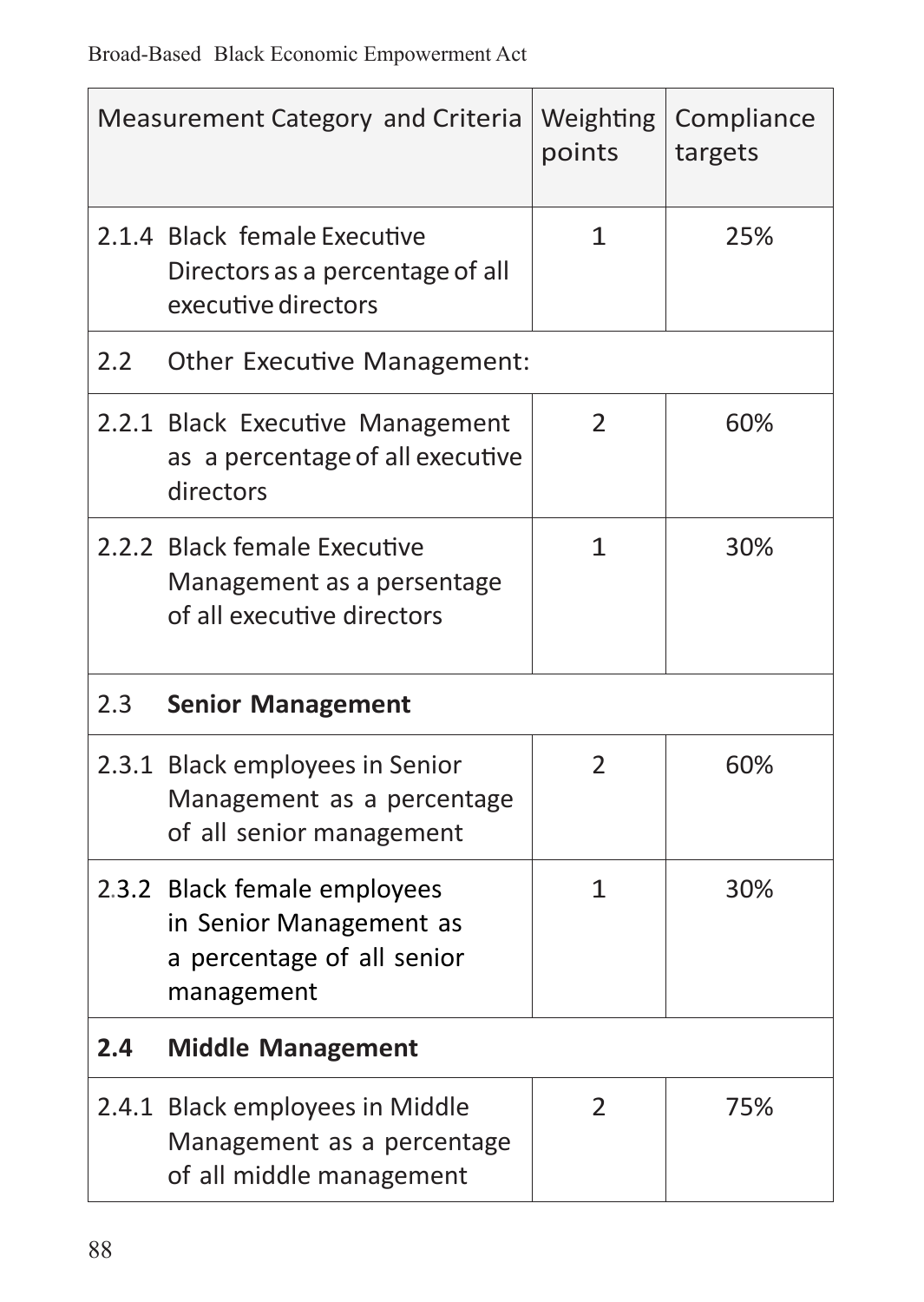| Measurement Category and Criteria | Weighting points | Compliance targets |
|---|---|---|
| 2.1.4 Black female Executive Directors as a percentage of all executive directors | 1 | 25% |
| 2.2 Other Executive Management: | | |
| 2.2.1 Black Executive Management as a percentage of all executive directors | 2 | 60% |
| 2.2.2 Black female Executive Management as a persentage of all executive directors | 1 | 30% |
| 2.3 **Senior Management** | | |
| 2.3.1 Black employees in Senior Management as a percentage of all senior management | 2 | 60% |
| 2.3.2 Black female employees in Senior Management as a percentage of all senior management | 1 | 30% |
| **2.4 Middle Management** | | |
| 2.4.1 Black employees in Middle Management as a percentage of all middle management | 2 | 75% |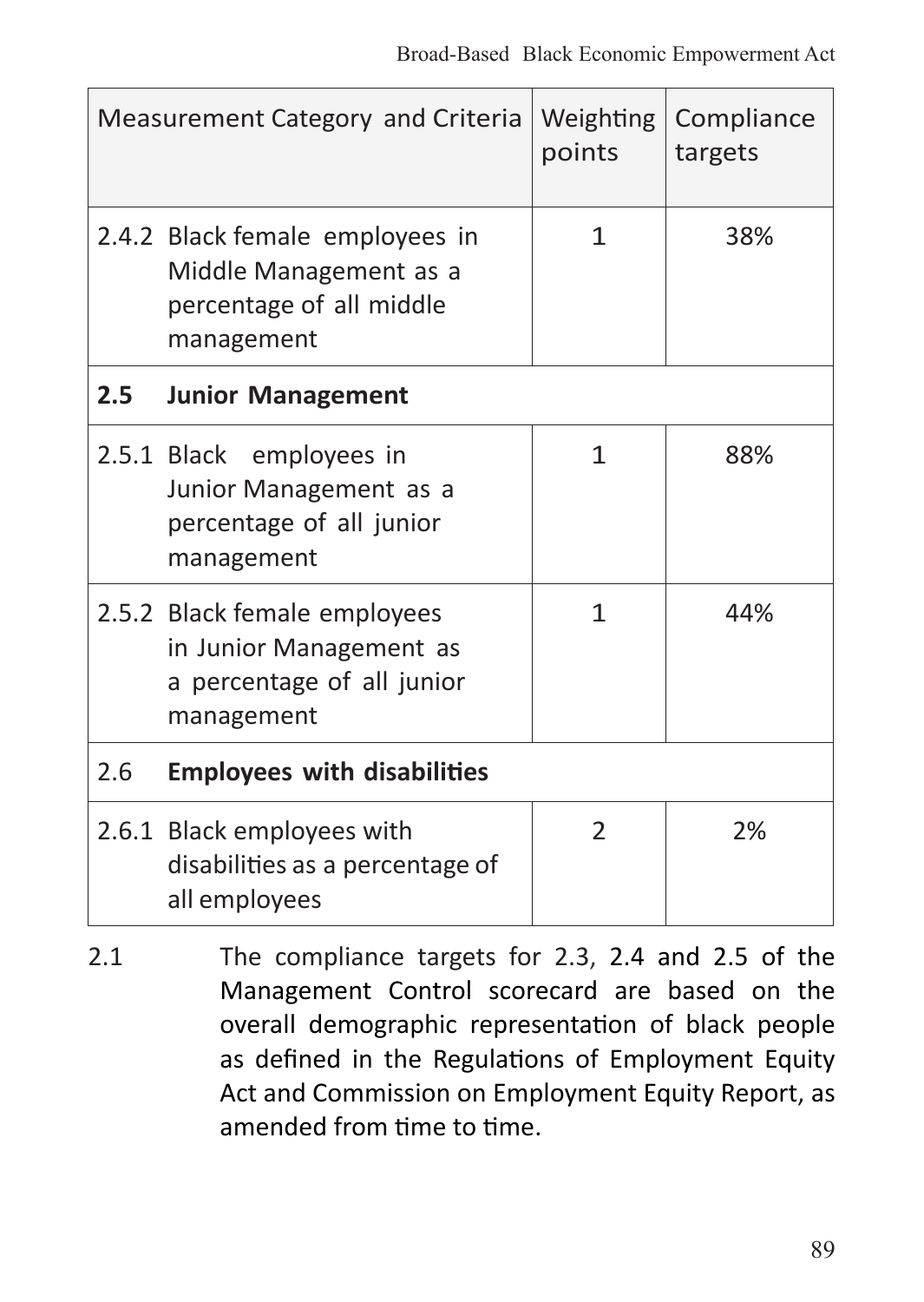| Measurement Category and Criteria | Weighting points | Compliance targets |
|---|---|---|
| 2.4.2 Black female employees in Middle Management as a percentage of all middle management | 1 | 38% |
| **2.5 Junior Management** | | |
| 2.5.1 Black employees in Junior Management as a percentage of all junior management | 1 | 88% |
| 2.5.2 Black female employees in Junior Management as a percentage of all junior management | 1 | 44% |
| 2.6 **Employees with disabilities** | | |
| 2.6.1 Black employees with disabilities as a percentage of all employees | 2 | 2% |

2.1 The compliance targets for 2.3, 2.4 and 2.5 of the Management Control scorecard are based on the overall demographic representation of black people as defined in the Regulations of Employment Equity Act and Commission on Employment Equity Report, as amended from time to time.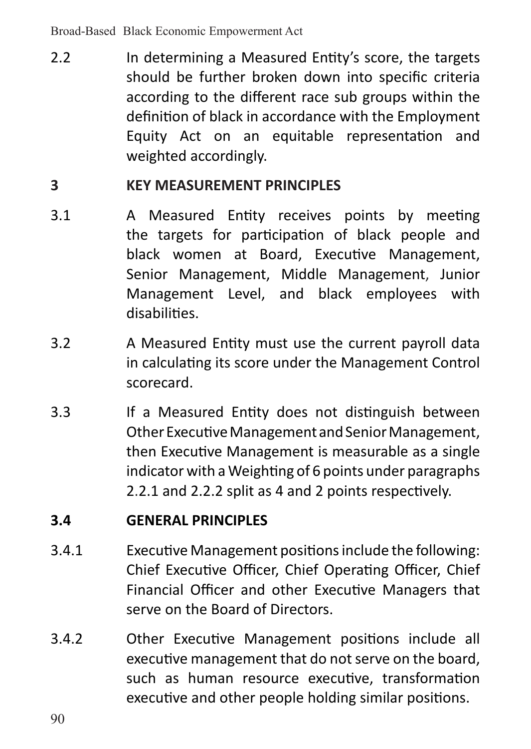2.2 In determining a Measured Entity's score, the targets should be further broken down into specific criteria according to the different race sub groups within the definition of black in accordance with the Employment Equity Act on an equitable representation and weighted accordingly.

**3 KEY MEASUREMENT PRINCIPLES**

3.1 A Measured Entity receives points by meeting the targets for participation of black people and black women at Board, Executive Management, Senior Management, Middle Management, Junior Management Level, and black employees with disabilities.

3.2 A Measured Entity must use the current payroll data in calculating its score under the Management Control scorecard.

3.3 If a Measured Entity does not distinguish between Other Executive Management and Senior Management, then Executive Management is measurable as a single indicator with a Weighting of 6 points under paragraphs 2.2.1 and 2.2.2 split as 4 and 2 points respectively.

**3.4 GENERAL PRINCIPLES**

3.4.1 Executive Management positions include the following: Chief Executive Officer, Chief Operating Officer, Chief Financial Officer and other Executive Managers that serve on the Board of Directors.

3.4.2 Other Executive Management positions include all executive management that do not serve on the board, such as human resource executive, transformation executive and other people holding similar positions.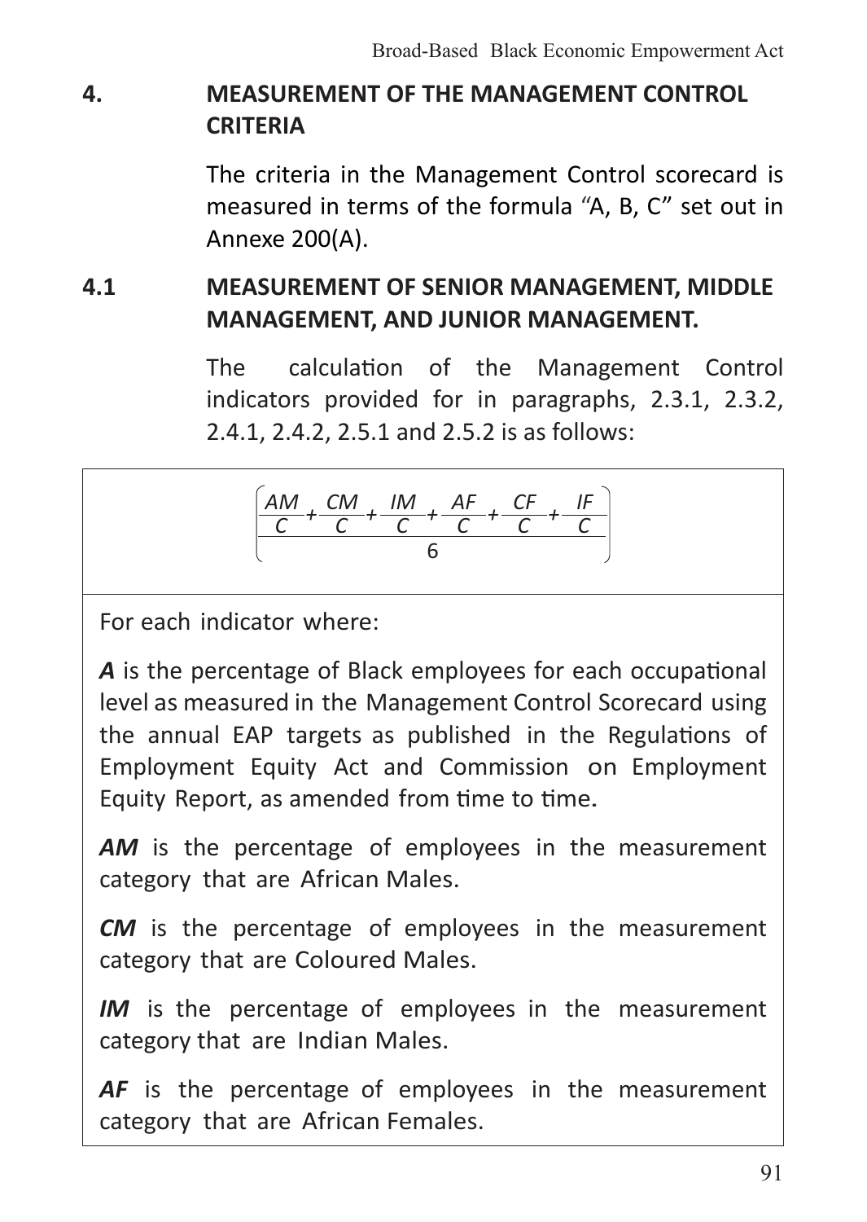## 4. MEASUREMENT OF THE MANAGEMENT CONTROL CRITERIA

The criteria in the Management Control scorecard is measured in terms of the formula "A, B, C" set out in Annexe 200(A).

### 4.1 MEASUREMENT OF SENIOR MANAGEMENT, MIDDLE MANAGEMENT, AND JUNIOR MANAGEMENT.

The calculation of the Management Control indicators provided for in paragraphs, 2.3.1, 2.3.2, 2.4.1, 2.4.2, 2.5.1 and 2.5.2 is as follows:

$$\left(\frac{\frac{AM}{C}+\frac{CM}{C}+\frac{IM}{C}+\frac{AF}{C}+\frac{CF}{C}+\frac{IF}{C}}{6}\right)$$

For each indicator where:

***A*** is the percentage of Black employees for each occupational level as measured in the Management Control Scorecard using the annual EAP targets as published in the Regulations of Employment Equity Act and Commission on Employment Equity Report, as amended from time to time.

***AM*** is the percentage of employees in the measurement category that are African Males.

***CM*** is the percentage of employees in the measurement category that are Coloured Males.

***IM*** is the percentage of employees in the measurement category that are Indian Males.

***AF*** is the percentage of employees in the measurement category that are African Females.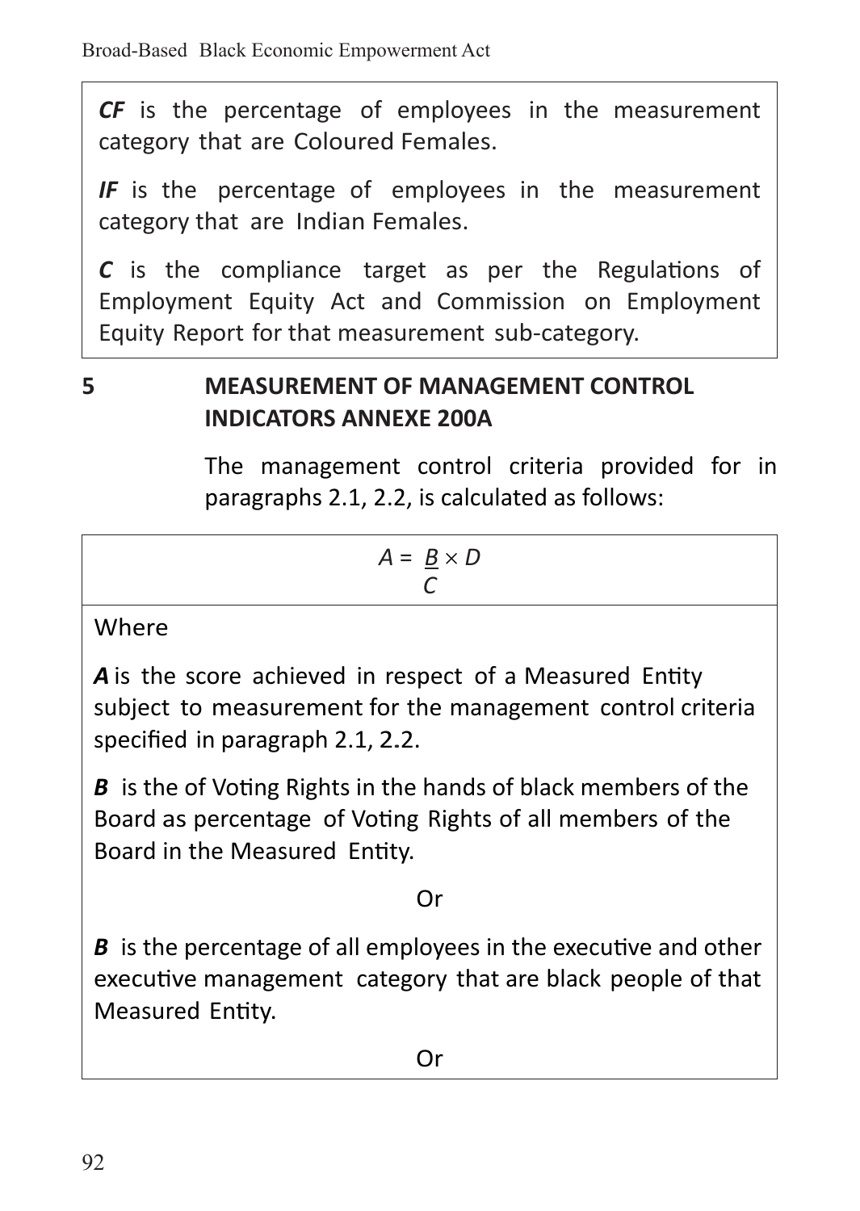***CF*** is the percentage of employees in the measurement category that are Coloured Females.

***IF*** is the percentage of employees in the measurement category that are Indian Females.

***C*** is the compliance target as per the Regulations of Employment Equity Act and Commission on Employment Equity Report for that measurement sub-category.

## 5 MEASUREMENT OF MANAGEMENT CONTROL INDICATORS ANNEXE 200A

The management control criteria provided for in paragraphs 2.1, 2.2, is calculated as follows:

$$A = \frac{B}{C} \times D$$

Where

***A*** is the score achieved in respect of a Measured Entity subject to measurement for the management control criteria specified in paragraph 2.1, 2.2.

***B*** is the of Voting Rights in the hands of black members of the Board as percentage of Voting Rights of all members of the Board in the Measured Entity.

Or

***B*** is the percentage of all employees in the executive and other executive management category that are black people of that Measured Entity.

Or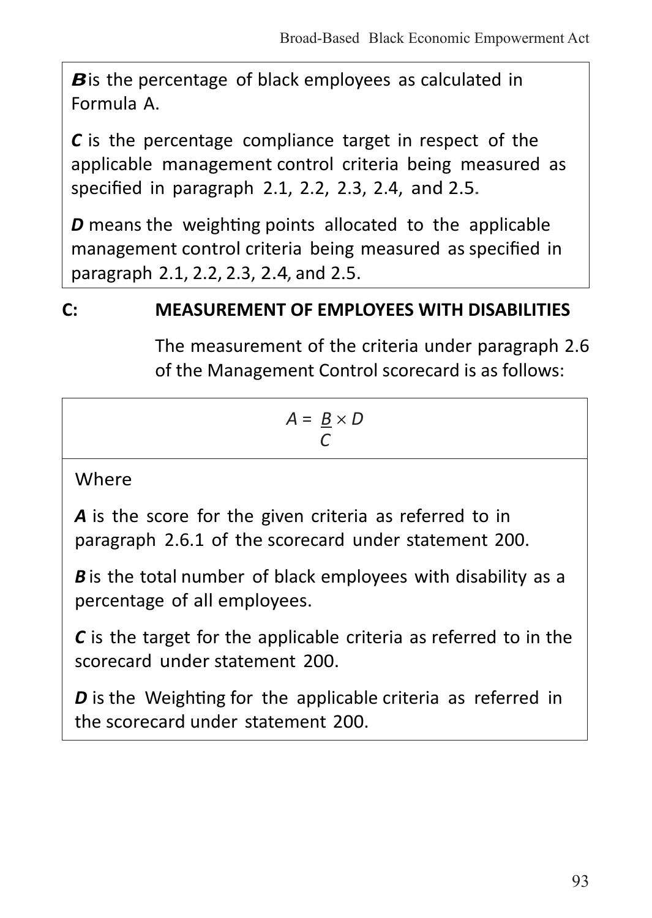***B*** is the percentage of black employees as calculated in Formula A.

***C*** is the percentage compliance target in respect of the applicable management control criteria being measured as specified in paragraph 2.1, 2.2, 2.3, 2.4, and 2.5.

***D*** means the weighting points allocated to the applicable management control criteria being measured as specified in paragraph 2.1, 2.2, 2.3, 2.4, and 2.5.

## C: MEASUREMENT OF EMPLOYEES WITH DISABILITIES

The measurement of the criteria under paragraph 2.6 of the Management Control scorecard is as follows:

$$A = \frac{B}{C} \times D$$

Where

***A*** is the score for the given criteria as referred to in paragraph 2.6.1 of the scorecard under statement 200.

***B*** is the total number of black employees with disability as a percentage of all employees.

***C*** is the target for the applicable criteria as referred to in the scorecard under statement 200.

***D*** is the Weighting for the applicable criteria as referred in the scorecard under statement 200.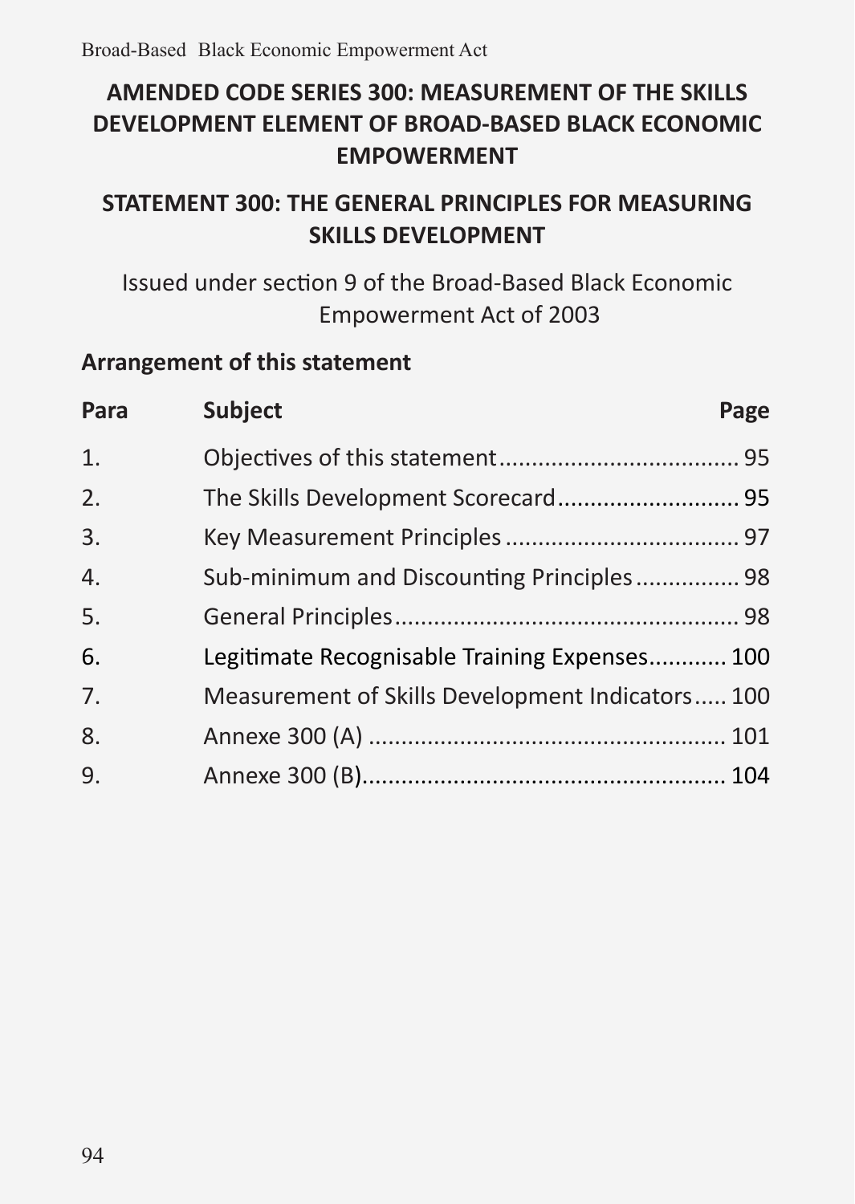# AMENDED CODE SERIES 300: MEASUREMENT OF THE SKILLS DEVELOPMENT ELEMENT OF BROAD-BASED BLACK ECONOMIC EMPOWERMENT

## STATEMENT 300: THE GENERAL PRINCIPLES FOR MEASURING SKILLS DEVELOPMENT

Issued under section 9 of the Broad-Based Black Economic Empowerment Act of 2003

### Arrangement of this statement

| Para | Subject | Page |
|---|---|---|
| 1. | Objectives of this statement | 95 |
| 2. | The Skills Development Scorecard | 95 |
| 3. | Key Measurement Principles | 97 |
| 4. | Sub-minimum and Discounting Principles | 98 |
| 5. | General Principles | 98 |
| 6. | Legitimate Recognisable Training Expenses | 100 |
| 7. | Measurement of Skills Development Indicators | 100 |
| 8. | Annexe 300 (A) | 101 |
| 9. | Annexe 300 (B) | 104 |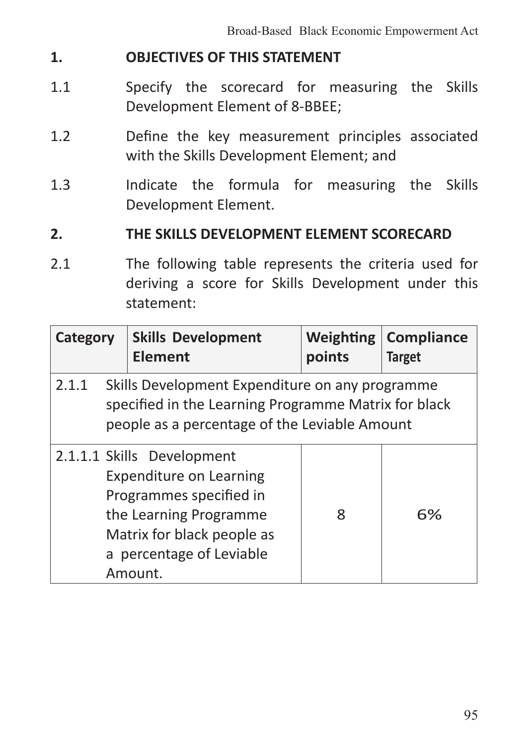## 1. OBJECTIVES OF THIS STATEMENT

1.1 Specify the scorecard for measuring the Skills Development Element of 8-BBEE;

1.2 Define the key measurement principles associated with the Skills Development Element; and

1.3 Indicate the formula for measuring the Skills Development Element.

## 2. THE SKILLS DEVELOPMENT ELEMENT SCORECARD

2.1 The following table represents the criteria used for deriving a score for Skills Development under this statement:

| Category | Skills Development Element | Weighting points | Compliance Target |
|---|---|---|---|
| 2.1.1 Skills Development Expenditure on any programme specified in the Learning Programme Matrix for black people as a percentage of the Leviable Amount | | | |
| 2.1.1.1 Skills Development Expenditure on Learning Programmes specified in the Learning Programme Matrix for black people as a percentage of Leviable Amount. | | 8 | 6% |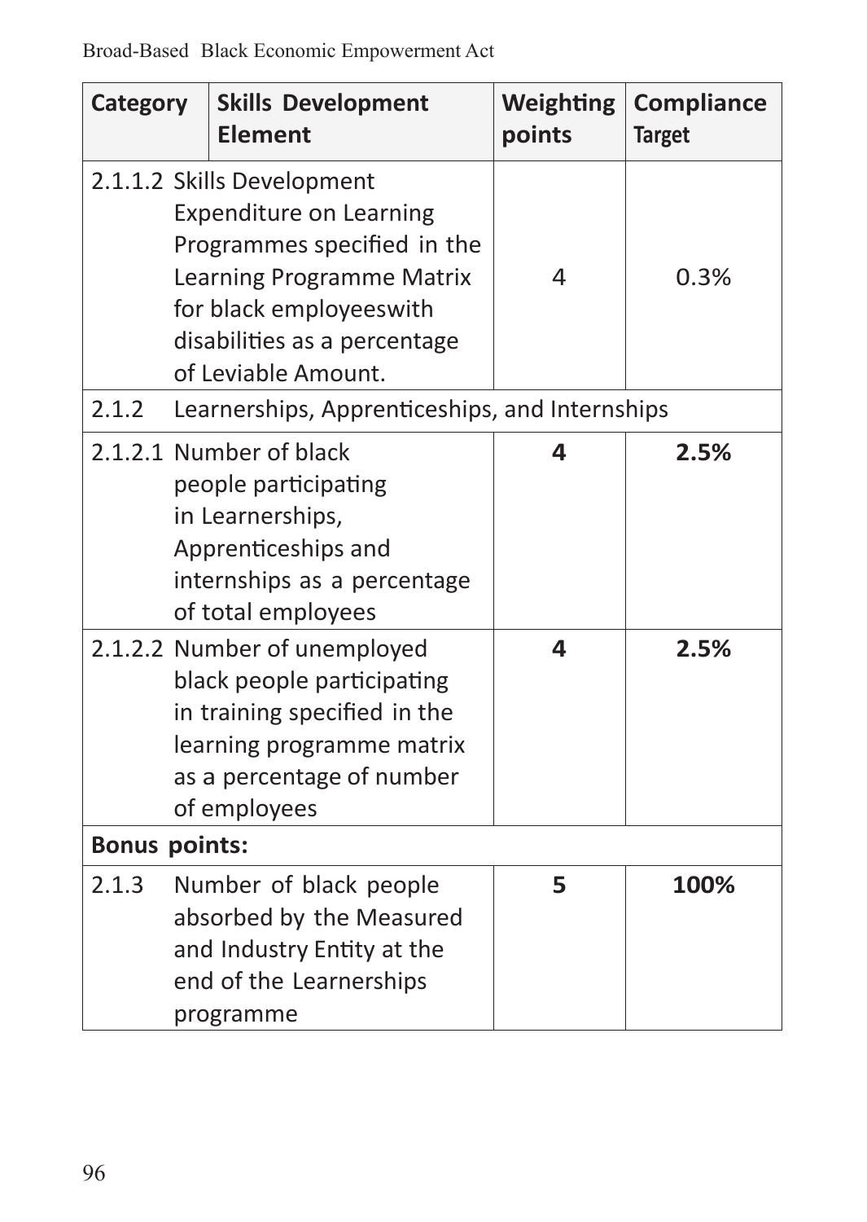| Category | Skills Development Element | Weighting points | Compliance Target |
|---|---|---|---|
| 2.1.1.2 | Skills Development Expenditure on Learning Programmes specified in the Learning Programme Matrix for black employeeswith disabilities as a percentage of Leviable Amount. | 4 | 0.3% |
| 2.1.2 | Learnerships, Apprenticeships, and Internships | | |
| 2.1.2.1 | Number of black people participating in Learnerships, Apprenticeships and internships as a percentage of total employees | **4** | **2.5%** |
| 2.1.2.2 | Number of unemployed black people participating in training specified in the learning programme matrix as a percentage of number of employees | **4** | **2.5%** |
| **Bonus points:** | | | |
| 2.1.3 | Number of black people absorbed by the Measured and Industry Entity at the end of the Learnerships programme | **5** | **100%** |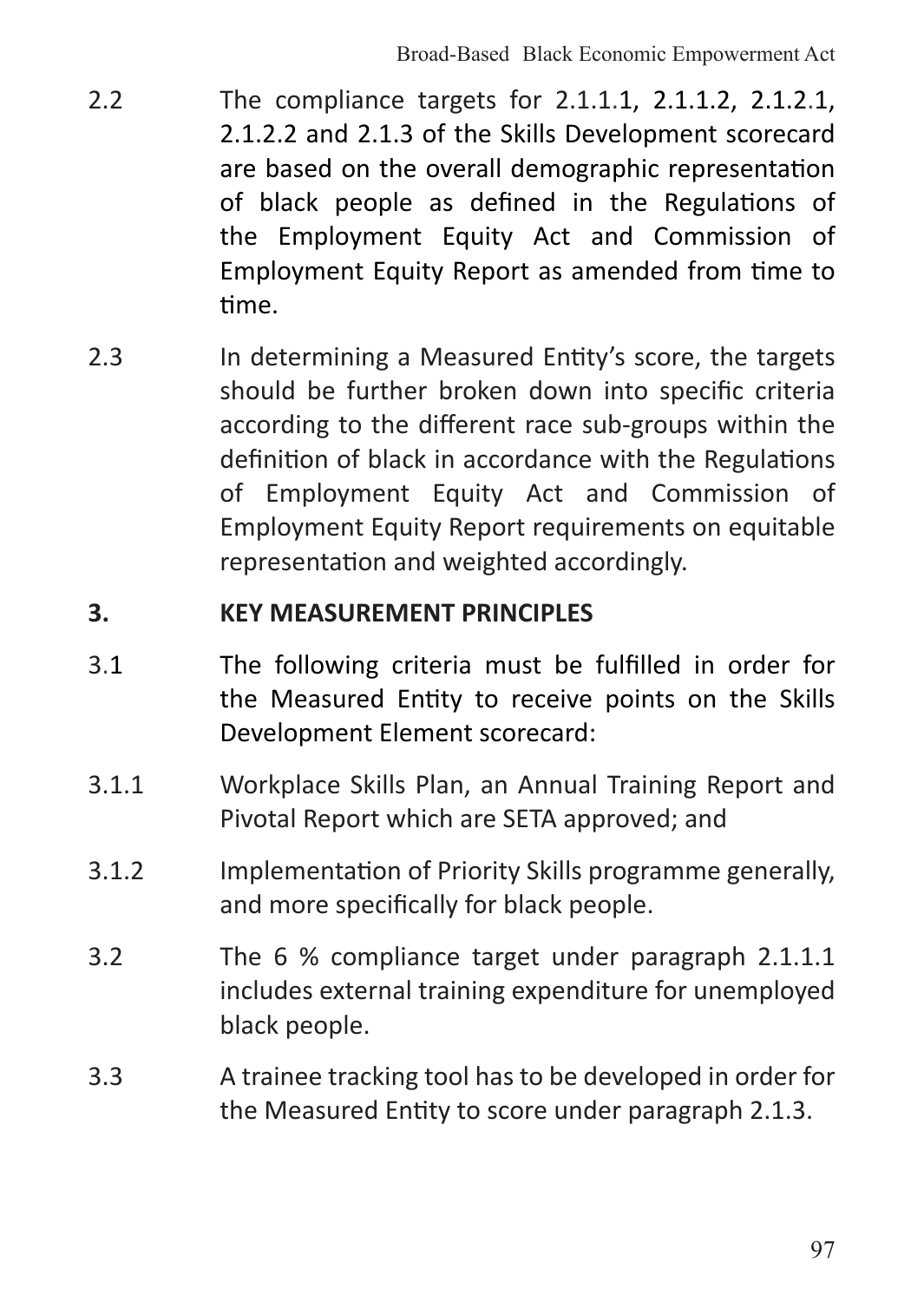2.2 The compliance targets for 2.1.1.1, 2.1.1.2, 2.1.2.1, 2.1.2.2 and 2.1.3 of the Skills Development scorecard are based on the overall demographic representation of black people as defined in the Regulations of the Employment Equity Act and Commission of Employment Equity Report as amended from time to time.

2.3 In determining a Measured Entity's score, the targets should be further broken down into specific criteria according to the different race sub-groups within the definition of black in accordance with the Regulations of Employment Equity Act and Commission of Employment Equity Report requirements on equitable representation and weighted accordingly.

**3. KEY MEASUREMENT PRINCIPLES**

3.1 The following criteria must be fulfilled in order for the Measured Entity to receive points on the Skills Development Element scorecard:

3.1.1 Workplace Skills Plan, an Annual Training Report and Pivotal Report which are SETA approved; and

3.1.2 Implementation of Priority Skills programme generally, and more specifically for black people.

3.2 The 6 % compliance target under paragraph 2.1.1.1 includes external training expenditure for unemployed black people.

3.3 A trainee tracking tool has to be developed in order for the Measured Entity to score under paragraph 2.1.3.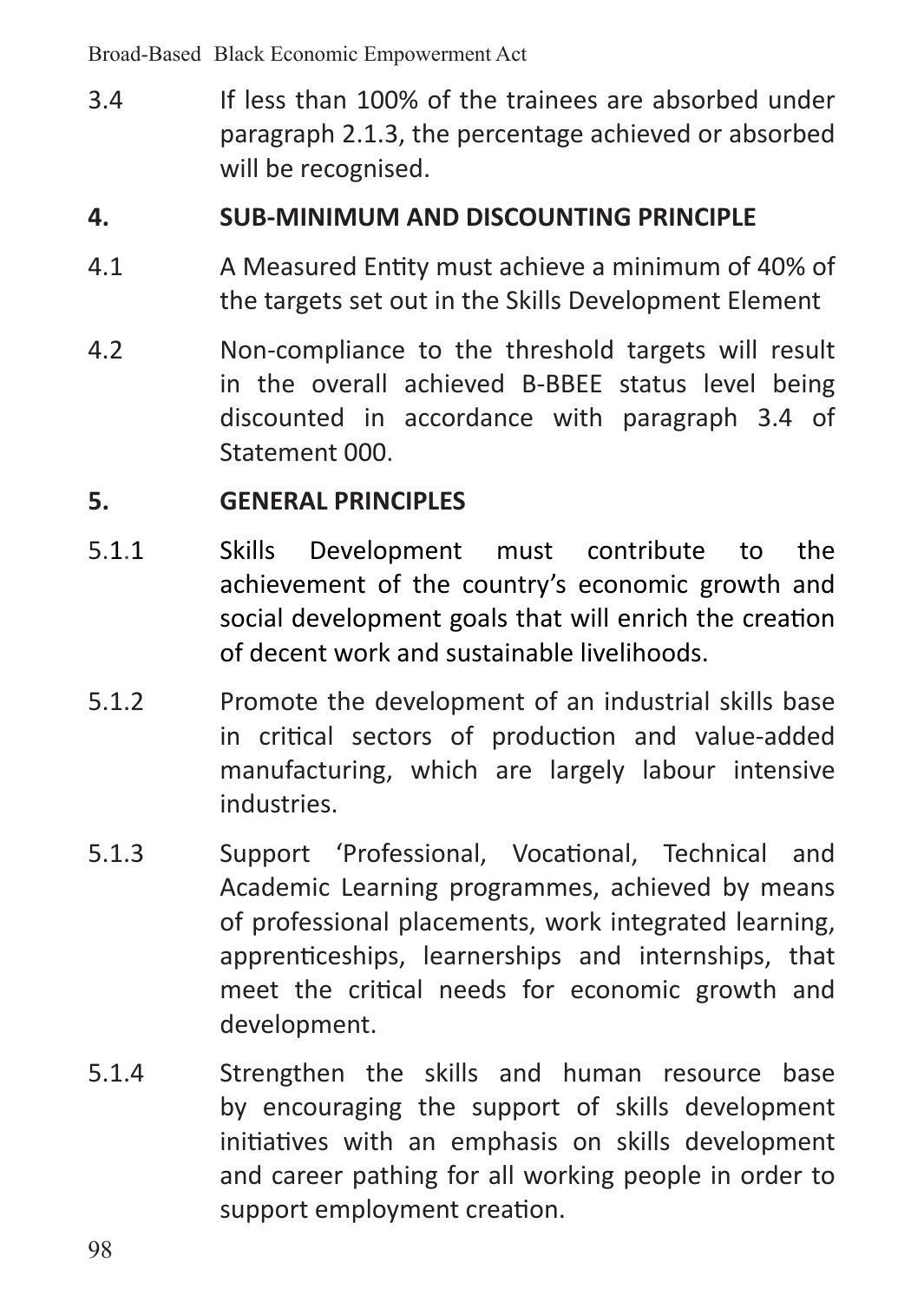3.4 If less than 100% of the trainees are absorbed under paragraph 2.1.3, the percentage achieved or absorbed will be recognised.

## 4. SUB-MINIMUM AND DISCOUNTING PRINCIPLE

4.1 A Measured Entity must achieve a minimum of 40% of the targets set out in the Skills Development Element

4.2 Non-compliance to the threshold targets will result in the overall achieved B-BBEE status level being discounted in accordance with paragraph 3.4 of Statement 000.

## 5. GENERAL PRINCIPLES

5.1.1 Skills Development must contribute to the achievement of the country's economic growth and social development goals that will enrich the creation of decent work and sustainable livelihoods.

5.1.2 Promote the development of an industrial skills base in critical sectors of production and value-added manufacturing, which are largely labour intensive industries.

5.1.3 Support 'Professional, Vocational, Technical and Academic Learning programmes, achieved by means of professional placements, work integrated learning, apprenticeships, learnerships and internships, that meet the critical needs for economic growth and development.

5.1.4 Strengthen the skills and human resource base by encouraging the support of skills development initiatives with an emphasis on skills development and career pathing for all working people in order to support employment creation.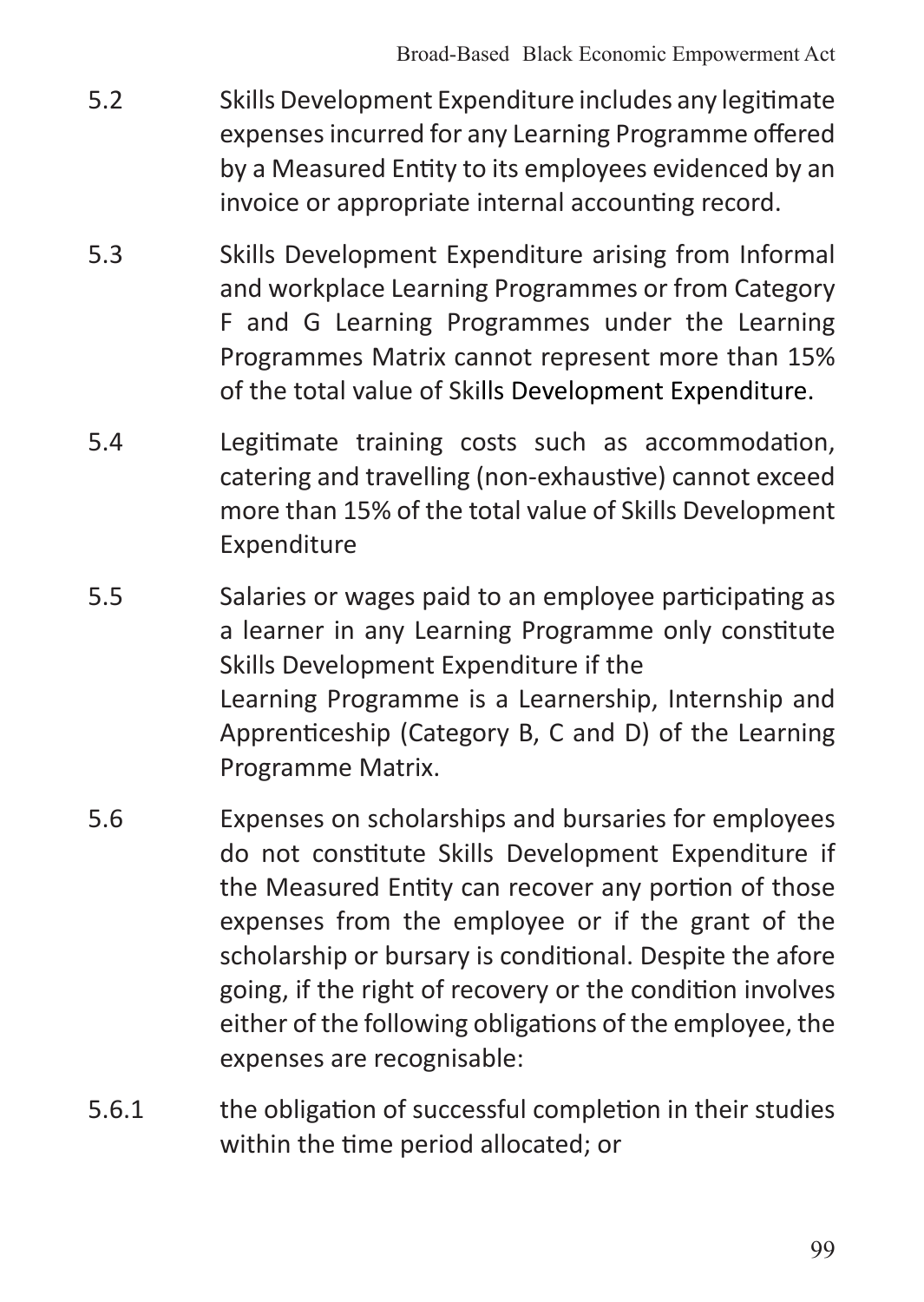5.2 Skills Development Expenditure includes any legitimate expenses incurred for any Learning Programme offered by a Measured Entity to its employees evidenced by an invoice or appropriate internal accounting record.

5.3 Skills Development Expenditure arising from Informal and workplace Learning Programmes or from Category F and G Learning Programmes under the Learning Programmes Matrix cannot represent more than 15% of the total value of Skills Development Expenditure.

5.4 Legitimate training costs such as accommodation, catering and travelling (non-exhaustive) cannot exceed more than 15% of the total value of Skills Development Expenditure

5.5 Salaries or wages paid to an employee participating as a learner in any Learning Programme only constitute Skills Development Expenditure if the Learning Programme is a Learnership, Internship and Apprenticeship (Category B, C and D) of the Learning Programme Matrix.

5.6 Expenses on scholarships and bursaries for employees do not constitute Skills Development Expenditure if the Measured Entity can recover any portion of those expenses from the employee or if the grant of the scholarship or bursary is conditional. Despite the afore going, if the right of recovery or the condition involves either of the following obligations of the employee, the expenses are recognisable:

5.6.1 the obligation of successful completion in their studies within the time period allocated; or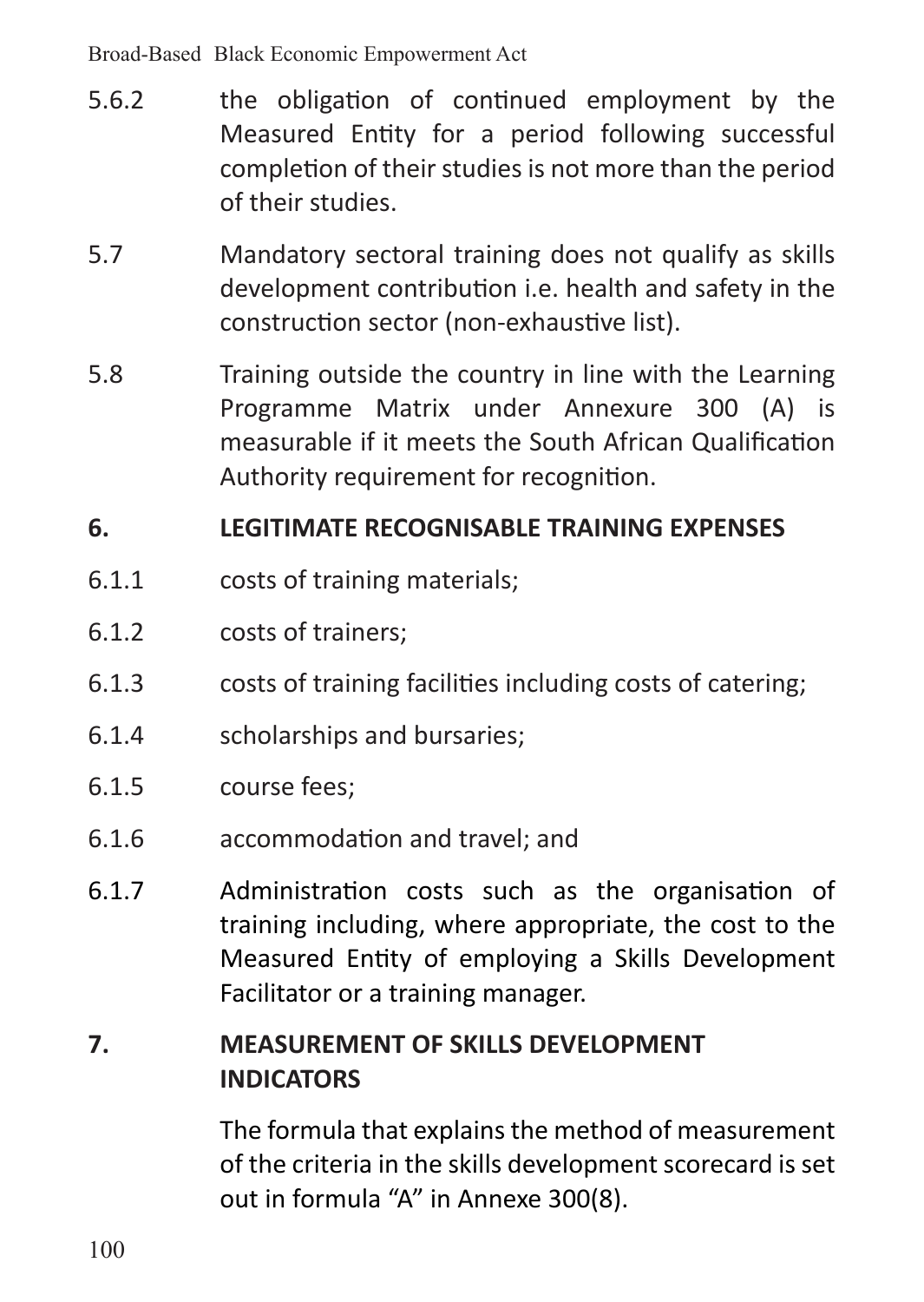5.6.2 the obligation of continued employment by the Measured Entity for a period following successful completion of their studies is not more than the period of their studies.

5.7 Mandatory sectoral training does not qualify as skills development contribution i.e. health and safety in the construction sector (non-exhaustive list).

5.8 Training outside the country in line with the Learning Programme Matrix under Annexure 300 (A) is measurable if it meets the South African Qualification Authority requirement for recognition.

## 6. LEGITIMATE RECOGNISABLE TRAINING EXPENSES

6.1.1 costs of training materials;

6.1.2 costs of trainers;

6.1.3 costs of training facilities including costs of catering;

6.1.4 scholarships and bursaries;

6.1.5 course fees;

6.1.6 accommodation and travel; and

6.1.7 Administration costs such as the organisation of training including, where appropriate, the cost to the Measured Entity of employing a Skills Development Facilitator or a training manager.

## 7. MEASUREMENT OF SKILLS DEVELOPMENT INDICATORS

The formula that explains the method of measurement of the criteria in the skills development scorecard is set out in formula “A” in Annexe 300(8).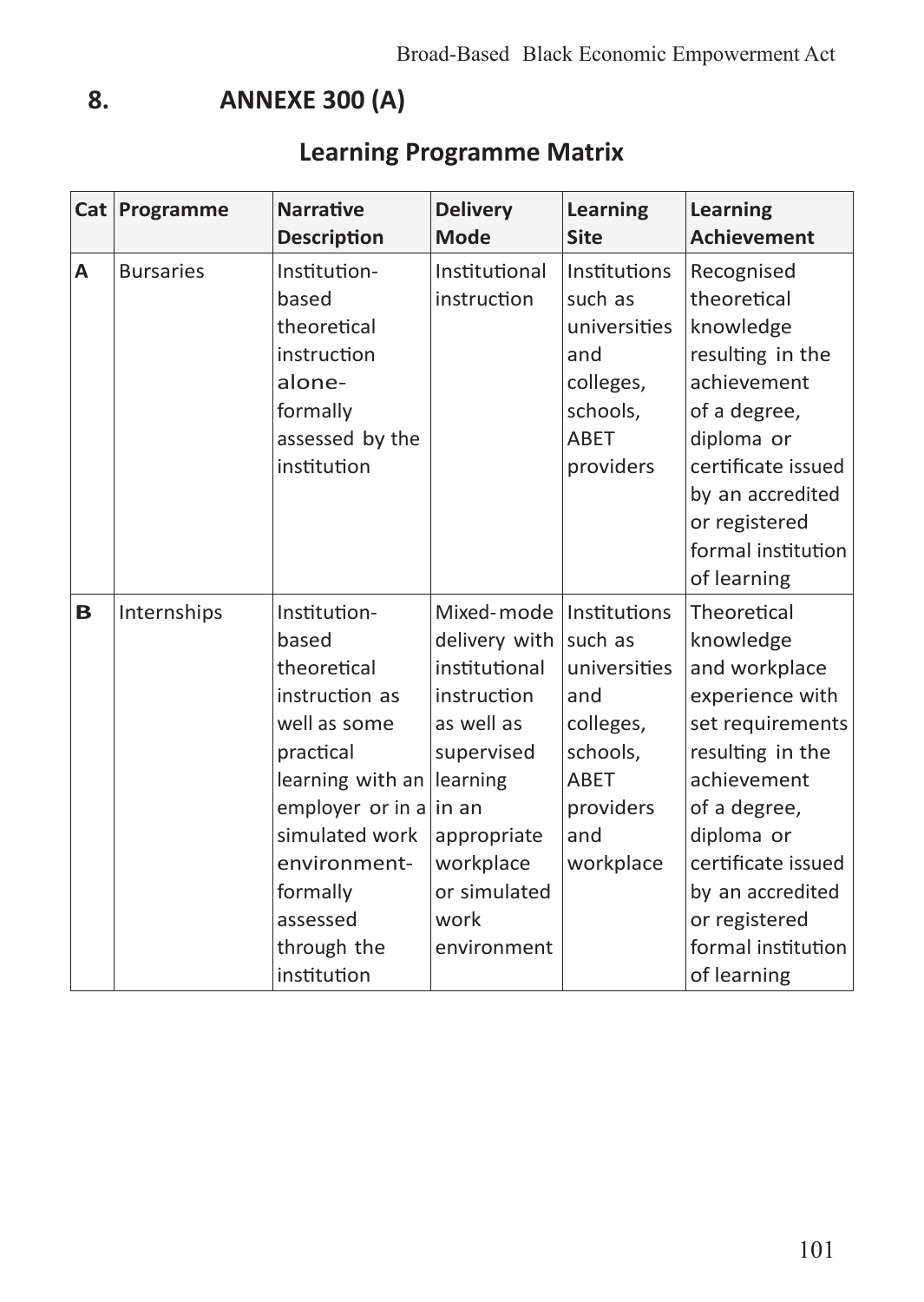## 8. ANNEXE 300 (A)

### Learning Programme Matrix

| Cat | Programme | Narrative Description | Delivery Mode | Learning Site | Learning Achievement |
|---|---|---|---|---|---|
| A | Bursaries | Institution-based theoretical instruction alone- formally assessed by the institution | Institutional instruction | Institutions such as universities and colleges, schools, ABET providers | Recognised theoretical knowledge resulting in the achievement of a degree, diploma or certificate issued by an accredited or registered formal institution of learning |
| B | Internships | Institution-based theoretical instruction as well as some practical learning with an employer or in a simulated work environment- formally assessed through the institution | Mixed-mode delivery with institutional instruction as well as supervised learning in an appropriate workplace or simulated work environment | Institutions such as universities and colleges, schools, ABET providers and workplace | Theoretical knowledge and workplace experience with set requirements resulting in the achievement of a degree, diploma or certificate issued by an accredited or registered formal institution of learning |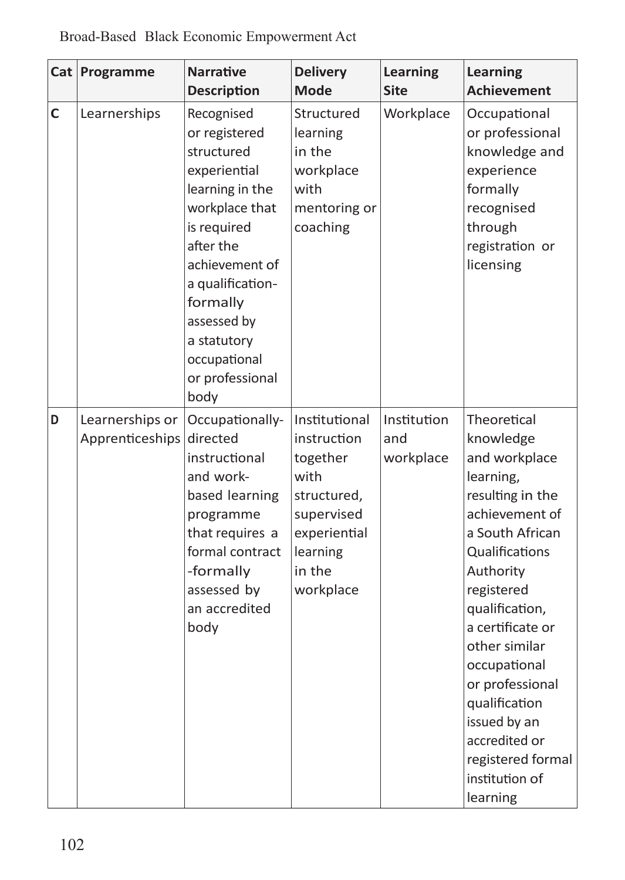| Cat | Programme | Narrative Description | Delivery Mode | Learning Site | Learning Achievement |
|---|---|---|---|---|---|
| C | Learnerships | Recognised or registered structured experiential learning in the workplace that is required after the achievement of a qualification-formally assessed by a statutory occupational or professional body | Structured learning in the workplace with mentoring or coaching | Workplace | Occupational or professional knowledge and experience formally recognised through registration or licensing |
| D | Learnerships or Apprenticeships | Occupationally-directed instructional and work-based learning programme that requires a formal contract -formally assessed by an accredited body | Institutional instruction together with structured, supervised experiential learning in the workplace | Institution and workplace | Theoretical knowledge and workplace learning, resulting in the achievement of a South African Qualifications Authority registered qualification, a certificate or other similar occupational or professional qualification issued by an accredited or registered formal institution of learning |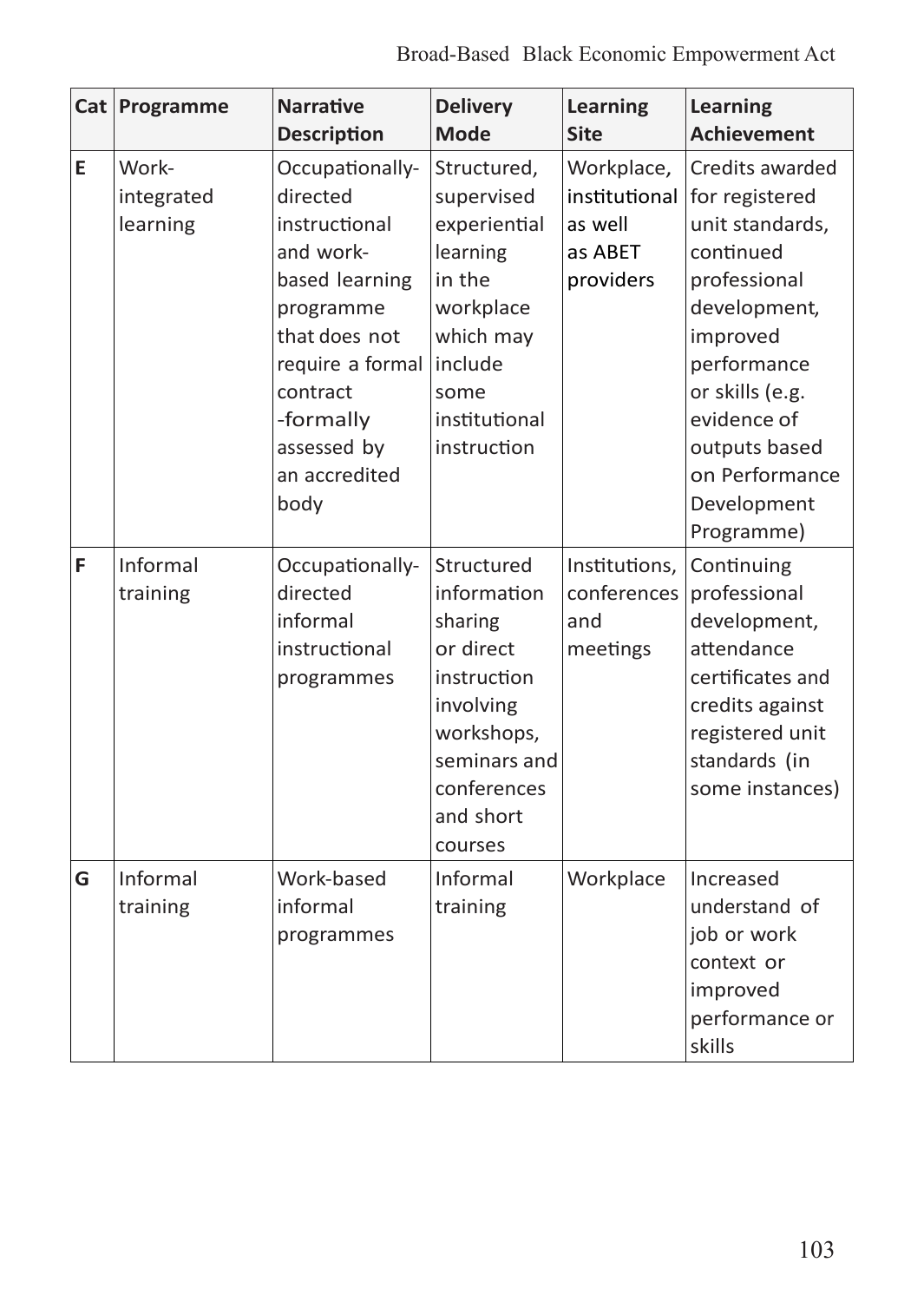| Cat | Programme | Narrative Description | Delivery Mode | Learning Site | Learning Achievement |
|---|---|---|---|---|---|
| E | Work-integrated learning | Occupationally-directed instructional and work-based learning programme that does not require a formal contract -formally assessed by an accredited body | Structured, supervised experiential learning in the workplace which may include some institutional instruction | Workplace, institutional as well as ABET providers | Credits awarded for registered unit standards, continued professional development, improved performance or skills (e.g. evidence of outputs based on Performance Development Programme) |
| F | Informal training | Occupationally-directed informal instructional programmes | Structured information sharing or direct instruction involving workshops, seminars and conferences and short courses | Institutions, conferences and meetings | Continuing professional development, attendance certificates and credits against registered unit standards (in some instances) |
| G | Informal training | Work-based informal programmes | Informal training | Workplace | Increased understand of job or work context or improved performance or skills |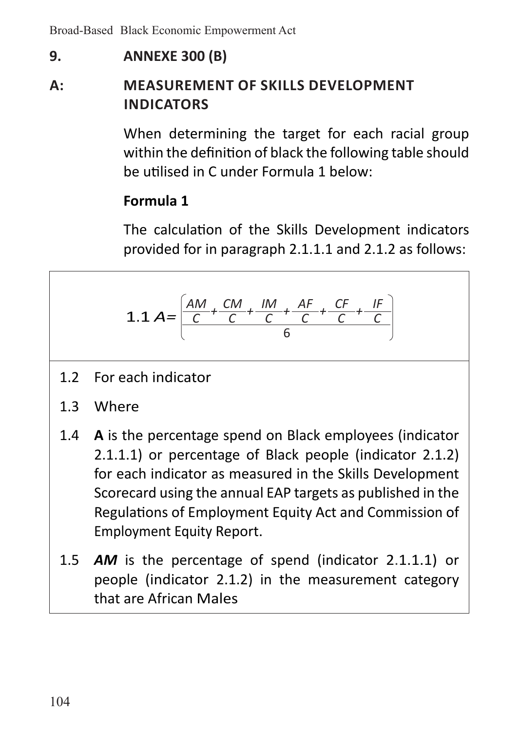## 9. ANNEXE 300 (B)

### A: MEASUREMENT OF SKILLS DEVELOPMENT INDICATORS

When determining the target for each racial group within the definition of black the following table should be utilised in C under Formula 1 below:

**Formula 1**

The calculation of the Skills Development indicators provided for in paragraph 2.1.1.1 and 2.1.2 as follows:

$$1.1\ A = \left( \frac{\frac{AM}{C} + \frac{CM}{C} + \frac{IM}{C} + \frac{AF}{C} + \frac{CF}{C} + \frac{IF}{C}}{6} \right)$$

1.2 For each indicator

1.3 Where

1.4 **A** is the percentage spend on Black employees (indicator 2.1.1.1) or percentage of Black people (indicator 2.1.2) for each indicator as measured in the Skills Development Scorecard using the annual EAP targets as published in the Regulations of Employment Equity Act and Commission of Employment Equity Report.

1.5 ***AM*** is the percentage of spend (indicator 2.1.1.1) or people (indicator 2.1.2) in the measurement category that are African Males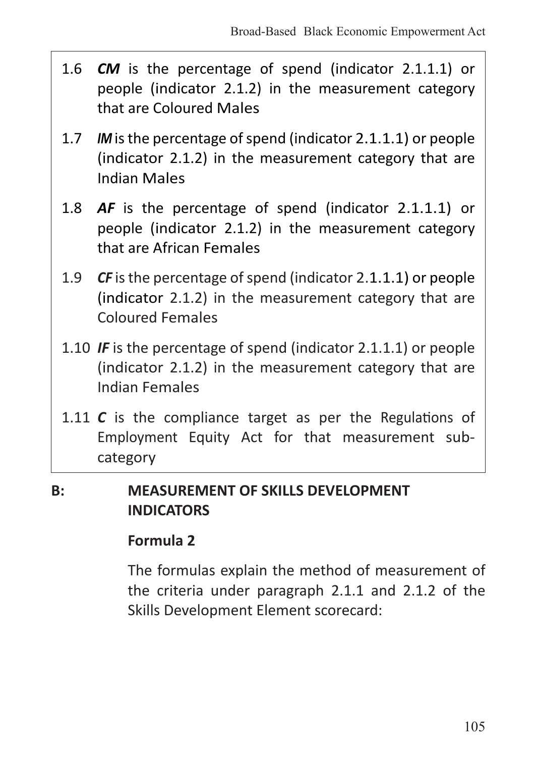1.6 ***CM*** is the percentage of spend (indicator 2.1.1.1) or people (indicator 2.1.2) in the measurement category that are Coloured Males

1.7 ***IM*** is the percentage of spend (indicator 2.1.1.1) or people (indicator 2.1.2) in the measurement category that are Indian Males

1.8 ***AF*** is the percentage of spend (indicator 2.1.1.1) or people (indicator 2.1.2) in the measurement category that are African Females

1.9 ***CF*** is the percentage of spend (indicator 2.1.1.1) or people (indicator 2.1.2) in the measurement category that are Coloured Females

1.10 ***IF*** is the percentage of spend (indicator 2.1.1.1) or people (indicator 2.1.2) in the measurement category that are Indian Females

1.11 ***C*** is the compliance target as per the Regulations of Employment Equity Act for that measurement sub-category

## B: MEASUREMENT OF SKILLS DEVELOPMENT INDICATORS

### Formula 2

The formulas explain the method of measurement of the criteria under paragraph 2.1.1 and 2.1.2 of the Skills Development Element scorecard: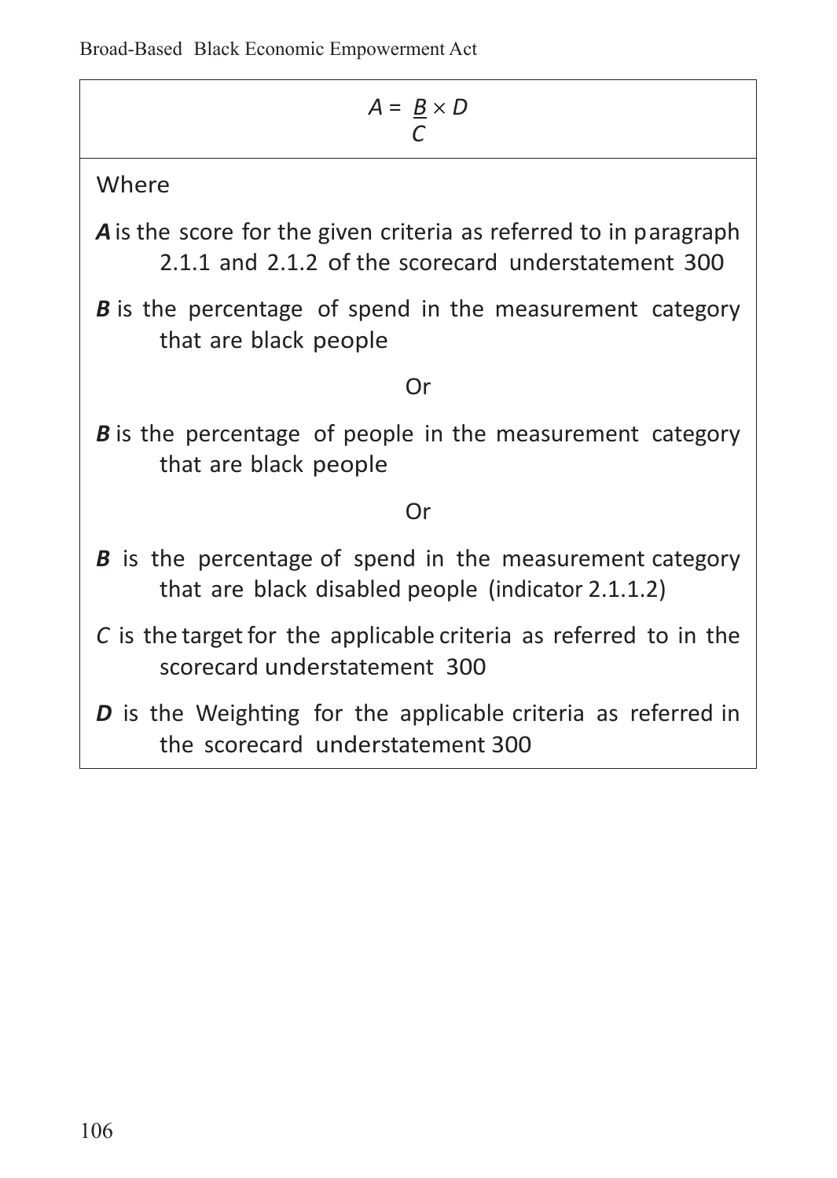$$A = \frac{B}{C} \times D$$

Where

***A*** is the score for the given criteria as referred to in paragraph 2.1.1 and 2.1.2 of the scorecard understatement 300

***B*** is the percentage of spend in the measurement category that are black people

Or

***B*** is the percentage of people in the measurement category that are black people

Or

***B*** is the percentage of spend in the measurement category that are black disabled people (indicator 2.1.1.2)

*C* is the target for the applicable criteria as referred to in the scorecard understatement 300

***D*** is the Weighting for the applicable criteria as referred in the scorecard understatement 300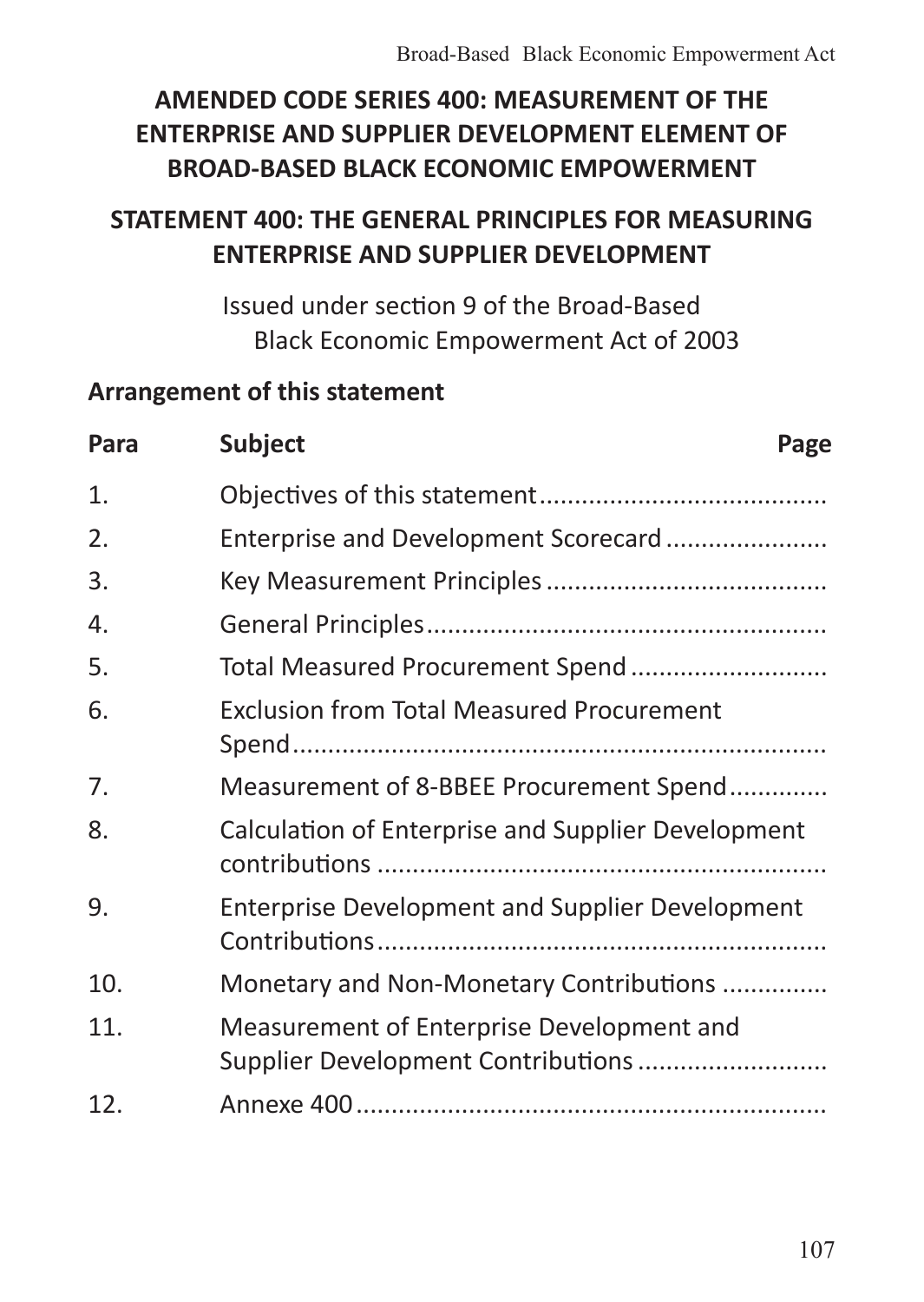# AMENDED CODE SERIES 400: MEASUREMENT OF THE ENTERPRISE AND SUPPLIER DEVELOPMENT ELEMENT OF BROAD-BASED BLACK ECONOMIC EMPOWERMENT

## STATEMENT 400: THE GENERAL PRINCIPLES FOR MEASURING ENTERPRISE AND SUPPLIER DEVELOPMENT

Issued under section 9 of the Broad-Based Black Economic Empowerment Act of 2003

### Arrangement of this statement

| Para | Subject | Page |
|---|---|---|
| 1. | Objectives of this statement........................................ | |
| 2. | Enterprise and Development Scorecard ...................... | |
| 3. | Key Measurement Principles ....................................... | |
| 4. | General Principles........................................................ | |
| 5. | Total Measured Procurement Spend ........................... | |
| 6. | Exclusion from Total Measured Procurement Spend........................................................................... | |
| 7. | Measurement of 8-BBEE Procurement Spend............. | |
| 8. | Calculation of Enterprise and Supplier Development contributions ............................................................... | |
| 9. | Enterprise Development and Supplier Development Contributions............................................................... | |
| 10. | Monetary and Non-Monetary Contributions .............. | |
| 11. | Measurement of Enterprise Development and Supplier Development Contributions .......................... | |
| 12. | Annexe 400.................................................................. | |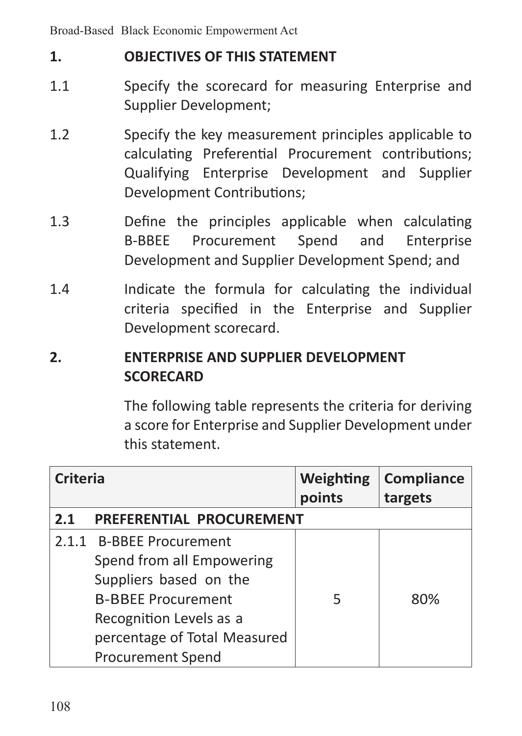## 1. OBJECTIVES OF THIS STATEMENT

1.1 Specify the scorecard for measuring Enterprise and Supplier Development;

1.2 Specify the key measurement principles applicable to calculating Preferential Procurement contributions; Qualifying Enterprise Development and Supplier Development Contributions;

1.3 Define the principles applicable when calculating B-BBEE Procurement Spend and Enterprise Development and Supplier Development Spend; and

1.4 Indicate the formula for calculating the individual criteria specified in the Enterprise and Supplier Development scorecard.

## 2. ENTERPRISE AND SUPPLIER DEVELOPMENT SCORECARD

The following table represents the criteria for deriving a score for Enterprise and Supplier Development under this statement.

| Criteria | Weighting points | Compliance targets |
|---|---|---|
| **2.1 PREFERENTIAL PROCUREMENT** | | |
| 2.1.1 B-BBEE Procurement Spend from all Empowering Suppliers based on the B-BBEE Procurement Recognition Levels as a percentage of Total Measured Procurement Spend | 5 | 80% |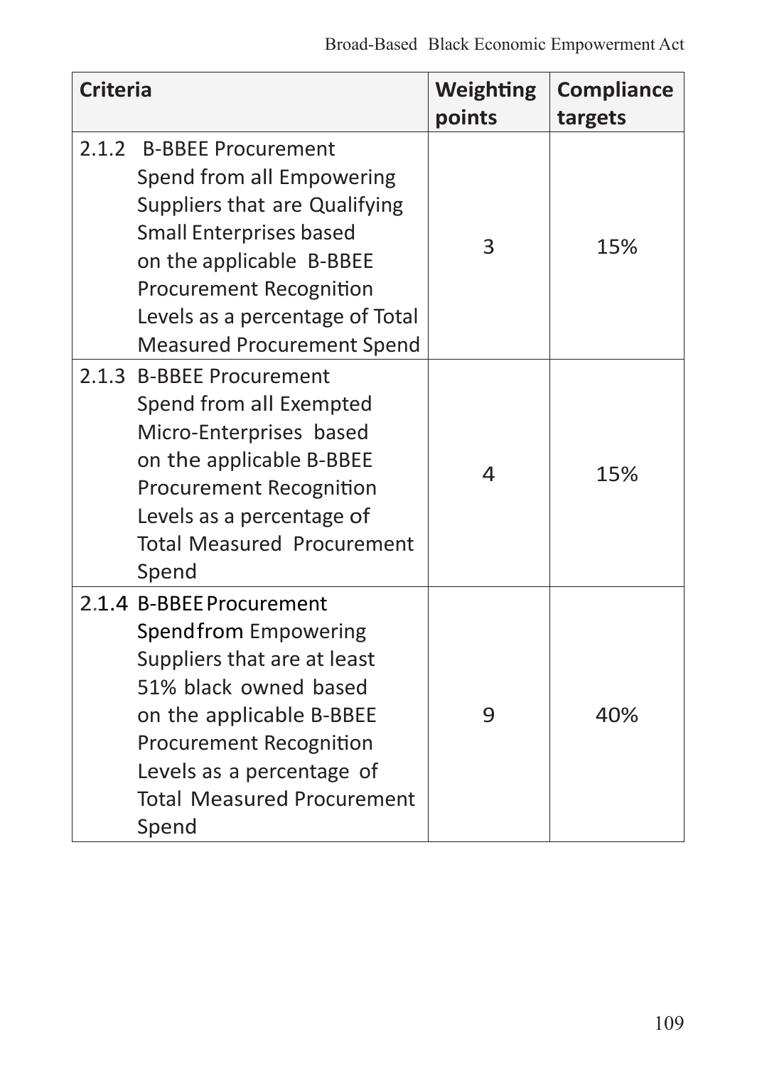| Criteria | Weighting points | Compliance targets |
| --- | --- | --- |
| 2.1.2 B-BBEE Procurement Spend from all Empowering Suppliers that are Qualifying Small Enterprises based on the applicable B-BBEE Procurement Recognition Levels as a percentage of Total Measured Procurement Spend | 3 | 15% |
| 2.1.3 B-BBEE Procurement Spend from all Exempted Micro-Enterprises based on the applicable B-BBEE Procurement Recognition Levels as a percentage of Total Measured Procurement Spend | 4 | 15% |
| 2.1.4 B-BBEE Procurement Spend from Empowering Suppliers that are at least 51% black owned based on the applicable B-BBEE Procurement Recognition Levels as a percentage of Total Measured Procurement Spend | 9 | 40% |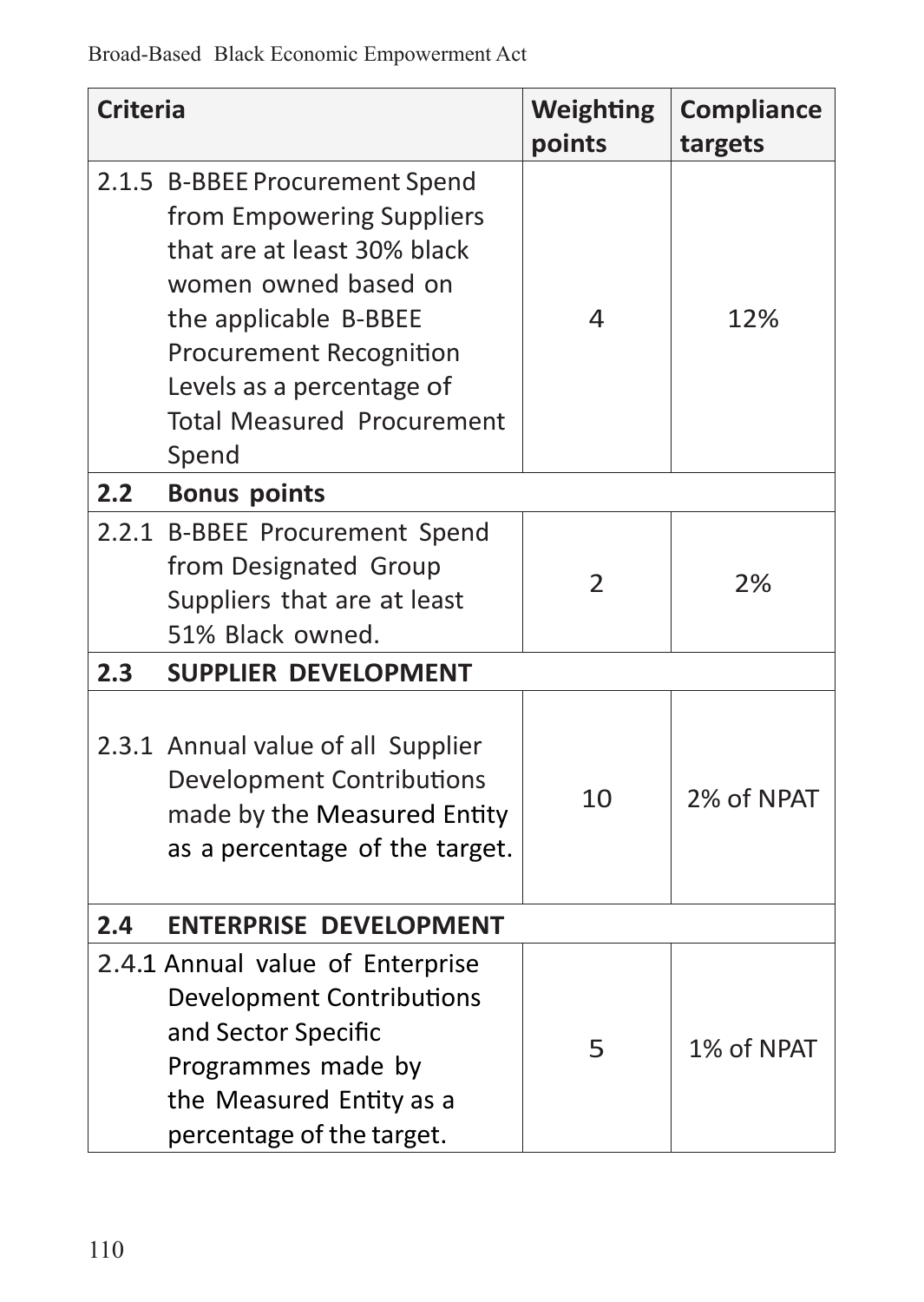| Criteria | Weighting points | Compliance targets |
|---|---|---|
| 2.1.5 B-BBEE Procurement Spend from Empowering Suppliers that are at least 30% black women owned based on the applicable B-BBEE Procurement Recognition Levels as a percentage of Total Measured Procurement Spend | 4 | 12% |
| **2.2 Bonus points** | | |
| 2.2.1 B-BBEE Procurement Spend from Designated Group Suppliers that are at least 51% Black owned. | 2 | 2% |
| **2.3 SUPPLIER DEVELOPMENT** | | |
| 2.3.1 Annual value of all Supplier Development Contributions made by the Measured Entity as a percentage of the target. | 10 | 2% of NPAT |
| **2.4 ENTERPRISE DEVELOPMENT** | | |
| 2.4.1 Annual value of Enterprise Development Contributions and Sector Specific Programmes made by the Measured Entity as a percentage of the target. | 5 | 1% of NPAT |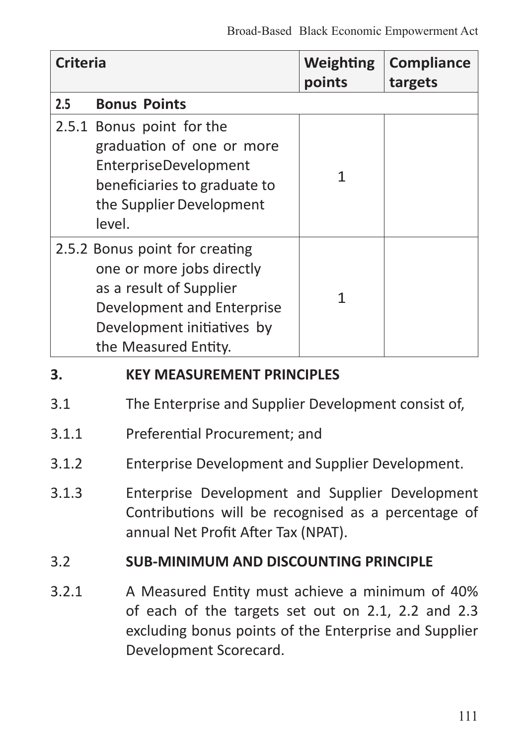| Criteria | Weighting points | Compliance targets |
|---|---|---|
| **2.5 Bonus Points** | | |
| 2.5.1 Bonus point for the graduation of one or more EnterpriseDevelopment beneficiaries to graduate to the Supplier Development level. | 1 | |
| 2.5.2 Bonus point for creating one or more jobs directly as a result of Supplier Development and Enterprise Development initiatives by the Measured Entity. | 1 | |

## 3. KEY MEASUREMENT PRINCIPLES

3.1 The Enterprise and Supplier Development consist of,

3.1.1 Preferential Procurement; and

3.1.2 Enterprise Development and Supplier Development.

3.1.3 Enterprise Development and Supplier Development Contributions will be recognised as a percentage of annual Net Profit After Tax (NPAT).

### 3.2 SUB-MINIMUM AND DISCOUNTING PRINCIPLE

3.2.1 A Measured Entity must achieve a minimum of 40% of each of the targets set out on 2.1, 2.2 and 2.3 excluding bonus points of the Enterprise and Supplier Development Scorecard.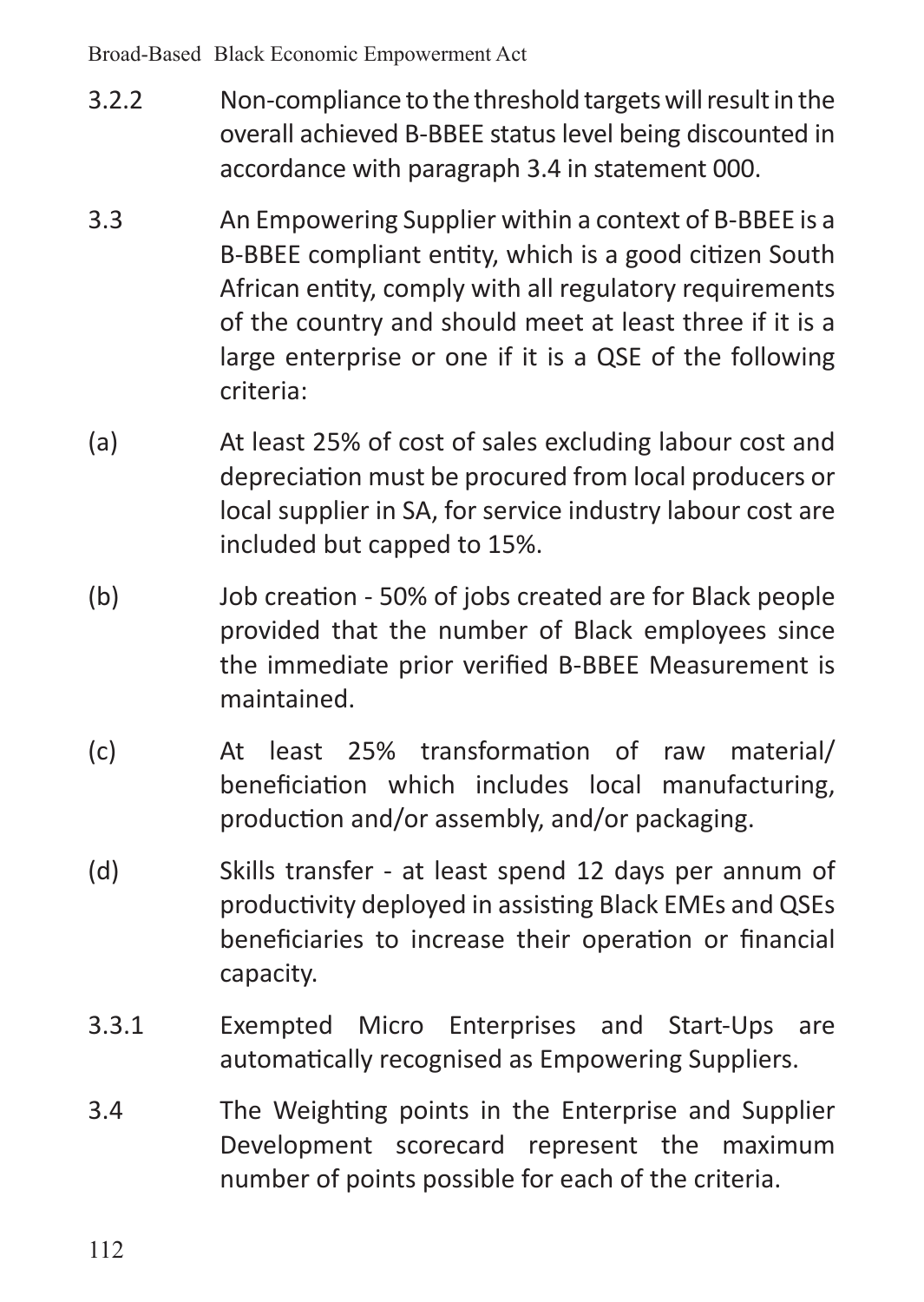3.2.2 Non-compliance to the threshold targets will result in the overall achieved B-BBEE status level being discounted in accordance with paragraph 3.4 in statement 000.

3.3 An Empowering Supplier within a context of B-BBEE is a B-BBEE compliant entity, which is a good citizen South African entity, comply with all regulatory requirements of the country and should meet at least three if it is a large enterprise or one if it is a QSE of the following criteria:

(a) At least 25% of cost of sales excluding labour cost and depreciation must be procured from local producers or local supplier in SA, for service industry labour cost are included but capped to 15%.

(b) Job creation - 50% of jobs created are for Black people provided that the number of Black employees since the immediate prior verified B-BBEE Measurement is maintained.

(c) At least 25% transformation of raw material/ beneficiation which includes local manufacturing, production and/or assembly, and/or packaging.

(d) Skills transfer - at least spend 12 days per annum of productivity deployed in assisting Black EMEs and QSEs beneficiaries to increase their operation or financial capacity.

3.3.1 Exempted Micro Enterprises and Start-Ups are automatically recognised as Empowering Suppliers.

3.4 The Weighting points in the Enterprise and Supplier Development scorecard represent the maximum number of points possible for each of the criteria.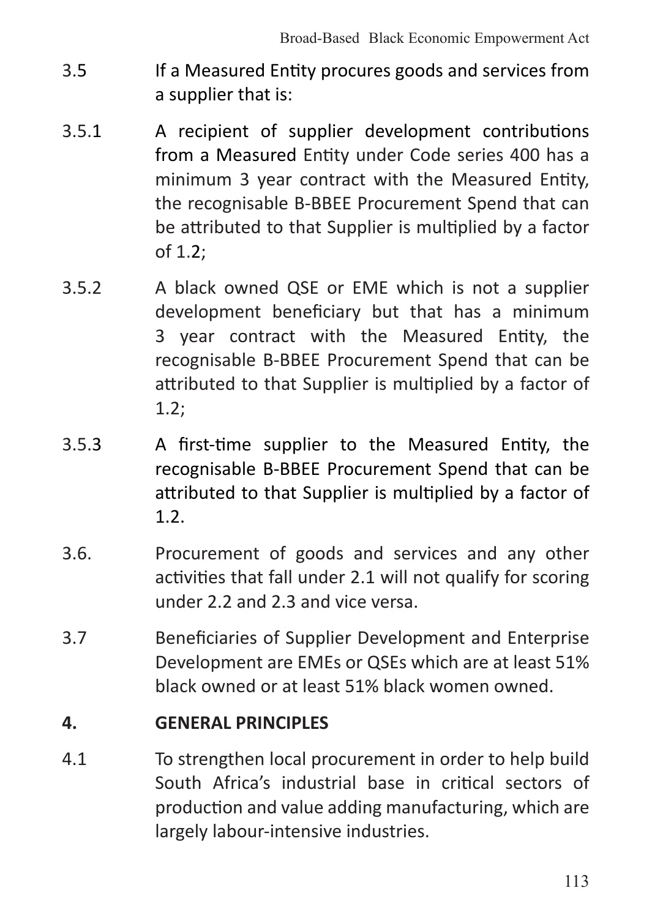3.5 If a Measured Entity procures goods and services from a supplier that is:

3.5.1 A recipient of supplier development contributions from a Measured Entity under Code series 400 has a minimum 3 year contract with the Measured Entity, the recognisable B-BBEE Procurement Spend that can be attributed to that Supplier is multiplied by a factor of 1.2;

3.5.2 A black owned QSE or EME which is not a supplier development beneficiary but that has a minimum 3 year contract with the Measured Entity, the recognisable B-BBEE Procurement Spend that can be attributed to that Supplier is multiplied by a factor of 1.2;

3.5.3 A first-time supplier to the Measured Entity, the recognisable B-BBEE Procurement Spend that can be attributed to that Supplier is multiplied by a factor of 1.2.

3.6. Procurement of goods and services and any other activities that fall under 2.1 will not qualify for scoring under 2.2 and 2.3 and vice versa.

3.7 Beneficiaries of Supplier Development and Enterprise Development are EMEs or QSEs which are at least 51% black owned or at least 51% black women owned.

## 4. GENERAL PRINCIPLES

4.1 To strengthen local procurement in order to help build South Africa's industrial base in critical sectors of production and value adding manufacturing, which are largely labour-intensive industries.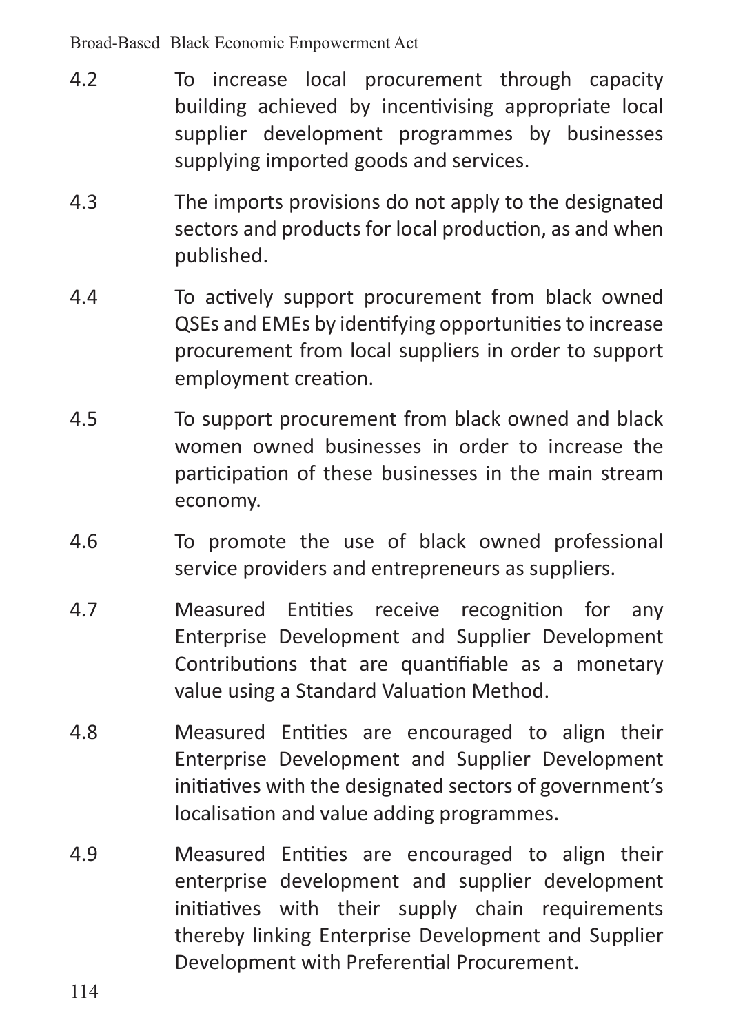4.2 To increase local procurement through capacity building achieved by incentivising appropriate local supplier development programmes by businesses supplying imported goods and services.

4.3 The imports provisions do not apply to the designated sectors and products for local production, as and when published.

4.4 To actively support procurement from black owned QSEs and EMEs by identifying opportunities to increase procurement from local suppliers in order to support employment creation.

4.5 To support procurement from black owned and black women owned businesses in order to increase the participation of these businesses in the main stream economy.

4.6 To promote the use of black owned professional service providers and entrepreneurs as suppliers.

4.7 Measured Entities receive recognition for any Enterprise Development and Supplier Development Contributions that are quantifiable as a monetary value using a Standard Valuation Method.

4.8 Measured Entities are encouraged to align their Enterprise Development and Supplier Development initiatives with the designated sectors of government's localisation and value adding programmes.

4.9 Measured Entities are encouraged to align their enterprise development and supplier development initiatives with their supply chain requirements thereby linking Enterprise Development and Supplier Development with Preferential Procurement.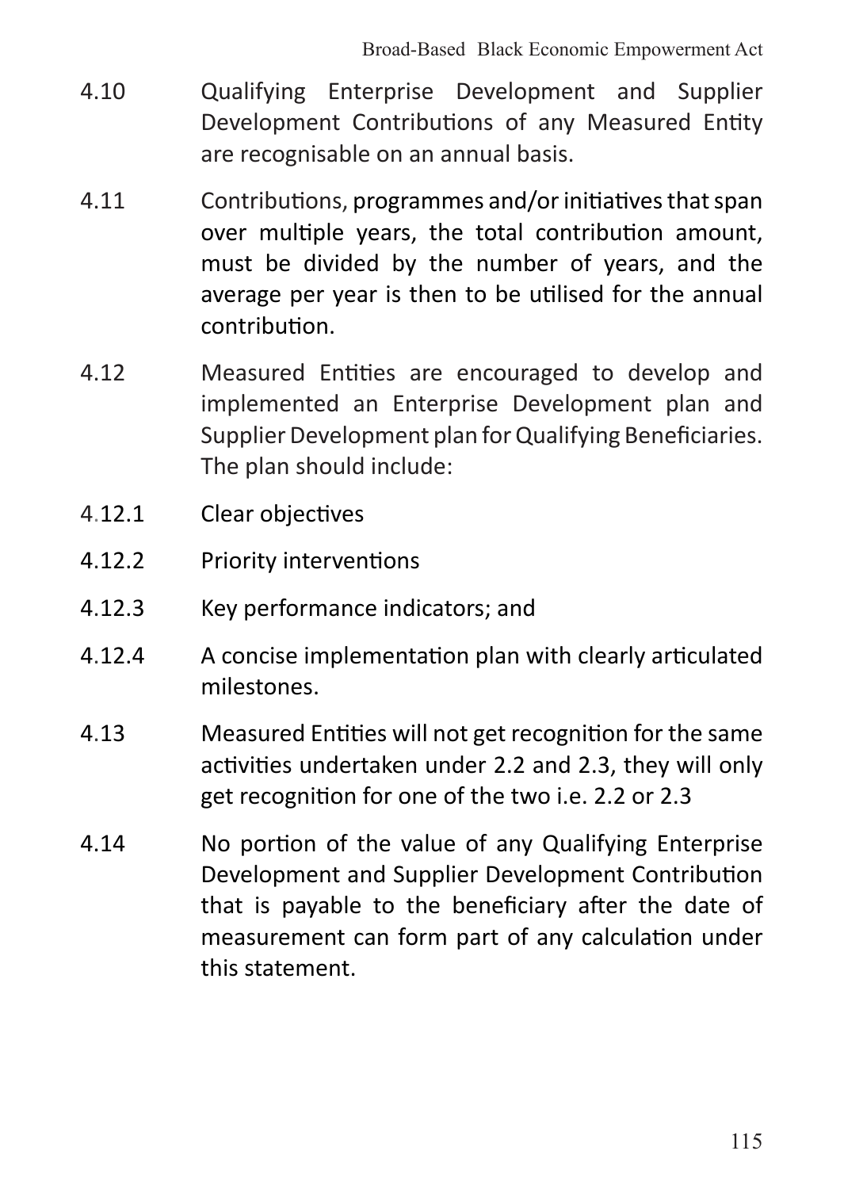4.10 Qualifying Enterprise Development and Supplier Development Contributions of any Measured Entity are recognisable on an annual basis.

4.11 Contributions, programmes and/or initiatives that span over multiple years, the total contribution amount, must be divided by the number of years, and the average per year is then to be utilised for the annual contribution.

4.12 Measured Entities are encouraged to develop and implemented an Enterprise Development plan and Supplier Development plan for Qualifying Beneficiaries. The plan should include:

4.12.1 Clear objectives

4.12.2 Priority interventions

4.12.3 Key performance indicators; and

4.12.4 A concise implementation plan with clearly articulated milestones.

4.13 Measured Entities will not get recognition for the same activities undertaken under 2.2 and 2.3, they will only get recognition for one of the two i.e. 2.2 or 2.3

4.14 No portion of the value of any Qualifying Enterprise Development and Supplier Development Contribution that is payable to the beneficiary after the date of measurement can form part of any calculation under this statement.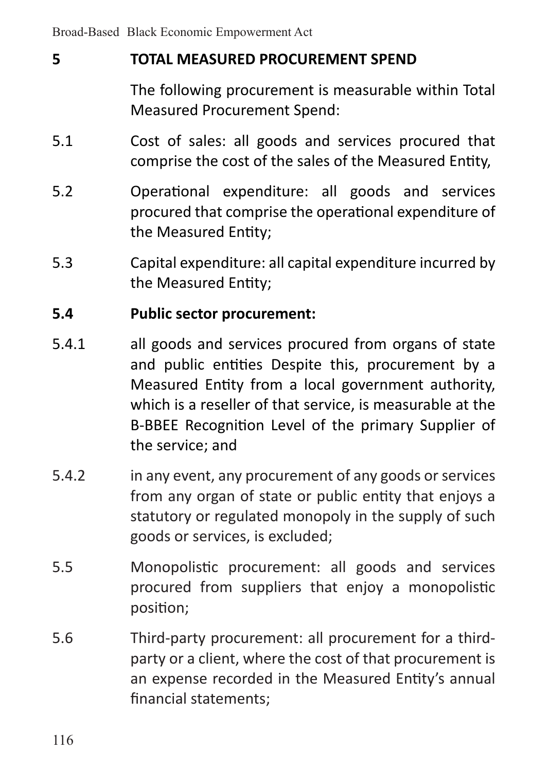## 5 TOTAL MEASURED PROCUREMENT SPEND

The following procurement is measurable within Total Measured Procurement Spend:

5.1 Cost of sales: all goods and services procured that comprise the cost of the sales of the Measured Entity,

5.2 Operational expenditure: all goods and services procured that comprise the operational expenditure of the Measured Entity;

5.3 Capital expenditure: all capital expenditure incurred by the Measured Entity;

**5.4 Public sector procurement:**

5.4.1 all goods and services procured from organs of state and public entities Despite this, procurement by a Measured Entity from a local government authority, which is a reseller of that service, is measurable at the B-BBEE Recognition Level of the primary Supplier of the service; and

5.4.2 in any event, any procurement of any goods or services from any organ of state or public entity that enjoys a statutory or regulated monopoly in the supply of such goods or services, is excluded;

5.5 Monopolistic procurement: all goods and services procured from suppliers that enjoy a monopolistic position;

5.6 Third-party procurement: all procurement for a third-party or a client, where the cost of that procurement is an expense recorded in the Measured Entity's annual financial statements;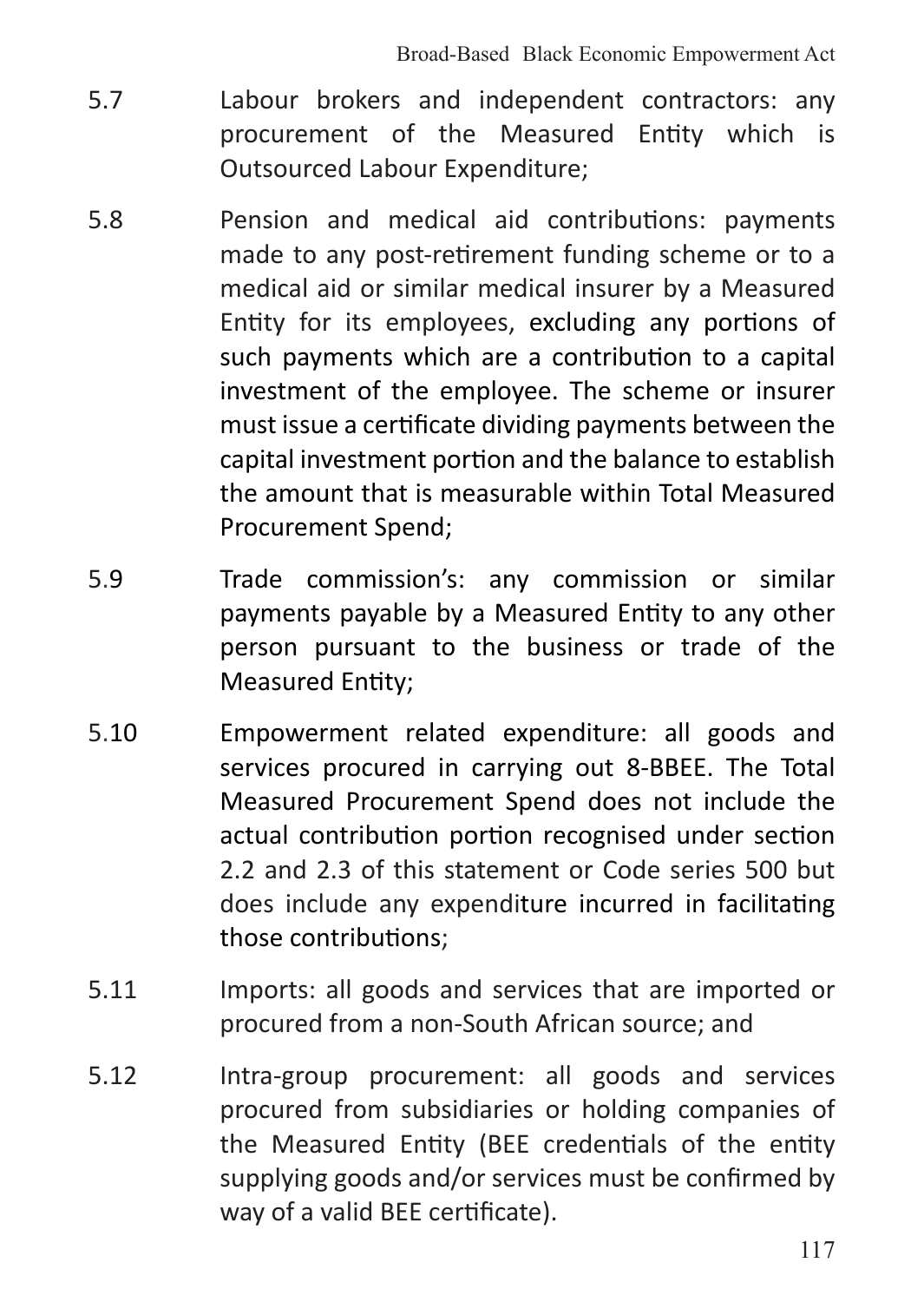5.7 Labour brokers and independent contractors: any procurement of the Measured Entity which is Outsourced Labour Expenditure;

5.8 Pension and medical aid contributions: payments made to any post-retirement funding scheme or to a medical aid or similar medical insurer by a Measured Entity for its employees, excluding any portions of such payments which are a contribution to a capital investment of the employee. The scheme or insurer must issue a certificate dividing payments between the capital investment portion and the balance to establish the amount that is measurable within Total Measured Procurement Spend;

5.9 Trade commission's: any commission or similar payments payable by a Measured Entity to any other person pursuant to the business or trade of the Measured Entity;

5.10 Empowerment related expenditure: all goods and services procured in carrying out 8-BBEE. The Total Measured Procurement Spend does not include the actual contribution portion recognised under section 2.2 and 2.3 of this statement or Code series 500 but does include any expenditure incurred in facilitating those contributions;

5.11 Imports: all goods and services that are imported or procured from a non-South African source; and

5.12 Intra-group procurement: all goods and services procured from subsidiaries or holding companies of the Measured Entity (BEE credentials of the entity supplying goods and/or services must be confirmed by way of a valid BEE certificate).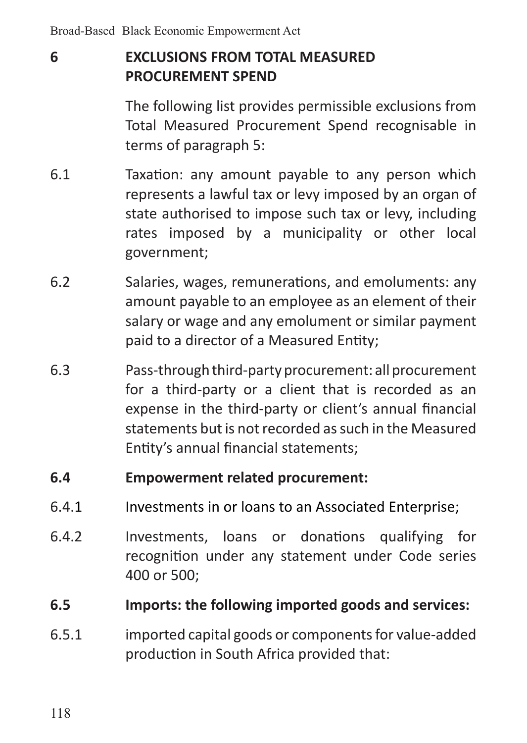## 6 EXCLUSIONS FROM TOTAL MEASURED PROCUREMENT SPEND

The following list provides permissible exclusions from Total Measured Procurement Spend recognisable in terms of paragraph 5:

6.1 Taxation: any amount payable to any person which represents a lawful tax or levy imposed by an organ of state authorised to impose such tax or levy, including rates imposed by a municipality or other local government;

6.2 Salaries, wages, remunerations, and emoluments: any amount payable to an employee as an element of their salary or wage and any emolument or similar payment paid to a director of a Measured Entity;

6.3 Pass-through third-party procurement: all procurement for a third-party or a client that is recorded as an expense in the third-party or client's annual financial statements but is not recorded as such in the Measured Entity's annual financial statements;

**6.4 Empowerment related procurement:**

6.4.1 Investments in or loans to an Associated Enterprise;

6.4.2 Investments, loans or donations qualifying for recognition under any statement under Code series 400 or 500;

**6.5 Imports: the following imported goods and services:**

6.5.1 imported capital goods or components for value-added production in South Africa provided that: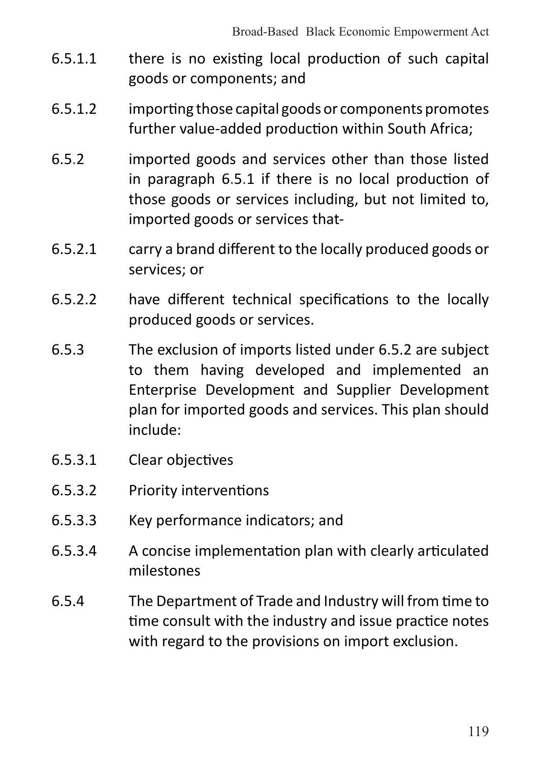6.5.1.1 there is no existing local production of such capital goods or components; and

6.5.1.2 importing those capital goods or components promotes further value-added production within South Africa;

6.5.2 imported goods and services other than those listed in paragraph 6.5.1 if there is no local production of those goods or services including, but not limited to, imported goods or services that-

6.5.2.1 carry a brand different to the locally produced goods or services; or

6.5.2.2 have different technical specifications to the locally produced goods or services.

6.5.3 The exclusion of imports listed under 6.5.2 are subject to them having developed and implemented an Enterprise Development and Supplier Development plan for imported goods and services. This plan should include:

6.5.3.1 Clear objectives

6.5.3.2 Priority interventions

6.5.3.3 Key performance indicators; and

6.5.3.4 A concise implementation plan with clearly articulated milestones

6.5.4 The Department of Trade and Industry will from time to time consult with the industry and issue practice notes with regard to the provisions on import exclusion.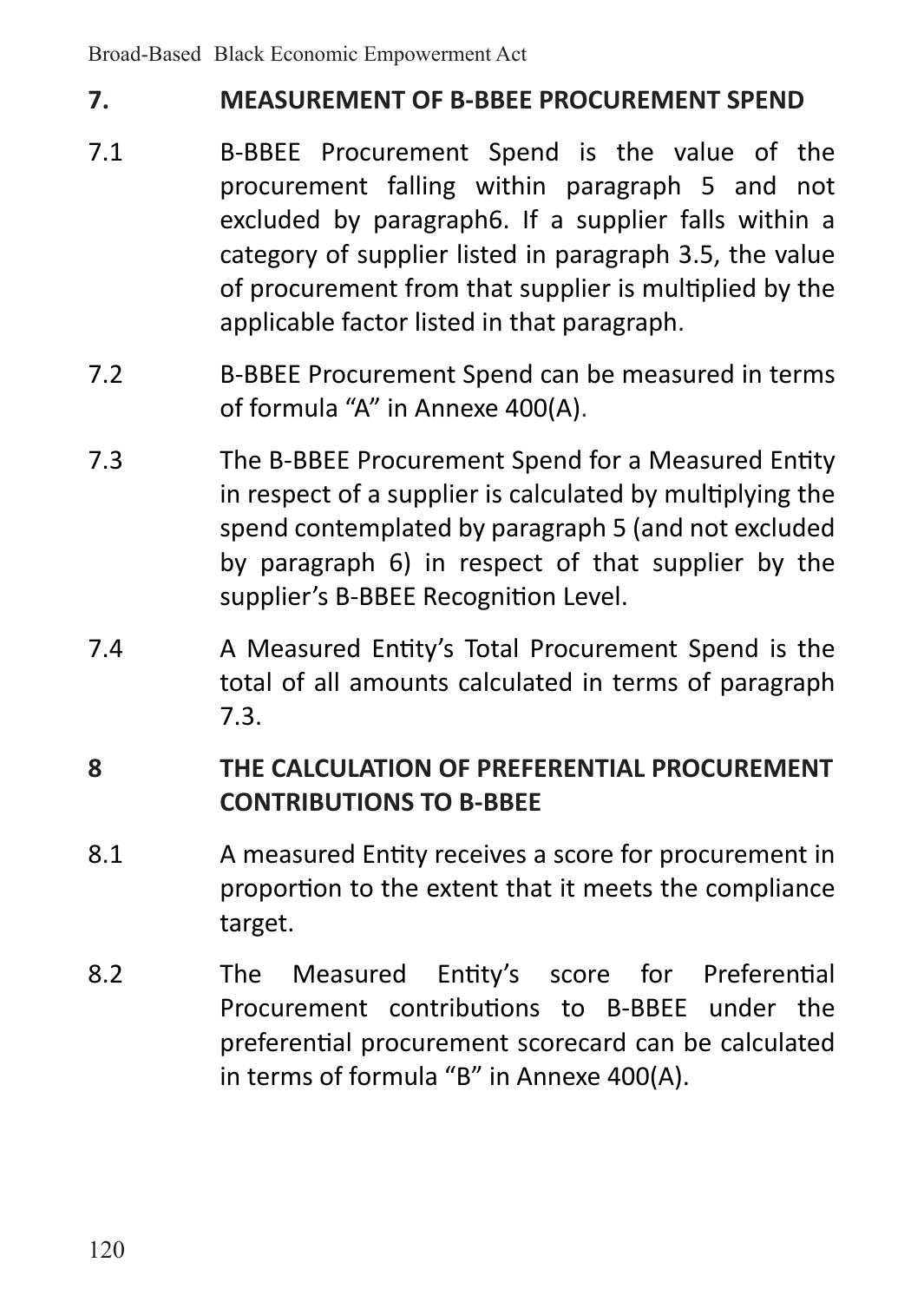## 7. MEASUREMENT OF B-BBEE PROCUREMENT SPEND

7.1 B-BBEE Procurement Spend is the value of the procurement falling within paragraph 5 and not excluded by paragraph6. If a supplier falls within a category of supplier listed in paragraph 3.5, the value of procurement from that supplier is multiplied by the applicable factor listed in that paragraph.

7.2 B-BBEE Procurement Spend can be measured in terms of formula “A” in Annexe 400(A).

7.3 The B-BBEE Procurement Spend for a Measured Entity in respect of a supplier is calculated by multiplying the spend contemplated by paragraph 5 (and not excluded by paragraph 6) in respect of that supplier by the supplier’s B-BBEE Recognition Level.

7.4 A Measured Entity’s Total Procurement Spend is the total of all amounts calculated in terms of paragraph 7.3.

## 8 THE CALCULATION OF PREFERENTIAL PROCUREMENT CONTRIBUTIONS TO B-BBEE

8.1 A measured Entity receives a score for procurement in proportion to the extent that it meets the compliance target.

8.2 The Measured Entity’s score for Preferential Procurement contributions to B-BBEE under the preferential procurement scorecard can be calculated in terms of formula “B” in Annexe 400(A).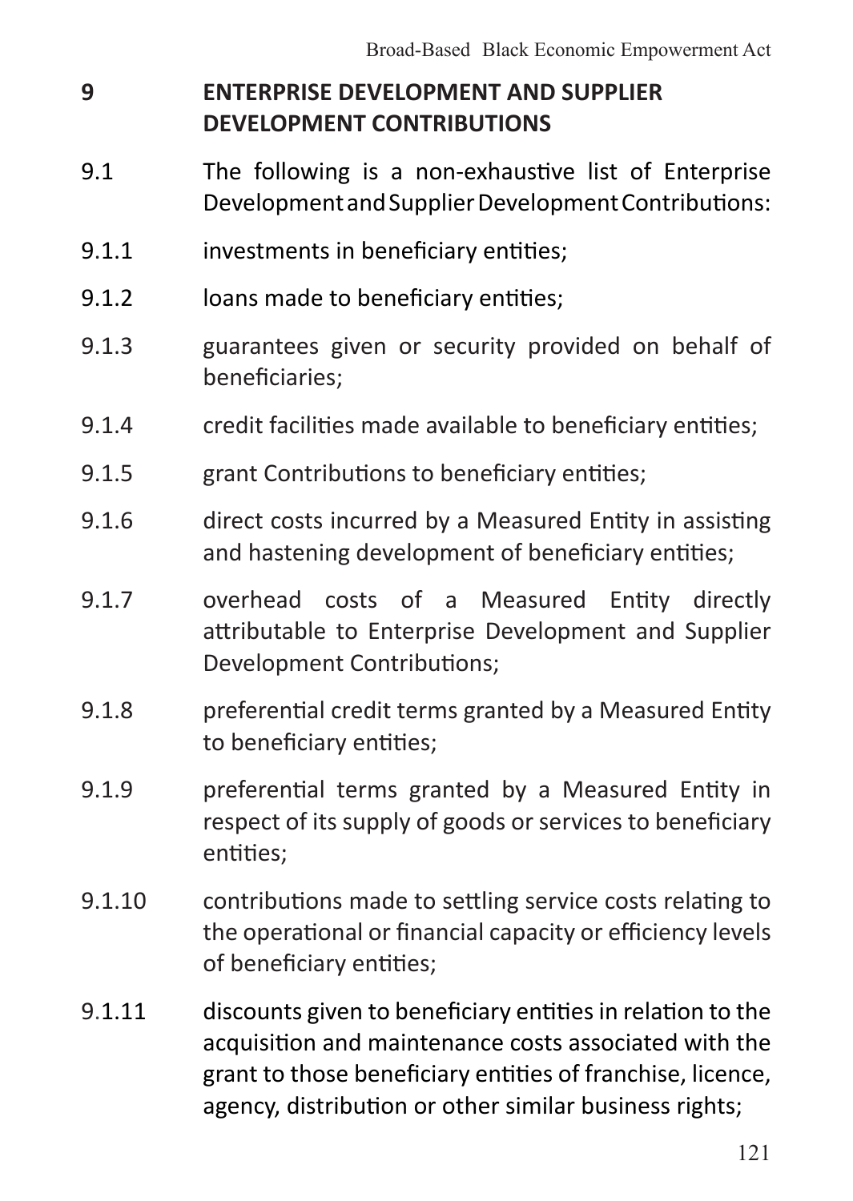## 9 ENTERPRISE DEVELOPMENT AND SUPPLIER DEVELOPMENT CONTRIBUTIONS

9.1 The following is a non-exhaustive list of Enterprise Development and Supplier Development Contributions:

9.1.1 investments in beneficiary entities;

9.1.2 loans made to beneficiary entities;

9.1.3 guarantees given or security provided on behalf of beneficiaries;

9.1.4 credit facilities made available to beneficiary entities;

9.1.5 grant Contributions to beneficiary entities;

9.1.6 direct costs incurred by a Measured Entity in assisting and hastening development of beneficiary entities;

9.1.7 overhead costs of a Measured Entity directly attributable to Enterprise Development and Supplier Development Contributions;

9.1.8 preferential credit terms granted by a Measured Entity to beneficiary entities;

9.1.9 preferential terms granted by a Measured Entity in respect of its supply of goods or services to beneficiary entities;

9.1.10 contributions made to settling service costs relating to the operational or financial capacity or efficiency levels of beneficiary entities;

9.1.11 discounts given to beneficiary entities in relation to the acquisition and maintenance costs associated with the grant to those beneficiary entities of franchise, licence, agency, distribution or other similar business rights;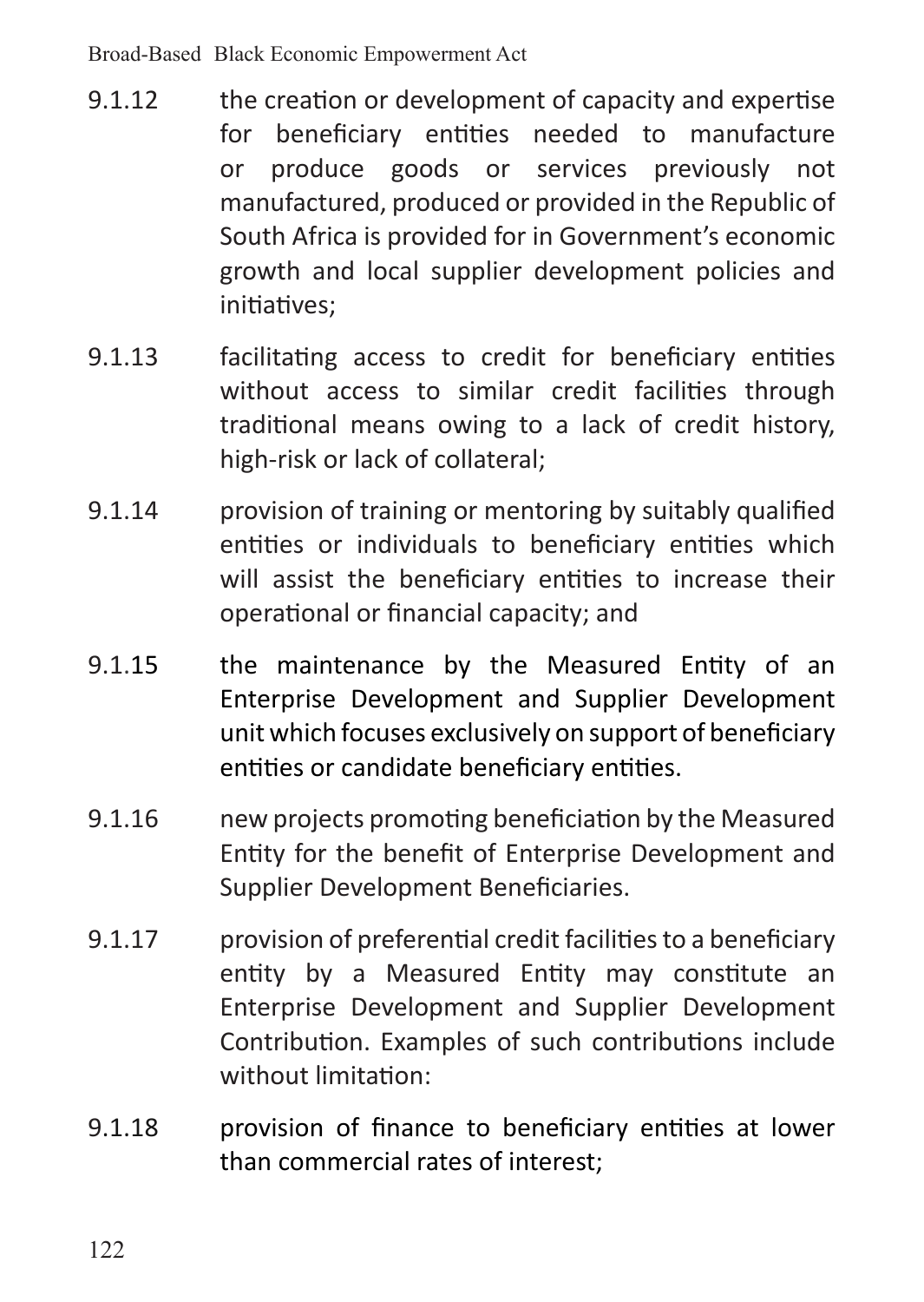9.1.12 the creation or development of capacity and expertise for beneficiary entities needed to manufacture or produce goods or services previously not manufactured, produced or provided in the Republic of South Africa is provided for in Government's economic growth and local supplier development policies and initiatives;

9.1.13 facilitating access to credit for beneficiary entities without access to similar credit facilities through traditional means owing to a lack of credit history, high-risk or lack of collateral;

9.1.14 provision of training or mentoring by suitably qualified entities or individuals to beneficiary entities which will assist the beneficiary entities to increase their operational or financial capacity; and

9.1.15 the maintenance by the Measured Entity of an Enterprise Development and Supplier Development unit which focuses exclusively on support of beneficiary entities or candidate beneficiary entities.

9.1.16 new projects promoting beneficiation by the Measured Entity for the benefit of Enterprise Development and Supplier Development Beneficiaries.

9.1.17 provision of preferential credit facilities to a beneficiary entity by a Measured Entity may constitute an Enterprise Development and Supplier Development Contribution. Examples of such contributions include without limitation:

9.1.18 provision of finance to beneficiary entities at lower than commercial rates of interest;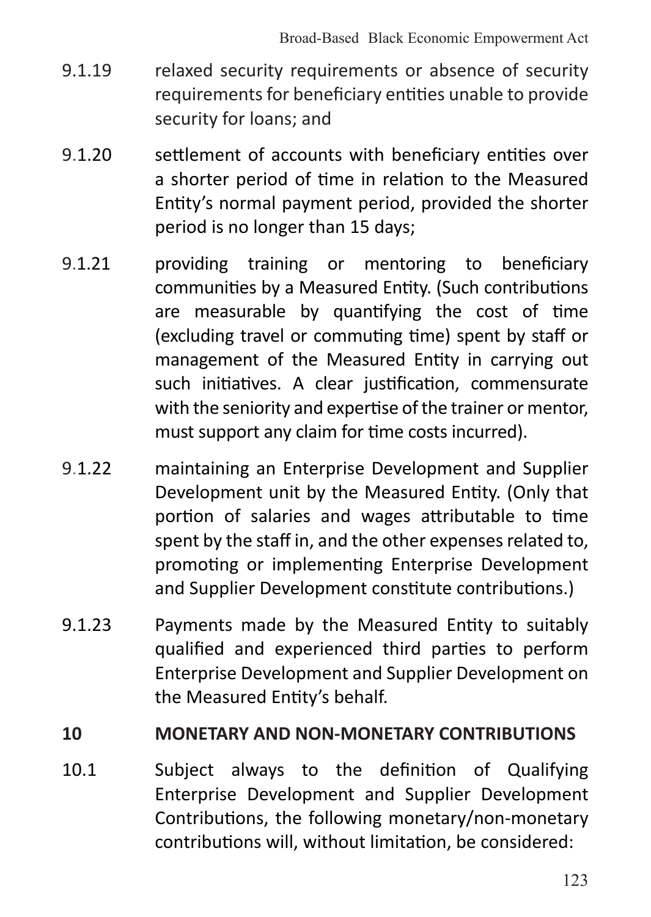9.1.19 relaxed security requirements or absence of security requirements for beneficiary entities unable to provide security for loans; and

9.1.20 settlement of accounts with beneficiary entities over a shorter period of time in relation to the Measured Entity's normal payment period, provided the shorter period is no longer than 15 days;

9.1.21 providing training or mentoring to beneficiary communities by a Measured Entity. (Such contributions are measurable by quantifying the cost of time (excluding travel or commuting time) spent by staff or management of the Measured Entity in carrying out such initiatives. A clear justification, commensurate with the seniority and expertise of the trainer or mentor, must support any claim for time costs incurred).

9.1.22 maintaining an Enterprise Development and Supplier Development unit by the Measured Entity. (Only that portion of salaries and wages attributable to time spent by the staff in, and the other expenses related to, promoting or implementing Enterprise Development and Supplier Development constitute contributions.)

9.1.23 Payments made by the Measured Entity to suitably qualified and experienced third parties to perform Enterprise Development and Supplier Development on the Measured Entity's behalf.

**10 MONETARY AND NON-MONETARY CONTRIBUTIONS**

10.1 Subject always to the definition of Qualifying Enterprise Development and Supplier Development Contributions, the following monetary/non-monetary contributions will, without limitation, be considered: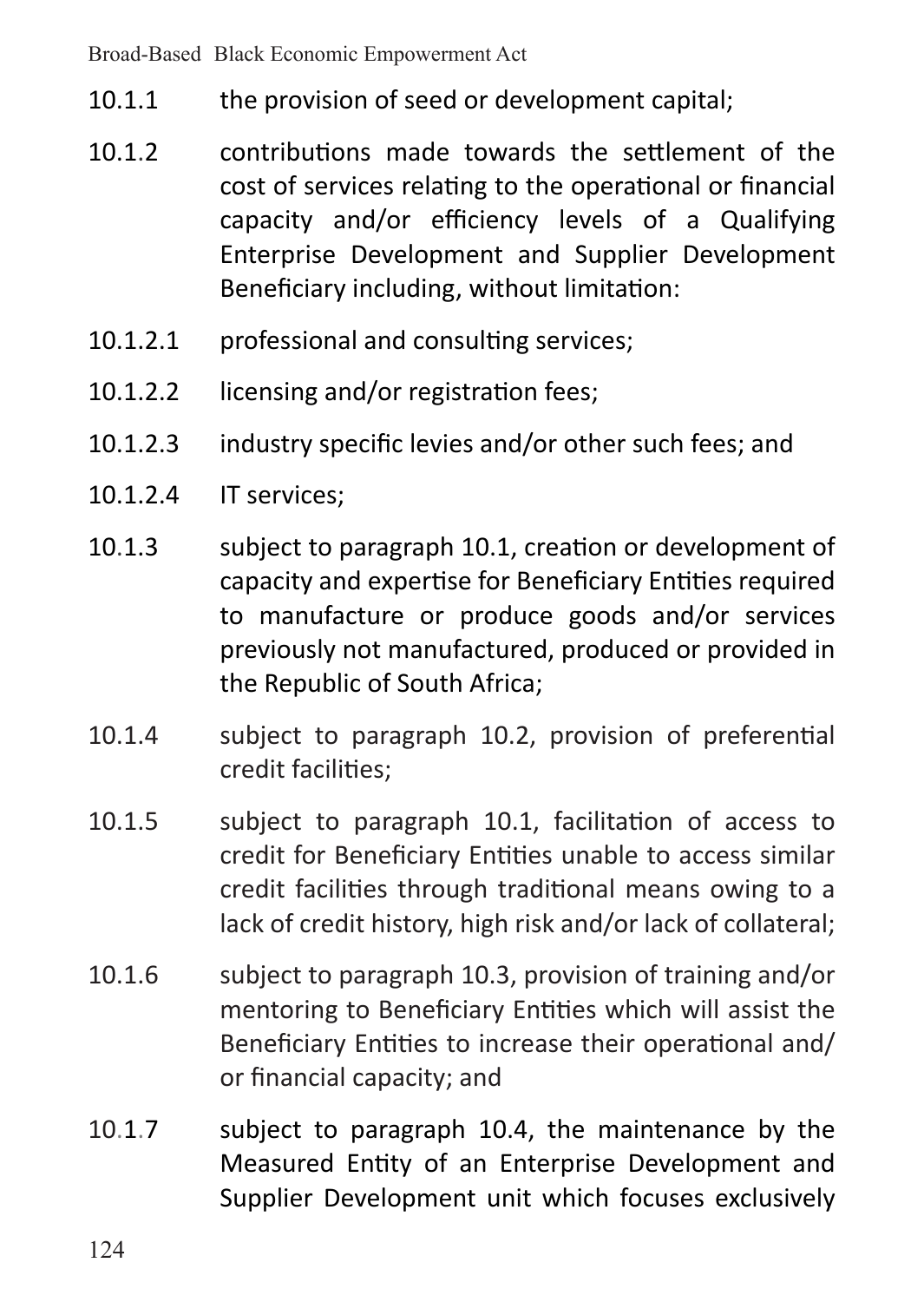10.1.1 the provision of seed or development capital;

10.1.2 contributions made towards the settlement of the cost of services relating to the operational or financial capacity and/or efficiency levels of a Qualifying Enterprise Development and Supplier Development Beneficiary including, without limitation:

10.1.2.1 professional and consulting services;

10.1.2.2 licensing and/or registration fees;

10.1.2.3 industry specific levies and/or other such fees; and

10.1.2.4 IT services;

10.1.3 subject to paragraph 10.1, creation or development of capacity and expertise for Beneficiary Entities required to manufacture or produce goods and/or services previously not manufactured, produced or provided in the Republic of South Africa;

10.1.4 subject to paragraph 10.2, provision of preferential credit facilities;

10.1.5 subject to paragraph 10.1, facilitation of access to credit for Beneficiary Entities unable to access similar credit facilities through traditional means owing to a lack of credit history, high risk and/or lack of collateral;

10.1.6 subject to paragraph 10.3, provision of training and/or mentoring to Beneficiary Entities which will assist the Beneficiary Entities to increase their operational and/or financial capacity; and

10.1.7 subject to paragraph 10.4, the maintenance by the Measured Entity of an Enterprise Development and Supplier Development unit which focuses exclusively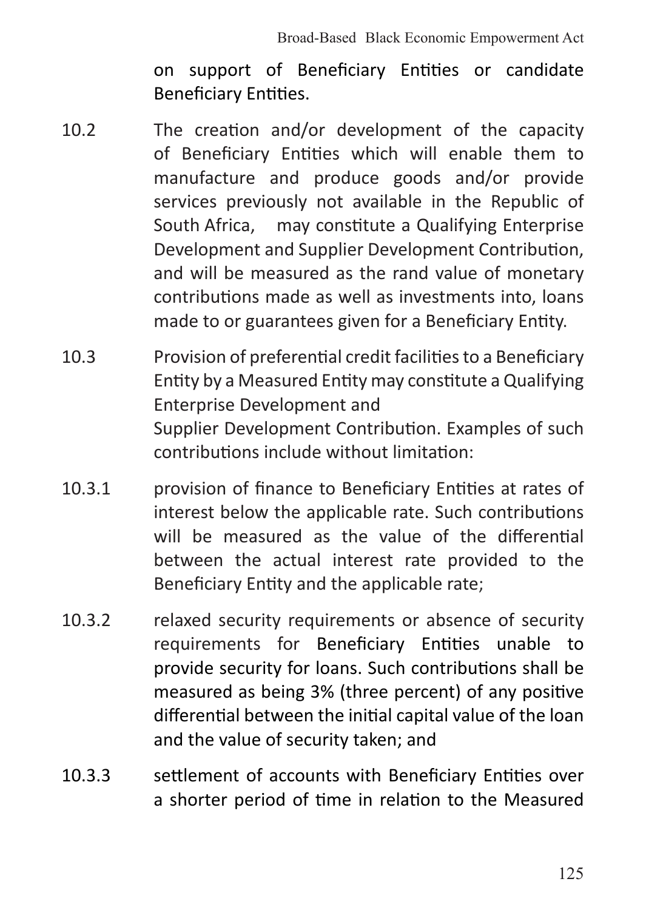on support of Beneficiary Entities or candidate Beneficiary Entities.

10.2 The creation and/or development of the capacity of Beneficiary Entities which will enable them to manufacture and produce goods and/or provide services previously not available in the Republic of South Africa, may constitute a Qualifying Enterprise Development and Supplier Development Contribution, and will be measured as the rand value of monetary contributions made as well as investments into, loans made to or guarantees given for a Beneficiary Entity.

10.3 Provision of preferential credit facilities to a Beneficiary Entity by a Measured Entity may constitute a Qualifying Enterprise Development and Supplier Development Contribution. Examples of such contributions include without limitation:

10.3.1 provision of finance to Beneficiary Entities at rates of interest below the applicable rate. Such contributions will be measured as the value of the differential between the actual interest rate provided to the Beneficiary Entity and the applicable rate;

10.3.2 relaxed security requirements or absence of security requirements for Beneficiary Entities unable to provide security for loans. Such contributions shall be measured as being 3% (three percent) of any positive differential between the initial capital value of the loan and the value of security taken; and

10.3.3 settlement of accounts with Beneficiary Entities over a shorter period of time in relation to the Measured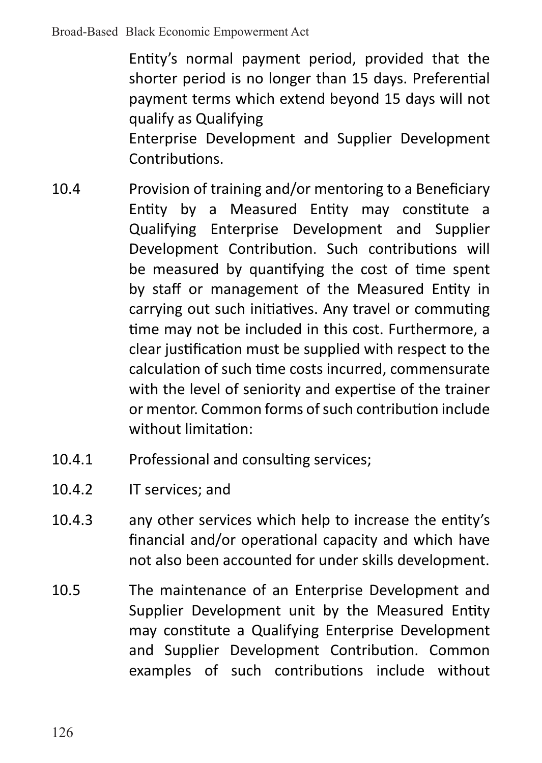Entity's normal payment period, provided that the shorter period is no longer than 15 days. Preferential payment terms which extend beyond 15 days will not qualify as Qualifying Enterprise Development and Supplier Development Contributions.

10.4 Provision of training and/or mentoring to a Beneficiary Entity by a Measured Entity may constitute a Qualifying Enterprise Development and Supplier Development Contribution. Such contributions will be measured by quantifying the cost of time spent by staff or management of the Measured Entity in carrying out such initiatives. Any travel or commuting time may not be included in this cost. Furthermore, a clear justification must be supplied with respect to the calculation of such time costs incurred, commensurate with the level of seniority and expertise of the trainer or mentor. Common forms of such contribution include without limitation:

10.4.1 Professional and consulting services;

10.4.2 IT services; and

10.4.3 any other services which help to increase the entity's financial and/or operational capacity and which have not also been accounted for under skills development.

10.5 The maintenance of an Enterprise Development and Supplier Development unit by the Measured Entity may constitute a Qualifying Enterprise Development and Supplier Development Contribution. Common examples of such contributions include without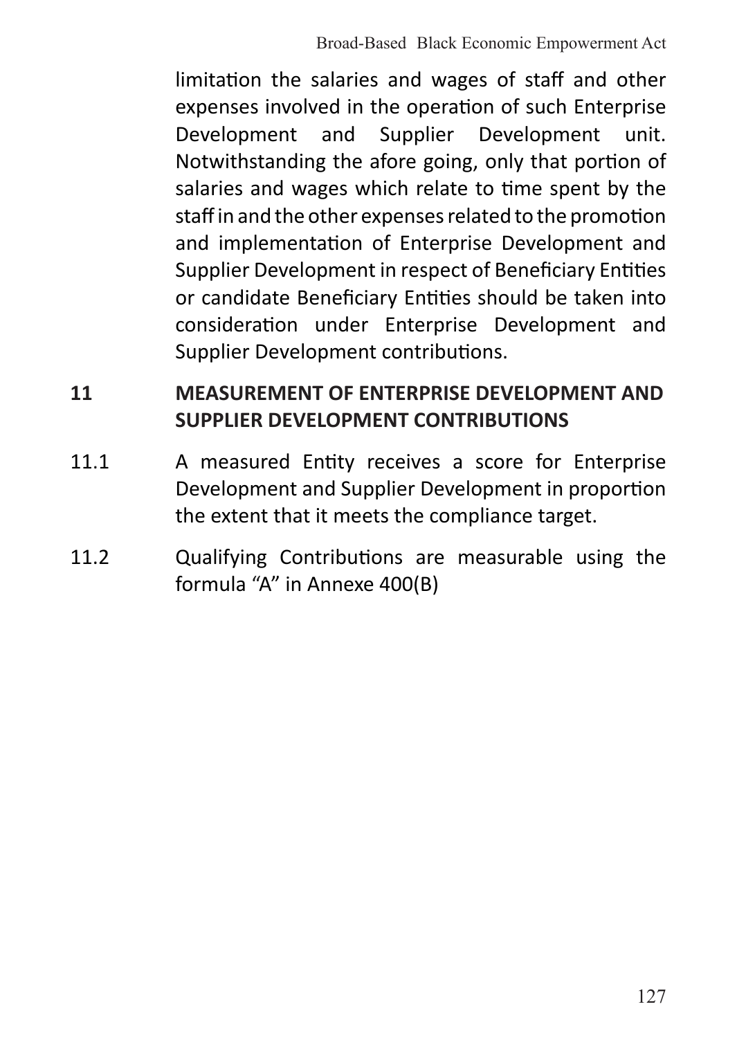limitation the salaries and wages of staff and other expenses involved in the operation of such Enterprise Development and Supplier Development unit. Notwithstanding the afore going, only that portion of salaries and wages which relate to time spent by the staff in and the other expenses related to the promotion and implementation of Enterprise Development and Supplier Development in respect of Beneficiary Entities or candidate Beneficiary Entities should be taken into consideration under Enterprise Development and Supplier Development contributions.

**11 MEASUREMENT OF ENTERPRISE DEVELOPMENT AND SUPPLIER DEVELOPMENT CONTRIBUTIONS**

11.1 A measured Entity receives a score for Enterprise Development and Supplier Development in proportion the extent that it meets the compliance target.

11.2 Qualifying Contributions are measurable using the formula "A" in Annexe 400(B)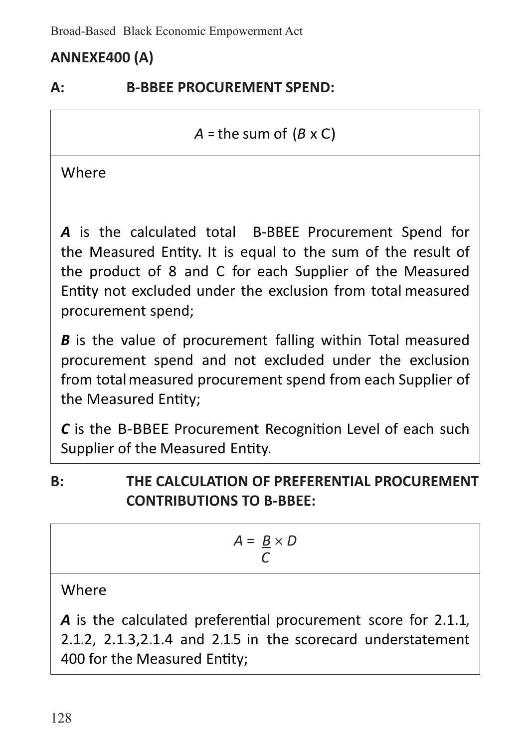## ANNEXE400 (A)

### A: B-BBEE PROCUREMENT SPEND:

| $A$ = the sum of ($B$ x C) |
|---|
| Where<br><br>***A*** is the calculated total B-BBEE Procurement Spend for the Measured Entity. It is equal to the sum of the result of the product of 8 and C for each Supplier of the Measured Entity not excluded under the exclusion from total measured procurement spend;<br><br>***B*** is the value of procurement falling within Total measured procurement spend and not excluded under the exclusion from total measured procurement spend from each Supplier of the Measured Entity;<br><br>***C*** is the B-BBEE Procurement Recognition Level of each such Supplier of the Measured Entity. |

### B: THE CALCULATION OF PREFERENTIAL PROCUREMENT CONTRIBUTIONS TO B-BBEE:

| $$A = \frac{B}{C} \times D$$ |
|---|
| Where<br><br>***A*** is the calculated preferential procurement score for 2.1.1, 2.1.2, 2.1.3,2.1.4 and 2.1.5 in the scorecard understatement 400 for the Measured Entity; |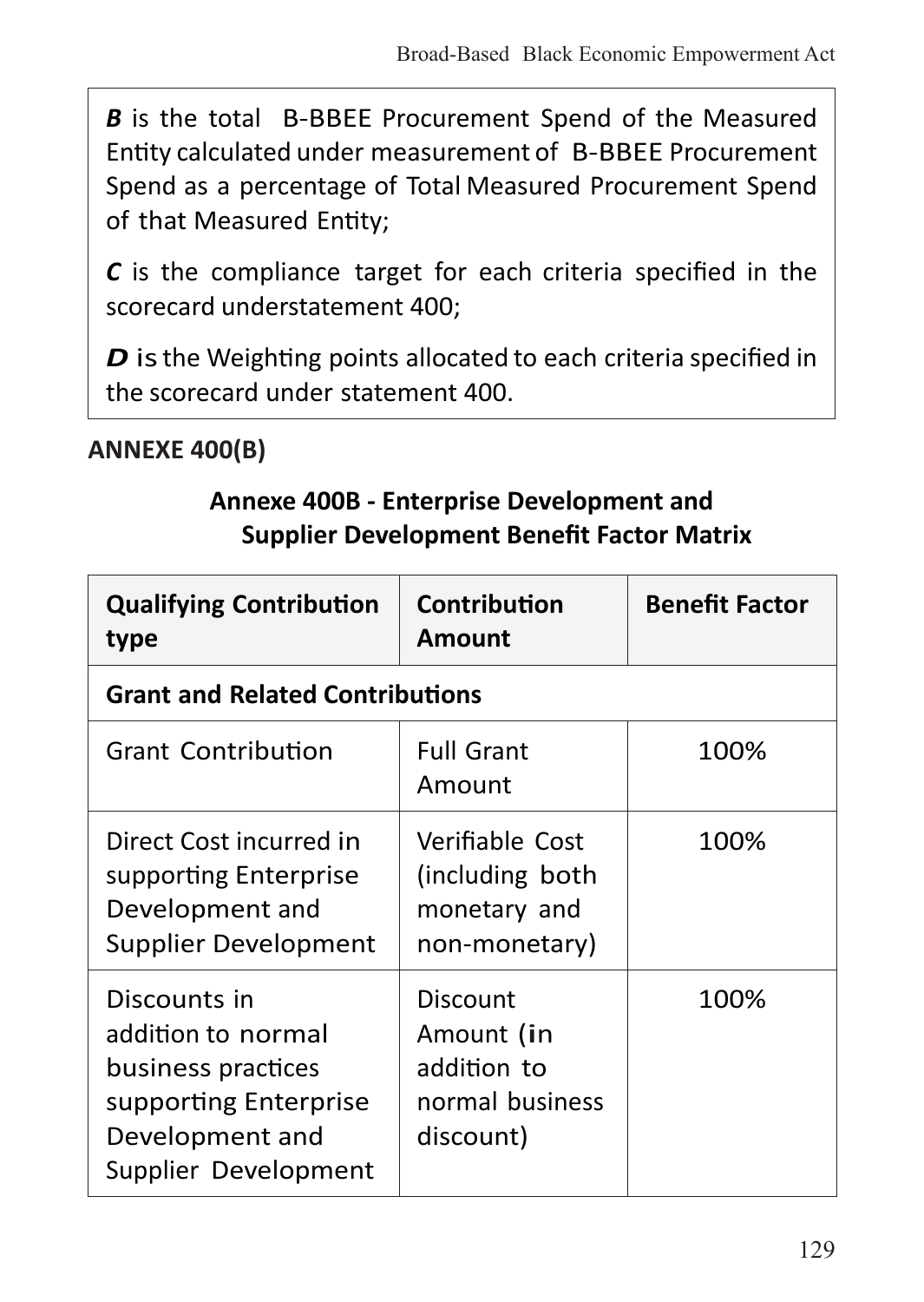***B*** is the total B-BBEE Procurement Spend of the Measured Entity calculated under measurement of B-BBEE Procurement Spend as a percentage of Total Measured Procurement Spend of that Measured Entity;

***C*** is the compliance target for each criteria specified in the scorecard understatement 400;

***D*** is the Weighting points allocated to each criteria specified in the scorecard under statement 400.

**ANNEXE 400(B)**

**Annexe 400B - Enterprise Development and Supplier Development Benefit Factor Matrix**

| **Qualifying Contribution type** | **Contribution Amount** | **Benefit Factor** |
|---|---|---|
| **Grant and Related Contributions** | | |
| Grant Contribution | Full Grant Amount | 100% |
| Direct Cost incurred in supporting Enterprise Development and Supplier Development | Verifiable Cost (including both monetary and non-monetary) | 100% |
| Discounts in addition to normal business practices supporting Enterprise Development and Supplier Development | Discount Amount (in addition to normal business discount) | 100% |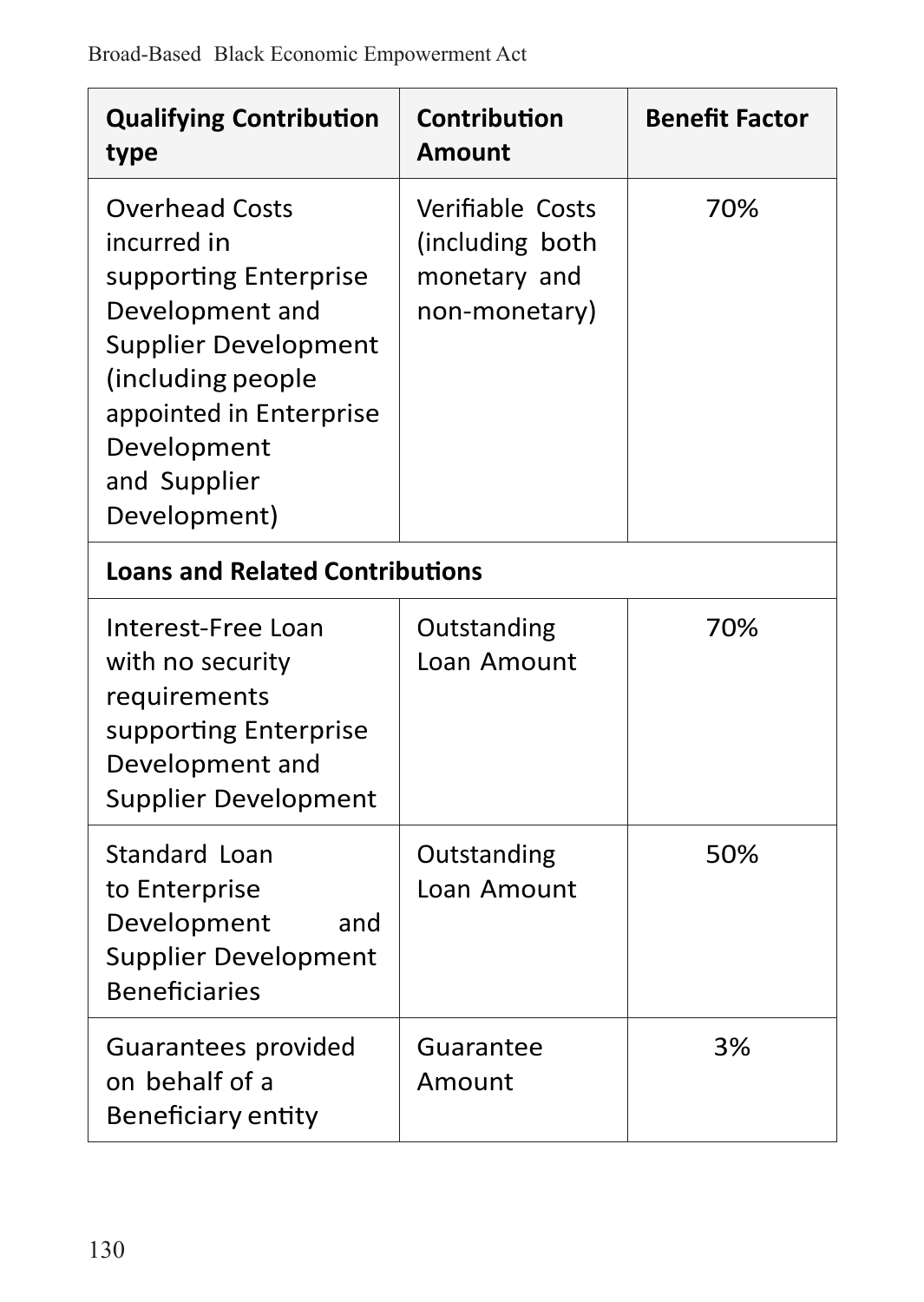| Qualifying Contribution type | Contribution Amount | Benefit Factor |
|---|---|---|
| Overhead Costs incurred in supporting Enterprise Development and Supplier Development (including people appointed in Enterprise Development and Supplier Development) | Verifiable Costs (including both monetary and non-monetary) | 70% |
| **Loans and Related Contributions** | | |
| Interest-Free Loan with no security requirements supporting Enterprise Development and Supplier Development | Outstanding Loan Amount | 70% |
| Standard Loan to Enterprise Development and Supplier Development Beneficiaries | Outstanding Loan Amount | 50% |
| Guarantees provided on behalf of a Beneficiary entity | Guarantee Amount | 3% |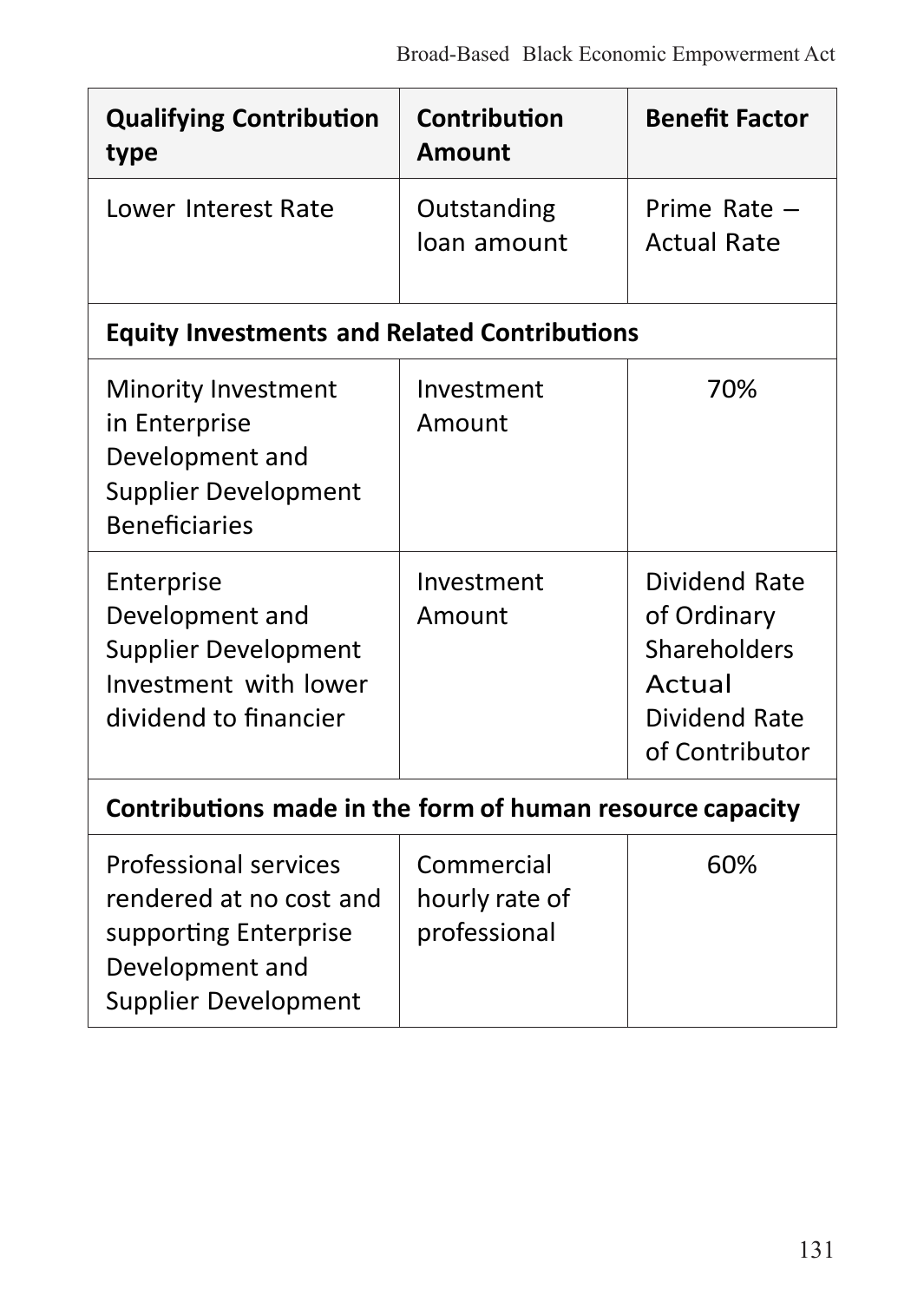| Qualifying Contribution type | Contribution Amount | Benefit Factor |
|---|---|---|
| Lower Interest Rate | Outstanding loan amount | Prime Rate – Actual Rate |
| **Equity Investments and Related Contributions** | | |
| Minority Investment in Enterprise Development and Supplier Development Beneficiaries | Investment Amount | 70% |
| Enterprise Development and Supplier Development Investment with lower dividend to financier | Investment Amount | Dividend Rate of Ordinary Shareholders Actual Dividend Rate of Contributor |
| **Contributions made in the form of human resource capacity** | | |
| Professional services rendered at no cost and supporting Enterprise Development and Supplier Development | Commercial hourly rate of professional | 60% |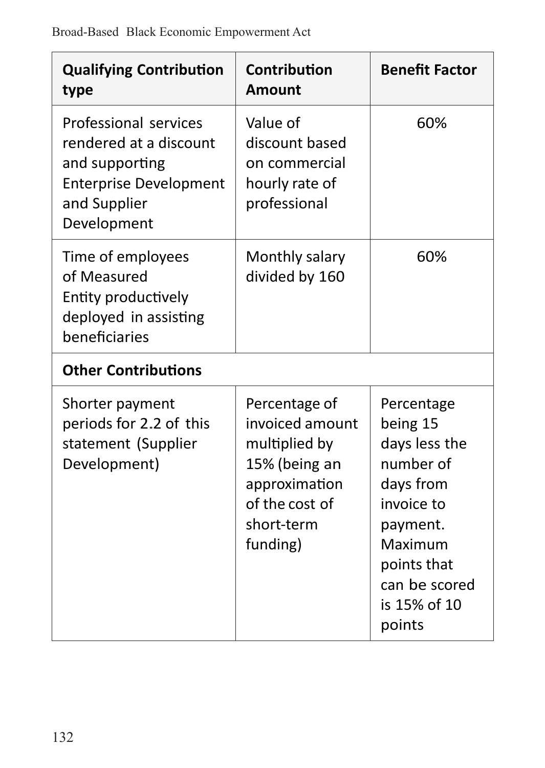| Qualifying Contribution type | Contribution Amount | Benefit Factor |
| --- | --- | --- |
| Professional services rendered at a discount and supporting Enterprise Development and Supplier Development | Value of discount based on commercial hourly rate of professional | 60% |
| Time of employees of Measured Entity productively deployed in assisting beneficiaries | Monthly salary divided by 160 | 60% |
| **Other Contributions** | | |
| Shorter payment periods for 2.2 of this statement (Supplier Development) | Percentage of invoiced amount multiplied by 15% (being an approximation of the cost of short-term funding) | Percentage being 15 days less the number of days from invoice to payment. Maximum points that can be scored is 15% of 10 points |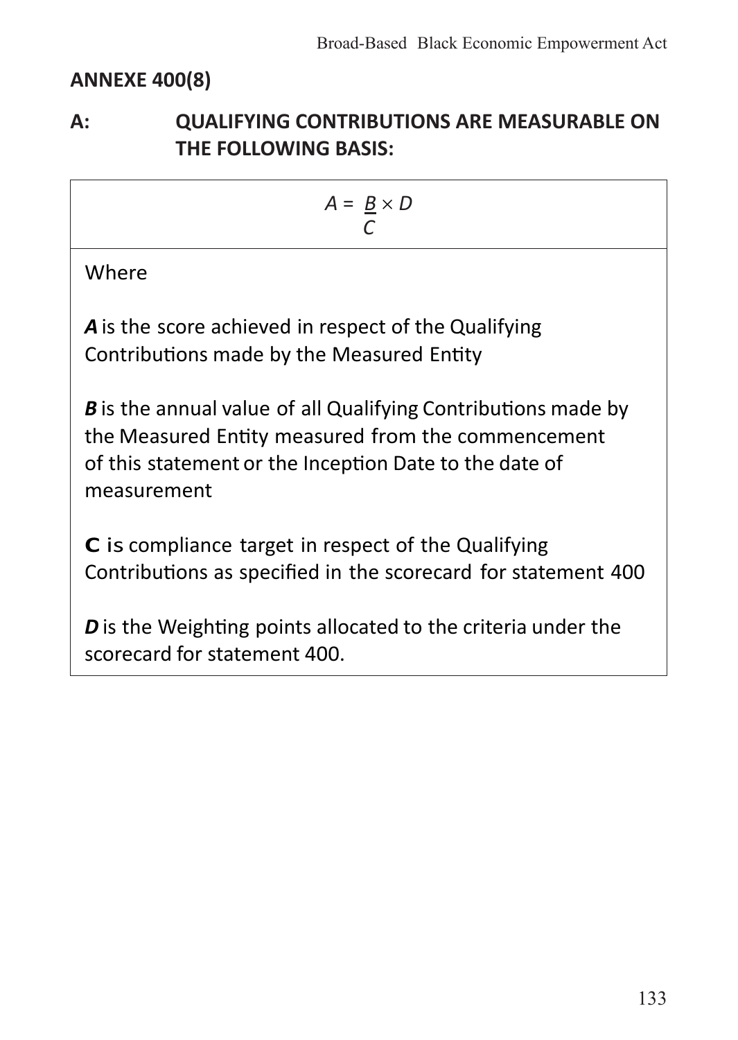## ANNEXE 400(8)

### A: QUALIFYING CONTRIBUTIONS ARE MEASURABLE ON THE FOLLOWING BASIS:

$$A = \frac{B}{C} \times D$$

Where

***A*** is the score achieved in respect of the Qualifying Contributions made by the Measured Entity

***B*** is the annual value of all Qualifying Contributions made by the Measured Entity measured from the commencement of this statement or the Inception Date to the date of measurement

**C** is compliance target in respect of the Qualifying Contributions as specified in the scorecard for statement 400

***D*** is the Weighting points allocated to the criteria under the scorecard for statement 400.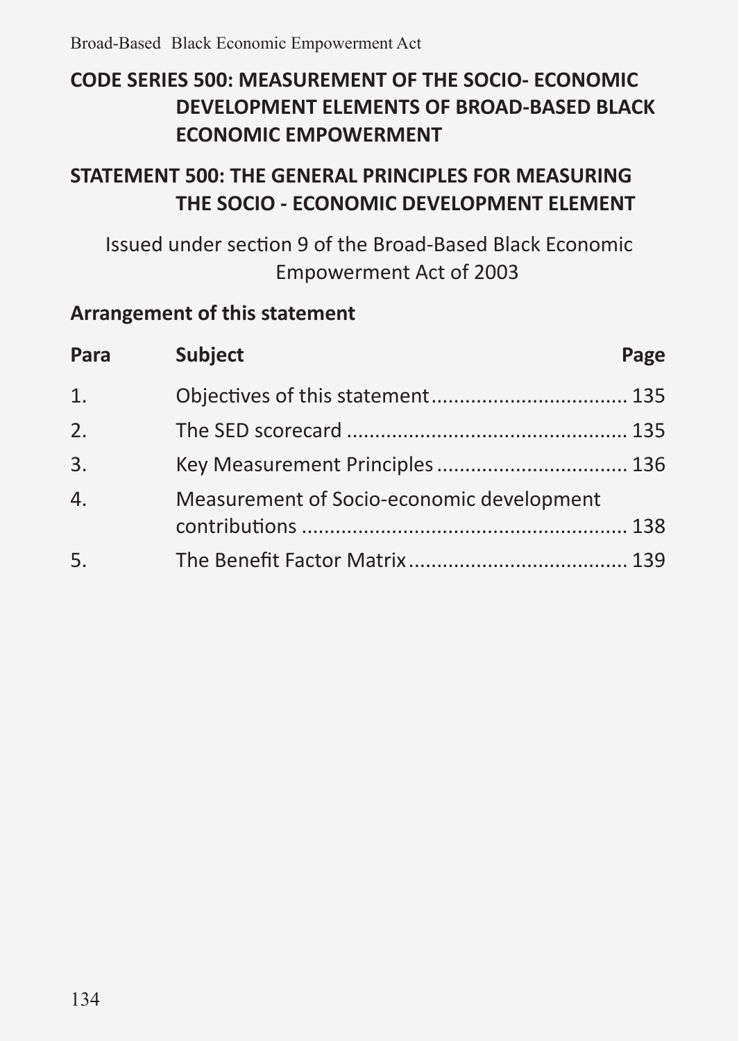## CODE SERIES 500: MEASUREMENT OF THE SOCIO- ECONOMIC DEVELOPMENT ELEMENTS OF BROAD-BASED BLACK ECONOMIC EMPOWERMENT

## STATEMENT 500: THE GENERAL PRINCIPLES FOR MEASURING THE SOCIO - ECONOMIC DEVELOPMENT ELEMENT

Issued under section 9 of the Broad-Based Black Economic Empowerment Act of 2003

### Arrangement of this statement

| Para | Subject | Page |
|---|---|---|
| 1. | Objectives of this statement | 135 |
| 2. | The SED scorecard | 135 |
| 3. | Key Measurement Principles | 136 |
| 4. | Measurement of Socio-economic development contributions | 138 |
| 5. | The Benefit Factor Matrix | 139 |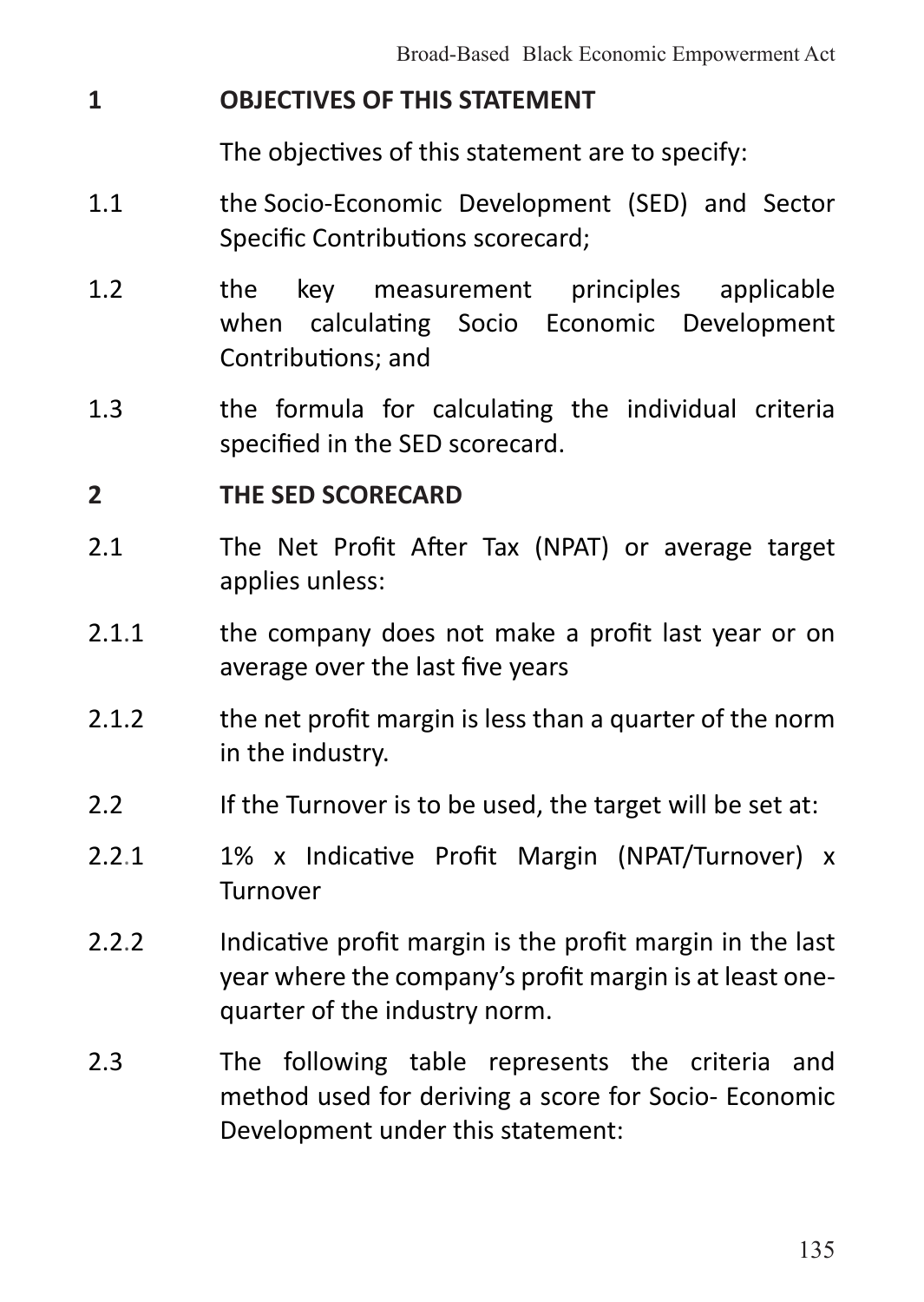## 1 OBJECTIVES OF THIS STATEMENT

The objectives of this statement are to specify:

1.1 the Socio-Economic Development (SED) and Sector Specific Contributions scorecard;

1.2 the key measurement principles applicable when calculating Socio Economic Development Contributions; and

1.3 the formula for calculating the individual criteria specified in the SED scorecard.

## 2 THE SED SCORECARD

2.1 The Net Profit After Tax (NPAT) or average target applies unless:

2.1.1 the company does not make a profit last year or on average over the last five years

2.1.2 the net profit margin is less than a quarter of the norm in the industry.

2.2 If the Turnover is to be used, the target will be set at:

2.2.1 1% x Indicative Profit Margin (NPAT/Turnover) x Turnover

2.2.2 Indicative profit margin is the profit margin in the last year where the company's profit margin is at least one-quarter of the industry norm.

2.3 The following table represents the criteria and method used for deriving a score for Socio- Economic Development under this statement: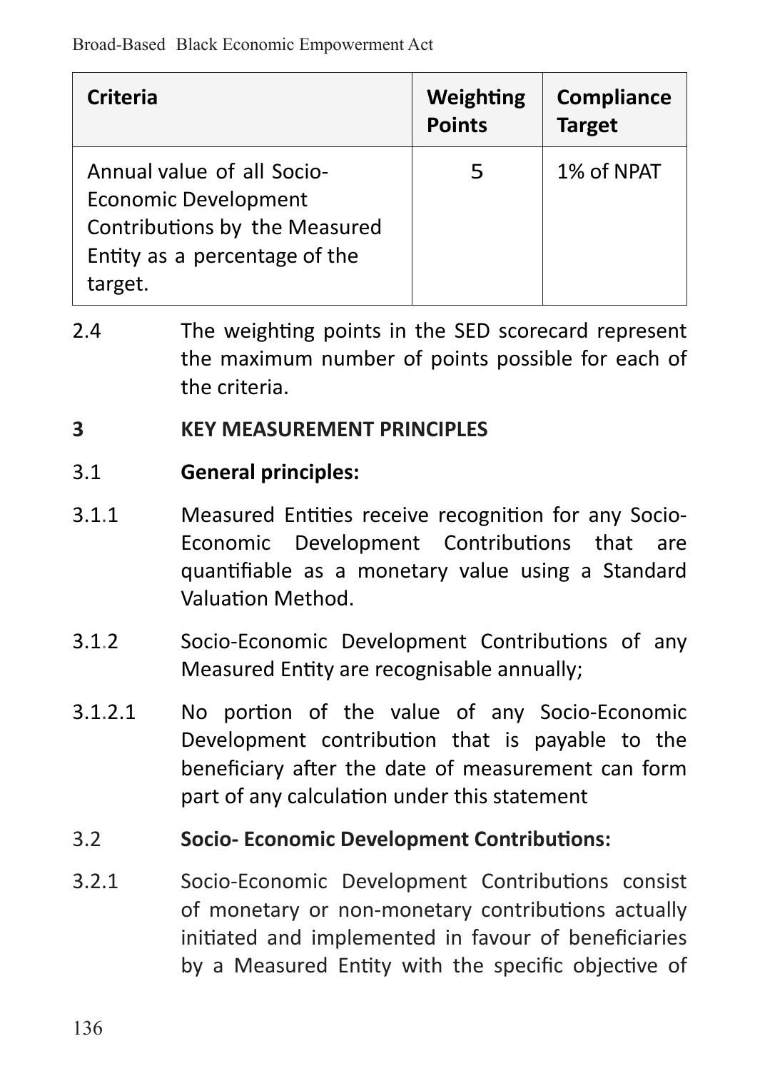| Criteria | Weighting Points | Compliance Target |
|---|---|---|
| Annual value of all Socio-Economic Development Contributions by the Measured Entity as a percentage of the target. | 5 | 1% of NPAT |

2.4 The weighting points in the SED scorecard represent the maximum number of points possible for each of the criteria.

**3 KEY MEASUREMENT PRINCIPLES**

3.1 **General principles:**

3.1.1 Measured Entities receive recognition for any Socio-Economic Development Contributions that are quantifiable as a monetary value using a Standard Valuation Method.

3.1.2 Socio-Economic Development Contributions of any Measured Entity are recognisable annually;

3.1.2.1 No portion of the value of any Socio-Economic Development contribution that is payable to the beneficiary after the date of measurement can form part of any calculation under this statement

3.2 **Socio- Economic Development Contributions:**

3.2.1 Socio-Economic Development Contributions consist of monetary or non-monetary contributions actually initiated and implemented in favour of beneficiaries by a Measured Entity with the specific objective of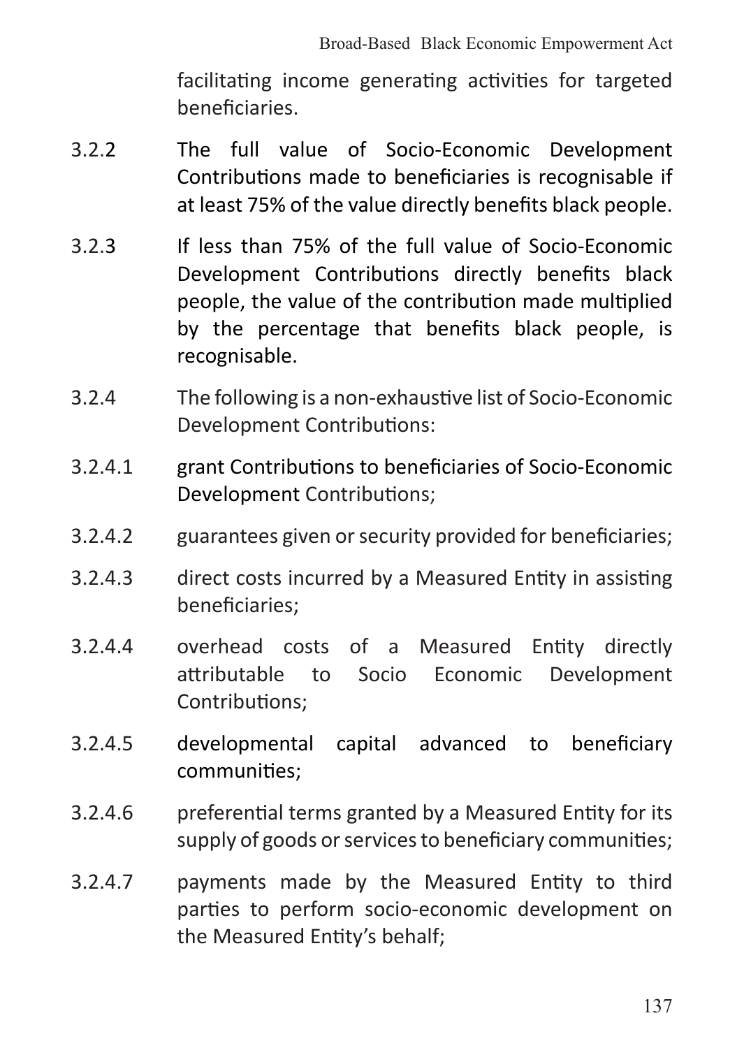facilitating income generating activities for targeted beneficiaries.

3.2.2 The full value of Socio-Economic Development Contributions made to beneficiaries is recognisable if at least 75% of the value directly benefits black people.

3.2.3 If less than 75% of the full value of Socio-Economic Development Contributions directly benefits black people, the value of the contribution made multiplied by the percentage that benefits black people, is recognisable.

3.2.4 The following is a non-exhaustive list of Socio-Economic Development Contributions:

3.2.4.1 grant Contributions to beneficiaries of Socio-Economic Development Contributions;

3.2.4.2 guarantees given or security provided for beneficiaries;

3.2.4.3 direct costs incurred by a Measured Entity in assisting beneficiaries;

3.2.4.4 overhead costs of a Measured Entity directly attributable to Socio Economic Development Contributions;

3.2.4.5 developmental capital advanced to beneficiary communities;

3.2.4.6 preferential terms granted by a Measured Entity for its supply of goods or services to beneficiary communities;

3.2.4.7 payments made by the Measured Entity to third parties to perform socio-economic development on the Measured Entity's behalf;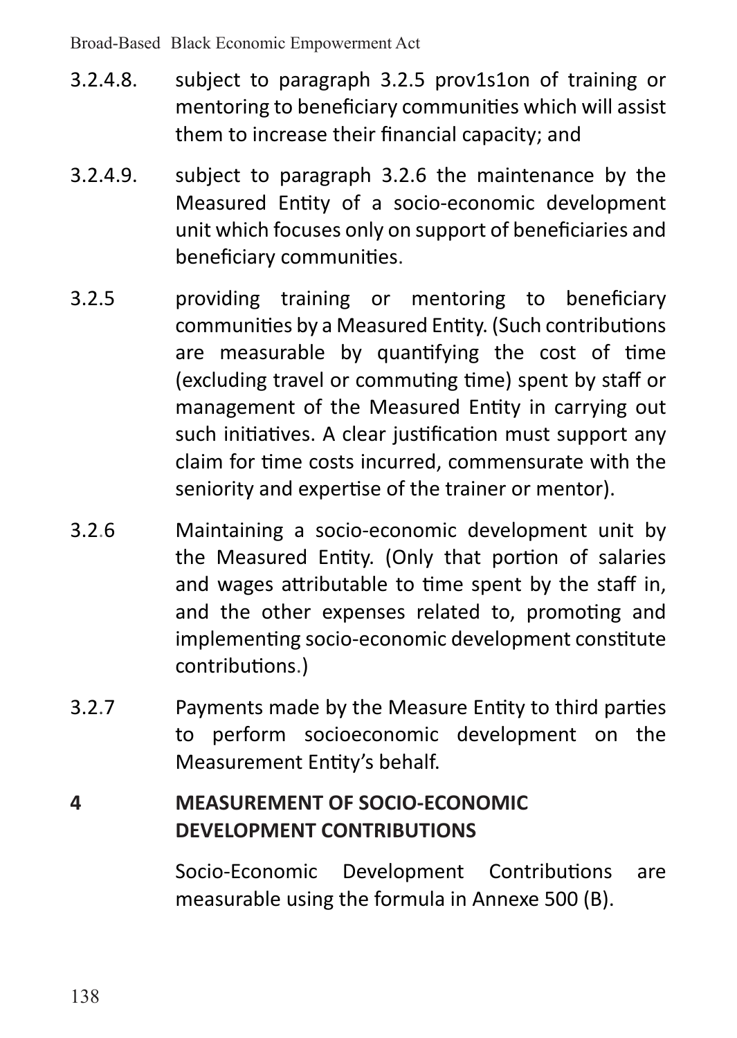3.2.4.8. subject to paragraph 3.2.5 prov1s1on of training or mentoring to beneficiary communities which will assist them to increase their financial capacity; and

3.2.4.9. subject to paragraph 3.2.6 the maintenance by the Measured Entity of a socio-economic development unit which focuses only on support of beneficiaries and beneficiary communities.

3.2.5 providing training or mentoring to beneficiary communities by a Measured Entity. (Such contributions are measurable by quantifying the cost of time (excluding travel or commuting time) spent by staff or management of the Measured Entity in carrying out such initiatives. A clear justification must support any claim for time costs incurred, commensurate with the seniority and expertise of the trainer or mentor).

3.2.6 Maintaining a socio-economic development unit by the Measured Entity. (Only that portion of salaries and wages attributable to time spent by the staff in, and the other expenses related to, promoting and implementing socio-economic development constitute contributions.)

3.2.7 Payments made by the Measure Entity to third parties to perform socioeconomic development on the Measurement Entity's behalf.

## 4 MEASUREMENT OF SOCIO-ECONOMIC DEVELOPMENT CONTRIBUTIONS

Socio-Economic Development Contributions are measurable using the formula in Annexe 500 (B).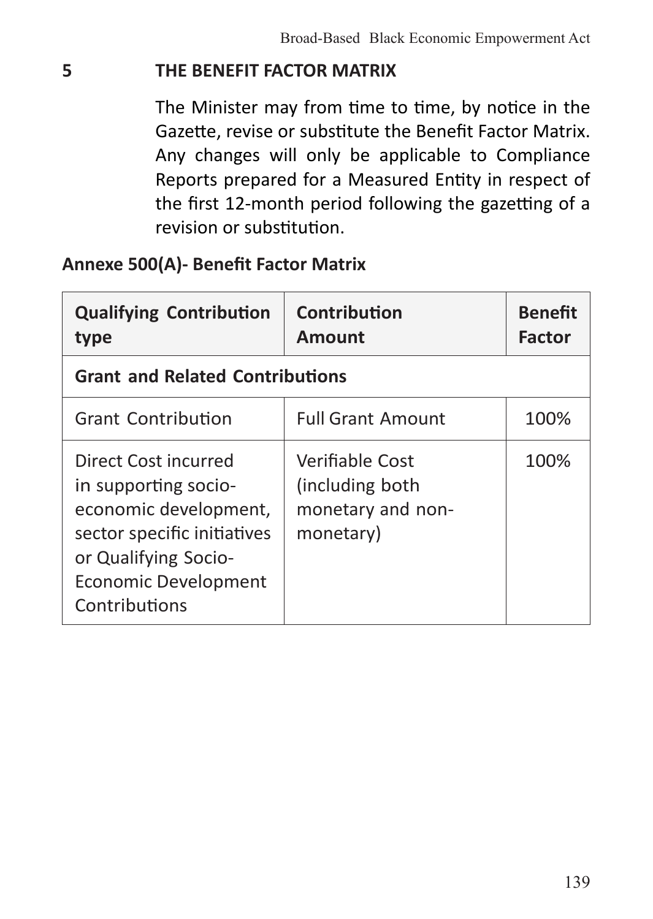## 5 THE BENEFIT FACTOR MATRIX

The Minister may from time to time, by notice in the Gazette, revise or substitute the Benefit Factor Matrix. Any changes will only be applicable to Compliance Reports prepared for a Measured Entity in respect of the first 12-month period following the gazetting of a revision or substitution.

**Annexe 500(A)- Benefit Factor Matrix**

| Qualifying Contribution type | Contribution Amount | Benefit Factor |
|---|---|---|
| **Grant and Related Contributions** | | |
| Grant Contribution | Full Grant Amount | 100% |
| Direct Cost incurred in supporting socio-economic development, sector specific initiatives or Qualifying Socio-Economic Development Contributions | Verifiable Cost (including both monetary and non-monetary) | 100% |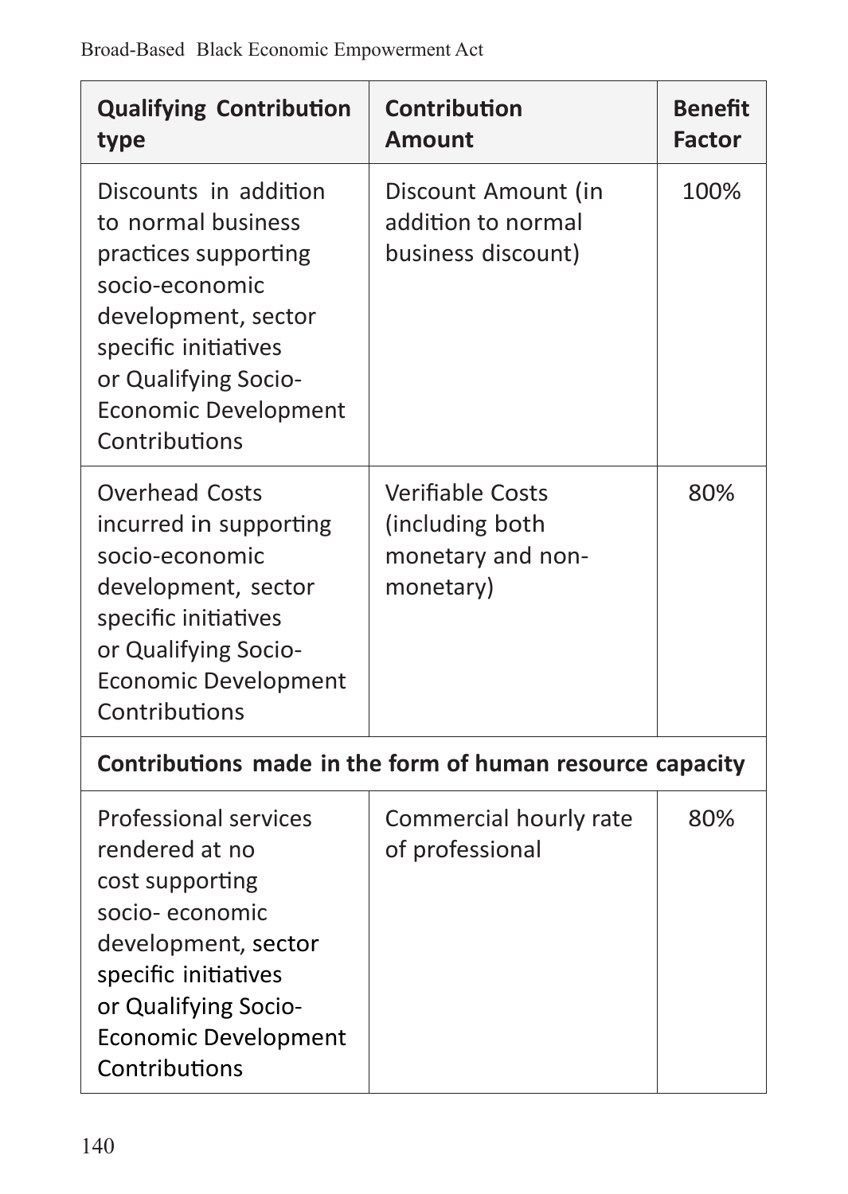| Qualifying Contribution type | Contribution Amount | Benefit Factor |
|---|---|---|
| Discounts in addition to normal business practices supporting socio-economic development, sector specific initiatives or Qualifying Socio-Economic Development Contributions | Discount Amount (in addition to normal business discount) | 100% |
| Overhead Costs incurred in supporting socio-economic development, sector specific initiatives or Qualifying Socio-Economic Development Contributions | Verifiable Costs (including both monetary and non-monetary) | 80% |
| **Contributions made in the form of human resource capacity** | | |
| Professional services rendered at no cost supporting socio- economic development, sector specific initiatives or Qualifying Socio-Economic Development Contributions | Commercial hourly rate of professional | 80% |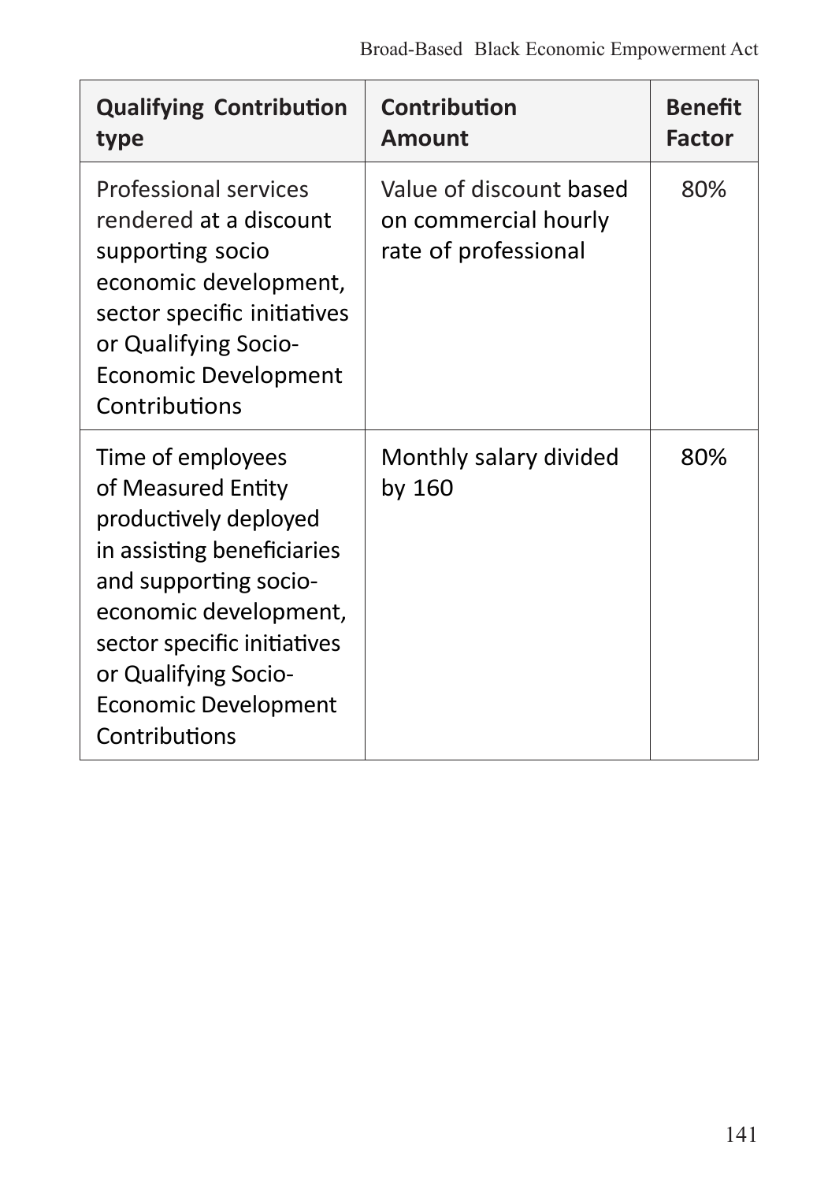| Qualifying Contribution type | Contribution Amount | Benefit Factor |
|---|---|---|
| Professional services rendered at a discount supporting socio economic development, sector specific initiatives or Qualifying Socio-Economic Development Contributions | Value of discount based on commercial hourly rate of professional | 80% |
| Time of employees of Measured Entity productively deployed in assisting beneficiaries and supporting socio-economic development, sector specific initiatives or Qualifying Socio-Economic Development Contributions | Monthly salary divided by 160 | 80% |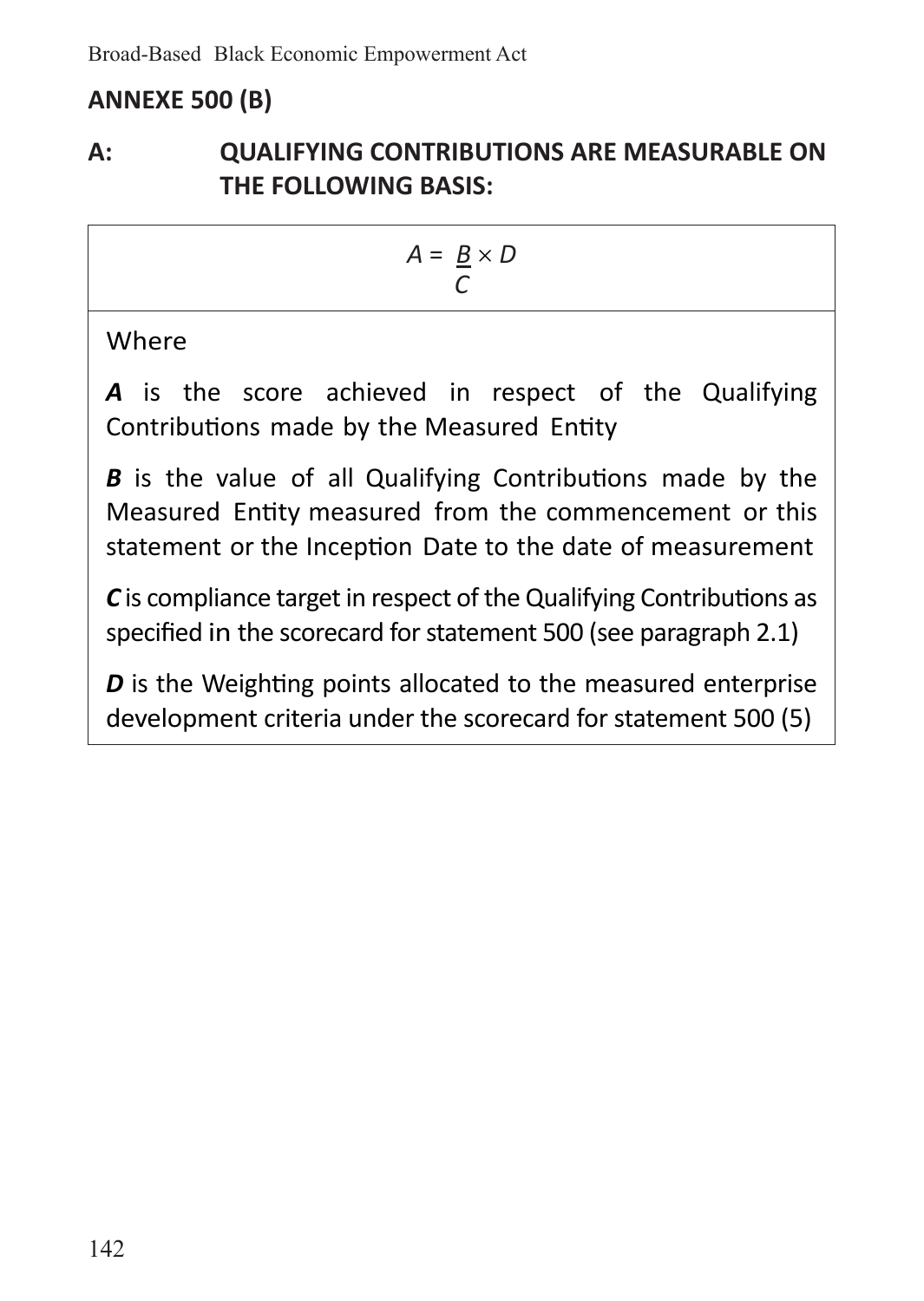## ANNEXE 500 (B)

### A: QUALIFYING CONTRIBUTIONS ARE MEASURABLE ON THE FOLLOWING BASIS:

$$A = \frac{B}{C} \times D$$

Where

***A*** is the score achieved in respect of the Qualifying Contributions made by the Measured Entity

***B*** is the value of all Qualifying Contributions made by the Measured Entity measured from the commencement or this statement or the Inception Date to the date of measurement

***C*** is compliance target in respect of the Qualifying Contributions as specified in the scorecard for statement 500 (see paragraph 2.1)

***D*** is the Weighting points allocated to the measured enterprise development criteria under the scorecard for statement 500 (5)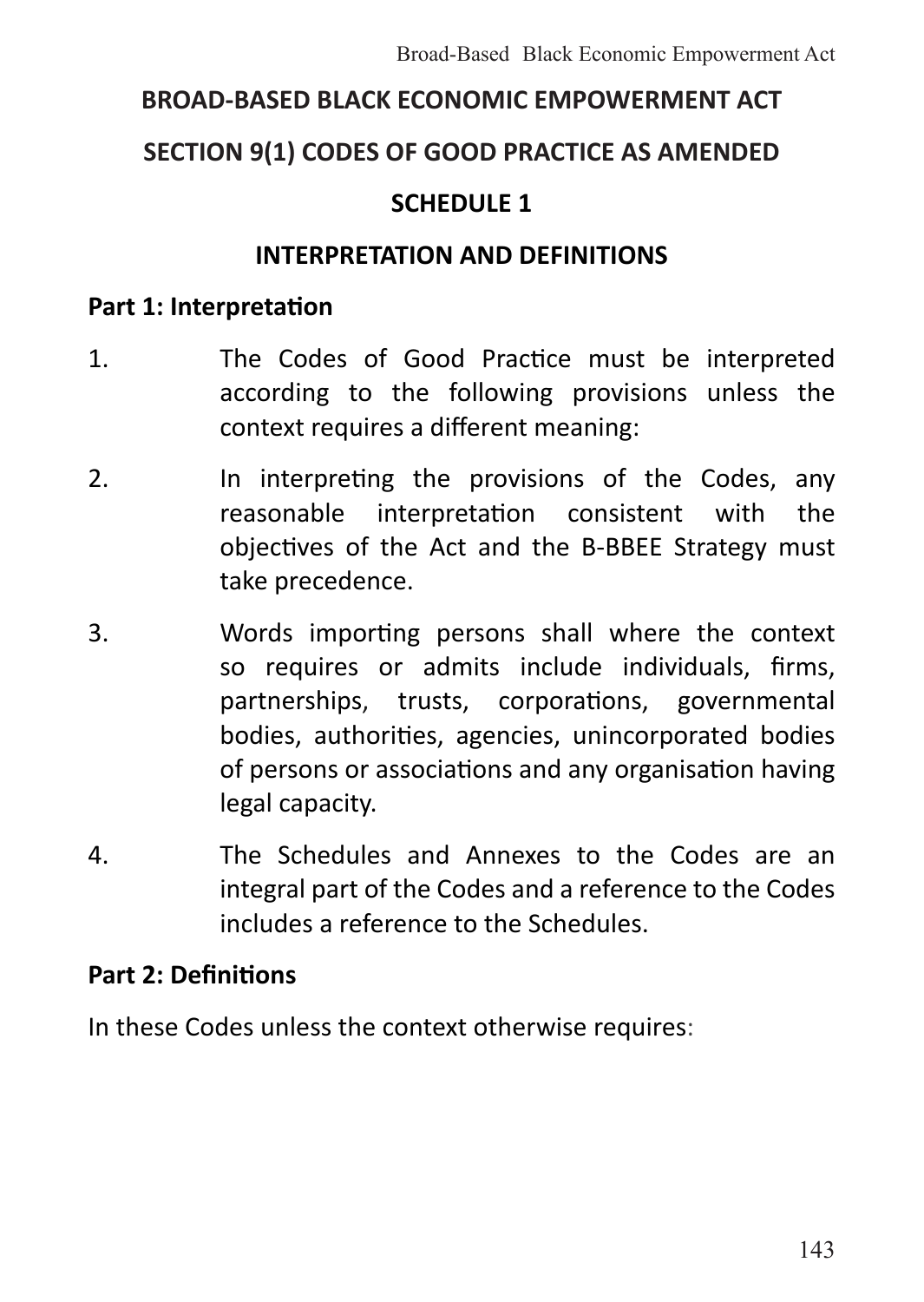# BROAD-BASED BLACK ECONOMIC EMPOWERMENT ACT

## SECTION 9(1) CODES OF GOOD PRACTICE AS AMENDED

## SCHEDULE 1

## INTERPRETATION AND DEFINITIONS

**Part 1: Interpretation**

1. The Codes of Good Practice must be interpreted according to the following provisions unless the context requires a different meaning:

2. In interpreting the provisions of the Codes, any reasonable interpretation consistent with the objectives of the Act and the B-BBEE Strategy must take precedence.

3. Words importing persons shall where the context so requires or admits include individuals, firms, partnerships, trusts, corporations, governmental bodies, authorities, agencies, unincorporated bodies of persons or associations and any organisation having legal capacity.

4. The Schedules and Annexes to the Codes are an integral part of the Codes and a reference to the Codes includes a reference to the Schedules.

**Part 2: Definitions**

In these Codes unless the context otherwise requires: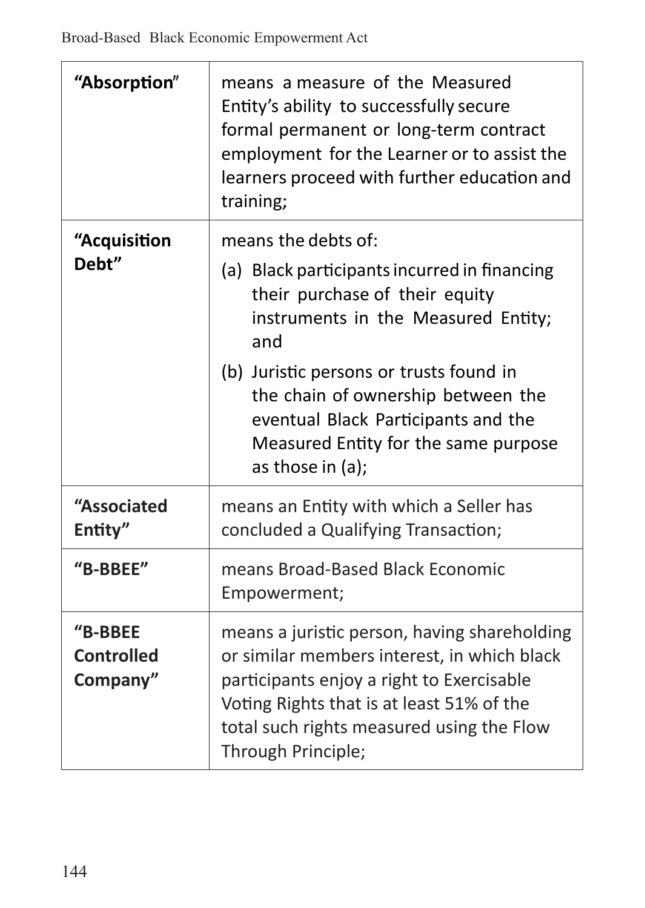| Term | Definition |
| --- | --- |
| **"Absorption"** | means a measure of the Measured Entity's ability to successfully secure formal permanent or long-term contract employment for the Learner or to assist the learners proceed with further education and training; |
| **"Acquisition Debt"** | means the debts of: (a) Black participants incurred in financing their purchase of their equity instruments in the Measured Entity; and (b) Juristic persons or trusts found in the chain of ownership between the eventual Black Participants and the Measured Entity for the same purpose as those in (a); |
| **"Associated Entity"** | means an Entity with which a Seller has concluded a Qualifying Transaction; |
| **"B-BBEE"** | means Broad-Based Black Economic Empowerment; |
| **"B-BBEE Controlled Company"** | means a juristic person, having shareholding or similar members interest, in which black participants enjoy a right to Exercisable Voting Rights that is at least 51% of the total such rights measured using the Flow Through Principle; |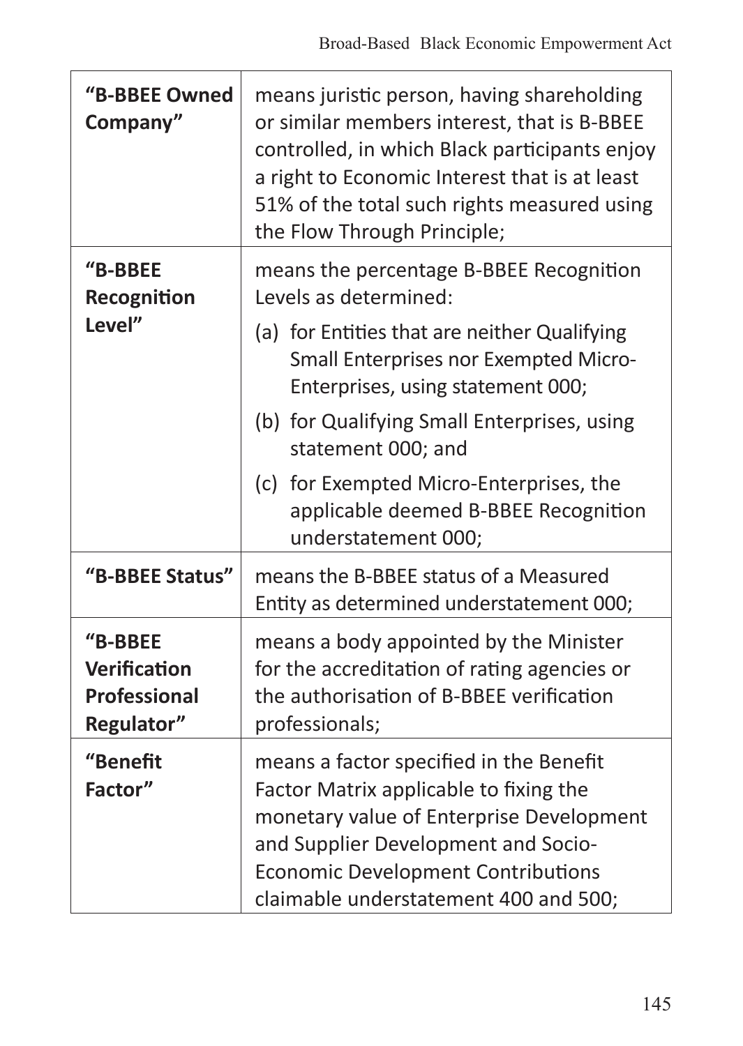| | |
|---|---|
| **"B-BBEE Owned Company"** | means juristic person, having shareholding or similar members interest, that is B-BBEE controlled, in which Black participants enjoy a right to Economic Interest that is at least 51% of the total such rights measured using the Flow Through Principle; |
| **"B-BBEE Recognition Level"** | means the percentage B-BBEE Recognition Levels as determined:<br>(a) for Entities that are neither Qualifying Small Enterprises nor Exempted Micro-Enterprises, using statement 000;<br>(b) for Qualifying Small Enterprises, using statement 000; and<br>(c) for Exempted Micro-Enterprises, the applicable deemed B-BBEE Recognition understatement 000; |
| **"B-BBEE Status"** | means the B-BBEE status of a Measured Entity as determined understatement 000; |
| **"B-BBEE Verification Professional Regulator"** | means a body appointed by the Minister for the accreditation of rating agencies or the authorisation of B-BBEE verification professionals; |
| **"Benefit Factor"** | means a factor specified in the Benefit Factor Matrix applicable to fixing the monetary value of Enterprise Development and Supplier Development and Socio-Economic Development Contributions claimable understatement 400 and 500; |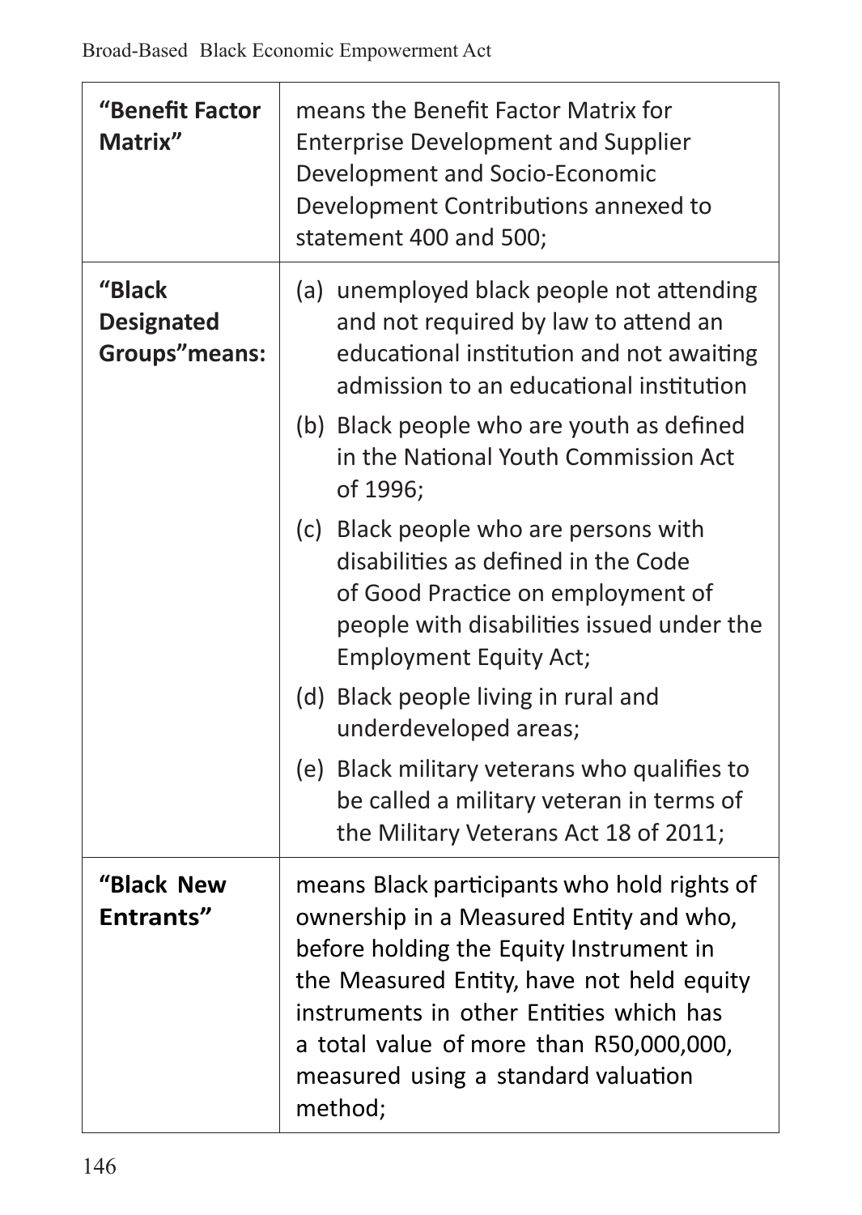| | |
|---|---|
| **"Benefit Factor Matrix"** | means the Benefit Factor Matrix for Enterprise Development and Supplier Development and Socio-Economic Development Contributions annexed to statement 400 and 500; |
| **"Black Designated Groups"means:** | (a) unemployed black people not attending and not required by law to attend an educational institution and not awaiting admission to an educational institution<br>(b) Black people who are youth as defined in the National Youth Commission Act of 1996;<br>(c) Black people who are persons with disabilities as defined in the Code of Good Practice on employment of people with disabilities issued under the Employment Equity Act;<br>(d) Black people living in rural and underdeveloped areas;<br>(e) Black military veterans who qualifies to be called a military veteran in terms of the Military Veterans Act 18 of 2011; |
| **"Black New Entrants"** | means Black participants who hold rights of ownership in a Measured Entity and who, before holding the Equity Instrument in the Measured Entity, have not held equity instruments in other Entities which has a total value of more than R50,000,000, measured using a standard valuation method; |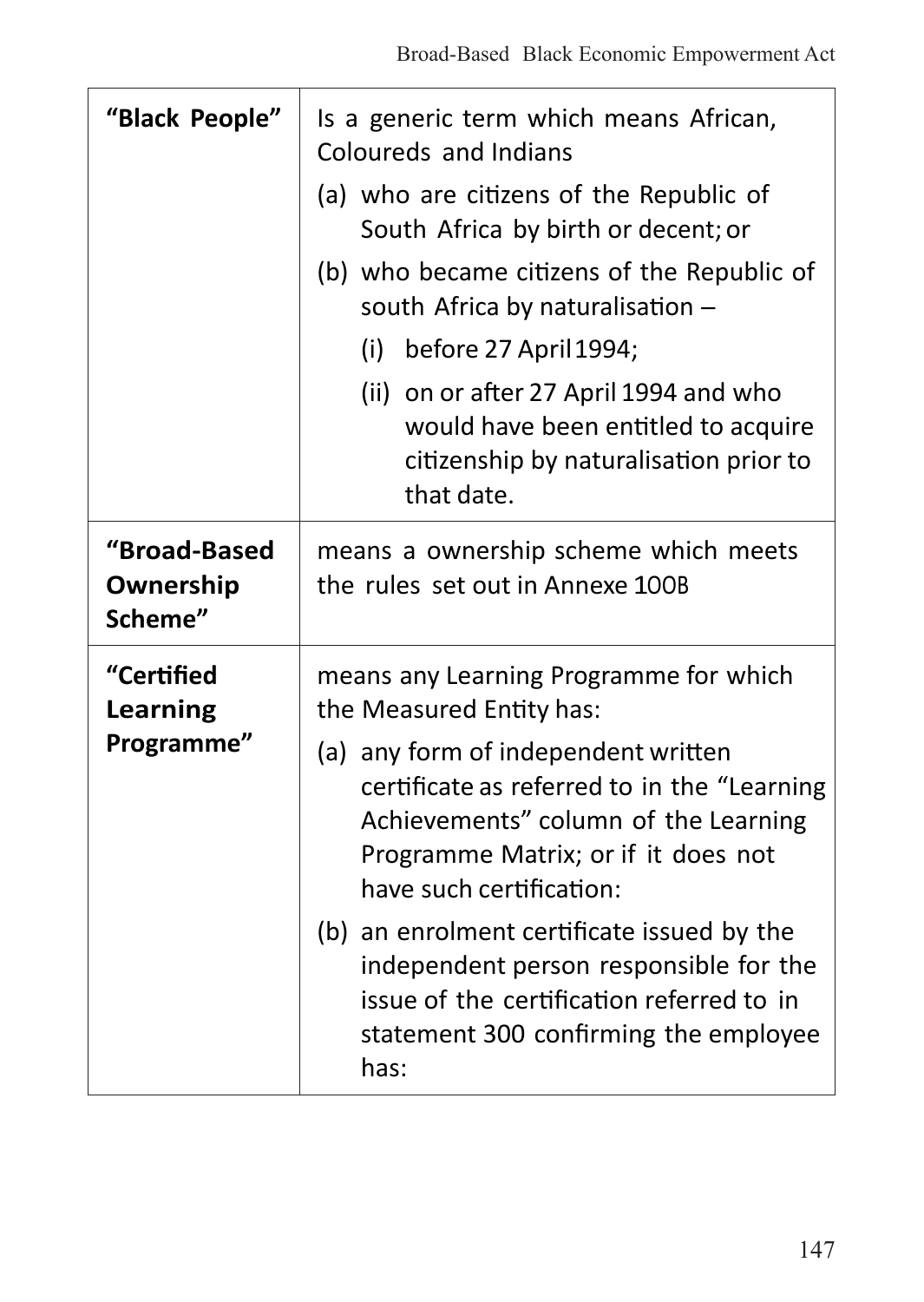| | |
|---|---|
| **“Black People”** | Is a generic term which means African, Coloureds and Indians<br>(a) who are citizens of the Republic of South Africa by birth or decent; or<br>(b) who became citizens of the Republic of south Africa by naturalisation –<br>(i) before 27 April 1994;<br>(ii) on or after 27 April 1994 and who would have been entitled to acquire citizenship by naturalisation prior to that date. |
| **“Broad-Based Ownership Scheme”** | means a ownership scheme which meets the rules set out in Annexe 100B |
| **“Certified Learning Programme”** | means any Learning Programme for which the Measured Entity has:<br>(a) any form of independent written certificate as referred to in the “Learning Achievements” column of the Learning Programme Matrix; or if it does not have such certification:<br>(b) an enrolment certificate issued by the independent person responsible for the issue of the certification referred to in statement 300 confirming the employee has: |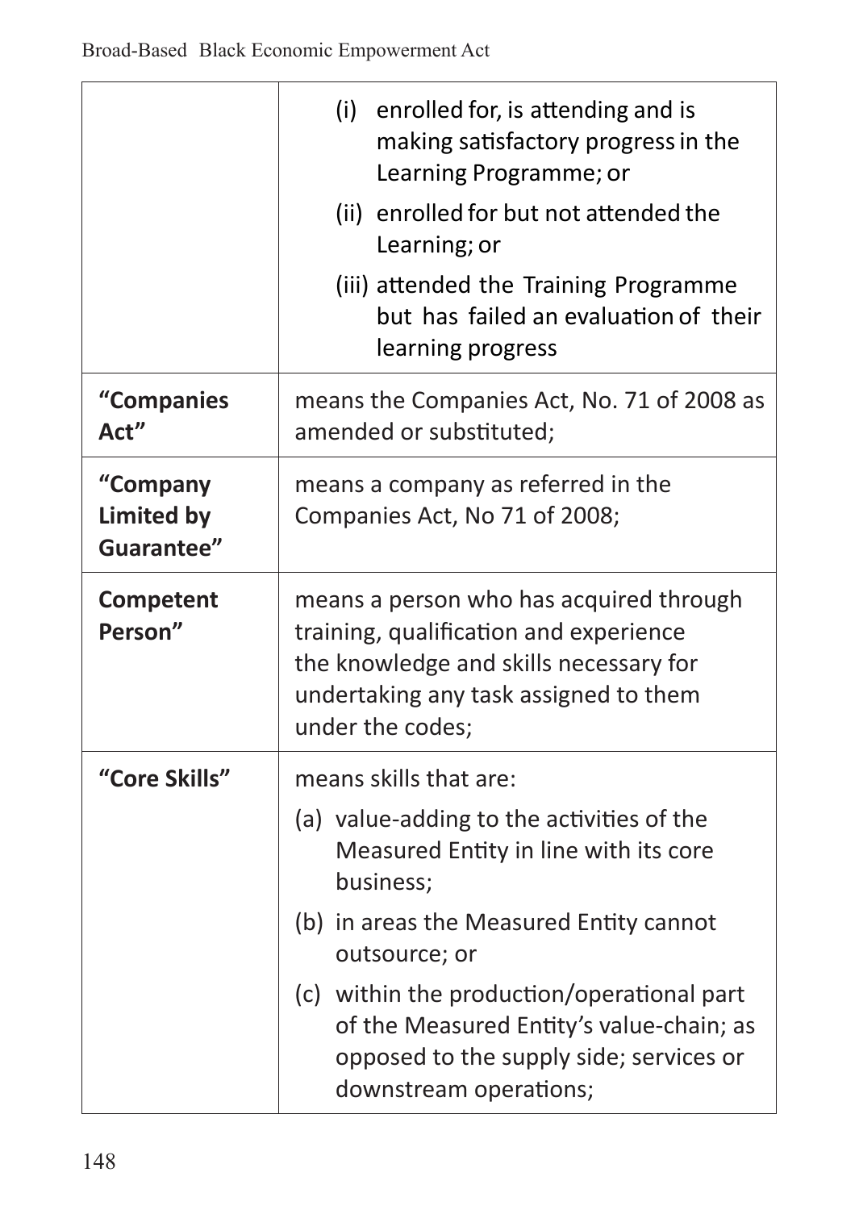| | |
|---|---|
| | (i) enrolled for, is attending and is making satisfactory progress in the Learning Programme; or<br>(ii) enrolled for but not attended the Learning; or<br>(iii) attended the Training Programme but has failed an evaluation of their learning progress |
| **"Companies Act"** | means the Companies Act, No. 71 of 2008 as amended or substituted; |
| **"Company Limited by Guarantee"** | means a company as referred in the Companies Act, No 71 of 2008; |
| **Competent Person"** | means a person who has acquired through training, qualification and experience the knowledge and skills necessary for undertaking any task assigned to them under the codes; |
| **"Core Skills"** | means skills that are:<br>(a) value-adding to the activities of the Measured Entity in line with its core business;<br>(b) in areas the Measured Entity cannot outsource; or<br>(c) within the production/operational part of the Measured Entity's value-chain; as opposed to the supply side; services or downstream operations; |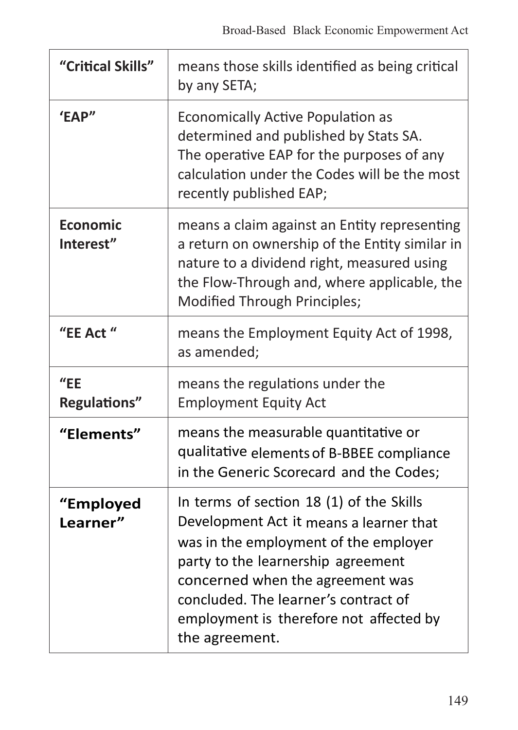| | |
|---|---|
| **"Critical Skills"** | means those skills identified as being critical by any SETA; |
| **'EAP"** | Economically Active Population as determined and published by Stats SA. The operative EAP for the purposes of any calculation under the Codes will be the most recently published EAP; |
| **Economic Interest"** | means a claim against an Entity representing a return on ownership of the Entity similar in nature to a dividend right, measured using the Flow-Through and, where applicable, the Modified Through Principles; |
| **"EE Act "** | means the Employment Equity Act of 1998, as amended; |
| **"EE Regulations"** | means the regulations under the Employment Equity Act |
| **"Elements"** | means the measurable quantitative or qualitative elements of B-BBEE compliance in the Generic Scorecard and the Codes; |
| **"Employed Learner"** | In terms of section 18 (1) of the Skills Development Act it means a learner that was in the employment of the employer party to the learnership agreement concerned when the agreement was concluded. The learner's contract of employment is therefore not affected by the agreement. |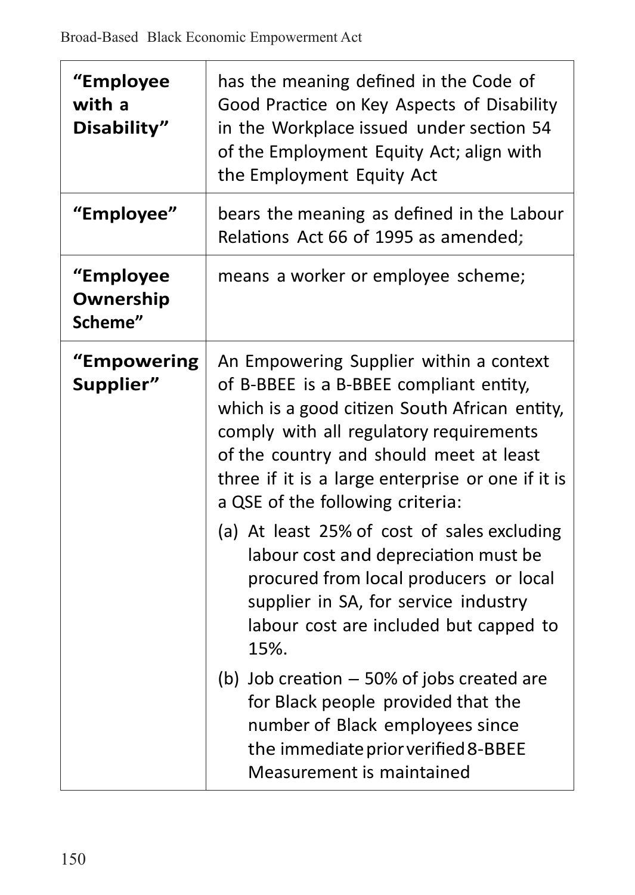| | |
|---|---|
| **"Employee with a Disability"** | has the meaning defined in the Code of Good Practice on Key Aspects of Disability in the Workplace issued under section 54 of the Employment Equity Act; align with the Employment Equity Act |
| **"Employee"** | bears the meaning as defined in the Labour Relations Act 66 of 1995 as amended; |
| **"Employee Ownership Scheme"** | means a worker or employee scheme; |
| **"Empowering Supplier"** | An Empowering Supplier within a context of B-BBEE is a B-BBEE compliant entity, which is a good citizen South African entity, comply with all regulatory requirements of the country and should meet at least three if it is a large enterprise or one if it is a QSE of the following criteria:<br>(a) At least 25% of cost of sales excluding labour cost and depreciation must be procured from local producers or local supplier in SA, for service industry labour cost are included but capped to 15%.<br>(b) Job creation – 50% of jobs created are for Black people provided that the number of Black employees since the immediate prior verified 8-BBEE Measurement is maintained |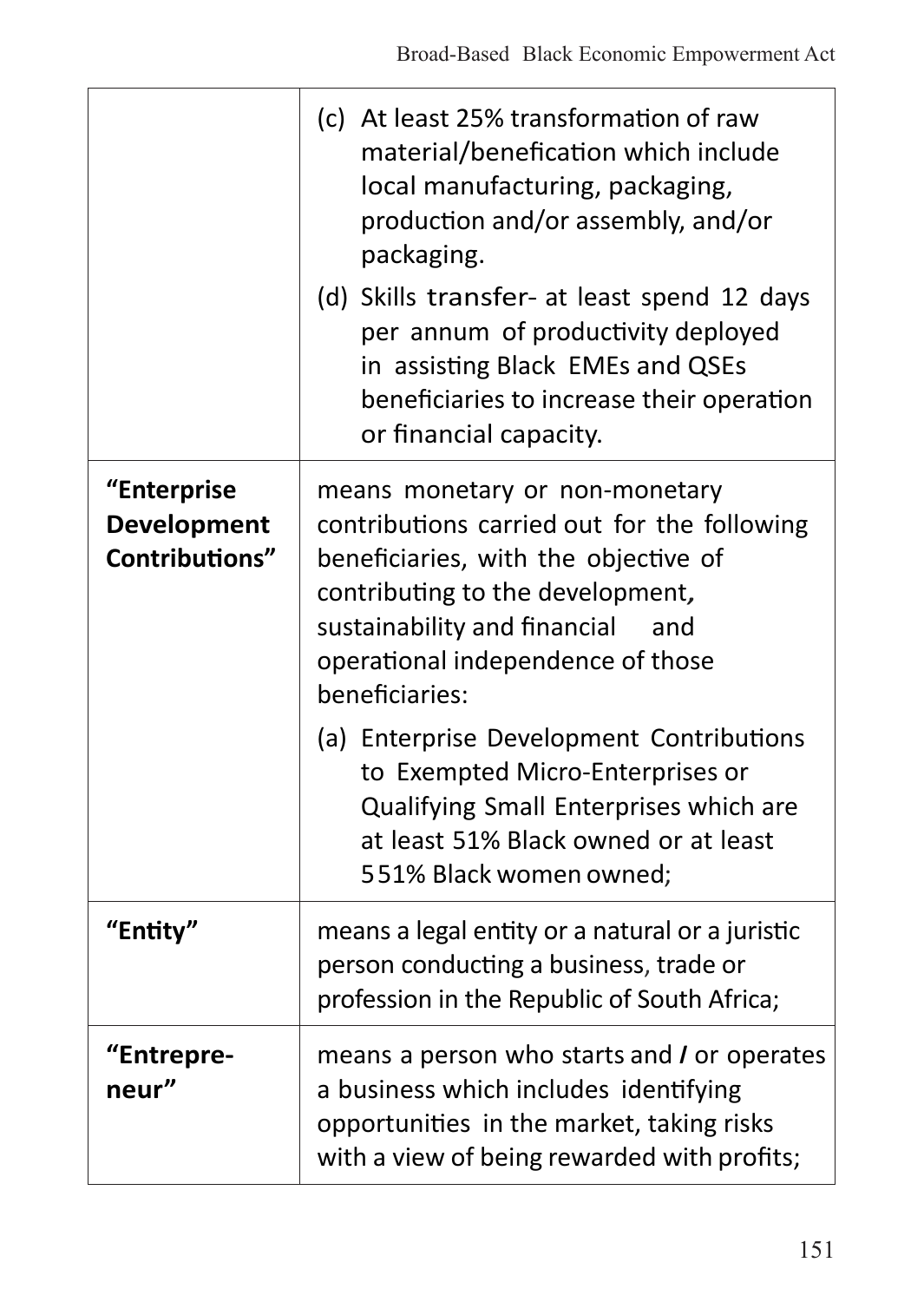| | |
|---|---|
| | (c) At least 25% transformation of raw material/benefication which include local manufacturing, packaging, production and/or assembly, and/or packaging.<br>(d) Skills transfer- at least spend 12 days per annum of productivity deployed in assisting Black EMEs and QSEs beneficiaries to increase their operation or financial capacity. |
| **“Enterprise Development Contributions”** | means monetary or non-monetary contributions carried out for the following beneficiaries, with the objective of contributing to the development, sustainability and financial and operational independence of those beneficiaries:<br>(a) Enterprise Development Contributions to Exempted Micro-Enterprises or Qualifying Small Enterprises which are at least 51% Black owned or at least 551% Black women owned; |
| **“Entity”** | means a legal entity or a natural or a juristic person conducting a business, trade or profession in the Republic of South Africa; |
| **“Entrepre-neur”** | means a person who starts and ***/*** or operates a business which includes identifying opportunities in the market, taking risks with a view of being rewarded with profits; |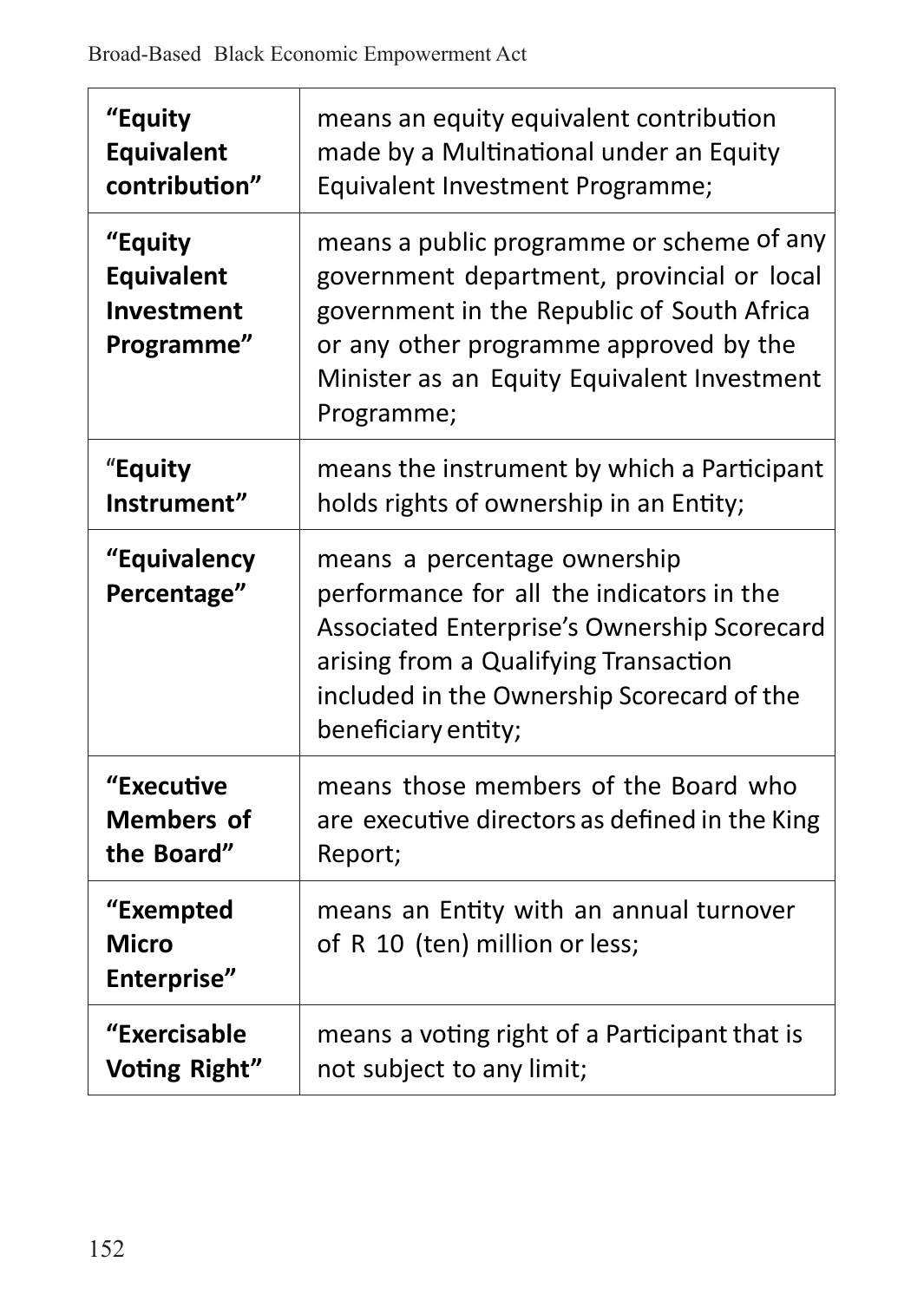| | |
|---|---|
| **“Equity Equivalent contribution”** | means an equity equivalent contribution made by a Multinational under an Equity Equivalent Investment Programme; |
| **“Equity Equivalent Investment Programme”** | means a public programme or scheme of any government department, provincial or local government in the Republic of South Africa or any other programme approved by the Minister as an Equity Equivalent Investment Programme; |
| “**Equity Instrument”** | means the instrument by which a Participant holds rights of ownership in an Entity; |
| **“Equivalency Percentage”** | means a percentage ownership performance for all the indicators in the Associated Enterprise’s Ownership Scorecard arising from a Qualifying Transaction included in the Ownership Scorecard of the beneficiary entity; |
| **“Executive Members of the Board”** | means those members of the Board who are executive directors as defined in the King Report; |
| **“Exempted Micro Enterprise”** | means an Entity with an annual turnover of R 10 (ten) million or less; |
| **“Exercisable Voting Right”** | means a voting right of a Participant that is not subject to any limit; |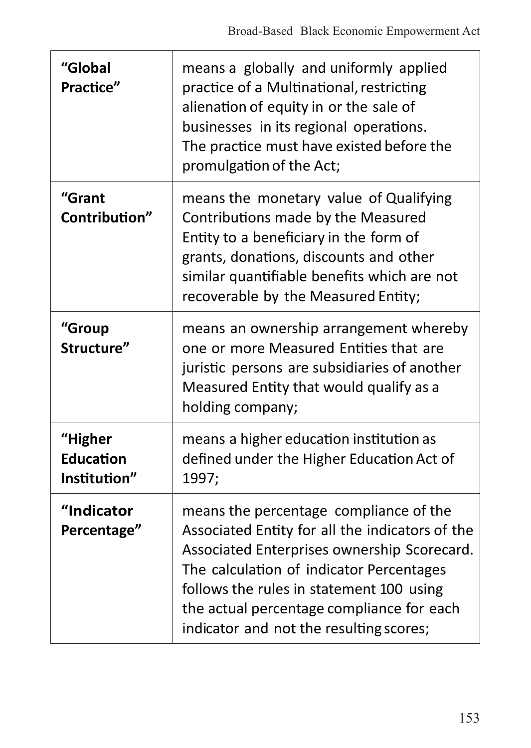| | |
|---|---|
| **“Global Practice”** | means a globally and uniformly applied practice of a Multinational, restricting alienation of equity in or the sale of businesses in its regional operations. The practice must have existed before the promulgation of the Act; |
| **“Grant Contribution”** | means the monetary value of Qualifying Contributions made by the Measured Entity to a beneficiary in the form of grants, donations, discounts and other similar quantifiable benefits which are not recoverable by the Measured Entity; |
| **“Group Structure”** | means an ownership arrangement whereby one or more Measured Entities that are juristic persons are subsidiaries of another Measured Entity that would qualify as a holding company; |
| **“Higher Education Institution”** | means a higher education institution as defined under the Higher Education Act of 1997; |
| **“Indicator Percentage”** | means the percentage compliance of the Associated Entity for all the indicators of the Associated Enterprises ownership Scorecard. The calculation of indicator Percentages follows the rules in statement 100 using the actual percentage compliance for each indicator and not the resulting scores; |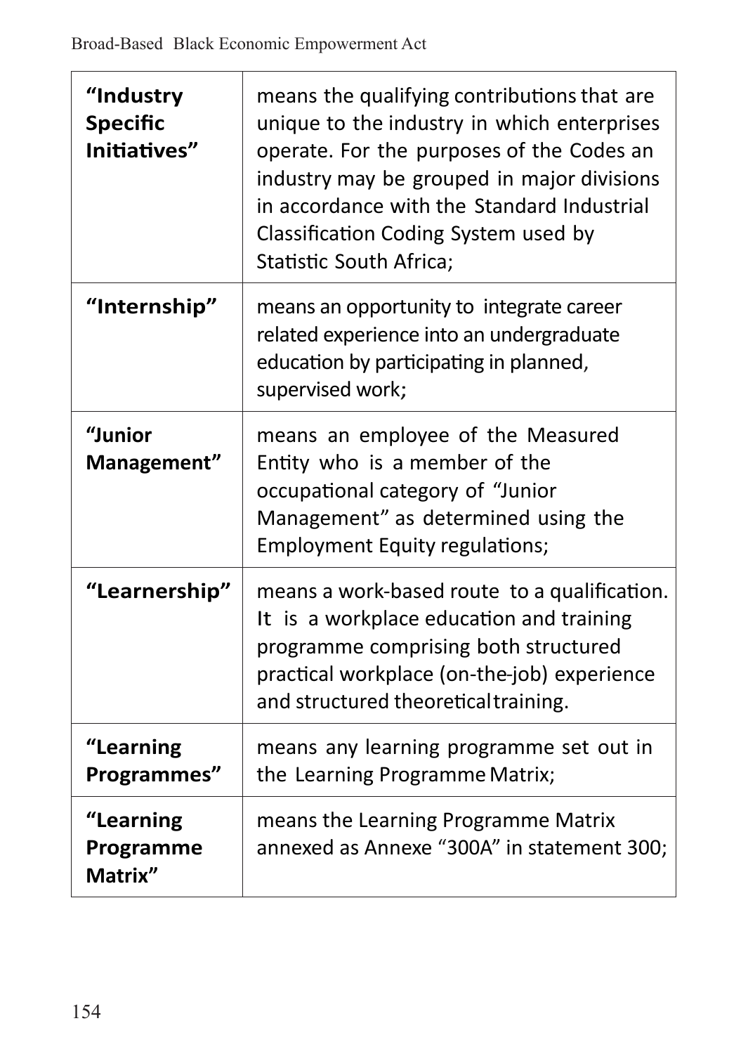| | |
|---|---|
| **"Industry Specific Initiatives"** | means the qualifying contributions that are unique to the industry in which enterprises operate. For the purposes of the Codes an industry may be grouped in major divisions in accordance with the Standard Industrial Classification Coding System used by Statistic South Africa; |
| **"Internship"** | means an opportunity to integrate career related experience into an undergraduate education by participating in planned, supervised work; |
| **"Junior Management"** | means an employee of the Measured Entity who is a member of the occupational category of "Junior Management" as determined using the Employment Equity regulations; |
| **"Learnership"** | means a work-based route to a qualification. It is a workplace education and training programme comprising both structured practical workplace (on-the-job) experience and structured theoretical training. |
| **"Learning Programmes"** | means any learning programme set out in the Learning Programme Matrix; |
| **"Learning Programme Matrix"** | means the Learning Programme Matrix annexed as Annexe "300A" in statement 300; |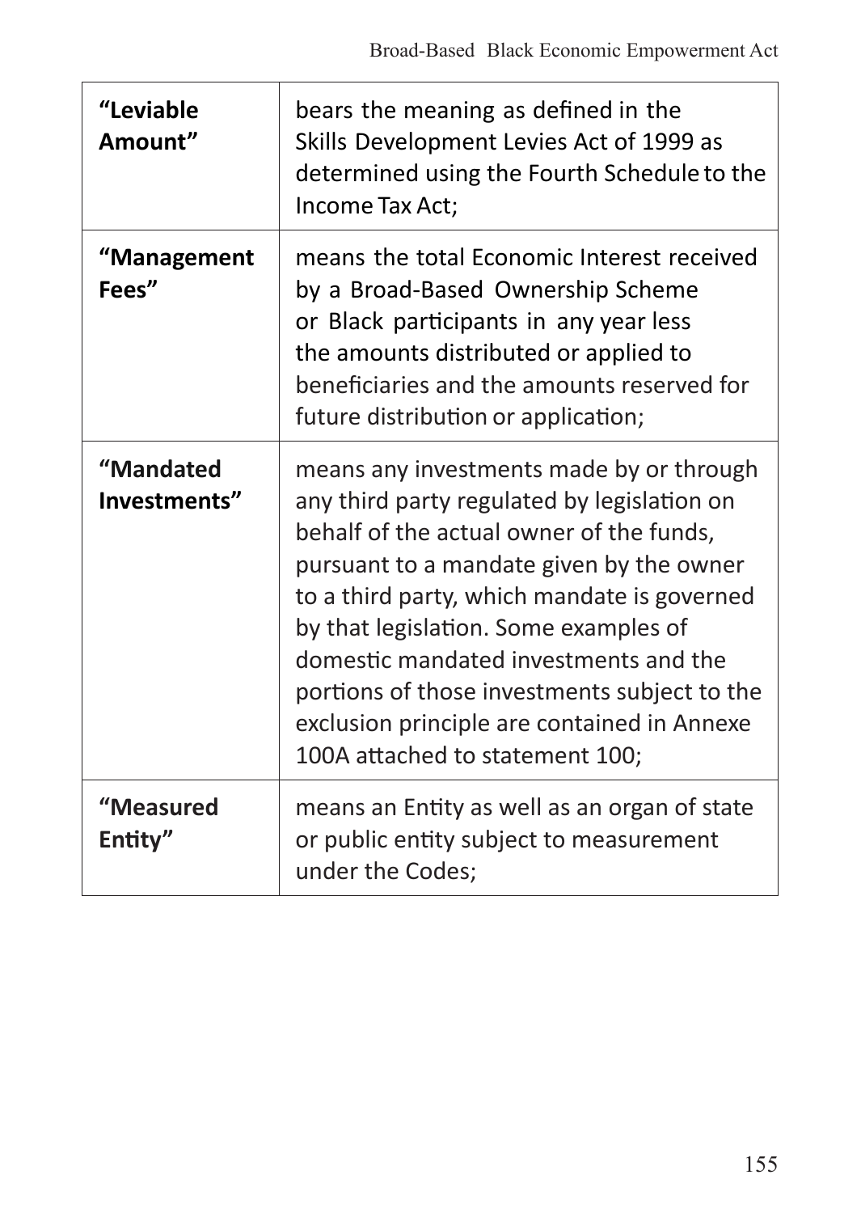| | |
|---|---|
| **"Leviable Amount"** | bears the meaning as defined in the Skills Development Levies Act of 1999 as determined using the Fourth Schedule to the Income Tax Act; |
| **"Management Fees"** | means the total Economic Interest received by a Broad-Based Ownership Scheme or Black participants in any year less the amounts distributed or applied to beneficiaries and the amounts reserved for future distribution or application; |
| **"Mandated Investments"** | means any investments made by or through any third party regulated by legislation on behalf of the actual owner of the funds, pursuant to a mandate given by the owner to a third party, which mandate is governed by that legislation. Some examples of domestic mandated investments and the portions of those investments subject to the exclusion principle are contained in Annexe 100A attached to statement 100; |
| **"Measured Entity"** | means an Entity as well as an organ of state or public entity subject to measurement under the Codes; |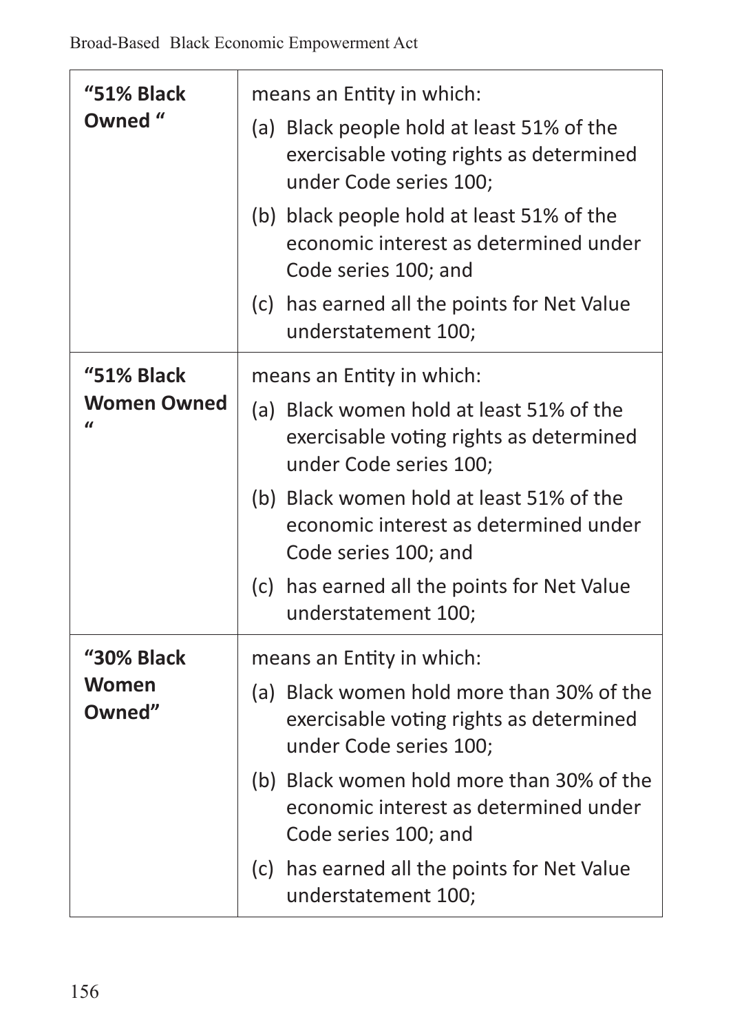| | |
|---|---|
| **"51% Black Owned "** | means an Entity in which:<br>(a) Black people hold at least 51% of the exercisable voting rights as determined under Code series 100;<br>(b) black people hold at least 51% of the economic interest as determined under Code series 100; and<br>(c) has earned all the points for Net Value understatement 100; |
| **"51% Black Women Owned "** | means an Entity in which:<br>(a) Black women hold at least 51% of the exercisable voting rights as determined under Code series 100;<br>(b) Black women hold at least 51% of the economic interest as determined under Code series 100; and<br>(c) has earned all the points for Net Value understatement 100; |
| **"30% Black Women Owned"** | means an Entity in which:<br>(a) Black women hold more than 30% of the exercisable voting rights as determined under Code series 100;<br>(b) Black women hold more than 30% of the economic interest as determined under Code series 100; and<br>(c) has earned all the points for Net Value understatement 100; |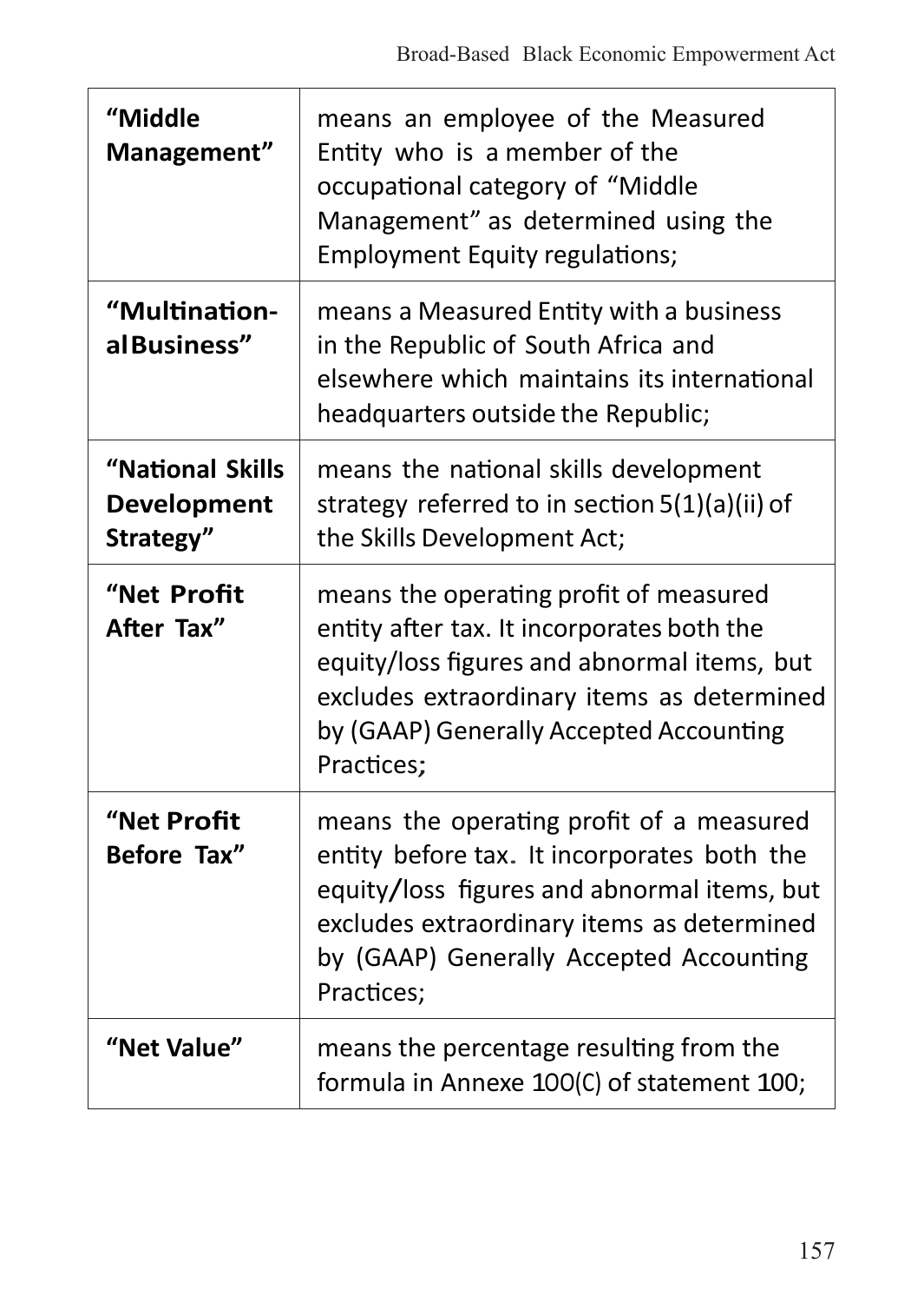| **"Middle Management"** | means an employee of the Measured Entity who is a member of the occupational category of "Middle Management" as determined using the Employment Equity regulations; |
|---|---|
| **"Multination-alBusiness"** | means a Measured Entity with a business in the Republic of South Africa and elsewhere which maintains its international headquarters outside the Republic; |
| **"National Skills Development Strategy"** | means the national skills development strategy referred to in section 5(1)(a)(ii) of the Skills Development Act; |
| **"Net Profit After Tax"** | means the operating profit of measured entity after tax. It incorporates both the equity/loss figures and abnormal items, but excludes extraordinary items as determined by (GAAP) Generally Accepted Accounting Practices; |
| **"Net Profit Before Tax"** | means the operating profit of a measured entity before tax. It incorporates both the equity/loss figures and abnormal items, but excludes extraordinary items as determined by (GAAP) Generally Accepted Accounting Practices; |
| **"Net Value"** | means the percentage resulting from the formula in Annexe 100(C) of statement 100; |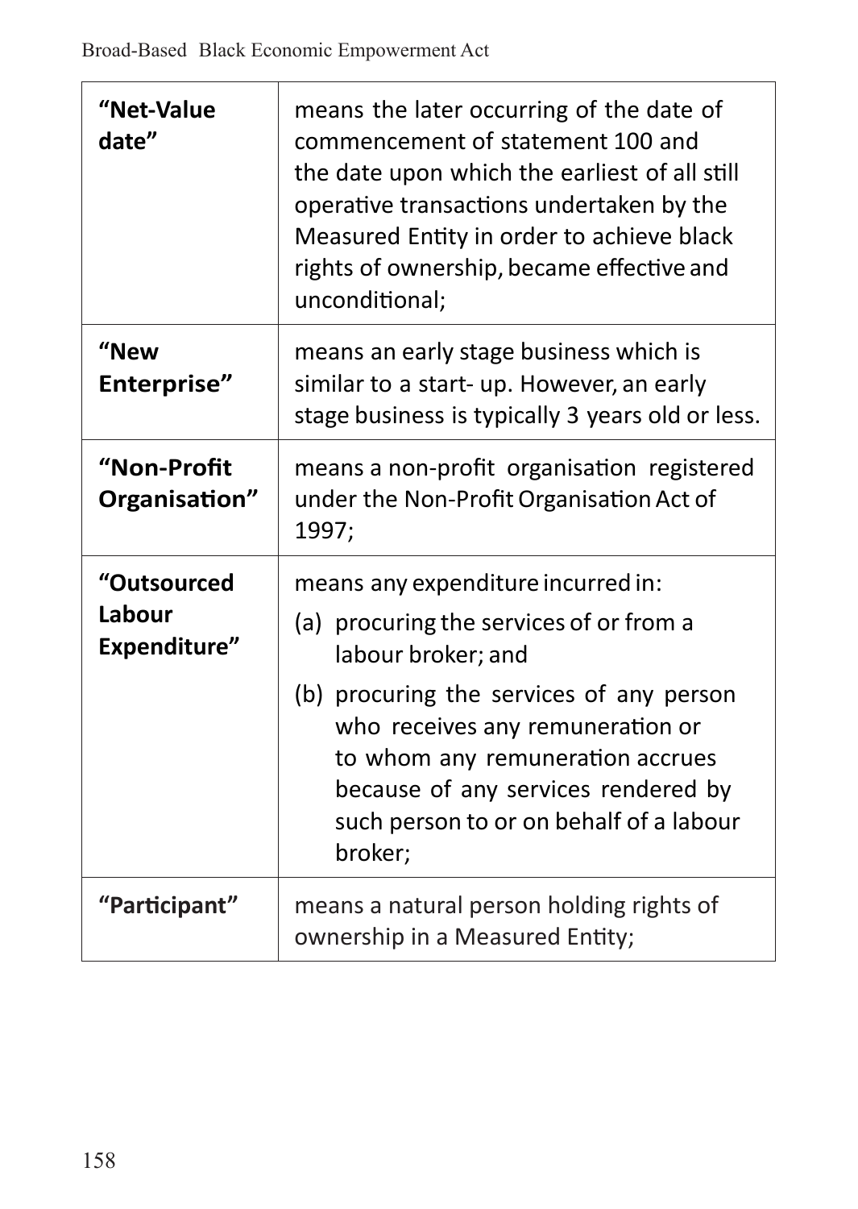| | |
|---|---|
| **"Net-Value date"** | means the later occurring of the date of commencement of statement 100 and the date upon which the earliest of all still operative transactions undertaken by the Measured Entity in order to achieve black rights of ownership, became effective and unconditional; |
| **"New Enterprise"** | means an early stage business which is similar to a start- up. However, an early stage business is typically 3 years old or less. |
| **"Non-Profit Organisation"** | means a non-profit organisation registered under the Non-Profit Organisation Act of 1997; |
| **"Outsourced Labour Expenditure"** | means any expenditure incurred in: (a) procuring the services of or from a labour broker; and (b) procuring the services of any person who receives any remuneration or to whom any remuneration accrues because of any services rendered by such person to or on behalf of a labour broker; |
| **"Participant"** | means a natural person holding rights of ownership in a Measured Entity; |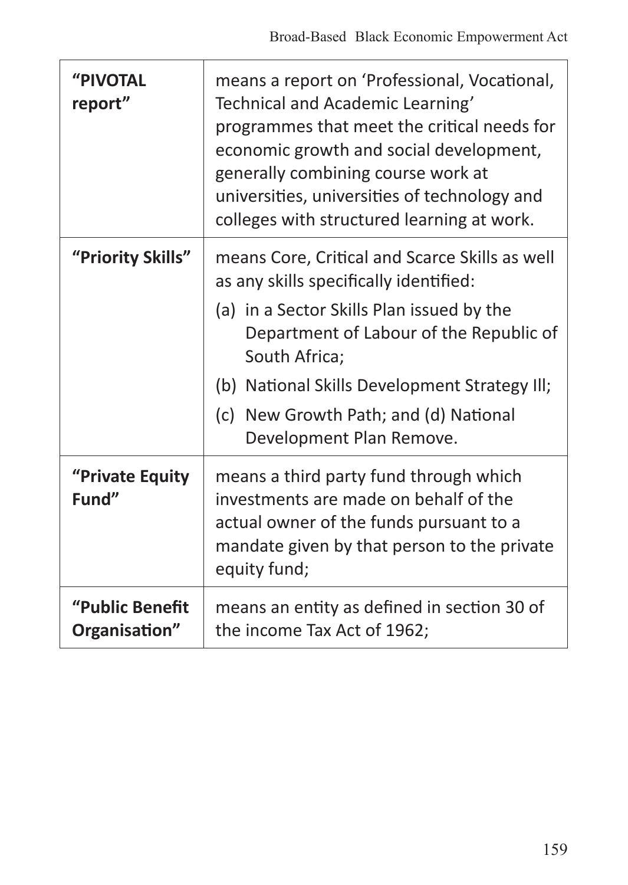| | |
|---|---|
| **"PIVOTAL report"** | means a report on 'Professional, Vocational, Technical and Academic Learning' programmes that meet the critical needs for economic growth and social development, generally combining course work at universities, universities of technology and colleges with structured learning at work. |
| **"Priority Skills"** | means Core, Critical and Scarce Skills as well as any skills specifically identified:<br>(a) in a Sector Skills Plan issued by the Department of Labour of the Republic of South Africa;<br>(b) National Skills Development Strategy Ill;<br>(c) New Growth Path; and (d) National Development Plan Remove. |
| **"Private Equity Fund"** | means a third party fund through which investments are made on behalf of the actual owner of the funds pursuant to a mandate given by that person to the private equity fund; |
| **"Public Benefit Organisation"** | means an entity as defined in section 30 of the income Tax Act of 1962; |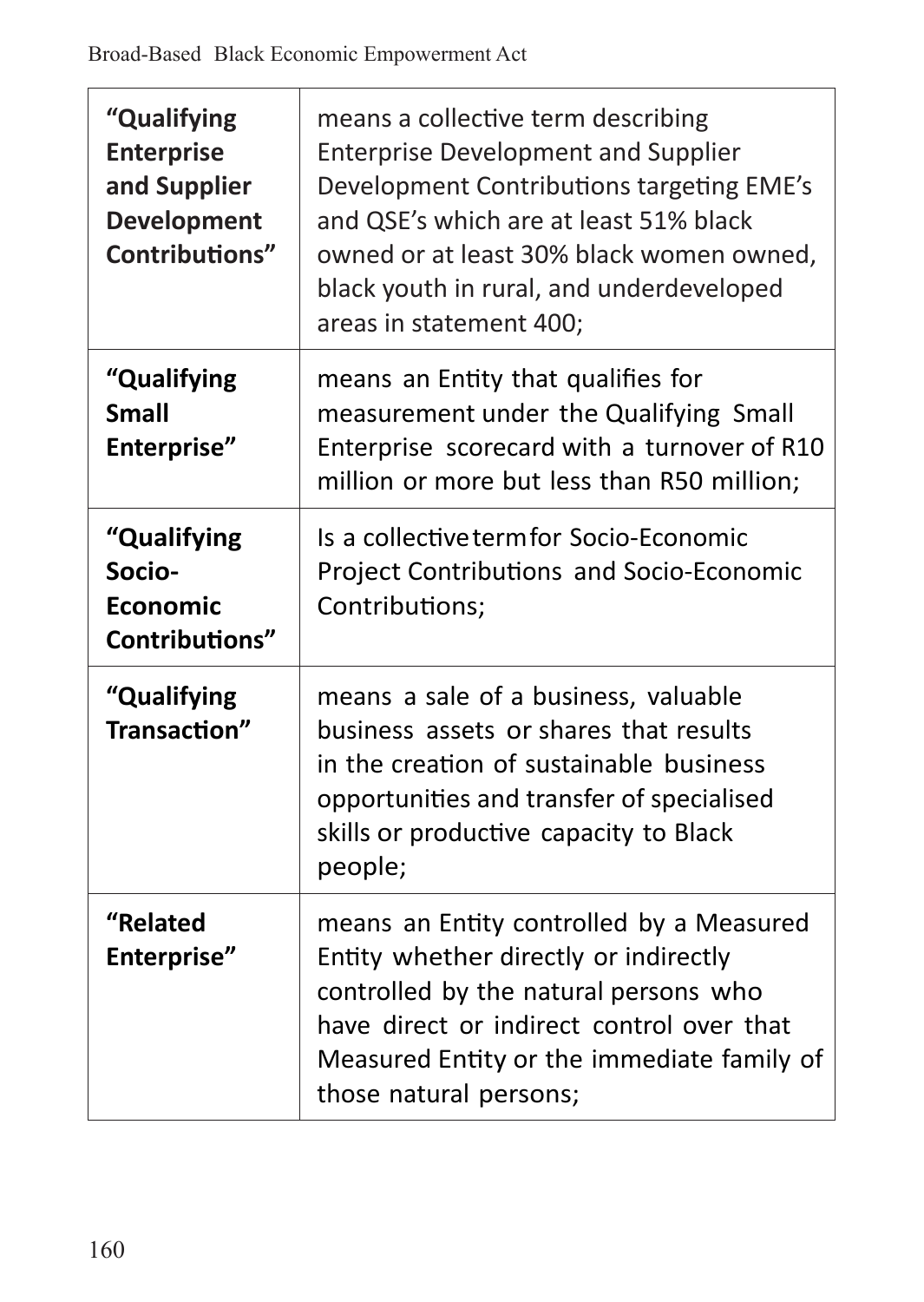| | |
|---|---|
| **“Qualifying Enterprise and Supplier Development Contributions”** | means a collective term describing Enterprise Development and Supplier Development Contributions targeting EME’s and QSE’s which are at least 51% black owned or at least 30% black women owned, black youth in rural, and underdeveloped areas in statement 400; |
| **“Qualifying Small Enterprise”** | means an Entity that qualifies for measurement under the Qualifying Small Enterprise scorecard with a turnover of R10 million or more but less than R50 million; |
| **“Qualifying Socio-Economic Contributions”** | Is a collective term for Socio-Economic Project Contributions and Socio-Economic Contributions; |
| **“Qualifying Transaction”** | means a sale of a business, valuable business assets or shares that results in the creation of sustainable business opportunities and transfer of specialised skills or productive capacity to Black people; |
| **“Related Enterprise”** | means an Entity controlled by a Measured Entity whether directly or indirectly controlled by the natural persons who have direct or indirect control over that Measured Entity or the immediate family of those natural persons; |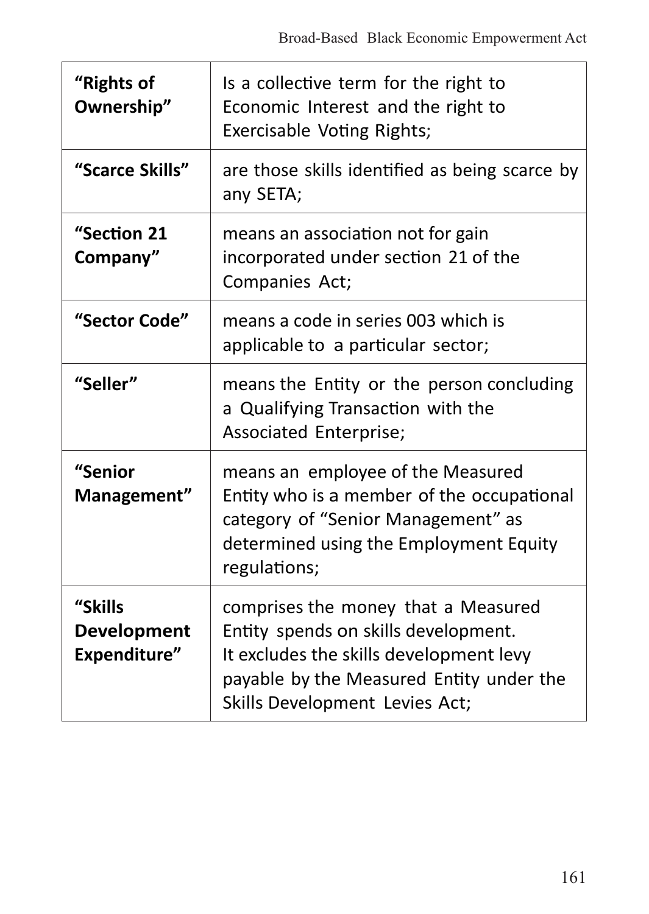| | |
|---|---|
| **“Rights of Ownership”** | Is a collective term for the right to Economic Interest and the right to Exercisable Voting Rights; |
| **“Scarce Skills”** | are those skills identified as being scarce by any SETA; |
| **“Section 21 Company”** | means an association not for gain incorporated under section 21 of the Companies Act; |
| **“Sector Code”** | means a code in series 003 which is applicable to a particular sector; |
| **“Seller”** | means the Entity or the person concluding a Qualifying Transaction with the Associated Enterprise; |
| **“Senior Management”** | means an employee of the Measured Entity who is a member of the occupational category of “Senior Management” as determined using the Employment Equity regulations; |
| **“Skills Development Expenditure”** | comprises the money that a Measured Entity spends on skills development. It excludes the skills development levy payable by the Measured Entity under the Skills Development Levies Act; |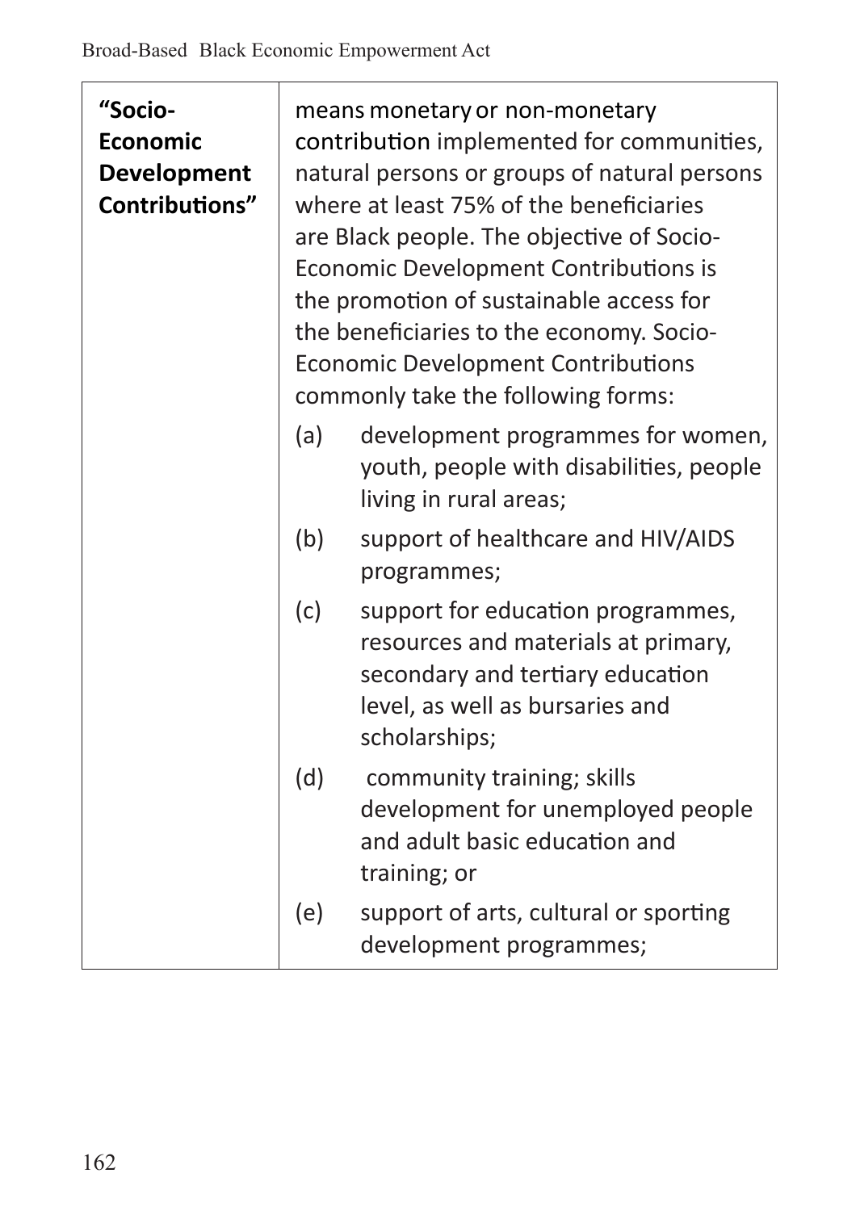| | |
|---|---|
| **"Socio-Economic Development Contributions"** | means monetary or non-monetary contribution implemented for communities, natural persons or groups of natural persons where at least 75% of the beneficiaries are Black people. The objective of Socio-Economic Development Contributions is the promotion of sustainable access for the beneficiaries to the economy. Socio-Economic Development Contributions commonly take the following forms:<br>(a) development programmes for women, youth, people with disabilities, people living in rural areas;<br>(b) support of healthcare and HIV/AIDS programmes;<br>(c) support for education programmes, resources and materials at primary, secondary and tertiary education level, as well as bursaries and scholarships;<br>(d) community training; skills development for unemployed people and adult basic education and training; or<br>(e) support of arts, cultural or sporting development programmes; |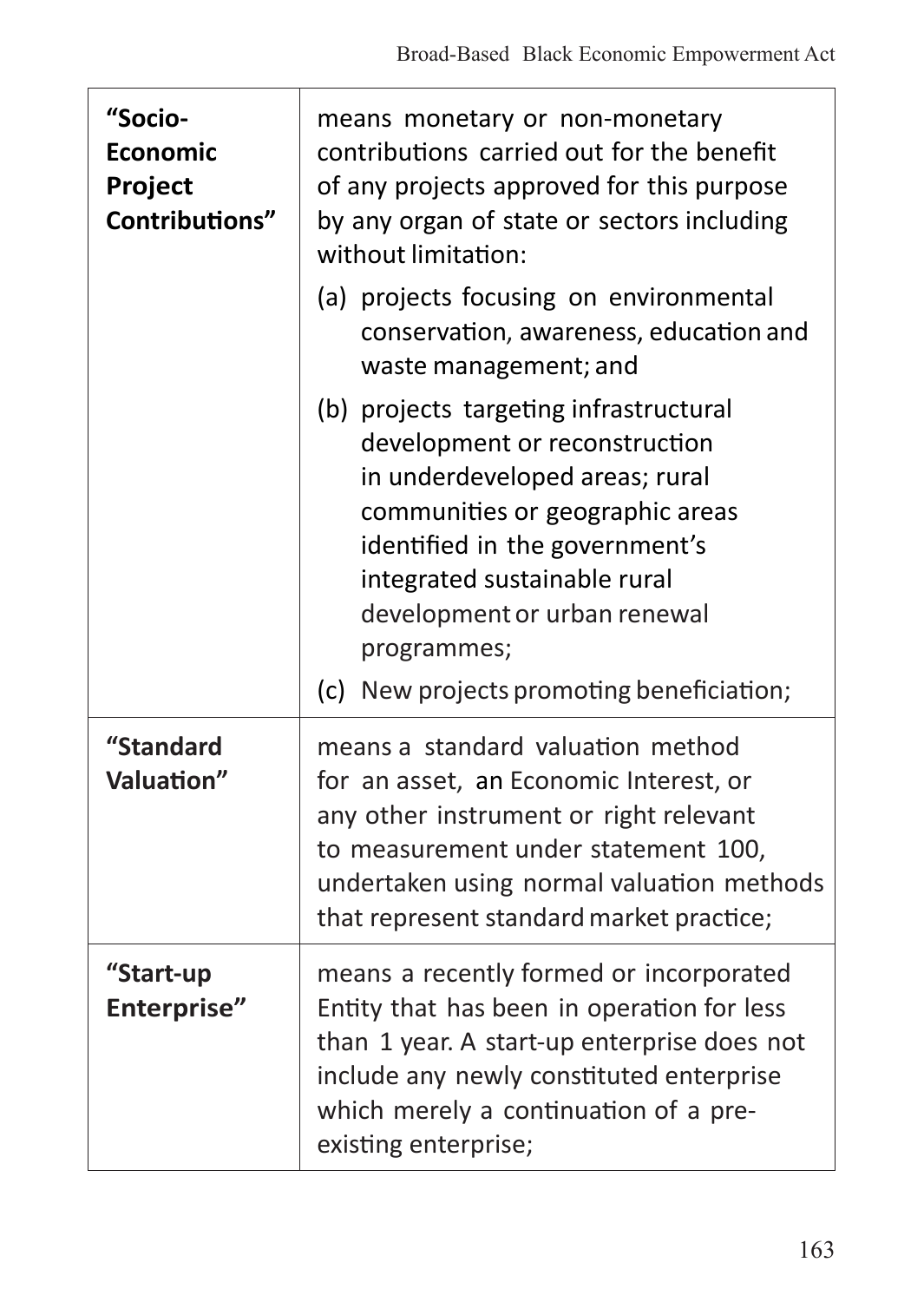| | |
|---|---|
| **"Socio-Economic Project Contributions"** | means monetary or non-monetary contributions carried out for the benefit of any projects approved for this purpose by any organ of state or sectors including without limitation: (a) projects focusing on environmental conservation, awareness, education and waste management; and (b) projects targeting infrastructural development or reconstruction in underdeveloped areas; rural communities or geographic areas identified in the government's integrated sustainable rural development or urban renewal programmes; (c) New projects promoting beneficiation; |
| **"Standard Valuation"** | means a standard valuation method for an asset, an Economic Interest, or any other instrument or right relevant to measurement under statement 100, undertaken using normal valuation methods that represent standard market practice; |
| **"Start-up Enterprise"** | means a recently formed or incorporated Entity that has been in operation for less than 1 year. A start-up enterprise does not include any newly constituted enterprise which merely a continuation of a pre-existing enterprise; |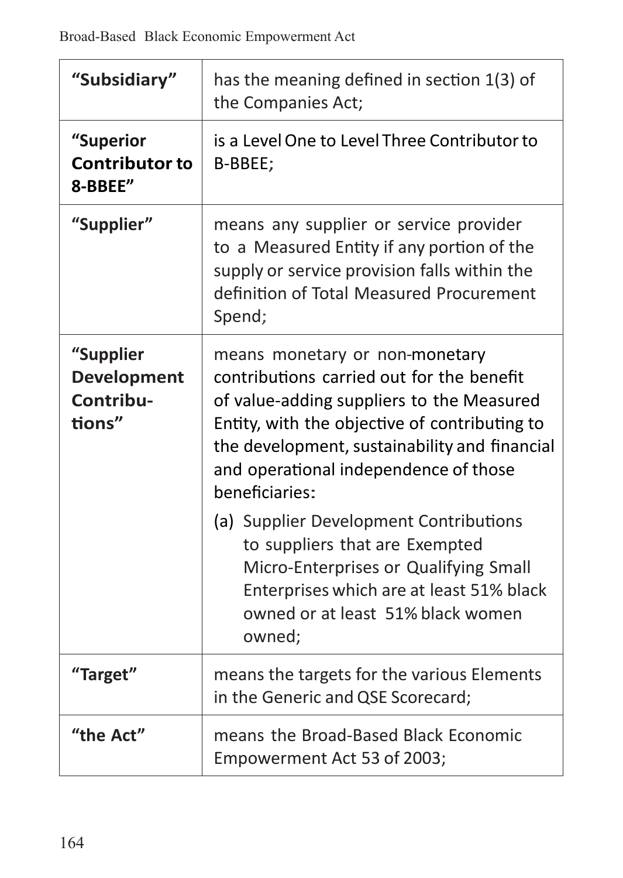| | |
|---|---|
| **"Subsidiary"** | has the meaning defined in section 1(3) of the Companies Act; |
| **"Superior Contributor to 8-BBEE"** | is a Level One to Level Three Contributor to B-BBEE; |
| **"Supplier"** | means any supplier or service provider to a Measured Entity if any portion of the supply or service provision falls within the definition of Total Measured Procurement Spend; |
| **"Supplier Development Contributions"** | means monetary or non-monetary contributions carried out for the benefit of value-adding suppliers to the Measured Entity, with the objective of contributing to the development, sustainability and financial and operational independence of those beneficiaries:<br>(a) Supplier Development Contributions to suppliers that are Exempted Micro-Enterprises or Qualifying Small Enterprises which are at least 51% black owned or at least 51% black women owned; |
| **"Target"** | means the targets for the various Elements in the Generic and QSE Scorecard; |
| **"the Act"** | means the Broad-Based Black Economic Empowerment Act 53 of 2003; |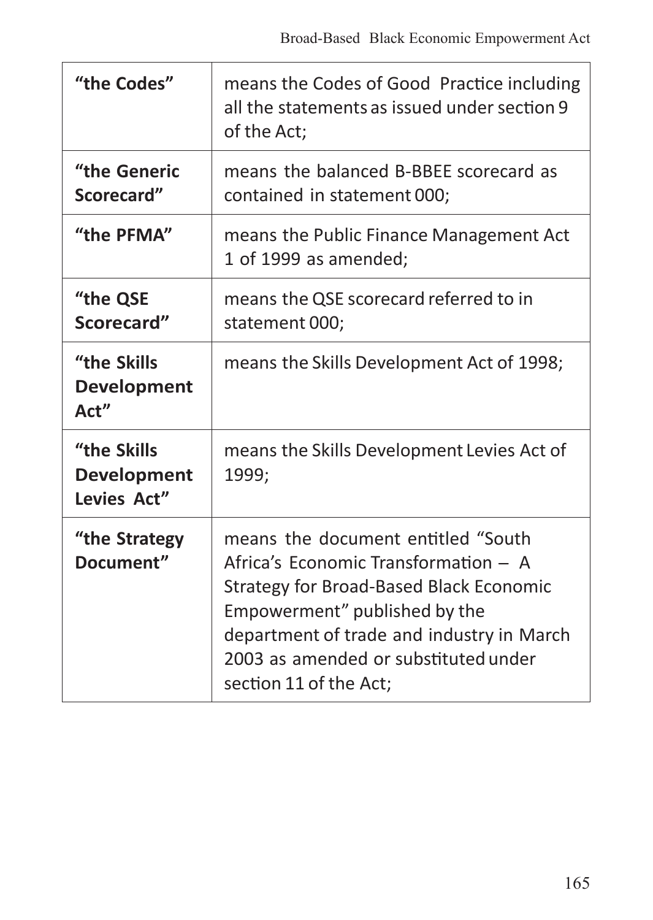| | |
|---|---|
| **"the Codes"** | means the Codes of Good Practice including all the statements as issued under section 9 of the Act; |
| **"the Generic Scorecard"** | means the balanced B-BBEE scorecard as contained in statement 000; |
| **"the PFMA"** | means the Public Finance Management Act 1 of 1999 as amended; |
| **"the QSE Scorecard"** | means the QSE scorecard referred to in statement 000; |
| **"the Skills Development Act"** | means the Skills Development Act of 1998; |
| **"the Skills Development Levies Act"** | means the Skills Development Levies Act of 1999; |
| **"the Strategy Document"** | means the document entitled "South Africa's Economic Transformation – A Strategy for Broad-Based Black Economic Empowerment" published by the department of trade and industry in March 2003 as amended or substituted under section 11 of the Act; |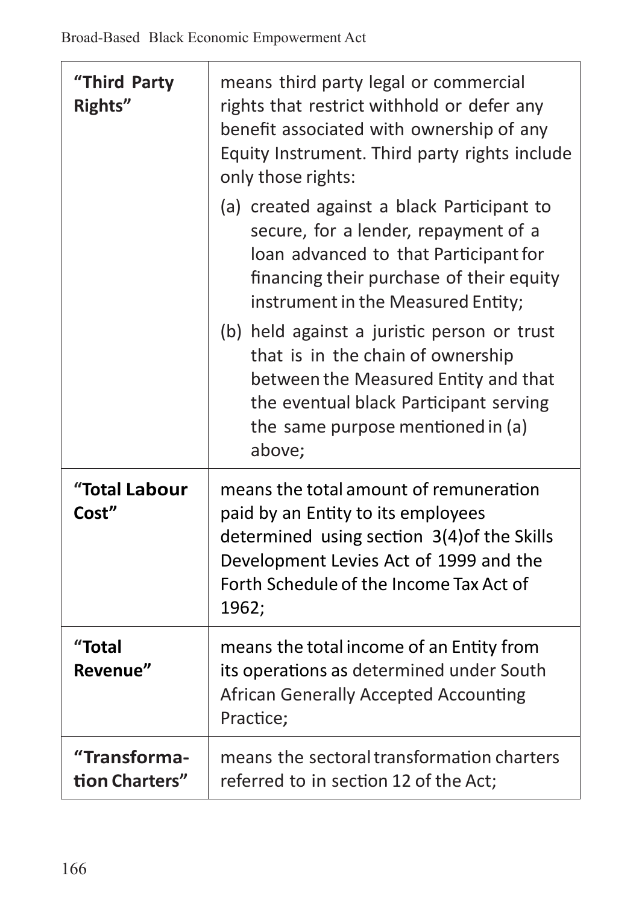| | |
|---|---|
| **"Third Party Rights"** | means third party legal or commercial rights that restrict withhold or defer any benefit associated with ownership of any Equity Instrument. Third party rights include only those rights: (a) created against a black Participant to secure, for a lender, repayment of a loan advanced to that Participant for financing their purchase of their equity instrument in the Measured Entity; (b) held against a juristic person or trust that is in the chain of ownership between the Measured Entity and that the eventual black Participant serving the same purpose mentioned in (a) above; |
| **"Total Labour Cost"** | means the total amount of remuneration paid by an Entity to its employees determined using section 3(4)of the Skills Development Levies Act of 1999 and the Forth Schedule of the Income Tax Act of 1962; |
| **"Total Revenue"** | means the total income of an Entity from its operations as determined under South African Generally Accepted Accounting Practice; |
| **"Transformation Charters"** | means the sectoral transformation charters referred to in section 12 of the Act; |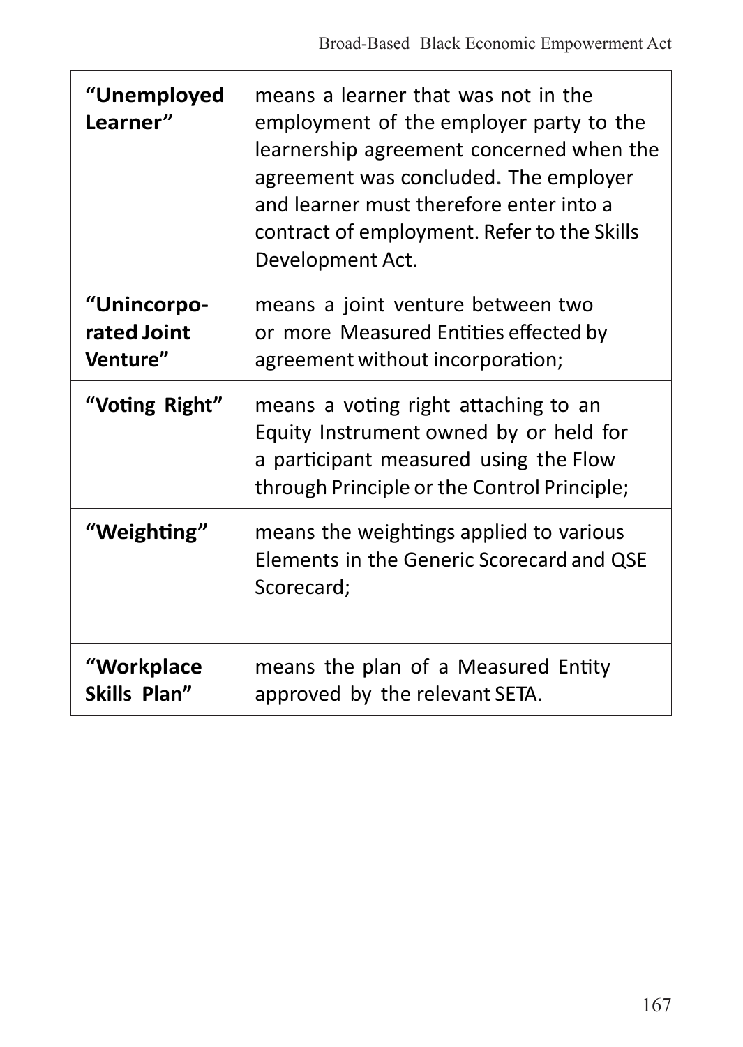| | |
|---|---|
| **"Unemployed Learner"** | means a learner that was not in the employment of the employer party to the learnership agreement concerned when the agreement was concluded. The employer and learner must therefore enter into a contract of employment. Refer to the Skills Development Act. |
| **"Unincorpo-rated Joint Venture"** | means a joint venture between two or more Measured Entities effected by agreement without incorporation; |
| **"Voting Right"** | means a voting right attaching to an Equity Instrument owned by or held for a participant measured using the Flow through Principle or the Control Principle; |
| **"Weighting"** | means the weightings applied to various Elements in the Generic Scorecard and QSE Scorecard; |
| **"Workplace Skills Plan"** | means the plan of a Measured Entity approved by the relevant SETA. |